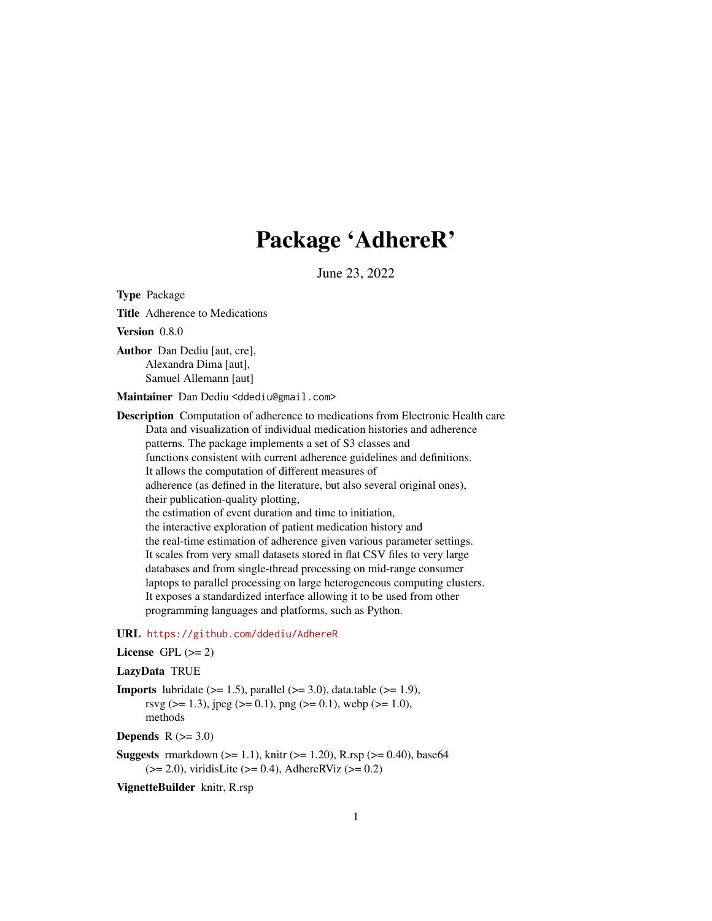# Package 'AdhereR'

June 23, 2022

**Type** Package

**Title** Adherence to Medications

**Version** 0.8.0

**Author** Dan Dediu [aut, cre],
Alexandra Dima [aut],
Samuel Allemann [aut]

**Maintainer** Dan Dediu <ddediu@gmail.com>

**Description** Computation of adherence to medications from Electronic Health care Data and visualization of individual medication histories and adherence patterns. The package implements a set of S3 classes and functions consistent with current adherence guidelines and definitions. It allows the computation of different measures of adherence (as defined in the literature, but also several original ones), their publication-quality plotting, the estimation of event duration and time to initiation, the interactive exploration of patient medication history and the real-time estimation of adherence given various parameter settings. It scales from very small datasets stored in flat CSV files to very large databases and from single-thread processing on mid-range consumer laptops to parallel processing on large heterogeneous computing clusters. It exposes a standardized interface allowing it to be used from other programming languages and platforms, such as Python.

**URL** https://github.com/ddediu/AdhereR

**License** GPL (>= 2)

**LazyData** TRUE

**Imports** lubridate (>= 1.5), parallel (>= 3.0), data.table (>= 1.9), rsvg (>= 1.3), jpeg (>= 0.1), png (>= 0.1), webp (>= 1.0), methods

**Depends** R (>= 3.0)

**Suggests** rmarkdown (>= 1.1), knitr (>= 1.20), R.rsp (>= 0.40), base64 (>= 2.0), viridisLite (>= 0.4), AdhereRViz (>= 0.2)

**VignetteBuilder** knitr, R.rsp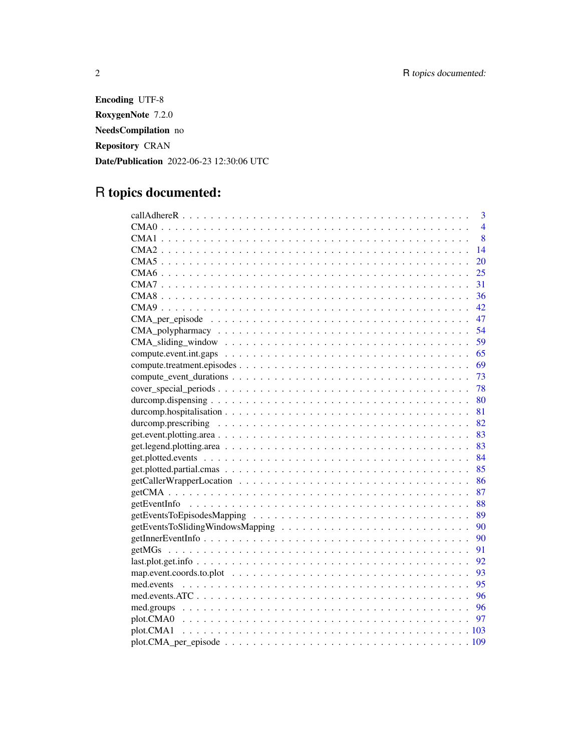**Encoding** UTF-8

**RoxygenNote** 7.2.0

**NeedsCompilation** no

**Repository** CRAN

**Date/Publication** 2022-06-23 12:30:06 UTC

# R topics documented:

| | |
|---|---|
| callAdhereR | 3 |
| CMA0 | 4 |
| CMA1 | 8 |
| CMA2 | 14 |
| CMA5 | 20 |
| CMA6 | 25 |
| CMA7 | 31 |
| CMA8 | 36 |
| CMA9 | 42 |
| CMA_per_episode | 47 |
| CMA_polypharmacy | 54 |
| CMA_sliding_window | 59 |
| compute.event.int.gaps | 65 |
| compute.treatment.episodes | 69 |
| compute_event_durations | 73 |
| cover_special_periods | 78 |
| durcomp.dispensing | 80 |
| durcomp.hospitalisation | 81 |
| durcomp.prescribing | 82 |
| get.event.plotting.area | 83 |
| get.legend.plotting.area | 83 |
| get.plotted.events | 84 |
| get.plotted.partial.cmas | 85 |
| getCallerWrapperLocation | 86 |
| getCMA | 87 |
| getEventInfo | 88 |
| getEventsToEpisodesMapping | 89 |
| getEventsToSlidingWindowsMapping | 90 |
| getInnerEventInfo | 90 |
| getMGs | 91 |
| last.plot.get.info | 92 |
| map.event.coords.to.plot | 93 |
| med.events | 95 |
| med.events.ATC | 96 |
| med.groups | 96 |
| plot.CMA0 | 97 |
| plot.CMA1 | 103 |
| plot.CMA_per_episode | 109 |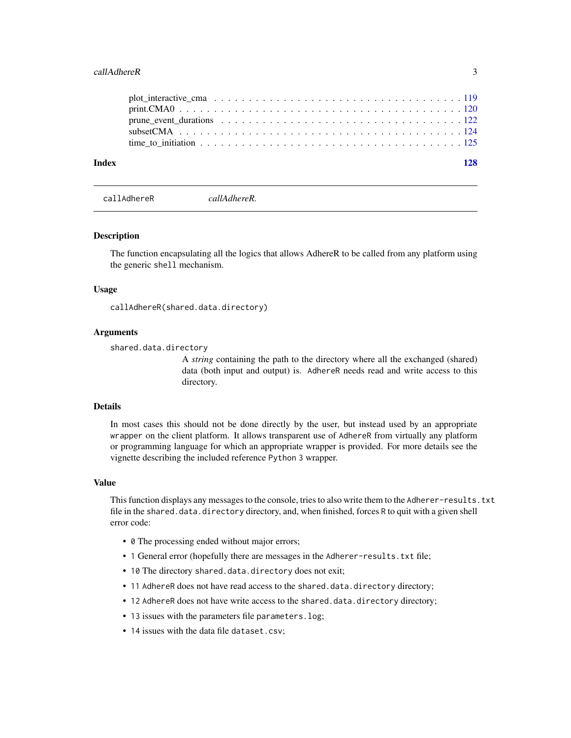plot_interactive_cma . . . . . . . . . . . . . . . . . . . . . . . . . . . . . . . . . 119
print.CMA0 . . . . . . . . . . . . . . . . . . . . . . . . . . . . . . . . . . . . . . 120
prune_event_durations . . . . . . . . . . . . . . . . . . . . . . . . . . . . . . . . 122
subsetCMA . . . . . . . . . . . . . . . . . . . . . . . . . . . . . . . . . . . . . . 124
time_to_initiation . . . . . . . . . . . . . . . . . . . . . . . . . . . . . . . . . . 125

**Index** **128**

---

`callAdhereR` *callAdhereR.*

---

### Description

The function encapsulating all the logics that allows AdhereR to be called from any platform using the generic `shell` mechanism.

### Usage

```
callAdhereR(shared.data.directory)
```

### Arguments

`shared.data.directory`
A *string* containing the path to the directory where all the exchanged (shared) data (both input and output) is. `AdhereR` needs read and write access to this directory.

### Details

In most cases this should not be done directly by the user, but instead used by an appropriate `wrapper` on the client platform. It allows transparent use of `AdhereR` from virtually any platform or programming language for which an appropriate wrapper is provided. For more details see the vignette describing the included reference `Python 3` wrapper.

### Value

This function displays any messages to the console, tries to also write them to the `Adherer-results.txt` file in the `shared.data.directory` directory, and, when finished, forces `R` to quit with a given shell error code:

- `0` The processing ended without major errors;
- `1` General error (hopefully there are messages in the `Adherer-results.txt` file;
- `10` The directory `shared.data.directory` does not exit;
- `11` `AdhereR` does not have read access to the `shared.data.directory` directory;
- `12` `AdhereR` does not have write access to the `shared.data.directory` directory;
- `13` issues with the parameters file `parameters.log`;
- `14` issues with the data file `dataset.csv`;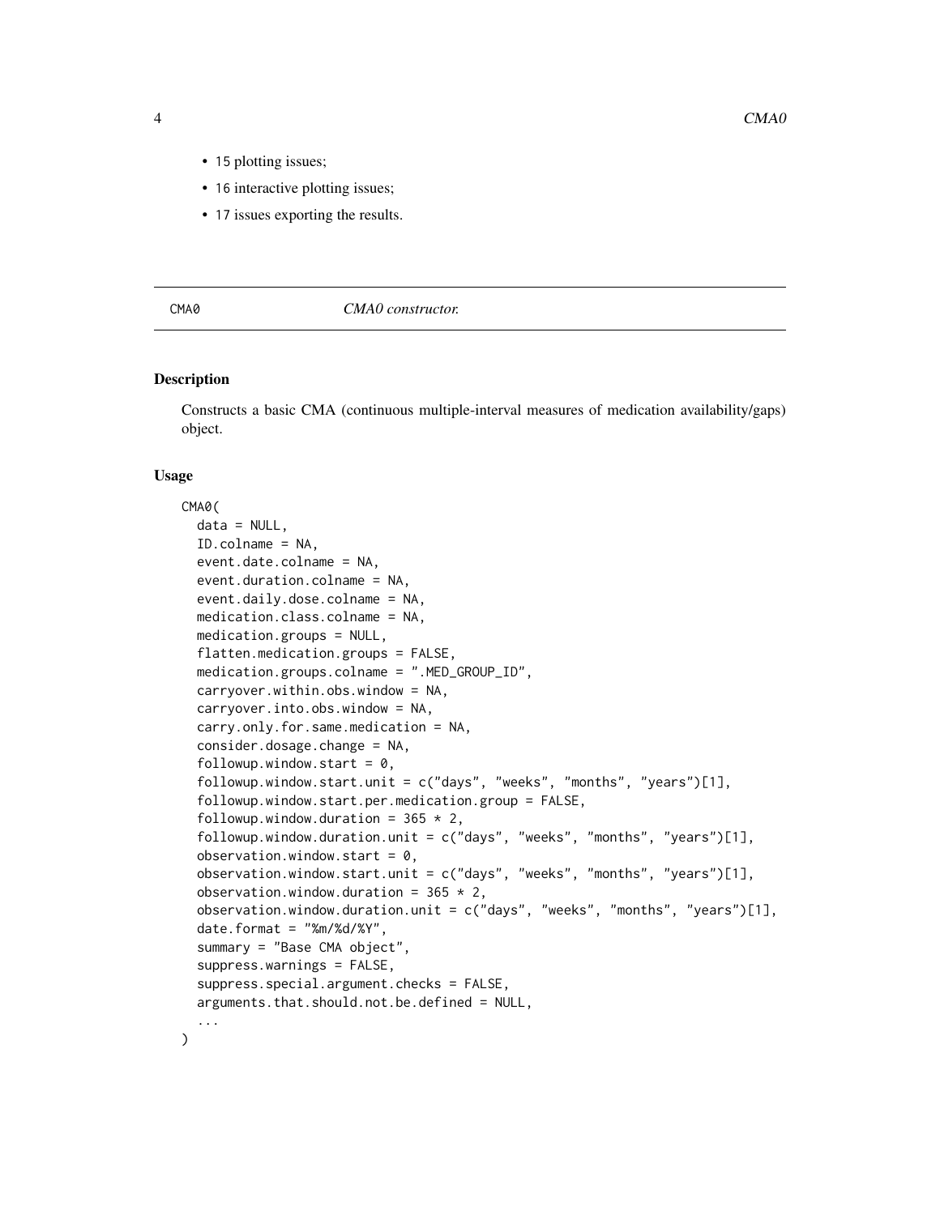- 15 plotting issues;
- 16 interactive plotting issues;
- 17 issues exporting the results.

## CMA0 — *CMA0 constructor.*

### Description

Constructs a basic CMA (continuous multiple-interval measures of medication availability/gaps) object.

### Usage

```
CMA0(
  data = NULL,
  ID.colname = NA,
  event.date.colname = NA,
  event.duration.colname = NA,
  event.daily.dose.colname = NA,
  medication.class.colname = NA,
  medication.groups = NULL,
  flatten.medication.groups = FALSE,
  medication.groups.colname = ".MED_GROUP_ID",
  carryover.within.obs.window = NA,
  carryover.into.obs.window = NA,
  carry.only.for.same.medication = NA,
  consider.dosage.change = NA,
  followup.window.start = 0,
  followup.window.start.unit = c("days", "weeks", "months", "years")[1],
  followup.window.start.per.medication.group = FALSE,
  followup.window.duration = 365 * 2,
  followup.window.duration.unit = c("days", "weeks", "months", "years")[1],
  observation.window.start = 0,
  observation.window.start.unit = c("days", "weeks", "months", "years")[1],
  observation.window.duration = 365 * 2,
  observation.window.duration.unit = c("days", "weeks", "months", "years")[1],
  date.format = "%m/%d/%Y",
  summary = "Base CMA object",
  suppress.warnings = FALSE,
  suppress.special.argument.checks = FALSE,
  arguments.that.should.not.be.defined = NULL,
  ...
)
```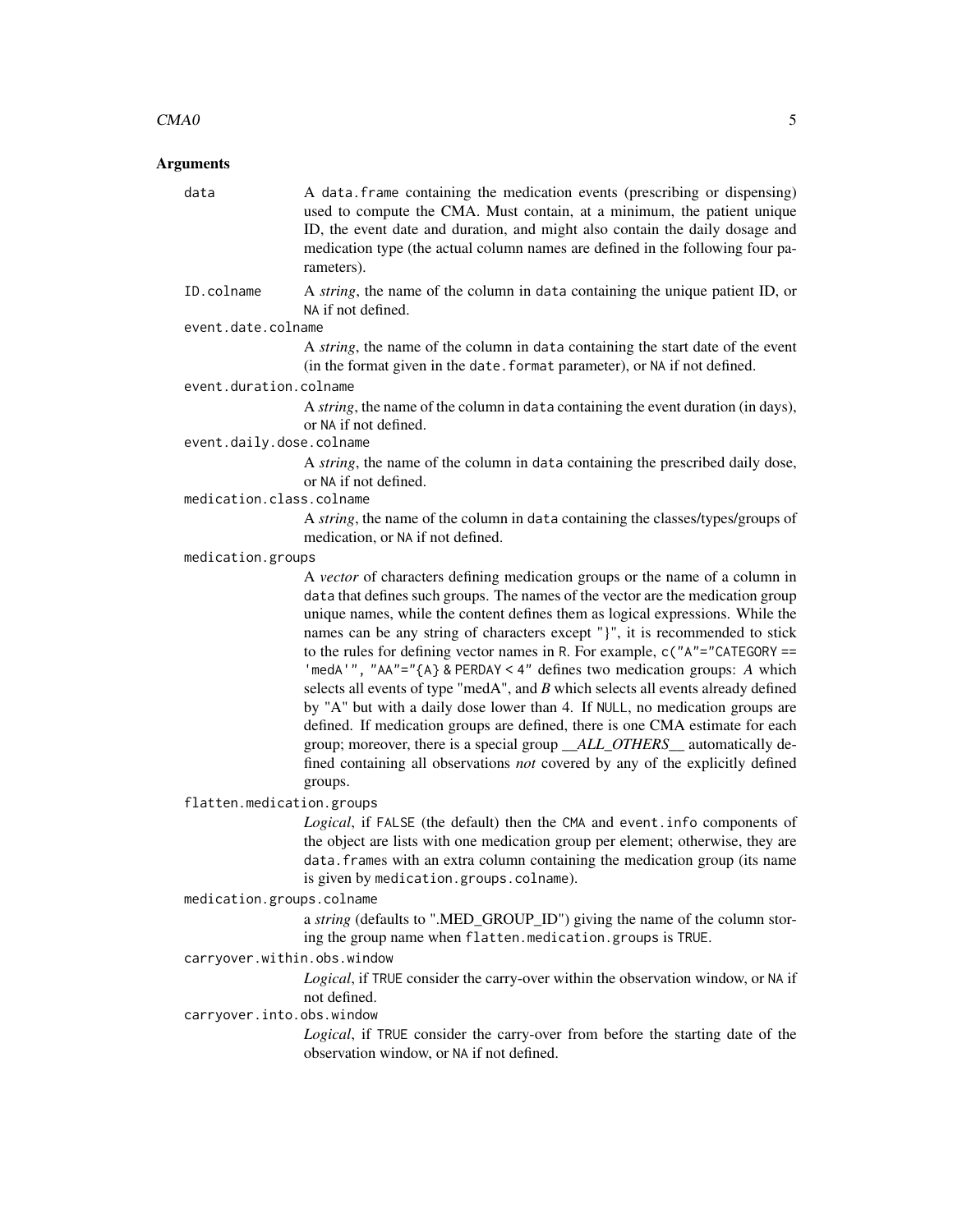## Arguments

`data`
: A `data.frame` containing the medication events (prescribing or dispensing) used to compute the CMA. Must contain, at a minimum, the patient unique ID, the event date and duration, and might also contain the daily dosage and medication type (the actual column names are defined in the following four parameters).

`ID.colname`
: A *string*, the name of the column in `data` containing the unique patient ID, or `NA` if not defined.

`event.date.colname`
: A *string*, the name of the column in `data` containing the start date of the event (in the format given in the `date.format` parameter), or `NA` if not defined.

`event.duration.colname`
: A *string*, the name of the column in `data` containing the event duration (in days), or `NA` if not defined.

`event.daily.dose.colname`
: A *string*, the name of the column in `data` containing the prescribed daily dose, or `NA` if not defined.

`medication.class.colname`
: A *string*, the name of the column in `data` containing the classes/types/groups of medication, or `NA` if not defined.

`medication.groups`
: A *vector* of characters defining medication groups or the name of a column in `data` that defines such groups. The names of the vector are the medication group unique names, while the content defines them as logical expressions. While the names can be any string of characters except "}", it is recommended to stick to the rules for defining vector names in R. For example, `c("A"="CATEGORY == 'medA'", "AA"="{A} & PERDAY < 4"` defines two medication groups: *A* which selects all events of type "medA", and *B* which selects all events already defined by "A" but with a daily dose lower than 4. If `NULL`, no medication groups are defined. If medication groups are defined, there is one CMA estimate for each group; moreover, there is a special group *__ALL_OTHERS__* automatically defined containing all observations *not* covered by any of the explicitly defined groups.

`flatten.medication.groups`
: *Logical*, if `FALSE` (the default) then the `CMA` and `event.info` components of the object are lists with one medication group per element; otherwise, they are `data.frame`s with an extra column containing the medication group (its name is given by `medication.groups.colname`).

`medication.groups.colname`
: a *string* (defaults to ".MED_GROUP_ID") giving the name of the column storing the group name when `flatten.medication.groups` is `TRUE`.

`carryover.within.obs.window`
: *Logical*, if `TRUE` consider the carry-over within the observation window, or `NA` if not defined.

`carryover.into.obs.window`
: *Logical*, if `TRUE` consider the carry-over from before the starting date of the observation window, or `NA` if not defined.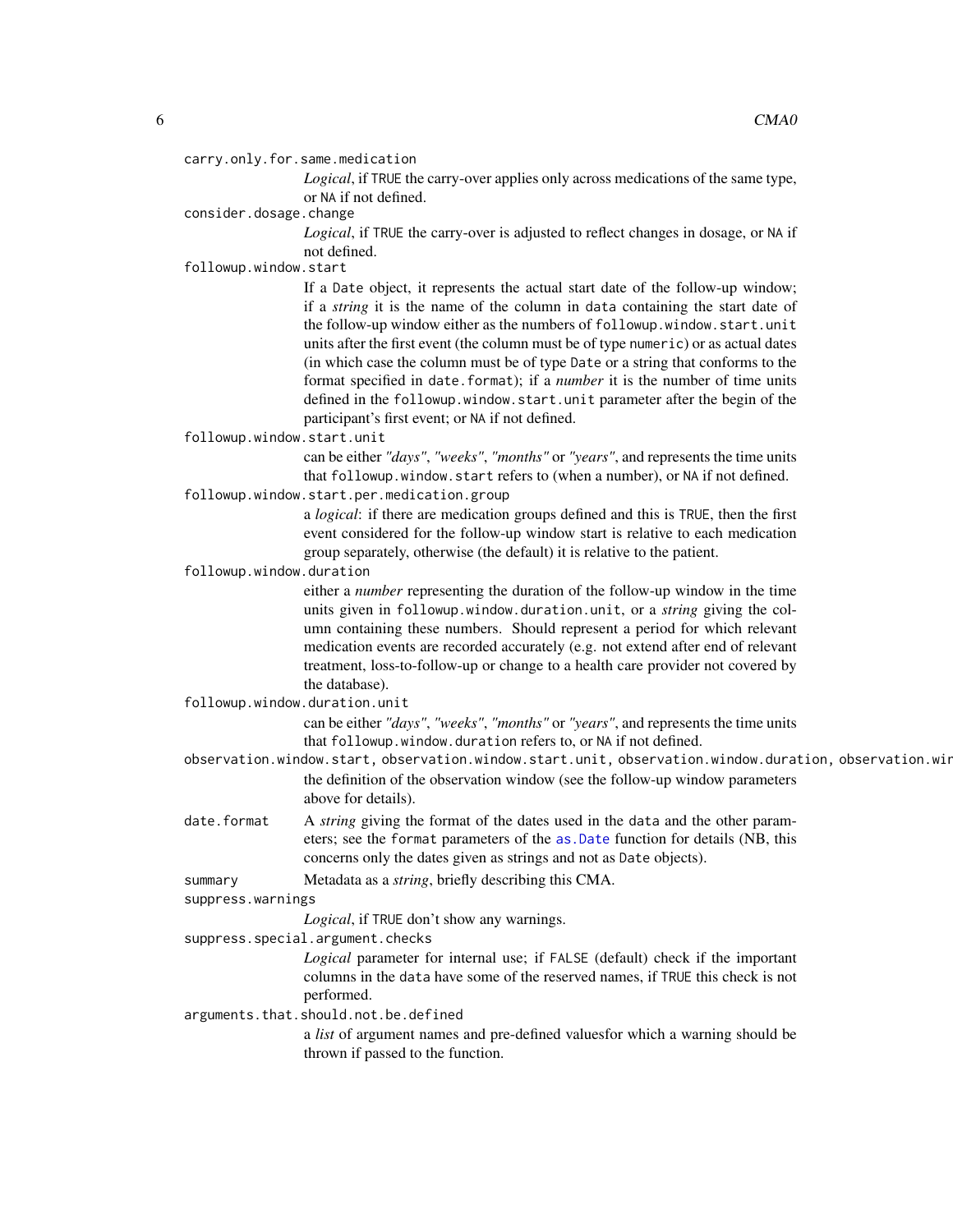`carry.only.for.same.medication`
: *Logical*, if `TRUE` the carry-over applies only across medications of the same type, or `NA` if not defined.

`consider.dosage.change`
: *Logical*, if `TRUE` the carry-over is adjusted to reflect changes in dosage, or `NA` if not defined.

`followup.window.start`
: If a `Date` object, it represents the actual start date of the follow-up window; if a *string* it is the name of the column in `data` containing the start date of the follow-up window either as the numbers of `followup.window.start.unit` units after the first event (the column must be of type `numeric`) or as actual dates (in which case the column must be of type `Date` or a string that conforms to the format specified in `date.format`); if a *number* it is the number of time units defined in the `followup.window.start.unit` parameter after the begin of the participant's first event; or `NA` if not defined.

`followup.window.start.unit`
: can be either *"days"*, *"weeks"*, *"months"* or *"years"*, and represents the time units that `followup.window.start` refers to (when a number), or `NA` if not defined.

`followup.window.start.per.medication.group`
: a *logical*: if there are medication groups defined and this is `TRUE`, then the first event considered for the follow-up window start is relative to each medication group separately, otherwise (the default) it is relative to the patient.

`followup.window.duration`
: either a *number* representing the duration of the follow-up window in the time units given in `followup.window.duration.unit`, or a *string* giving the column containing these numbers. Should represent a period for which relevant medication events are recorded accurately (e.g. not extend after end of relevant treatment, loss-to-follow-up or change to a health care provider not covered by the database).

`followup.window.duration.unit`
: can be either *"days"*, *"weeks"*, *"months"* or *"years"*, and represents the time units that `followup.window.duration` refers to, or `NA` if not defined.

`observation.window.start, observation.window.start.unit, observation.window.duration, observation.wir`
: the definition of the observation window (see the follow-up window parameters above for details).

`date.format`
: A *string* giving the format of the dates used in the `data` and the other parameters; see the `format` parameters of the `as.Date` function for details (NB, this concerns only the dates given as strings and not as `Date` objects).

`summary`
: Metadata as a *string*, briefly describing this CMA.

`suppress.warnings`
: *Logical*, if `TRUE` don't show any warnings.

`suppress.special.argument.checks`
: *Logical* parameter for internal use; if `FALSE` (default) check if the important columns in the `data` have some of the reserved names, if `TRUE` this check is not performed.

`arguments.that.should.not.be.defined`
: a *list* of argument names and pre-defined valuesfor which a warning should be thrown if passed to the function.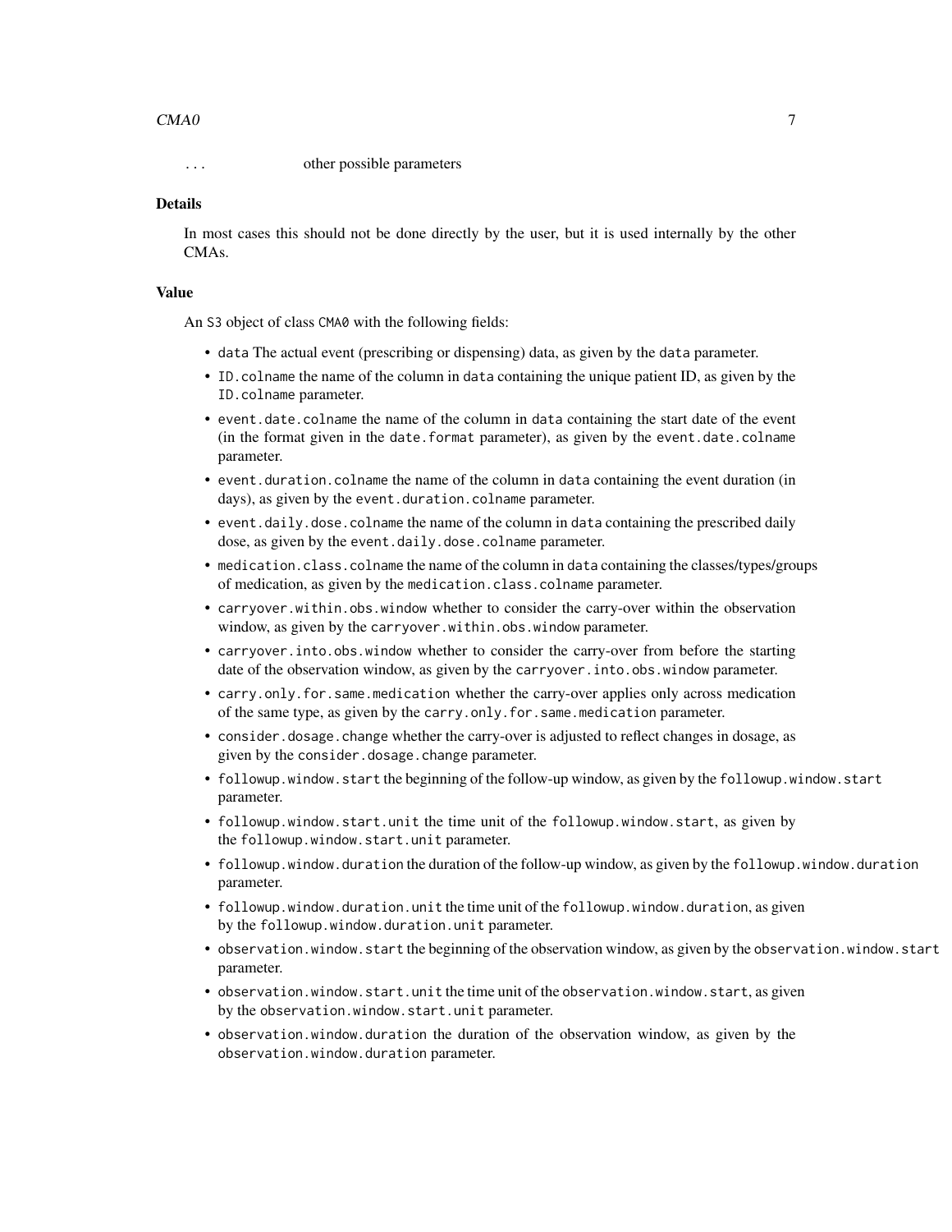... other possible parameters

### Details

In most cases this should not be done directly by the user, but it is used internally by the other CMAs.

### Value

An S3 object of class `CMA0` with the following fields:

- `data` The actual event (prescribing or dispensing) data, as given by the `data` parameter.
- `ID.colname` the name of the column in `data` containing the unique patient ID, as given by the `ID.colname` parameter.
- `event.date.colname` the name of the column in `data` containing the start date of the event (in the format given in the `date.format` parameter), as given by the `event.date.colname` parameter.
- `event.duration.colname` the name of the column in `data` containing the event duration (in days), as given by the `event.duration.colname` parameter.
- `event.daily.dose.colname` the name of the column in `data` containing the prescribed daily dose, as given by the `event.daily.dose.colname` parameter.
- `medication.class.colname` the name of the column in `data` containing the classes/types/groups of medication, as given by the `medication.class.colname` parameter.
- `carryover.within.obs.window` whether to consider the carry-over within the observation window, as given by the `carryover.within.obs.window` parameter.
- `carryover.into.obs.window` whether to consider the carry-over from before the starting date of the observation window, as given by the `carryover.into.obs.window` parameter.
- `carry.only.for.same.medication` whether the carry-over applies only across medication of the same type, as given by the `carry.only.for.same.medication` parameter.
- `consider.dosage.change` whether the carry-over is adjusted to reflect changes in dosage, as given by the `consider.dosage.change` parameter.
- `followup.window.start` the beginning of the follow-up window, as given by the `followup.window.start` parameter.
- `followup.window.start.unit` the time unit of the `followup.window.start`, as given by the `followup.window.start.unit` parameter.
- `followup.window.duration` the duration of the follow-up window, as given by the `followup.window.duration` parameter.
- `followup.window.duration.unit` the time unit of the `followup.window.duration`, as given by the `followup.window.duration.unit` parameter.
- `observation.window.start` the beginning of the observation window, as given by the `observation.window.start` parameter.
- `observation.window.start.unit` the time unit of the `observation.window.start`, as given by the `observation.window.start.unit` parameter.
- `observation.window.duration` the duration of the observation window, as given by the `observation.window.duration` parameter.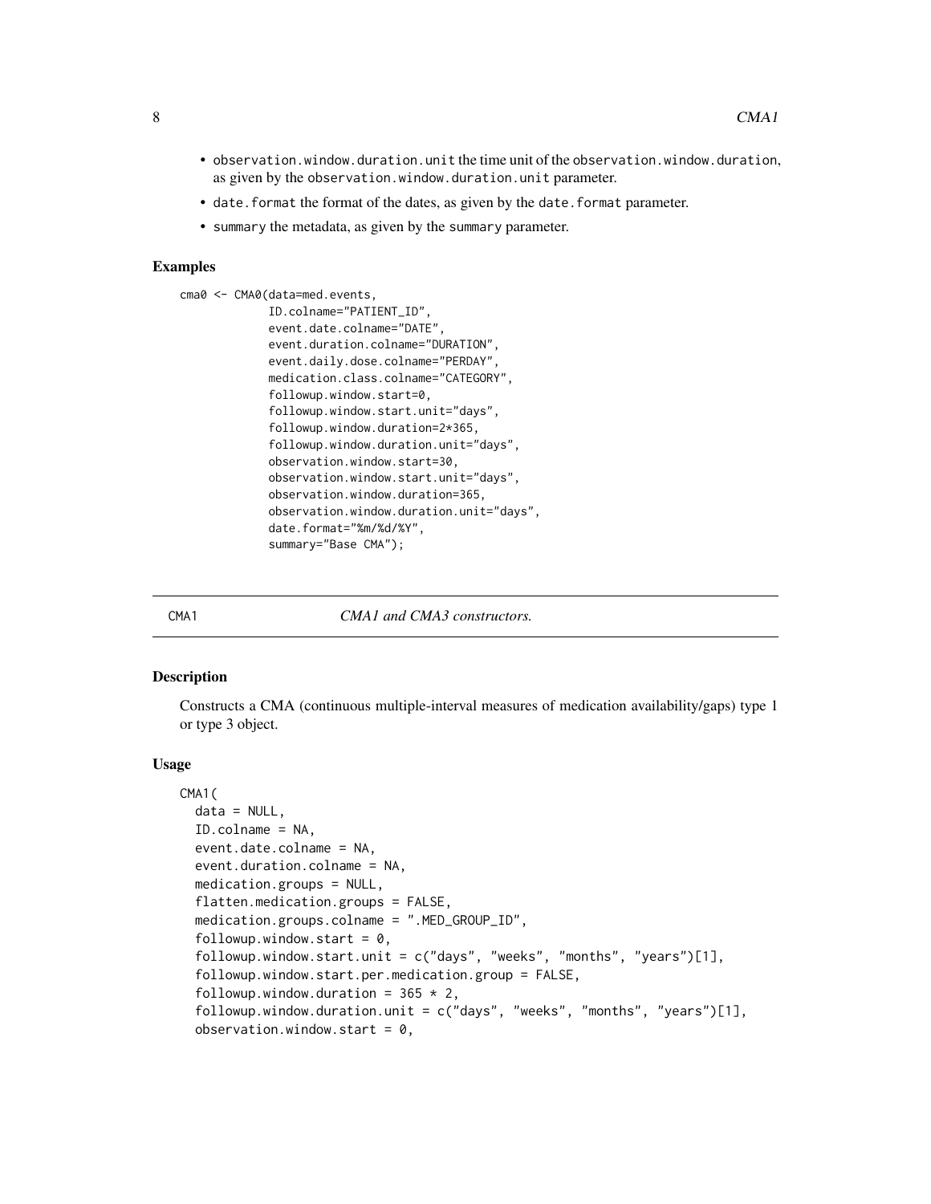- `observation.window.duration.unit` the time unit of the `observation.window.duration`, as given by the `observation.window.duration.unit` parameter.
- `date.format` the format of the dates, as given by the `date.format` parameter.
- `summary` the metadata, as given by the `summary` parameter.

## Examples

```
cma0 <- CMA0(data=med.events,
             ID.colname="PATIENT_ID",
             event.date.colname="DATE",
             event.duration.colname="DURATION",
             event.daily.dose.colname="PERDAY",
             medication.class.colname="CATEGORY",
             followup.window.start=0,
             followup.window.start.unit="days",
             followup.window.duration=2*365,
             followup.window.duration.unit="days",
             observation.window.start=30,
             observation.window.start.unit="days",
             observation.window.duration=365,
             observation.window.duration.unit="days",
             date.format="%m/%d/%Y",
             summary="Base CMA");
```

---

# CMA1 — *CMA1 and CMA3 constructors.*

## Description

Constructs a CMA (continuous multiple-interval measures of medication availability/gaps) type 1 or type 3 object.

## Usage

```
CMA1(
  data = NULL,
  ID.colname = NA,
  event.date.colname = NA,
  event.duration.colname = NA,
  medication.groups = NULL,
  flatten.medication.groups = FALSE,
  medication.groups.colname = ".MED_GROUP_ID",
  followup.window.start = 0,
  followup.window.start.unit = c("days", "weeks", "months", "years")[1],
  followup.window.start.per.medication.group = FALSE,
  followup.window.duration = 365 * 2,
  followup.window.duration.unit = c("days", "weeks", "months", "years")[1],
  observation.window.start = 0,
```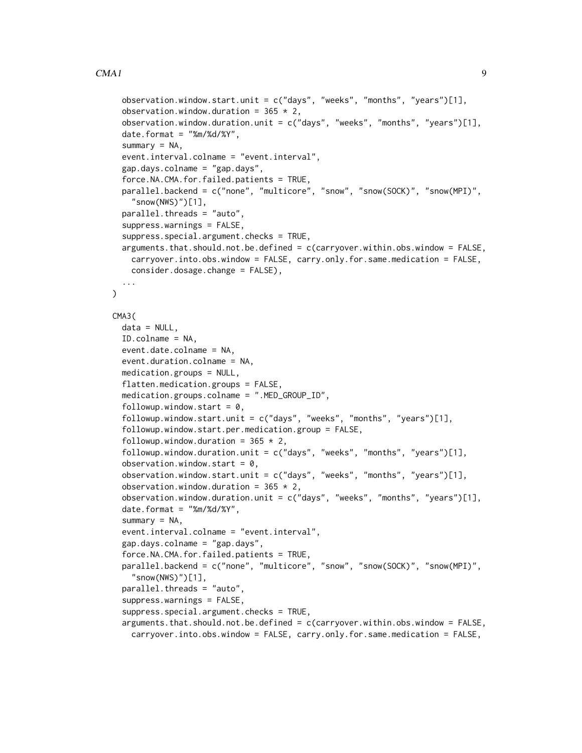```
  observation.window.start.unit = c("days", "weeks", "months", "years")[1],
  observation.window.duration = 365 * 2,
  observation.window.duration.unit = c("days", "weeks", "months", "years")[1],
  date.format = "%m/%d/%Y",
  summary = NA,
  event.interval.colname = "event.interval",
  gap.days.colname = "gap.days",
  force.NA.CMA.for.failed.patients = TRUE,
  parallel.backend = c("none", "multicore", "snow", "snow(SOCK)", "snow(MPI)",
    "snow(NWS)")[1],
  parallel.threads = "auto",
  suppress.warnings = FALSE,
  suppress.special.argument.checks = TRUE,
  arguments.that.should.not.be.defined = c(carryover.within.obs.window = FALSE,
    carryover.into.obs.window = FALSE, carry.only.for.same.medication = FALSE,
    consider.dosage.change = FALSE),
  ...
)

CMA3(
  data = NULL,
  ID.colname = NA,
  event.date.colname = NA,
  event.duration.colname = NA,
  medication.groups = NULL,
  flatten.medication.groups = FALSE,
  medication.groups.colname = ".MED_GROUP_ID",
  followup.window.start = 0,
  followup.window.start.unit = c("days", "weeks", "months", "years")[1],
  followup.window.start.per.medication.group = FALSE,
  followup.window.duration = 365 * 2,
  followup.window.duration.unit = c("days", "weeks", "months", "years")[1],
  observation.window.start = 0,
  observation.window.start.unit = c("days", "weeks", "months", "years")[1],
  observation.window.duration = 365 * 2,
  observation.window.duration.unit = c("days", "weeks", "months", "years")[1],
  date.format = "%m/%d/%Y",
  summary = NA,
  event.interval.colname = "event.interval",
  gap.days.colname = "gap.days",
  force.NA.CMA.for.failed.patients = TRUE,
  parallel.backend = c("none", "multicore", "snow", "snow(SOCK)", "snow(MPI)",
    "snow(NWS)")[1],
  parallel.threads = "auto",
  suppress.warnings = FALSE,
  suppress.special.argument.checks = TRUE,
  arguments.that.should.not.be.defined = c(carryover.within.obs.window = FALSE,
    carryover.into.obs.window = FALSE, carry.only.for.same.medication = FALSE,
```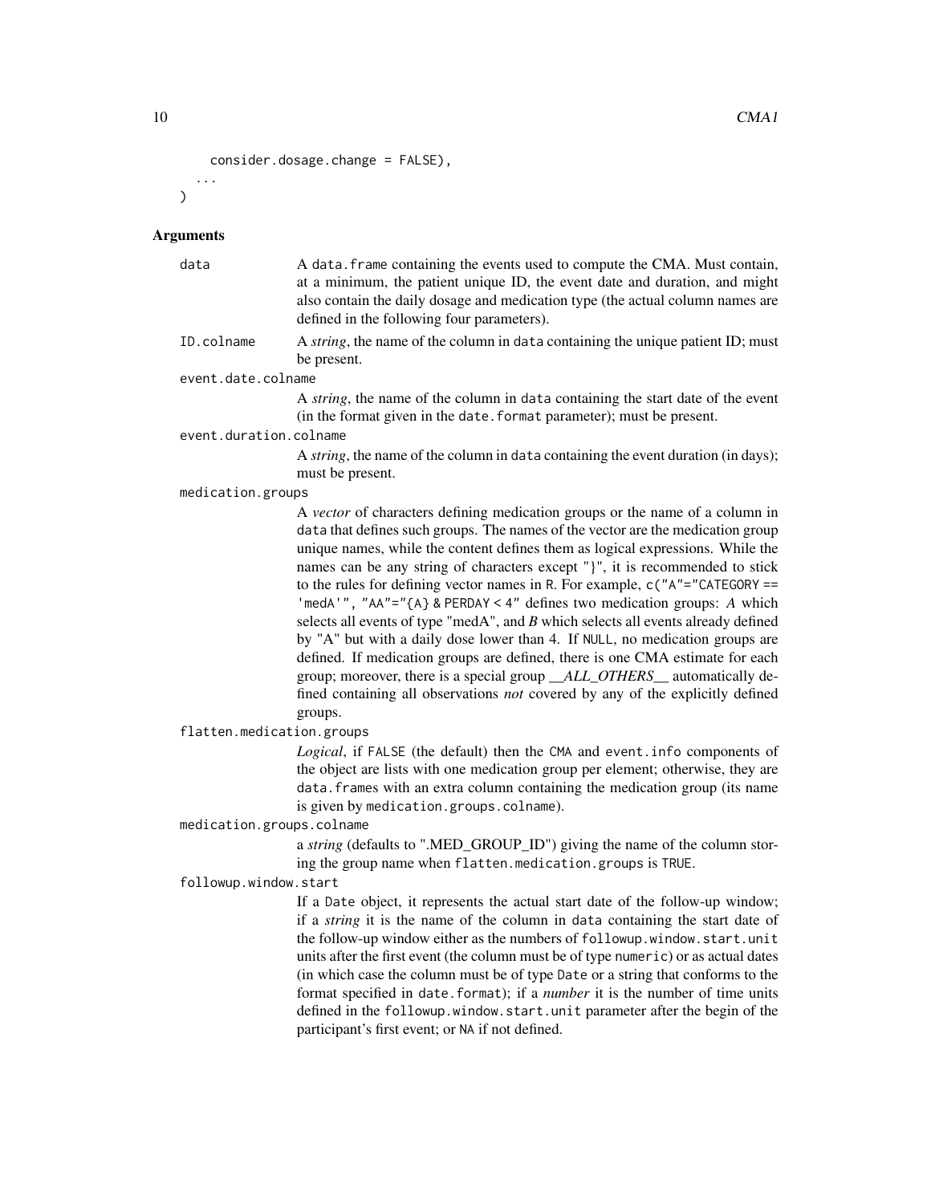```
    consider.dosage.change = FALSE),
  ...
)
```

## Arguments

**data**
A data.frame containing the events used to compute the CMA. Must contain, at a minimum, the patient unique ID, the event date and duration, and might also contain the daily dosage and medication type (the actual column names are defined in the following four parameters).

**ID.colname**
A *string*, the name of the column in data containing the unique patient ID; must be present.

**event.date.colname**
A *string*, the name of the column in data containing the start date of the event (in the format given in the date.format parameter); must be present.

**event.duration.colname**
A *string*, the name of the column in data containing the event duration (in days); must be present.

**medication.groups**
A *vector* of characters defining medication groups or the name of a column in data that defines such groups. The names of the vector are the medication group unique names, while the content defines them as logical expressions. While the names can be any string of characters except "}", it is recommended to stick to the rules for defining vector names in R. For example, `c("A"="CATEGORY == 'medA'", "AA"="{A} & PERDAY < 4"` defines two medication groups: *A* which selects all events of type "medA", and *B* which selects all events already defined by "A" but with a daily dose lower than 4. If NULL, no medication groups are defined. If medication groups are defined, there is one CMA estimate for each group; moreover, there is a special group *__ALL_OTHERS__* automatically defined containing all observations *not* covered by any of the explicitly defined groups.

**flatten.medication.groups**
*Logical*, if FALSE (the default) then the CMA and event.info components of the object are lists with one medication group per element; otherwise, they are data.frames with an extra column containing the medication group (its name is given by medication.groups.colname).

**medication.groups.colname**
a *string* (defaults to ".MED_GROUP_ID") giving the name of the column storing the group name when flatten.medication.groups is TRUE.

**followup.window.start**
If a Date object, it represents the actual start date of the follow-up window; if a *string* it is the name of the column in data containing the start date of the follow-up window either as the numbers of followup.window.start.unit units after the first event (the column must be of type numeric) or as actual dates (in which case the column must be of type Date or a string that conforms to the format specified in date.format); if a *number* it is the number of time units defined in the followup.window.start.unit parameter after the begin of the participant's first event; or NA if not defined.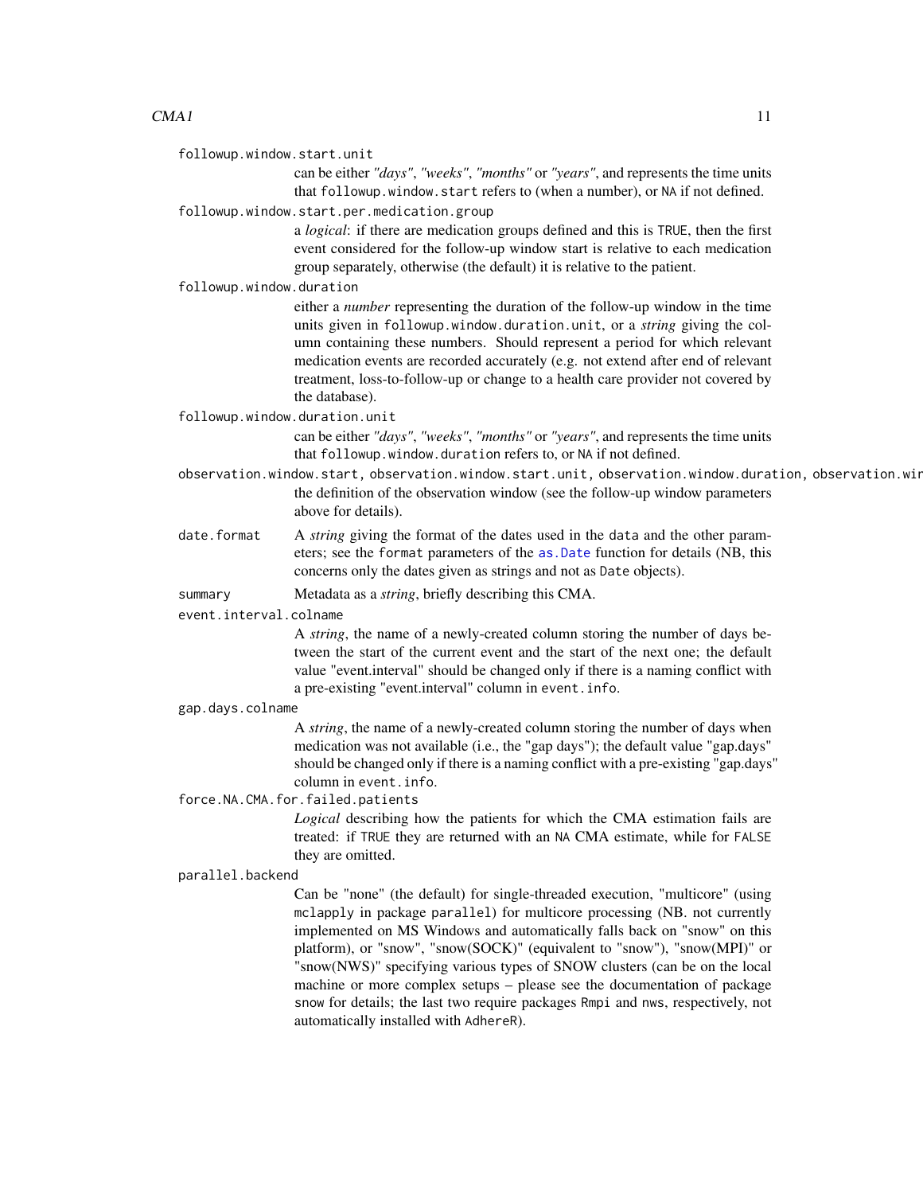`followup.window.start.unit`
: can be either *"days"*, *"weeks"*, *"months"* or *"years"*, and represents the time units that `followup.window.start` refers to (when a number), or `NA` if not defined.

`followup.window.start.per.medication.group`
: a *logical*: if there are medication groups defined and this is `TRUE`, then the first event considered for the follow-up window start is relative to each medication group separately, otherwise (the default) it is relative to the patient.

`followup.window.duration`
: either a *number* representing the duration of the follow-up window in the time units given in `followup.window.duration.unit`, or a *string* giving the column containing these numbers. Should represent a period for which relevant medication events are recorded accurately (e.g. not extend after end of relevant treatment, loss-to-follow-up or change to a health care provider not covered by the database).

`followup.window.duration.unit`
: can be either *"days"*, *"weeks"*, *"months"* or *"years"*, and represents the time units that `followup.window.duration` refers to, or `NA` if not defined.

`observation.window.start, observation.window.start.unit, observation.window.duration, observation.wir`
: the definition of the observation window (see the follow-up window parameters above for details).

`date.format`
: A *string* giving the format of the dates used in the `data` and the other parameters; see the `format` parameters of the `as.Date` function for details (NB, this concerns only the dates given as strings and not as `Date` objects).

`summary`
: Metadata as a *string*, briefly describing this CMA.

`event.interval.colname`
: A *string*, the name of a newly-created column storing the number of days between the start of the current event and the start of the next one; the default value "event.interval" should be changed only if there is a naming conflict with a pre-existing "event.interval" column in `event.info`.

`gap.days.colname`
: A *string*, the name of a newly-created column storing the number of days when medication was not available (i.e., the "gap days"); the default value "gap.days" should be changed only if there is a naming conflict with a pre-existing "gap.days" column in `event.info`.

`force.NA.CMA.for.failed.patients`
: *Logical* describing how the patients for which the CMA estimation fails are treated: if `TRUE` they are returned with an `NA` CMA estimate, while for `FALSE` they are omitted.

`parallel.backend`
: Can be "none" (the default) for single-threaded execution, "multicore" (using `mclapply` in package `parallel`) for multicore processing (NB. not currently implemented on MS Windows and automatically falls back on "snow" on this platform), or "snow", "snow(SOCK)" (equivalent to "snow"), "snow(MPI)" or "snow(NWS)" specifying various types of SNOW clusters (can be on the local machine or more complex setups – please see the documentation of package `snow` for details; the last two require packages `Rmpi` and `nws`, respectively, not automatically installed with `AdhereR`).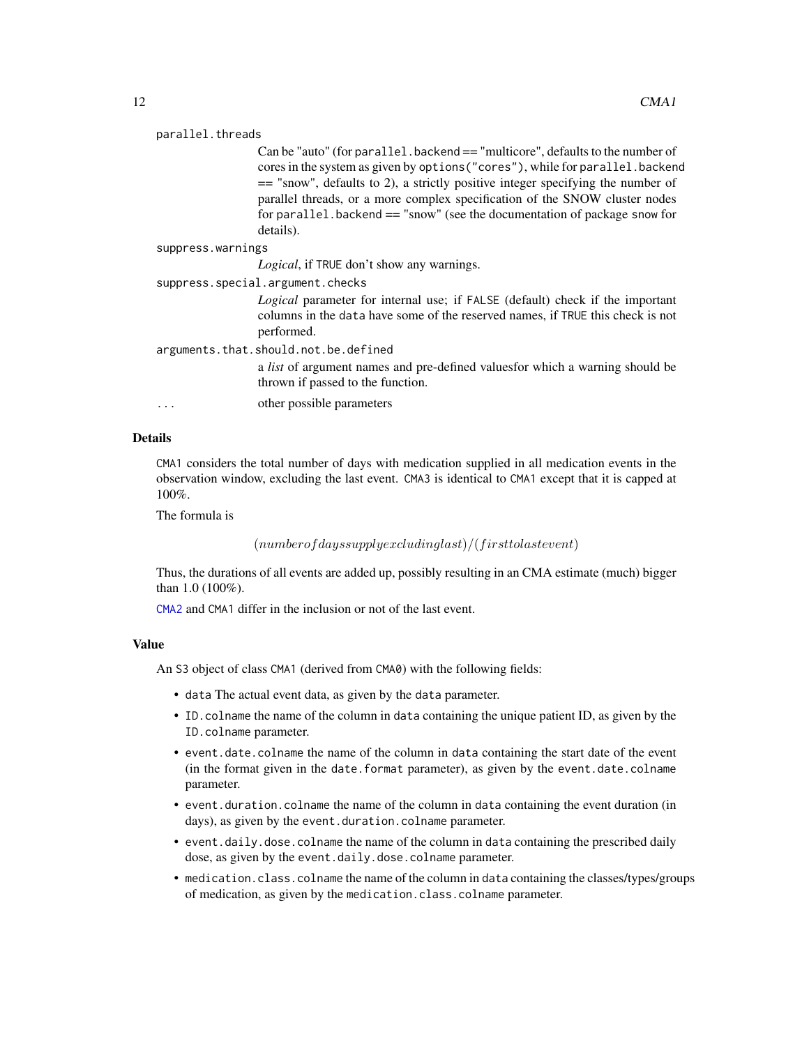parallel.threads
: Can be "auto" (for `parallel.backend == "multicore"`, defaults to the number of cores in the system as given by `options("cores")`, while for `parallel.backend == "snow"`, defaults to 2), a strictly positive integer specifying the number of parallel threads, or a more complex specification of the SNOW cluster nodes for `parallel.backend == "snow"` (see the documentation of package `snow` for details).

suppress.warnings
: *Logical*, if `TRUE` don't show any warnings.

suppress.special.argument.checks
: *Logical* parameter for internal use; if `FALSE` (default) check if the important columns in the `data` have some of the reserved names, if `TRUE` this check is not performed.

arguments.that.should.not.be.defined
: a *list* of argument names and pre-defined valuesfor which a warning should be thrown if passed to the function.

...
: other possible parameters

## Details

`CMA1` considers the total number of days with medication supplied in all medication events in the observation window, excluding the last event. `CMA3` is identical to `CMA1` except that it is capped at 100%.

The formula is

$$(number of days supply excluding last)/(first to last event)$$

Thus, the durations of all events are added up, possibly resulting in an CMA estimate (much) bigger than 1.0 (100%).

`CMA2` and `CMA1` differ in the inclusion or not of the last event.

## Value

An `S3` object of class `CMA1` (derived from `CMA0`) with the following fields:

- `data` The actual event data, as given by the `data` parameter.
- `ID.colname` the name of the column in `data` containing the unique patient ID, as given by the `ID.colname` parameter.
- `event.date.colname` the name of the column in `data` containing the start date of the event (in the format given in the `date.format` parameter), as given by the `event.date.colname` parameter.
- `event.duration.colname` the name of the column in `data` containing the event duration (in days), as given by the `event.duration.colname` parameter.
- `event.daily.dose.colname` the name of the column in `data` containing the prescribed daily dose, as given by the `event.daily.dose.colname` parameter.
- `medication.class.colname` the name of the column in `data` containing the classes/types/groups of medication, as given by the `medication.class.colname` parameter.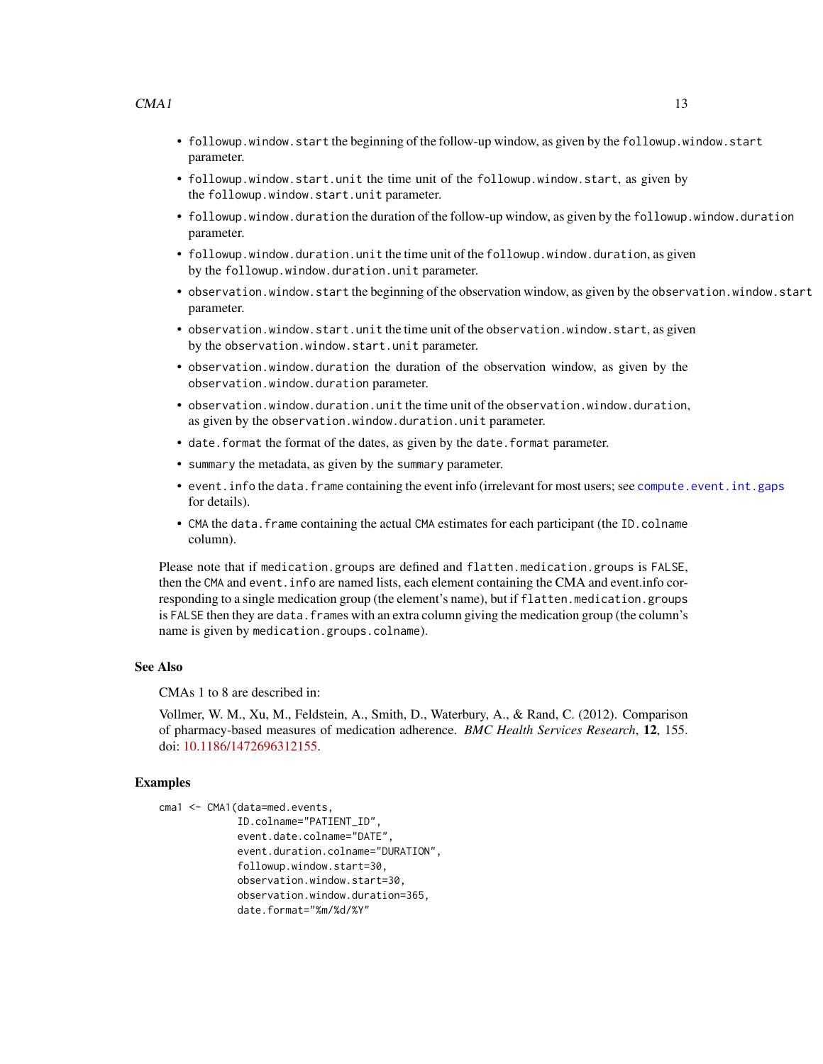- `followup.window.start` the beginning of the follow-up window, as given by the `followup.window.start` parameter.
- `followup.window.start.unit` the time unit of the `followup.window.start`, as given by the `followup.window.start.unit` parameter.
- `followup.window.duration` the duration of the follow-up window, as given by the `followup.window.duration` parameter.
- `followup.window.duration.unit` the time unit of the `followup.window.duration`, as given by the `followup.window.duration.unit` parameter.
- `observation.window.start` the beginning of the observation window, as given by the `observation.window.start` parameter.
- `observation.window.start.unit` the time unit of the `observation.window.start`, as given by the `observation.window.start.unit` parameter.
- `observation.window.duration` the duration of the observation window, as given by the `observation.window.duration` parameter.
- `observation.window.duration.unit` the time unit of the `observation.window.duration`, as given by the `observation.window.duration.unit` parameter.
- `date.format` the format of the dates, as given by the `date.format` parameter.
- `summary` the metadata, as given by the `summary` parameter.
- `event.info` the `data.frame` containing the event info (irrelevant for most users; see `compute.event.int.gaps` for details).
- `CMA` the `data.frame` containing the actual `CMA` estimates for each participant (the `ID.colname` column).

Please note that if `medication.groups` are defined and `flatten.medication.groups` is `FALSE`, then the `CMA` and `event.info` are named lists, each element containing the CMA and event.info corresponding to a single medication group (the element's name), but if `flatten.medication.groups` is `FALSE` then they are `data.frames` with an extra column giving the medication group (the column's name is given by `medication.groups.colname`).

## See Also

CMAs 1 to 8 are described in:

Vollmer, W. M., Xu, M., Feldstein, A., Smith, D., Waterbury, A., & Rand, C. (2012). Comparison of pharmacy-based measures of medication adherence. *BMC Health Services Research*, **12**, 155. doi: 10.1186/1472696312155.

## Examples

```
cma1 <- CMA1(data=med.events,
             ID.colname="PATIENT_ID",
             event.date.colname="DATE",
             event.duration.colname="DURATION",
             followup.window.start=30,
             observation.window.start=30,
             observation.window.duration=365,
             date.format="%m/%d/%Y"
```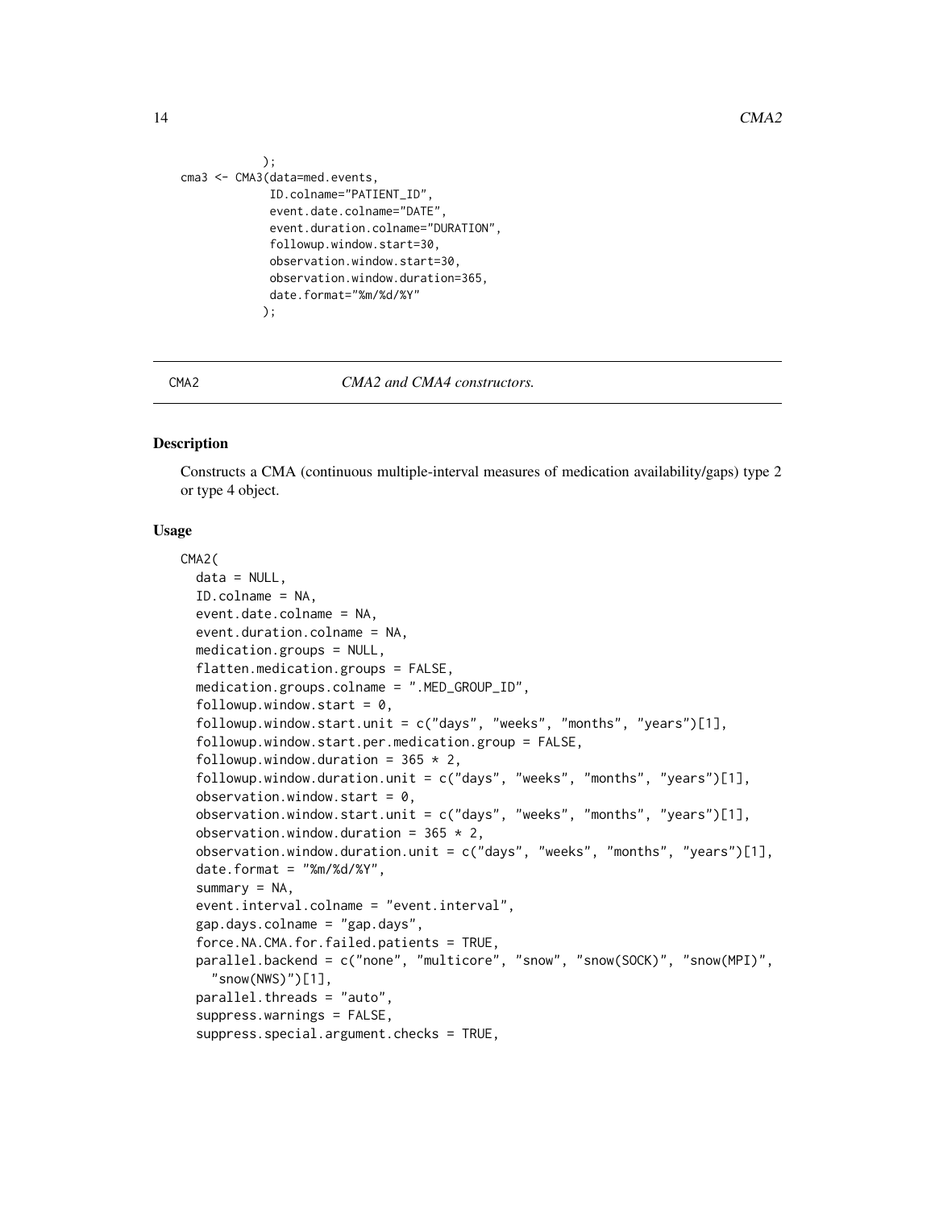```
          );
cma3 <- CMA3(data=med.events,
             ID.colname="PATIENT_ID",
             event.date.colname="DATE",
             event.duration.colname="DURATION",
             followup.window.start=30,
             observation.window.start=30,
             observation.window.duration=365,
             date.format="%m/%d/%Y"
            );
```

---

CMA2 *CMA2 and CMA4 constructors.*

---

### Description

Constructs a CMA (continuous multiple-interval measures of medication availability/gaps) type 2 or type 4 object.

### Usage

```
CMA2(
  data = NULL,
  ID.colname = NA,
  event.date.colname = NA,
  event.duration.colname = NA,
  medication.groups = NULL,
  flatten.medication.groups = FALSE,
  medication.groups.colname = ".MED_GROUP_ID",
  followup.window.start = 0,
  followup.window.start.unit = c("days", "weeks", "months", "years")[1],
  followup.window.start.per.medication.group = FALSE,
  followup.window.duration = 365 * 2,
  followup.window.duration.unit = c("days", "weeks", "months", "years")[1],
  observation.window.start = 0,
  observation.window.start.unit = c("days", "weeks", "months", "years")[1],
  observation.window.duration = 365 * 2,
  observation.window.duration.unit = c("days", "weeks", "months", "years")[1],
  date.format = "%m/%d/%Y",
  summary = NA,
  event.interval.colname = "event.interval",
  gap.days.colname = "gap.days",
  force.NA.CMA.for.failed.patients = TRUE,
  parallel.backend = c("none", "multicore", "snow", "snow(SOCK)", "snow(MPI)",
    "snow(NWS)")[1],
  parallel.threads = "auto",
  suppress.warnings = FALSE,
  suppress.special.argument.checks = TRUE,
```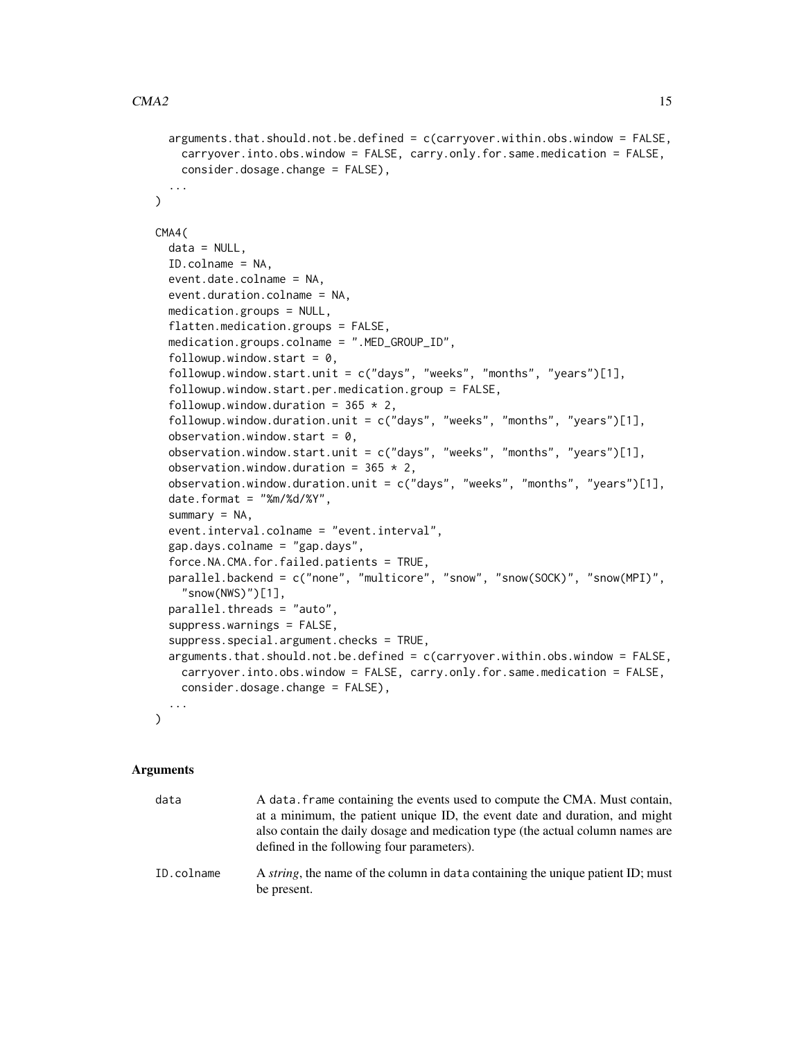```
  arguments.that.should.not.be.defined = c(carryover.within.obs.window = FALSE,
    carryover.into.obs.window = FALSE, carry.only.for.same.medication = FALSE,
    consider.dosage.change = FALSE),
  ...
)

CMA4(
  data = NULL,
  ID.colname = NA,
  event.date.colname = NA,
  event.duration.colname = NA,
  medication.groups = NULL,
  flatten.medication.groups = FALSE,
  medication.groups.colname = ".MED_GROUP_ID",
  followup.window.start = 0,
  followup.window.start.unit = c("days", "weeks", "months", "years")[1],
  followup.window.start.per.medication.group = FALSE,
  followup.window.duration = 365 * 2,
  followup.window.duration.unit = c("days", "weeks", "months", "years")[1],
  observation.window.start = 0,
  observation.window.start.unit = c("days", "weeks", "months", "years")[1],
  observation.window.duration = 365 * 2,
  observation.window.duration.unit = c("days", "weeks", "months", "years")[1],
  date.format = "%m/%d/%Y",
  summary = NA,
  event.interval.colname = "event.interval",
  gap.days.colname = "gap.days",
  force.NA.CMA.for.failed.patients = TRUE,
  parallel.backend = c("none", "multicore", "snow", "snow(SOCK)", "snow(MPI)",
    "snow(NWS)")[1],
  parallel.threads = "auto",
  suppress.warnings = FALSE,
  suppress.special.argument.checks = TRUE,
  arguments.that.should.not.be.defined = c(carryover.within.obs.window = FALSE,
    carryover.into.obs.window = FALSE, carry.only.for.same.medication = FALSE,
    consider.dosage.change = FALSE),
  ...
)
```

## Arguments

| | |
|---|---|
| `data` | A `data.frame` containing the events used to compute the CMA. Must contain, at a minimum, the patient unique ID, the event date and duration, and might also contain the daily dosage and medication type (the actual column names are defined in the following four parameters). |
| `ID.colname` | A *string*, the name of the column in `data` containing the unique patient ID; must be present. |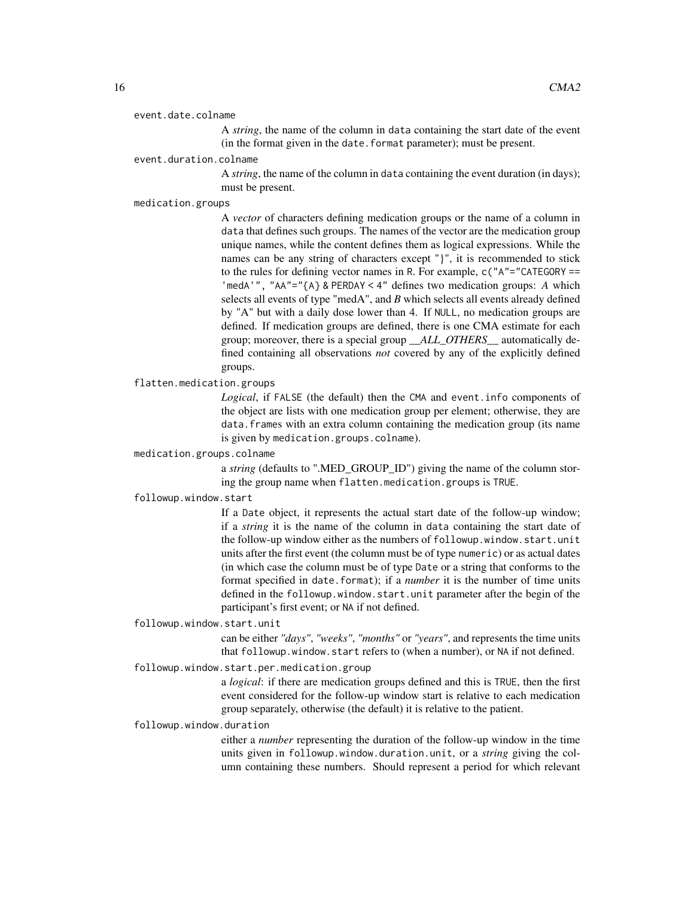`event.date.colname`
: A *string*, the name of the column in `data` containing the start date of the event (in the format given in the `date.format` parameter); must be present.

`event.duration.colname`
: A *string*, the name of the column in `data` containing the event duration (in days); must be present.

`medication.groups`
: A *vector* of characters defining medication groups or the name of a column in `data` that defines such groups. The names of the vector are the medication group unique names, while the content defines them as logical expressions. While the names can be any string of characters except "}", it is recommended to stick to the rules for defining vector names in R. For example, `c("A"="CATEGORY == 'medA'", "AA"="{A} & PERDAY < 4"` defines two medication groups: *A* which selects all events of type "medA", and *B* which selects all events already defined by "A" but with a daily dose lower than 4. If `NULL`, no medication groups are defined. If medication groups are defined, there is one CMA estimate for each group; moreover, there is a special group *__ALL_OTHERS__* automatically defined containing all observations *not* covered by any of the explicitly defined groups.

`flatten.medication.groups`
: *Logical*, if `FALSE` (the default) then the `CMA` and `event.info` components of the object are lists with one medication group per element; otherwise, they are `data.frame`s with an extra column containing the medication group (its name is given by `medication.groups.colname`).

`medication.groups.colname`
: a *string* (defaults to ".MED_GROUP_ID") giving the name of the column storing the group name when `flatten.medication.groups` is `TRUE`.

`followup.window.start`
: If a `Date` object, it represents the actual start date of the follow-up window; if a *string* it is the name of the column in `data` containing the start date of the follow-up window either as the numbers of `followup.window.start.unit` units after the first event (the column must be of type `numeric`) or as actual dates (in which case the column must be of type `Date` or a string that conforms to the format specified in `date.format`); if a *number* it is the number of time units defined in the `followup.window.start.unit` parameter after the begin of the participant's first event; or `NA` if not defined.

`followup.window.start.unit`
: can be either *"days"*, *"weeks"*, *"months"* or *"years"*, and represents the time units that `followup.window.start` refers to (when a number), or `NA` if not defined.

`followup.window.start.per.medication.group`
: a *logical*: if there are medication groups defined and this is `TRUE`, then the first event considered for the follow-up window start is relative to each medication group separately, otherwise (the default) it is relative to the patient.

`followup.window.duration`
: either a *number* representing the duration of the follow-up window in the time units given in `followup.window.duration.unit`, or a *string* giving the column containing these numbers. Should represent a period for which relevant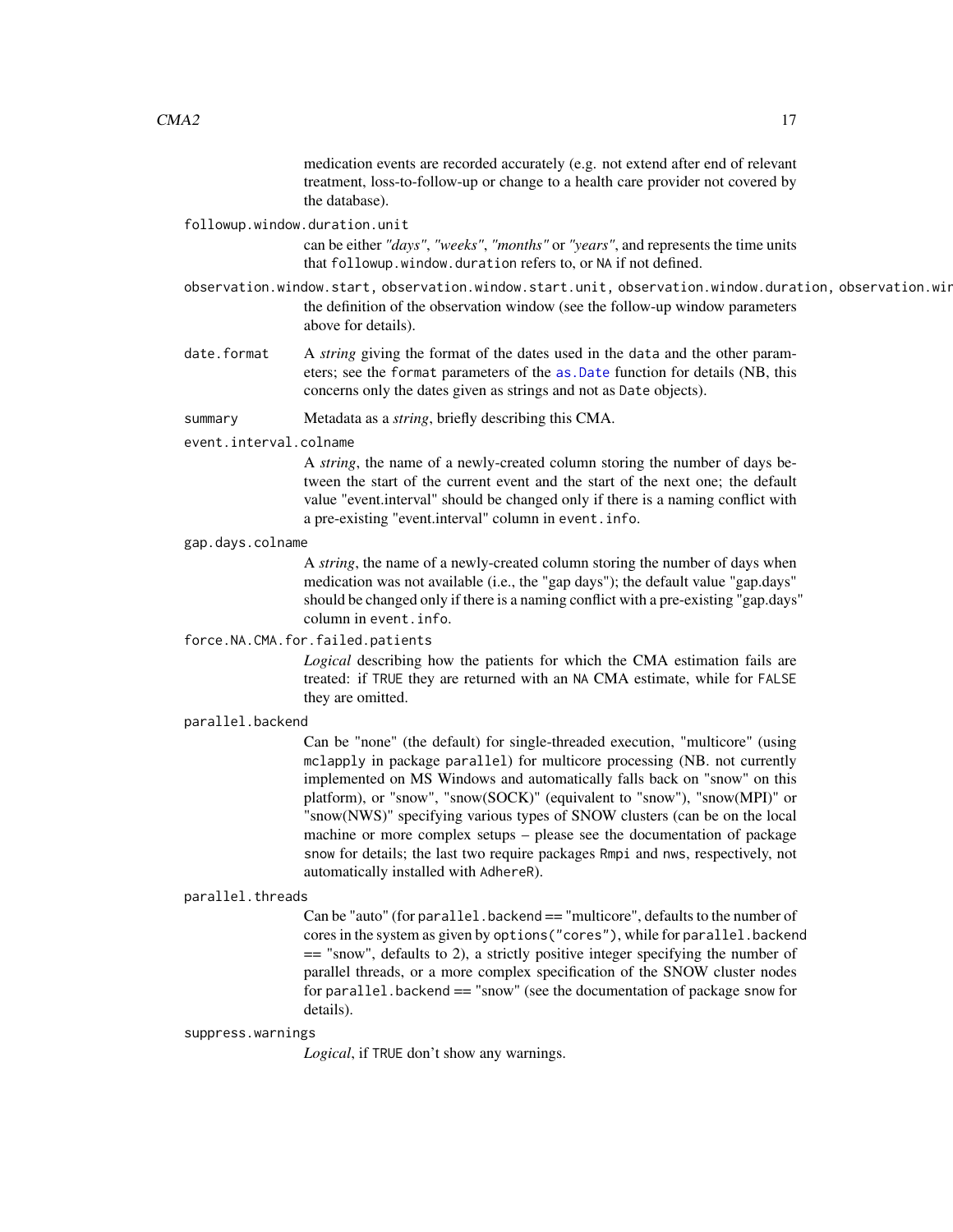medication events are recorded accurately (e.g. not extend after end of relevant treatment, loss-to-follow-up or change to a health care provider not covered by the database).

`followup.window.duration.unit`
: can be either *"days"*, *"weeks"*, *"months"* or *"years"*, and represents the time units that `followup.window.duration` refers to, or `NA` if not defined.

`observation.window.start, observation.window.start.unit, observation.window.duration, observation.wir`
: the definition of the observation window (see the follow-up window parameters above for details).

`date.format`
: A *string* giving the format of the dates used in the `data` and the other parameters; see the `format` parameters of the `as.Date` function for details (NB, this concerns only the dates given as strings and not as `Date` objects).

`summary`
: Metadata as a *string*, briefly describing this CMA.

`event.interval.colname`
: A *string*, the name of a newly-created column storing the number of days between the start of the current event and the start of the next one; the default value "event.interval" should be changed only if there is a naming conflict with a pre-existing "event.interval" column in `event.info`.

`gap.days.colname`
: A *string*, the name of a newly-created column storing the number of days when medication was not available (i.e., the "gap days"); the default value "gap.days" should be changed only if there is a naming conflict with a pre-existing "gap.days" column in `event.info`.

`force.NA.CMA.for.failed.patients`
: *Logical* describing how the patients for which the CMA estimation fails are treated: if `TRUE` they are returned with an `NA` CMA estimate, while for `FALSE` they are omitted.

`parallel.backend`
: Can be "none" (the default) for single-threaded execution, "multicore" (using `mclapply` in package `parallel`) for multicore processing (NB. not currently implemented on MS Windows and automatically falls back on "snow" on this platform), or "snow", "snow(SOCK)" (equivalent to "snow"), "snow(MPI)" or "snow(NWS)" specifying various types of SNOW clusters (can be on the local machine or more complex setups – please see the documentation of package `snow` for details; the last two require packages `Rmpi` and `nws`, respectively, not automatically installed with `AdhereR`).

`parallel.threads`
: Can be "auto" (for `parallel.backend` == "multicore", defaults to the number of cores in the system as given by `options("cores")`, while for `parallel.backend` == "snow", defaults to 2), a strictly positive integer specifying the number of parallel threads, or a more complex specification of the SNOW cluster nodes for `parallel.backend` == "snow" (see the documentation of package `snow` for details).

`suppress.warnings`
: *Logical*, if `TRUE` don't show any warnings.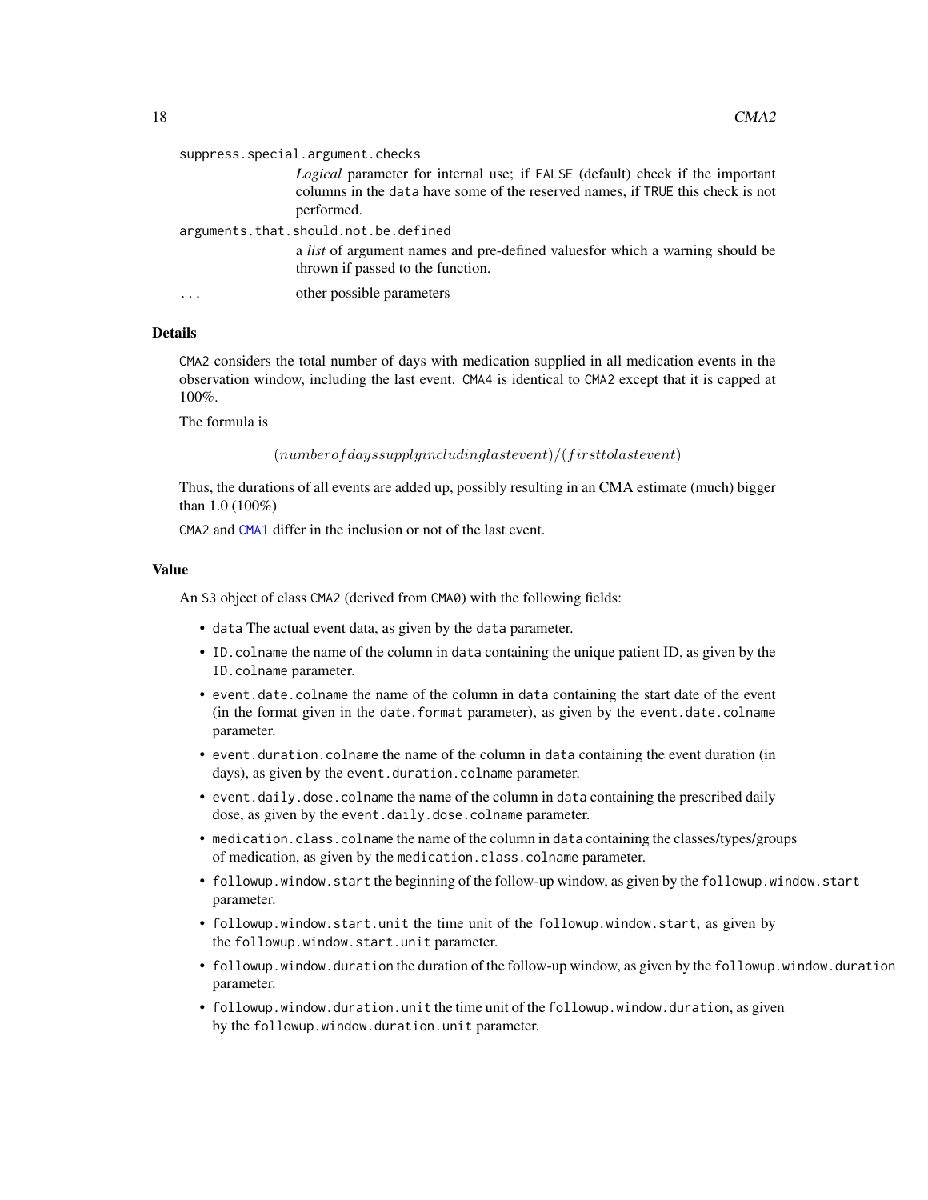`suppress.special.argument.checks`
: *Logical* parameter for internal use; if FALSE (default) check if the important columns in the data have some of the reserved names, if TRUE this check is not performed.

`arguments.that.should.not.be.defined`
: a *list* of argument names and pre-defined valuesfor which a warning should be thrown if passed to the function.

`...`
: other possible parameters

## Details

CMA2 considers the total number of days with medication supplied in all medication events in the observation window, including the last event. CMA4 is identical to CMA2 except that it is capped at 100%.

The formula is

$$(number of days supply including last event)/(first to last event)$$

Thus, the durations of all events are added up, possibly resulting in an CMA estimate (much) bigger than 1.0 (100%)

CMA2 and CMA1 differ in the inclusion or not of the last event.

## Value

An S3 object of class CMA2 (derived from CMA0) with the following fields:

- `data` The actual event data, as given by the `data` parameter.
- `ID.colname` the name of the column in `data` containing the unique patient ID, as given by the `ID.colname` parameter.
- `event.date.colname` the name of the column in `data` containing the start date of the event (in the format given in the `date.format` parameter), as given by the `event.date.colname` parameter.
- `event.duration.colname` the name of the column in `data` containing the event duration (in days), as given by the `event.duration.colname` parameter.
- `event.daily.dose.colname` the name of the column in `data` containing the prescribed daily dose, as given by the `event.daily.dose.colname` parameter.
- `medication.class.colname` the name of the column in `data` containing the classes/types/groups of medication, as given by the `medication.class.colname` parameter.
- `followup.window.start` the beginning of the follow-up window, as given by the `followup.window.start` parameter.
- `followup.window.start.unit` the time unit of the `followup.window.start`, as given by the `followup.window.start.unit` parameter.
- `followup.window.duration` the duration of the follow-up window, as given by the `followup.window.duration` parameter.
- `followup.window.duration.unit` the time unit of the `followup.window.duration`, as given by the `followup.window.duration.unit` parameter.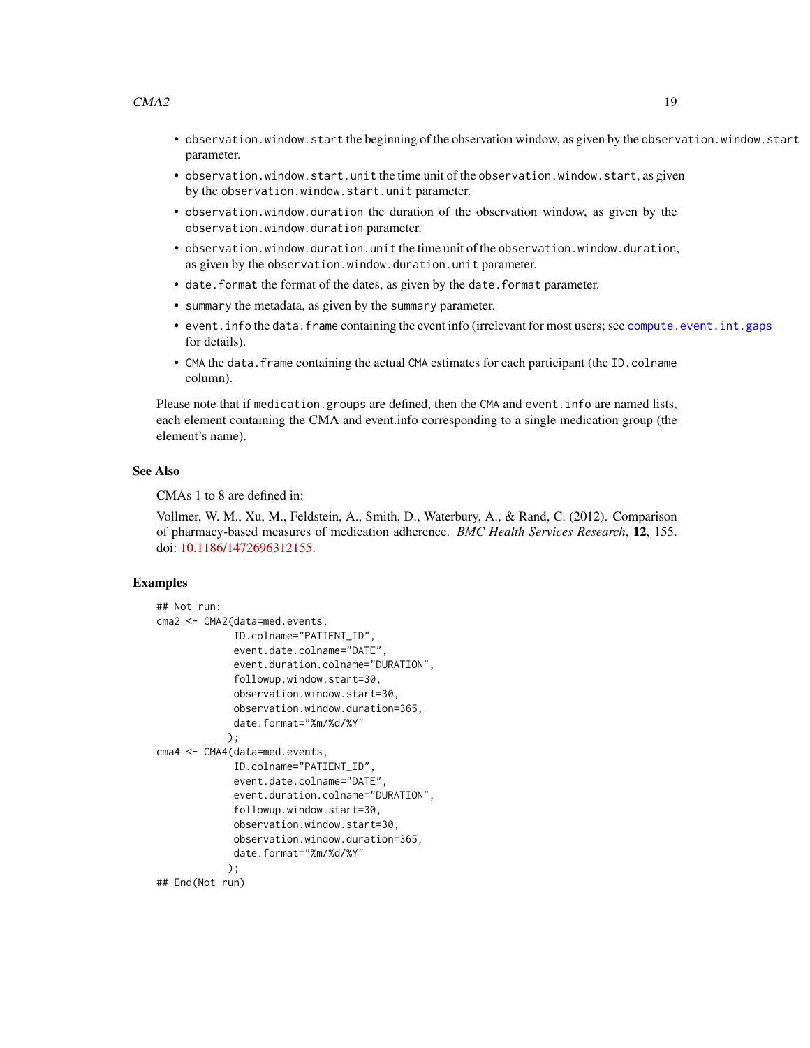- `observation.window.start` the beginning of the observation window, as given by the `observation.window.start` parameter.
- `observation.window.start.unit` the time unit of the `observation.window.start`, as given by the `observation.window.start.unit` parameter.
- `observation.window.duration` the duration of the observation window, as given by the `observation.window.duration` parameter.
- `observation.window.duration.unit` the time unit of the `observation.window.duration`, as given by the `observation.window.duration.unit` parameter.
- `date.format` the format of the dates, as given by the `date.format` parameter.
- `summary` the metadata, as given by the `summary` parameter.
- `event.info` the `data.frame` containing the event info (irrelevant for most users; see `compute.event.int.gaps` for details).
- `CMA` the `data.frame` containing the actual `CMA` estimates for each participant (the `ID.colname` column).

Please note that if `medication.groups` are defined, then the `CMA` and `event.info` are named lists, each element containing the CMA and event.info corresponding to a single medication group (the element's name).

## See Also

CMAs 1 to 8 are defined in:

Vollmer, W. M., Xu, M., Feldstein, A., Smith, D., Waterbury, A., & Rand, C. (2012). Comparison of pharmacy-based measures of medication adherence. *BMC Health Services Research*, **12**, 155. doi: 10.1186/1472696312155.

## Examples

```
## Not run:
cma2 <- CMA2(data=med.events,
             ID.colname="PATIENT_ID",
             event.date.colname="DATE",
             event.duration.colname="DURATION",
             followup.window.start=30,
             observation.window.start=30,
             observation.window.duration=365,
             date.format="%m/%d/%Y"
            );
cma4 <- CMA4(data=med.events,
             ID.colname="PATIENT_ID",
             event.date.colname="DATE",
             event.duration.colname="DURATION",
             followup.window.start=30,
             observation.window.start=30,
             observation.window.duration=365,
             date.format="%m/%d/%Y"
            );
## End(Not run)
```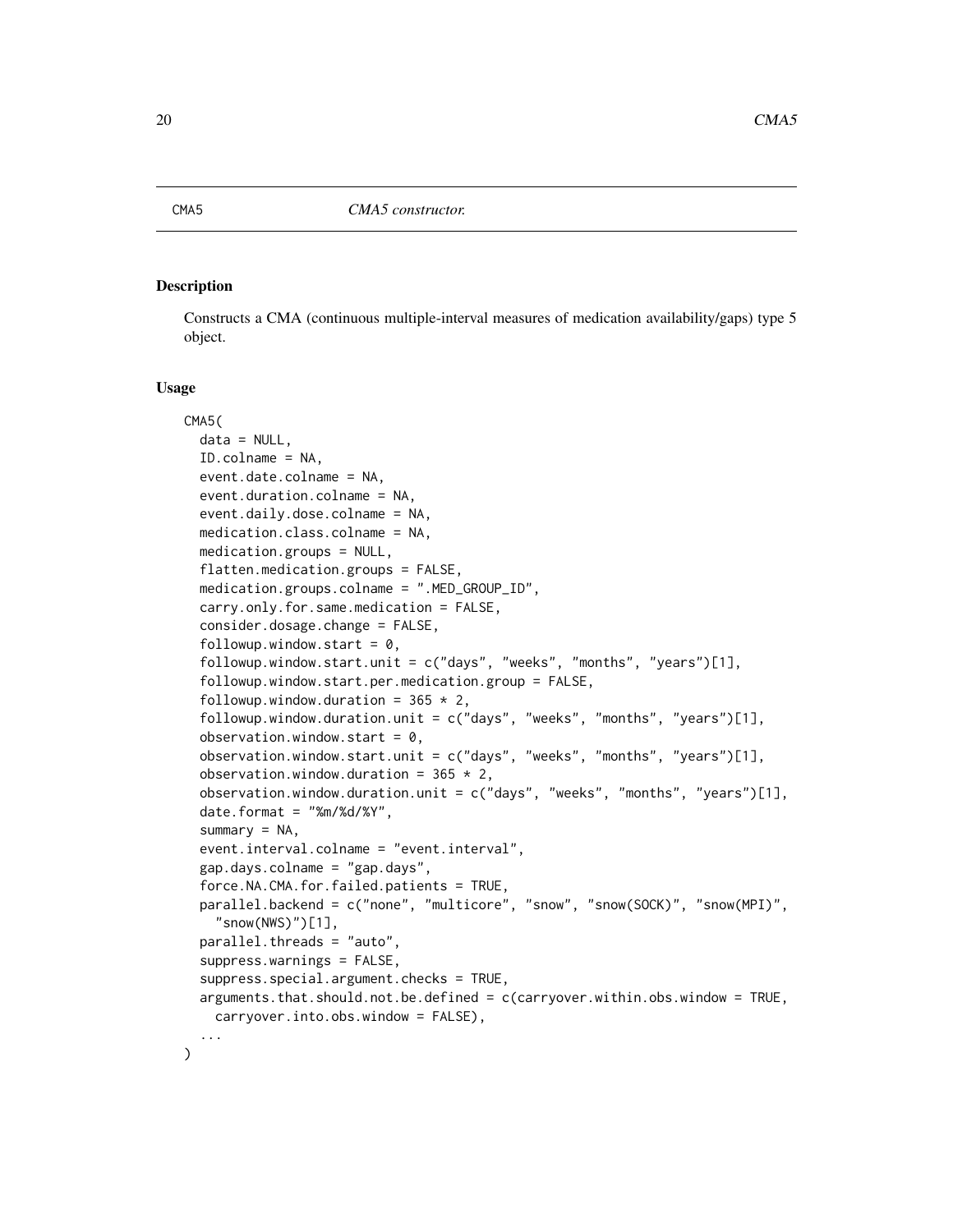# CMA5 — *CMA5 constructor.*

## Description

Constructs a CMA (continuous multiple-interval measures of medication availability/gaps) type 5 object.

## Usage

```
CMA5(
  data = NULL,
  ID.colname = NA,
  event.date.colname = NA,
  event.duration.colname = NA,
  event.daily.dose.colname = NA,
  medication.class.colname = NA,
  medication.groups = NULL,
  flatten.medication.groups = FALSE,
  medication.groups.colname = ".MED_GROUP_ID",
  carry.only.for.same.medication = FALSE,
  consider.dosage.change = FALSE,
  followup.window.start = 0,
  followup.window.start.unit = c("days", "weeks", "months", "years")[1],
  followup.window.start.per.medication.group = FALSE,
  followup.window.duration = 365 * 2,
  followup.window.duration.unit = c("days", "weeks", "months", "years")[1],
  observation.window.start = 0,
  observation.window.start.unit = c("days", "weeks", "months", "years")[1],
  observation.window.duration = 365 * 2,
  observation.window.duration.unit = c("days", "weeks", "months", "years")[1],
  date.format = "%m/%d/%Y",
  summary = NA,
  event.interval.colname = "event.interval",
  gap.days.colname = "gap.days",
  force.NA.CMA.for.failed.patients = TRUE,
  parallel.backend = c("none", "multicore", "snow", "snow(SOCK)", "snow(MPI)",
    "snow(NWS)")[1],
  parallel.threads = "auto",
  suppress.warnings = FALSE,
  suppress.special.argument.checks = TRUE,
  arguments.that.should.not.be.defined = c(carryover.within.obs.window = TRUE,
    carryover.into.obs.window = FALSE),
  ...
)
```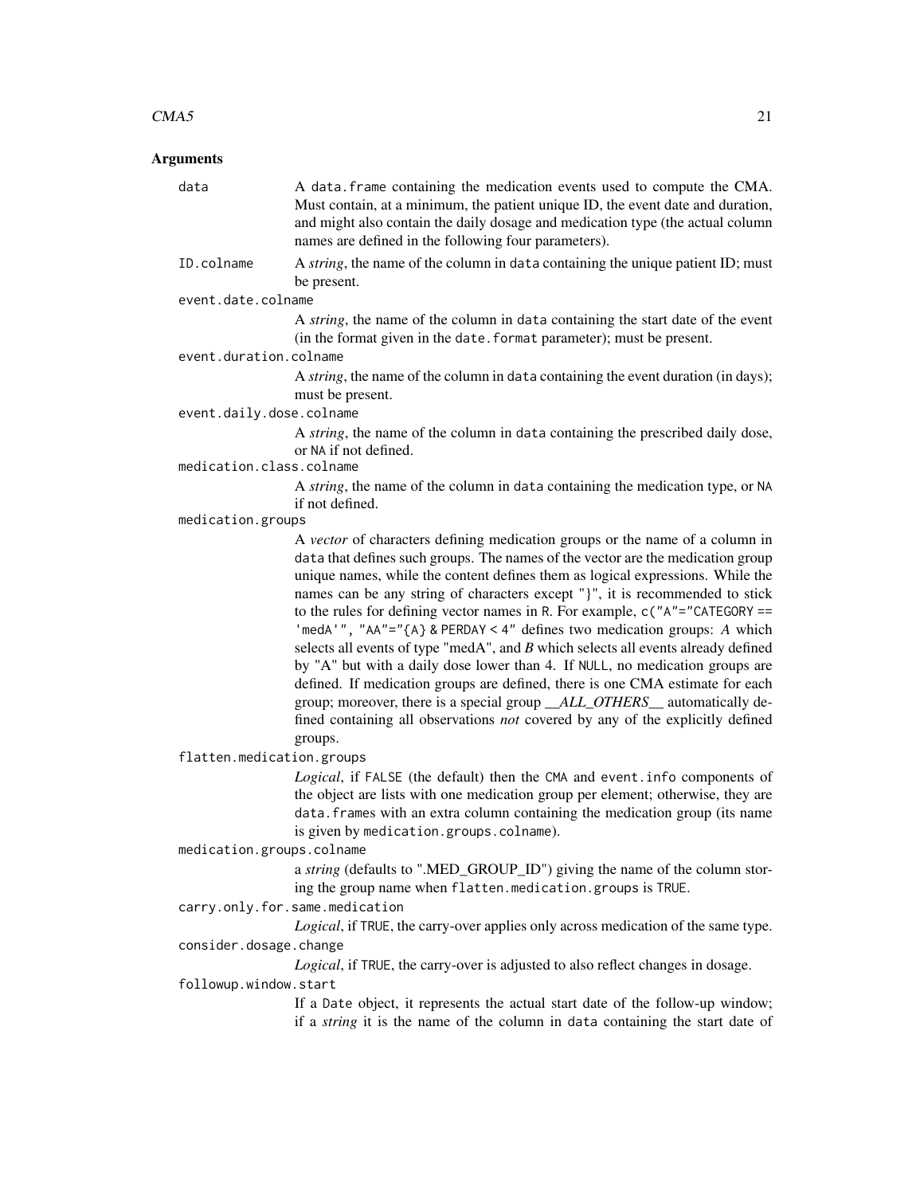## Arguments

`data`
: A `data.frame` containing the medication events used to compute the CMA. Must contain, at a minimum, the patient unique ID, the event date and duration, and might also contain the daily dosage and medication type (the actual column names are defined in the following four parameters).

`ID.colname`
: A *string*, the name of the column in `data` containing the unique patient ID; must be present.

`event.date.colname`
: A *string*, the name of the column in `data` containing the start date of the event (in the format given in the `date.format` parameter); must be present.

`event.duration.colname`
: A *string*, the name of the column in `data` containing the event duration (in days); must be present.

`event.daily.dose.colname`
: A *string*, the name of the column in `data` containing the prescribed daily dose, or `NA` if not defined.

`medication.class.colname`
: A *string*, the name of the column in `data` containing the medication type, or `NA` if not defined.

`medication.groups`
: A *vector* of characters defining medication groups or the name of a column in `data` that defines such groups. The names of the vector are the medication group unique names, while the content defines them as logical expressions. While the names can be any string of characters except "}", it is recommended to stick to the rules for defining vector names in R. For example, `c("A"="CATEGORY == 'medA'", "AA"="{A} & PERDAY < 4"` defines two medication groups: *A* which selects all events of type "medA", and *B* which selects all events already defined by "A" but with a daily dose lower than 4. If `NULL`, no medication groups are defined. If medication groups are defined, there is one CMA estimate for each group; moreover, there is a special group *__ALL_OTHERS__* automatically defined containing all observations *not* covered by any of the explicitly defined groups.

`flatten.medication.groups`
: *Logical*, if `FALSE` (the default) then the `CMA` and `event.info` components of the object are lists with one medication group per element; otherwise, they are `data.frame`s with an extra column containing the medication group (its name is given by `medication.groups.colname`).

`medication.groups.colname`
: a *string* (defaults to ".MED_GROUP_ID") giving the name of the column storing the group name when `flatten.medication.groups` is `TRUE`.

`carry.only.for.same.medication`
: *Logical*, if `TRUE`, the carry-over applies only across medication of the same type.

`consider.dosage.change`
: *Logical*, if `TRUE`, the carry-over is adjusted to also reflect changes in dosage.

`followup.window.start`
: If a `Date` object, it represents the actual start date of the follow-up window; if a *string* it is the name of the column in `data` containing the start date of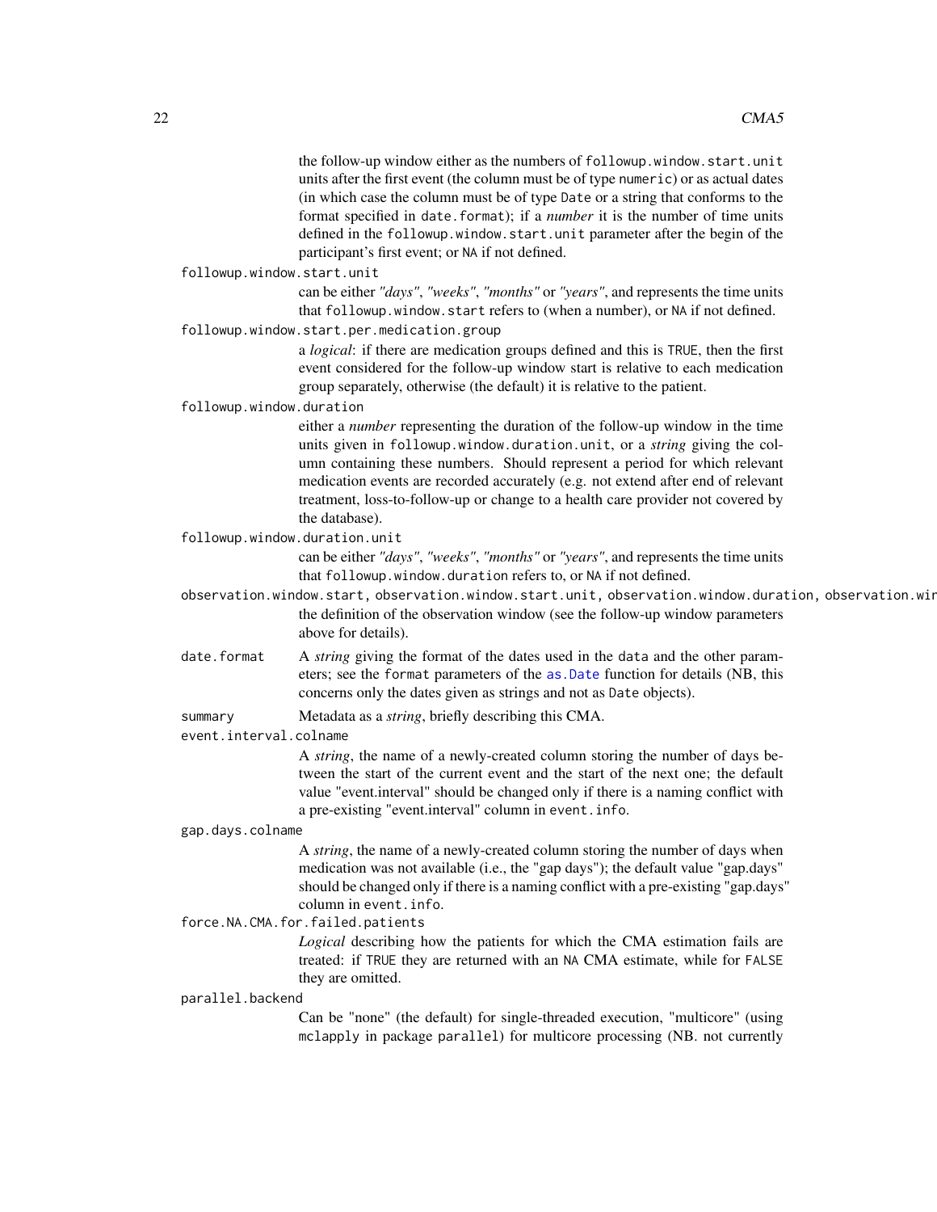the follow-up window either as the numbers of `followup.window.start.unit` units after the first event (the column must be of type `numeric`) or as actual dates (in which case the column must be of type `Date` or a string that conforms to the format specified in `date.format`); if a *number* it is the number of time units defined in the `followup.window.start.unit` parameter after the begin of the participant's first event; or `NA` if not defined.

`followup.window.start.unit`
: can be either *"days"*, *"weeks"*, *"months"* or *"years"*, and represents the time units that `followup.window.start` refers to (when a number), or `NA` if not defined.

`followup.window.start.per.medication.group`
: a *logical*: if there are medication groups defined and this is `TRUE`, then the first event considered for the follow-up window start is relative to each medication group separately, otherwise (the default) it is relative to the patient.

`followup.window.duration`
: either a *number* representing the duration of the follow-up window in the time units given in `followup.window.duration.unit`, or a *string* giving the column containing these numbers. Should represent a period for which relevant medication events are recorded accurately (e.g. not extend after end of relevant treatment, loss-to-follow-up or change to a health care provider not covered by the database).

`followup.window.duration.unit`
: can be either *"days"*, *"weeks"*, *"months"* or *"years"*, and represents the time units that `followup.window.duration` refers to, or `NA` if not defined.

`observation.window.start, observation.window.start.unit, observation.window.duration, observation.wir`
: the definition of the observation window (see the follow-up window parameters above for details).

`date.format`
: A *string* giving the format of the dates used in the `data` and the other parameters; see the `format` parameters of the `as.Date` function for details (NB, this concerns only the dates given as strings and not as `Date` objects).

`summary`
: Metadata as a *string*, briefly describing this CMA.

`event.interval.colname`
: A *string*, the name of a newly-created column storing the number of days between the start of the current event and the start of the next one; the default value "event.interval" should be changed only if there is a naming conflict with a pre-existing "event.interval" column in `event.info`.

`gap.days.colname`
: A *string*, the name of a newly-created column storing the number of days when medication was not available (i.e., the "gap days"); the default value "gap.days" should be changed only if there is a naming conflict with a pre-existing "gap.days" column in `event.info`.

`force.NA.CMA.for.failed.patients`
: *Logical* describing how the patients for which the CMA estimation fails are treated: if `TRUE` they are returned with an `NA` CMA estimate, while for `FALSE` they are omitted.

`parallel.backend`
: Can be "none" (the default) for single-threaded execution, "multicore" (using `mclapply` in package `parallel`) for multicore processing (NB. not currently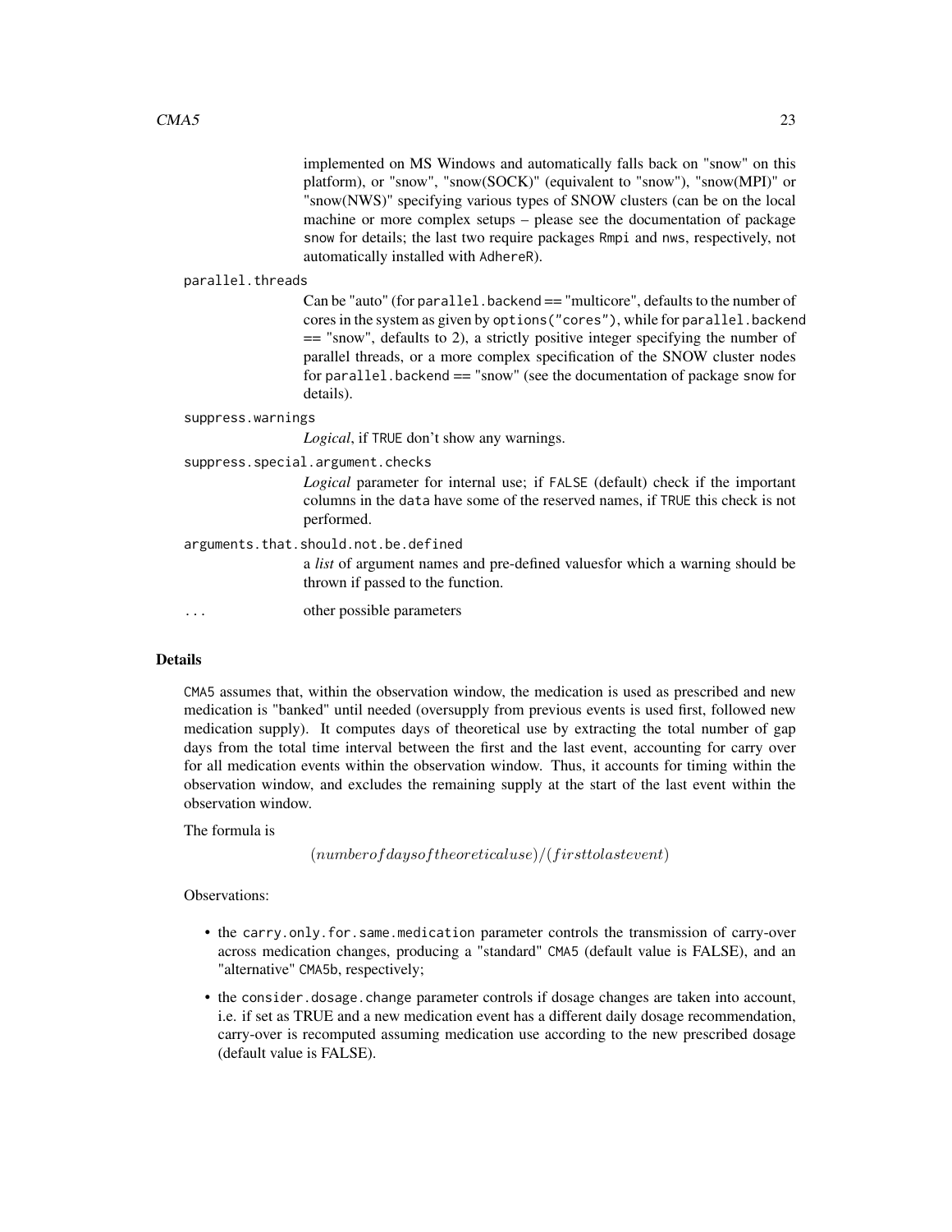implemented on MS Windows and automatically falls back on "snow" on this platform), or "snow", "snow(SOCK)" (equivalent to "snow"), "snow(MPI)" or "snow(NWS)" specifying various types of SNOW clusters (can be on the local machine or more complex setups – please see the documentation of package `snow` for details; the last two require packages `Rmpi` and `nws`, respectively, not automatically installed with `AdhereR`).

`parallel.threads`
: Can be "auto" (for `parallel.backend` == "multicore", defaults to the number of cores in the system as given by `options("cores")`, while for `parallel.backend` == "snow", defaults to 2), a strictly positive integer specifying the number of parallel threads, or a more complex specification of the SNOW cluster nodes for `parallel.backend` == "snow" (see the documentation of package `snow` for details).

`suppress.warnings`
: *Logical*, if `TRUE` don't show any warnings.

`suppress.special.argument.checks`
: *Logical* parameter for internal use; if `FALSE` (default) check if the important columns in the `data` have some of the reserved names, if `TRUE` this check is not performed.

`arguments.that.should.not.be.defined`
: a *list* of argument names and pre-defined valuesfor which a warning should be thrown if passed to the function.

`...`
: other possible parameters

## Details

`CMA5` assumes that, within the observation window, the medication is used as prescribed and new medication is "banked" until needed (oversupply from previous events is used first, followed new medication supply). It computes days of theoretical use by extracting the total number of gap days from the total time interval between the first and the last event, accounting for carry over for all medication events within the observation window. Thus, it accounts for timing within the observation window, and excludes the remaining supply at the start of the last event within the observation window.

The formula is

$$(number of days of theoretical use)/(first to last event)$$

Observations:

- the `carry.only.for.same.medication` parameter controls the transmission of carry-over across medication changes, producing a "standard" `CMA5` (default value is FALSE), and an "alternative" `CMA5b`, respectively;
- the `consider.dosage.change` parameter controls if dosage changes are taken into account, i.e. if set as TRUE and a new medication event has a different daily dosage recommendation, carry-over is recomputed assuming medication use according to the new prescribed dosage (default value is FALSE).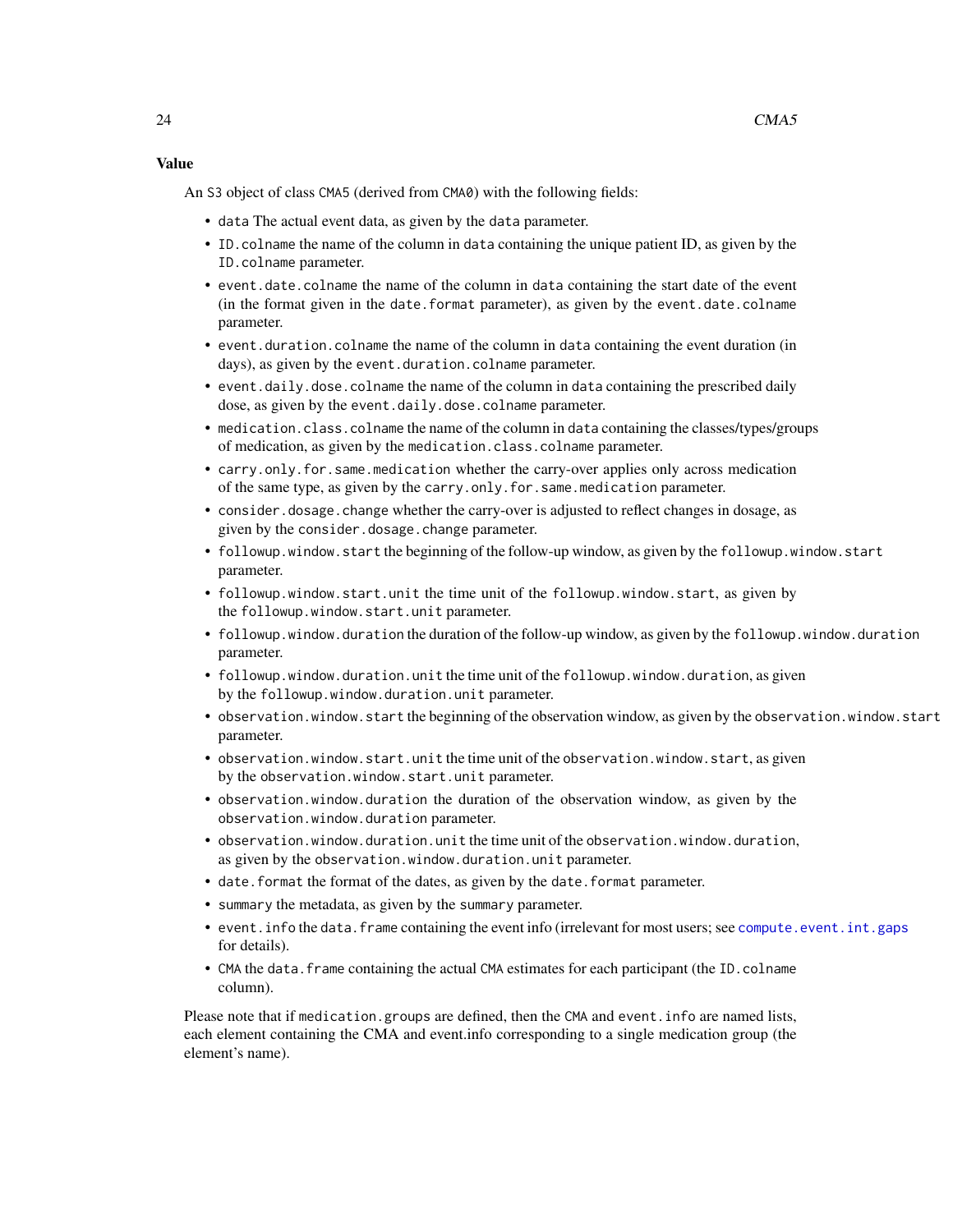## Value

An S3 object of class CMA5 (derived from CMA0) with the following fields:

- data The actual event data, as given by the data parameter.
- ID.colname the name of the column in data containing the unique patient ID, as given by the ID.colname parameter.
- event.date.colname the name of the column in data containing the start date of the event (in the format given in the date.format parameter), as given by the event.date.colname parameter.
- event.duration.colname the name of the column in data containing the event duration (in days), as given by the event.duration.colname parameter.
- event.daily.dose.colname the name of the column in data containing the prescribed daily dose, as given by the event.daily.dose.colname parameter.
- medication.class.colname the name of the column in data containing the classes/types/groups of medication, as given by the medication.class.colname parameter.
- carry.only.for.same.medication whether the carry-over applies only across medication of the same type, as given by the carry.only.for.same.medication parameter.
- consider.dosage.change whether the carry-over is adjusted to reflect changes in dosage, as given by the consider.dosage.change parameter.
- followup.window.start the beginning of the follow-up window, as given by the followup.window.start parameter.
- followup.window.start.unit the time unit of the followup.window.start, as given by the followup.window.start.unit parameter.
- followup.window.duration the duration of the follow-up window, as given by the followup.window.duration parameter.
- followup.window.duration.unit the time unit of the followup.window.duration, as given by the followup.window.duration.unit parameter.
- observation.window.start the beginning of the observation window, as given by the observation.window.start parameter.
- observation.window.start.unit the time unit of the observation.window.start, as given by the observation.window.start.unit parameter.
- observation.window.duration the duration of the observation window, as given by the observation.window.duration parameter.
- observation.window.duration.unit the time unit of the observation.window.duration, as given by the observation.window.duration.unit parameter.
- date.format the format of the dates, as given by the date.format parameter.
- summary the metadata, as given by the summary parameter.
- event.info the data.frame containing the event info (irrelevant for most users; see compute.event.int.gaps for details).
- CMA the data.frame containing the actual CMA estimates for each participant (the ID.colname column).

Please note that if medication.groups are defined, then the CMA and event.info are named lists, each element containing the CMA and event.info corresponding to a single medication group (the element's name).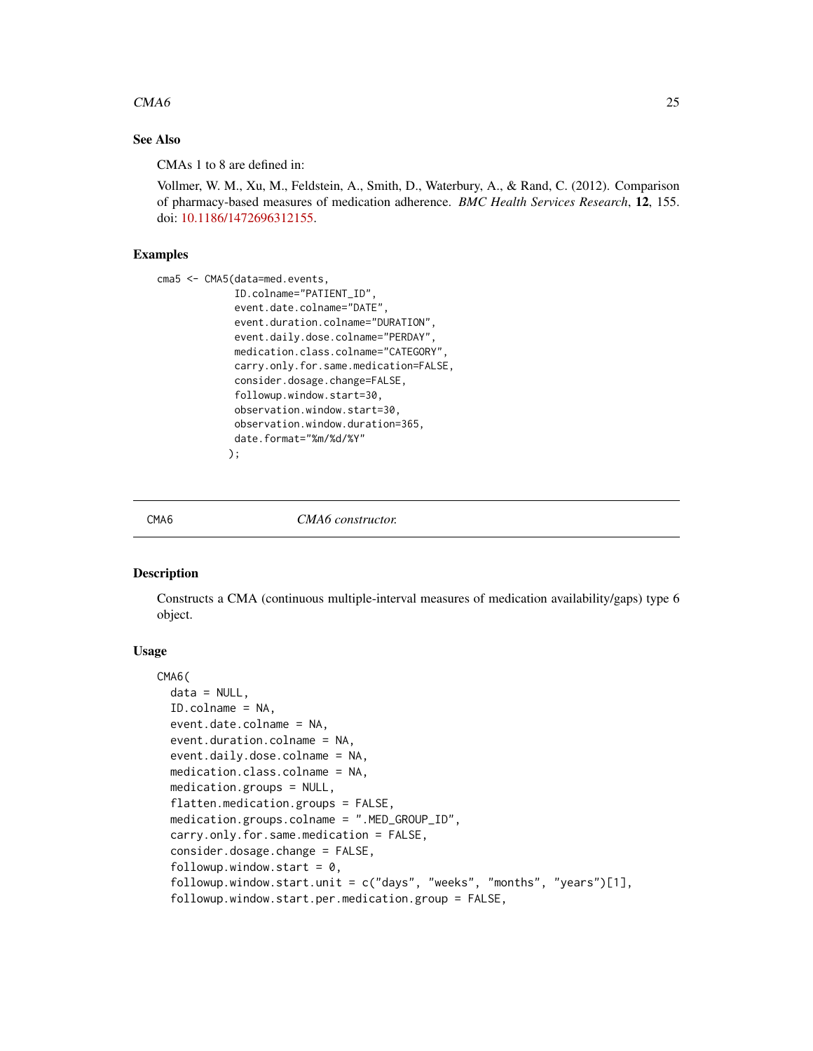### See Also

CMAs 1 to 8 are defined in:

Vollmer, W. M., Xu, M., Feldstein, A., Smith, D., Waterbury, A., & Rand, C. (2012). Comparison of pharmacy-based measures of medication adherence. *BMC Health Services Research*, **12**, 155. doi: 10.1186/1472696312155.

### Examples

```
cma5 <- CMA5(data=med.events,
             ID.colname="PATIENT_ID",
             event.date.colname="DATE",
             event.duration.colname="DURATION",
             event.daily.dose.colname="PERDAY",
             medication.class.colname="CATEGORY",
             carry.only.for.same.medication=FALSE,
             consider.dosage.change=FALSE,
             followup.window.start=30,
             observation.window.start=30,
             observation.window.duration=365,
             date.format="%m/%d/%Y"
            );
```

---

## CMA6 — *CMA6 constructor.*

### Description

Constructs a CMA (continuous multiple-interval measures of medication availability/gaps) type 6 object.

### Usage

```
CMA6(
  data = NULL,
  ID.colname = NA,
  event.date.colname = NA,
  event.duration.colname = NA,
  event.daily.dose.colname = NA,
  medication.class.colname = NA,
  medication.groups = NULL,
  flatten.medication.groups = FALSE,
  medication.groups.colname = ".MED_GROUP_ID",
  carry.only.for.same.medication = FALSE,
  consider.dosage.change = FALSE,
  followup.window.start = 0,
  followup.window.start.unit = c("days", "weeks", "months", "years")[1],
  followup.window.start.per.medication.group = FALSE,
```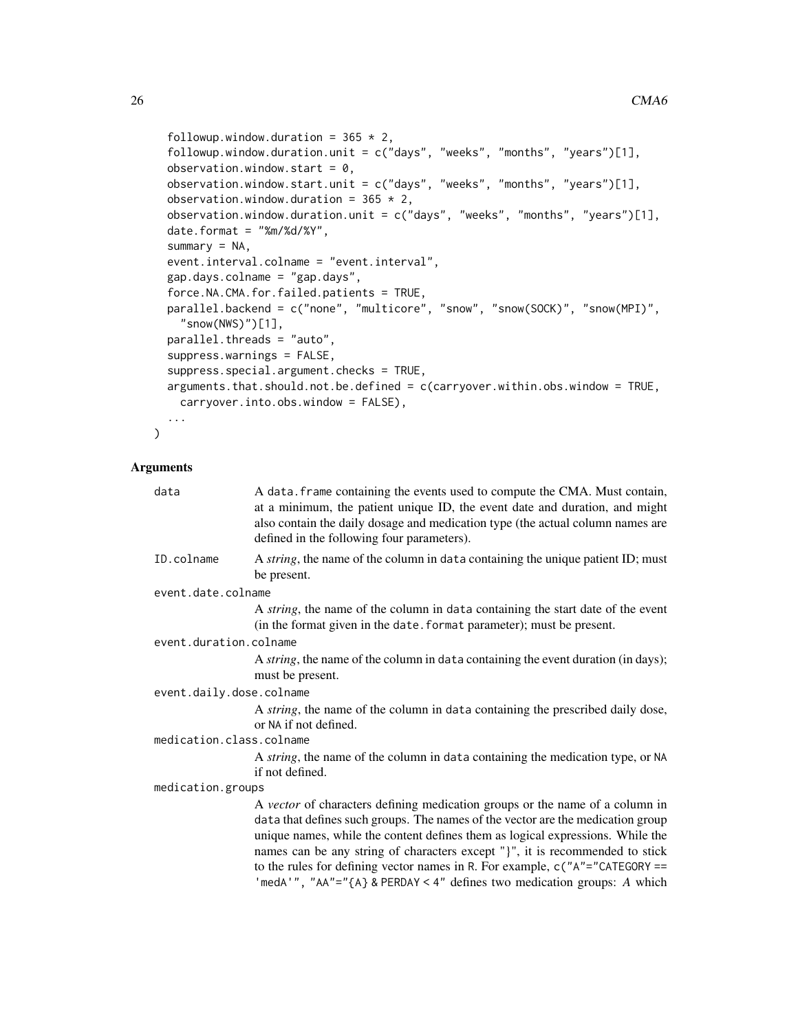```
  followup.window.duration = 365 * 2,
  followup.window.duration.unit = c("days", "weeks", "months", "years")[1],
  observation.window.start = 0,
  observation.window.start.unit = c("days", "weeks", "months", "years")[1],
  observation.window.duration = 365 * 2,
  observation.window.duration.unit = c("days", "weeks", "months", "years")[1],
  date.format = "%m/%d/%Y",
  summary = NA,
  event.interval.colname = "event.interval",
  gap.days.colname = "gap.days",
  force.NA.CMA.for.failed.patients = TRUE,
  parallel.backend = c("none", "multicore", "snow", "snow(SOCK)", "snow(MPI)",
    "snow(NWS)")[1],
  parallel.threads = "auto",
  suppress.warnings = FALSE,
  suppress.special.argument.checks = TRUE,
  arguments.that.should.not.be.defined = c(carryover.within.obs.window = TRUE,
    carryover.into.obs.window = FALSE),
  ...
)
```

### Arguments

`data` A `data.frame` containing the events used to compute the CMA. Must contain, at a minimum, the patient unique ID, the event date and duration, and might also contain the daily dosage and medication type (the actual column names are defined in the following four parameters).

`ID.colname` A *string*, the name of the column in `data` containing the unique patient ID; must be present.

`event.date.colname` A *string*, the name of the column in `data` containing the start date of the event (in the format given in the `date.format` parameter); must be present.

`event.duration.colname` A *string*, the name of the column in `data` containing the event duration (in days); must be present.

`event.daily.dose.colname` A *string*, the name of the column in `data` containing the prescribed daily dose, or `NA` if not defined.

`medication.class.colname` A *string*, the name of the column in `data` containing the medication type, or `NA` if not defined.

`medication.groups` A *vector* of characters defining medication groups or the name of a column in `data` that defines such groups. The names of the vector are the medication group unique names, while the content defines them as logical expressions. While the names can be any string of characters except "}", it is recommended to stick to the rules for defining vector names in R. For example, `c("A"="CATEGORY == 'medA'", "AA"="{A} & PERDAY < 4"` defines two medication groups: *A* which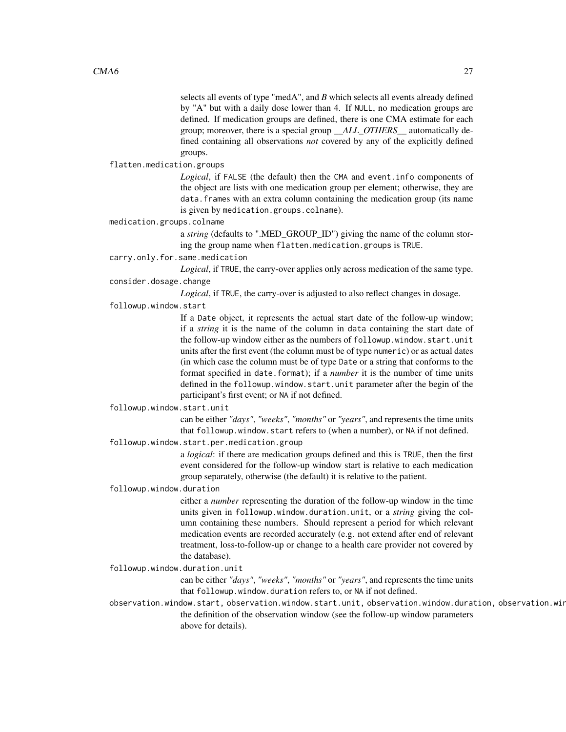selects all events of type "medA", and *B* which selects all events already defined by "A" but with a daily dose lower than 4. If `NULL`, no medication groups are defined. If medication groups are defined, there is one CMA estimate for each group; moreover, there is a special group *__ALL_OTHERS__* automatically defined containing all observations *not* covered by any of the explicitly defined groups.

`flatten.medication.groups`
: *Logical*, if `FALSE` (the default) then the `CMA` and `event.info` components of the object are lists with one medication group per element; otherwise, they are `data.frames` with an extra column containing the medication group (its name is given by `medication.groups.colname`).

`medication.groups.colname`
: a *string* (defaults to ".MED_GROUP_ID") giving the name of the column storing the group name when `flatten.medication.groups` is `TRUE`.

`carry.only.for.same.medication`
: *Logical*, if `TRUE`, the carry-over applies only across medication of the same type.

`consider.dosage.change`
: *Logical*, if `TRUE`, the carry-over is adjusted to also reflect changes in dosage.

`followup.window.start`
: If a `Date` object, it represents the actual start date of the follow-up window; if a *string* it is the name of the column in `data` containing the start date of the follow-up window either as the numbers of `followup.window.start.unit` units after the first event (the column must be of type `numeric`) or as actual dates (in which case the column must be of type `Date` or a string that conforms to the format specified in `date.format`); if a *number* it is the number of time units defined in the `followup.window.start.unit` parameter after the begin of the participant's first event; or `NA` if not defined.

`followup.window.start.unit`
: can be either *"days"*, *"weeks"*, *"months"* or *"years"*, and represents the time units that `followup.window.start` refers to (when a number), or `NA` if not defined.

`followup.window.start.per.medication.group`
: a *logical*: if there are medication groups defined and this is `TRUE`, then the first event considered for the follow-up window start is relative to each medication group separately, otherwise (the default) it is relative to the patient.

`followup.window.duration`
: either a *number* representing the duration of the follow-up window in the time units given in `followup.window.duration.unit`, or a *string* giving the column containing these numbers. Should represent a period for which relevant medication events are recorded accurately (e.g. not extend after end of relevant treatment, loss-to-follow-up or change to a health care provider not covered by the database).

`followup.window.duration.unit`
: can be either *"days"*, *"weeks"*, *"months"* or *"years"*, and represents the time units that `followup.window.duration` refers to, or `NA` if not defined.

`observation.window.start, observation.window.start.unit, observation.window.duration, observation.wir`
: the definition of the observation window (see the follow-up window parameters above for details).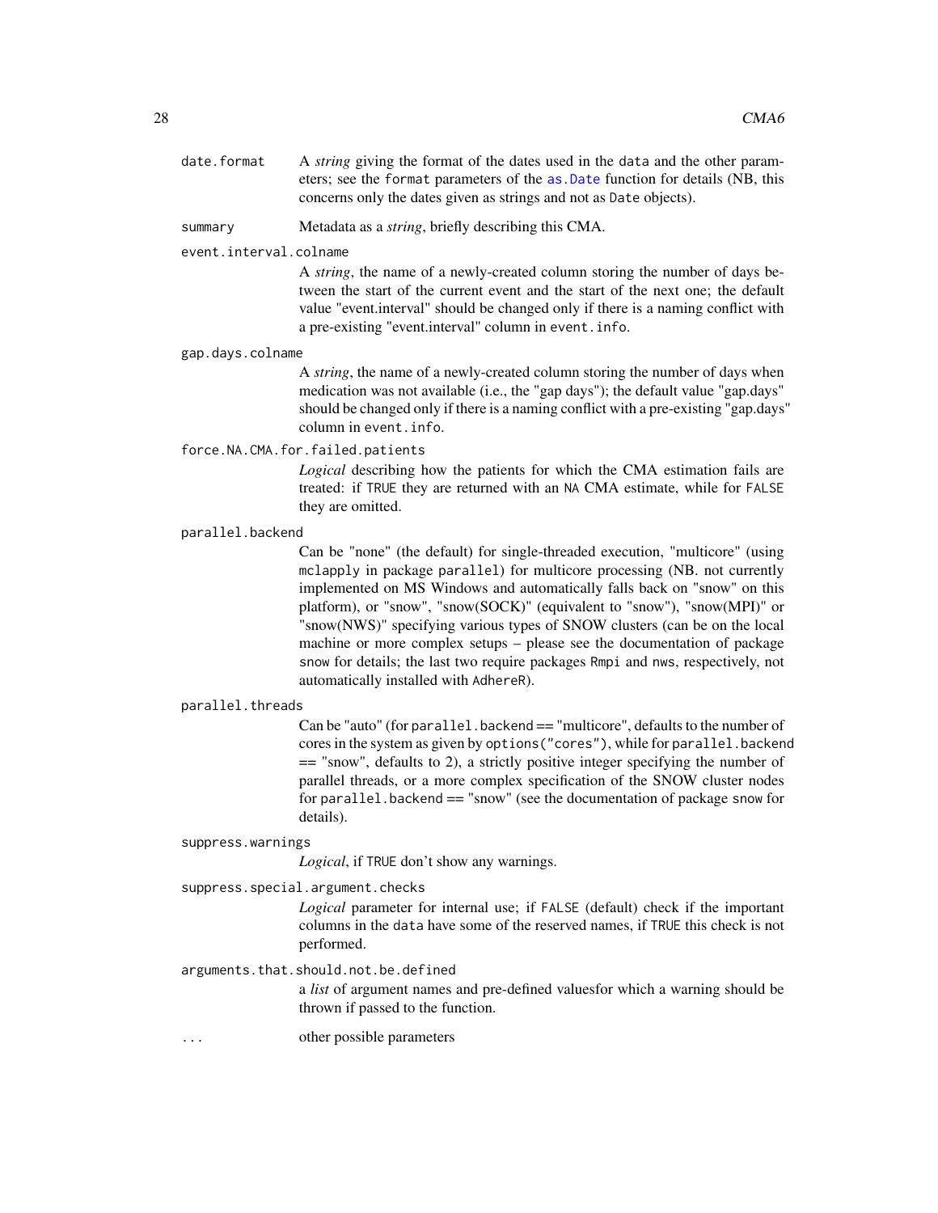`date.format` A *string* giving the format of the dates used in the `data` and the other parameters; see the `format` parameters of the `as.Date` function for details (NB, this concerns only the dates given as strings and not as `Date` objects).

`summary` Metadata as a *string*, briefly describing this CMA.

`event.interval.colname`
A *string*, the name of a newly-created column storing the number of days between the start of the current event and the start of the next one; the default value "event.interval" should be changed only if there is a naming conflict with a pre-existing "event.interval" column in `event.info`.

`gap.days.colname`
A *string*, the name of a newly-created column storing the number of days when medication was not available (i.e., the "gap days"); the default value "gap.days" should be changed only if there is a naming conflict with a pre-existing "gap.days" column in `event.info`.

`force.NA.CMA.for.failed.patients`
*Logical* describing how the patients for which the CMA estimation fails are treated: if `TRUE` they are returned with an `NA` CMA estimate, while for `FALSE` they are omitted.

`parallel.backend`
Can be "none" (the default) for single-threaded execution, "multicore" (using `mclapply` in package `parallel`) for multicore processing (NB. not currently implemented on MS Windows and automatically falls back on "snow" on this platform), or "snow", "snow(SOCK)" (equivalent to "snow"), "snow(MPI)" or "snow(NWS)" specifying various types of SNOW clusters (can be on the local machine or more complex setups – please see the documentation of package `snow` for details; the last two require packages `Rmpi` and `nws`, respectively, not automatically installed with `AdhereR`).

`parallel.threads`
Can be "auto" (for `parallel.backend` == "multicore", defaults to the number of cores in the system as given by `options("cores")`, while for `parallel.backend` == "snow", defaults to 2), a strictly positive integer specifying the number of parallel threads, or a more complex specification of the SNOW cluster nodes for `parallel.backend` == "snow" (see the documentation of package `snow` for details).

`suppress.warnings`
*Logical*, if `TRUE` don't show any warnings.

`suppress.special.argument.checks`
*Logical* parameter for internal use; if `FALSE` (default) check if the important columns in the `data` have some of the reserved names, if `TRUE` this check is not performed.

`arguments.that.should.not.be.defined`
a *list* of argument names and pre-defined valuesfor which a warning should be thrown if passed to the function.

`...` other possible parameters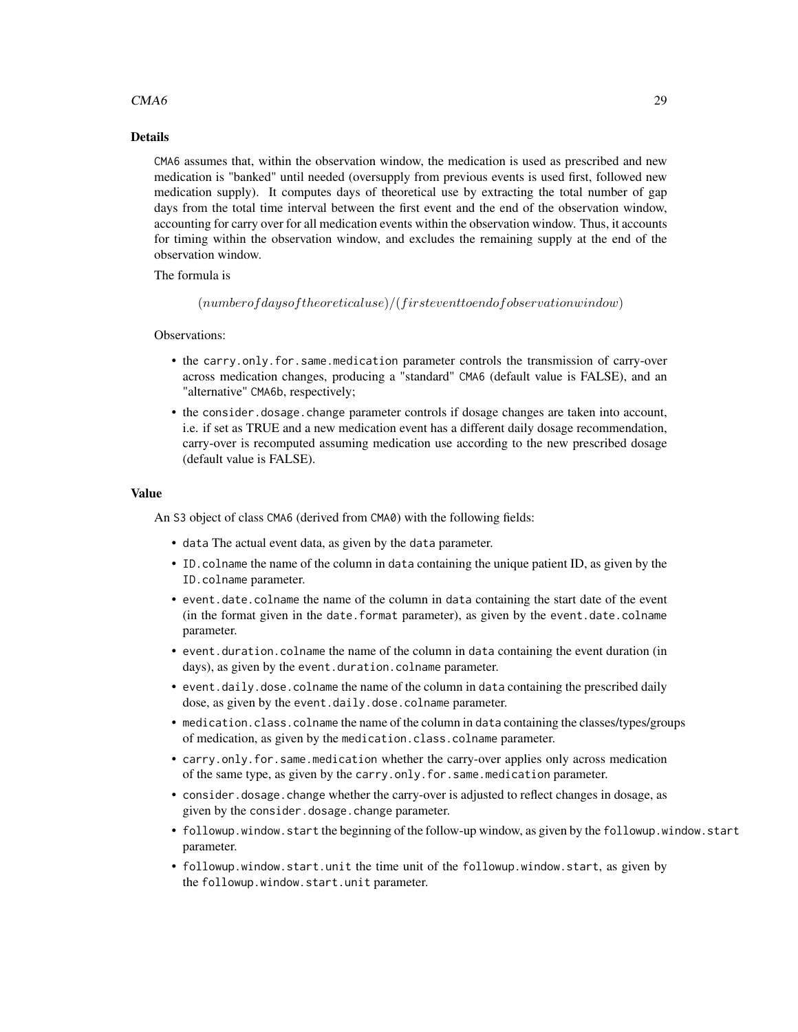## Details

CMA6 assumes that, within the observation window, the medication is used as prescribed and new medication is "banked" until needed (oversupply from previous events is used first, followed new medication supply). It computes days of theoretical use by extracting the total number of gap days from the total time interval between the first event and the end of the observation window, accounting for carry over for all medication events within the observation window. Thus, it accounts for timing within the observation window, and excludes the remaining supply at the end of the observation window.

The formula is

$$(number of days of theoretical use)/(first event to end of observation window)$$

Observations:

- the carry.only.for.same.medication parameter controls the transmission of carry-over across medication changes, producing a "standard" CMA6 (default value is FALSE), and an "alternative" CMA6b, respectively;
- the consider.dosage.change parameter controls if dosage changes are taken into account, i.e. if set as TRUE and a new medication event has a different daily dosage recommendation, carry-over is recomputed assuming medication use according to the new prescribed dosage (default value is FALSE).

## Value

An S3 object of class CMA6 (derived from CMA0) with the following fields:

- data The actual event data, as given by the data parameter.
- ID.colname the name of the column in data containing the unique patient ID, as given by the ID.colname parameter.
- event.date.colname the name of the column in data containing the start date of the event (in the format given in the date.format parameter), as given by the event.date.colname parameter.
- event.duration.colname the name of the column in data containing the event duration (in days), as given by the event.duration.colname parameter.
- event.daily.dose.colname the name of the column in data containing the prescribed daily dose, as given by the event.daily.dose.colname parameter.
- medication.class.colname the name of the column in data containing the classes/types/groups of medication, as given by the medication.class.colname parameter.
- carry.only.for.same.medication whether the carry-over applies only across medication of the same type, as given by the carry.only.for.same.medication parameter.
- consider.dosage.change whether the carry-over is adjusted to reflect changes in dosage, as given by the consider.dosage.change parameter.
- followup.window.start the beginning of the follow-up window, as given by the followup.window.start parameter.
- followup.window.start.unit the time unit of the followup.window.start, as given by the followup.window.start.unit parameter.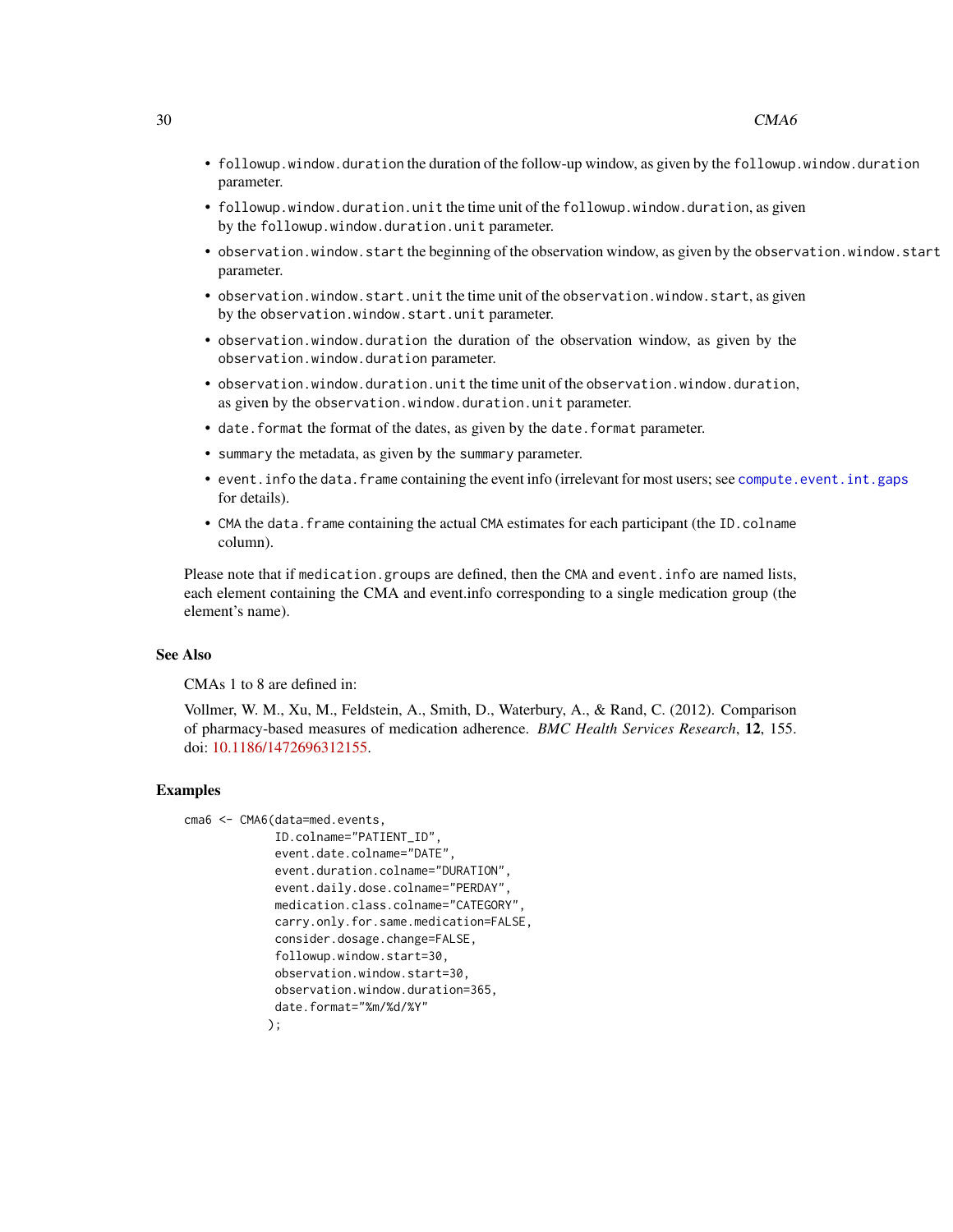- `followup.window.duration` the duration of the follow-up window, as given by the `followup.window.duration` parameter.
- `followup.window.duration.unit` the time unit of the `followup.window.duration`, as given by the `followup.window.duration.unit` parameter.
- `observation.window.start` the beginning of the observation window, as given by the `observation.window.start` parameter.
- `observation.window.start.unit` the time unit of the `observation.window.start`, as given by the `observation.window.start.unit` parameter.
- `observation.window.duration` the duration of the observation window, as given by the `observation.window.duration` parameter.
- `observation.window.duration.unit` the time unit of the `observation.window.duration`, as given by the `observation.window.duration.unit` parameter.
- `date.format` the format of the dates, as given by the `date.format` parameter.
- `summary` the metadata, as given by the `summary` parameter.
- `event.info` the `data.frame` containing the event info (irrelevant for most users; see `compute.event.int.gaps` for details).
- `CMA` the `data.frame` containing the actual `CMA` estimates for each participant (the `ID.colname` column).

Please note that if `medication.groups` are defined, then the `CMA` and `event.info` are named lists, each element containing the CMA and event.info corresponding to a single medication group (the element's name).

## See Also

CMAs 1 to 8 are defined in:

Vollmer, W. M., Xu, M., Feldstein, A., Smith, D., Waterbury, A., & Rand, C. (2012). Comparison of pharmacy-based measures of medication adherence. *BMC Health Services Research*, **12**, 155. doi: 10.1186/1472696312155.

## Examples

```
cma6 <- CMA6(data=med.events,
             ID.colname="PATIENT_ID",
             event.date.colname="DATE",
             event.duration.colname="DURATION",
             event.daily.dose.colname="PERDAY",
             medication.class.colname="CATEGORY",
             carry.only.for.same.medication=FALSE,
             consider.dosage.change=FALSE,
             followup.window.start=30,
             observation.window.start=30,
             observation.window.duration=365,
             date.format="%m/%d/%Y"
            );
```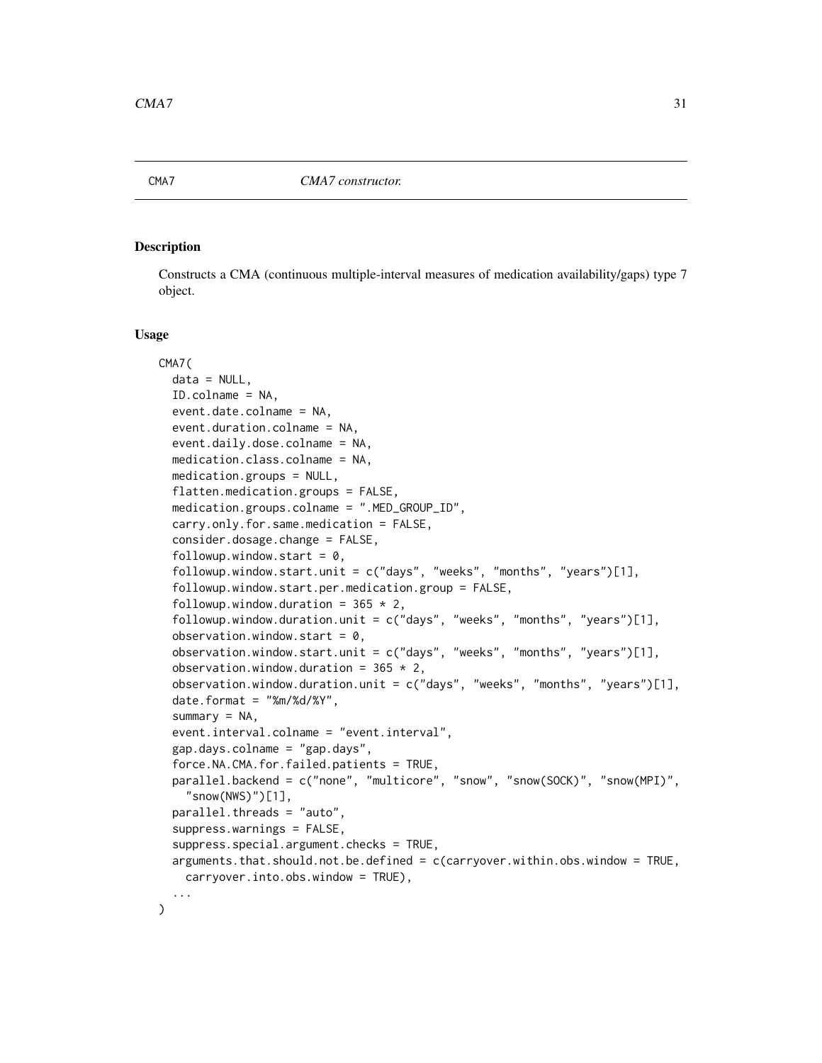CMA7 *CMA7 constructor.*

## Description

Constructs a CMA (continuous multiple-interval measures of medication availability/gaps) type 7 object.

## Usage

```
CMA7(
  data = NULL,
  ID.colname = NA,
  event.date.colname = NA,
  event.duration.colname = NA,
  event.daily.dose.colname = NA,
  medication.class.colname = NA,
  medication.groups = NULL,
  flatten.medication.groups = FALSE,
  medication.groups.colname = ".MED_GROUP_ID",
  carry.only.for.same.medication = FALSE,
  consider.dosage.change = FALSE,
  followup.window.start = 0,
  followup.window.start.unit = c("days", "weeks", "months", "years")[1],
  followup.window.start.per.medication.group = FALSE,
  followup.window.duration = 365 * 2,
  followup.window.duration.unit = c("days", "weeks", "months", "years")[1],
  observation.window.start = 0,
  observation.window.start.unit = c("days", "weeks", "months", "years")[1],
  observation.window.duration = 365 * 2,
  observation.window.duration.unit = c("days", "weeks", "months", "years")[1],
  date.format = "%m/%d/%Y",
  summary = NA,
  event.interval.colname = "event.interval",
  gap.days.colname = "gap.days",
  force.NA.CMA.for.failed.patients = TRUE,
  parallel.backend = c("none", "multicore", "snow", "snow(SOCK)", "snow(MPI)",
    "snow(NWS)")[1],
  parallel.threads = "auto",
  suppress.warnings = FALSE,
  suppress.special.argument.checks = TRUE,
  arguments.that.should.not.be.defined = c(carryover.within.obs.window = TRUE,
    carryover.into.obs.window = TRUE),
  ...
)
```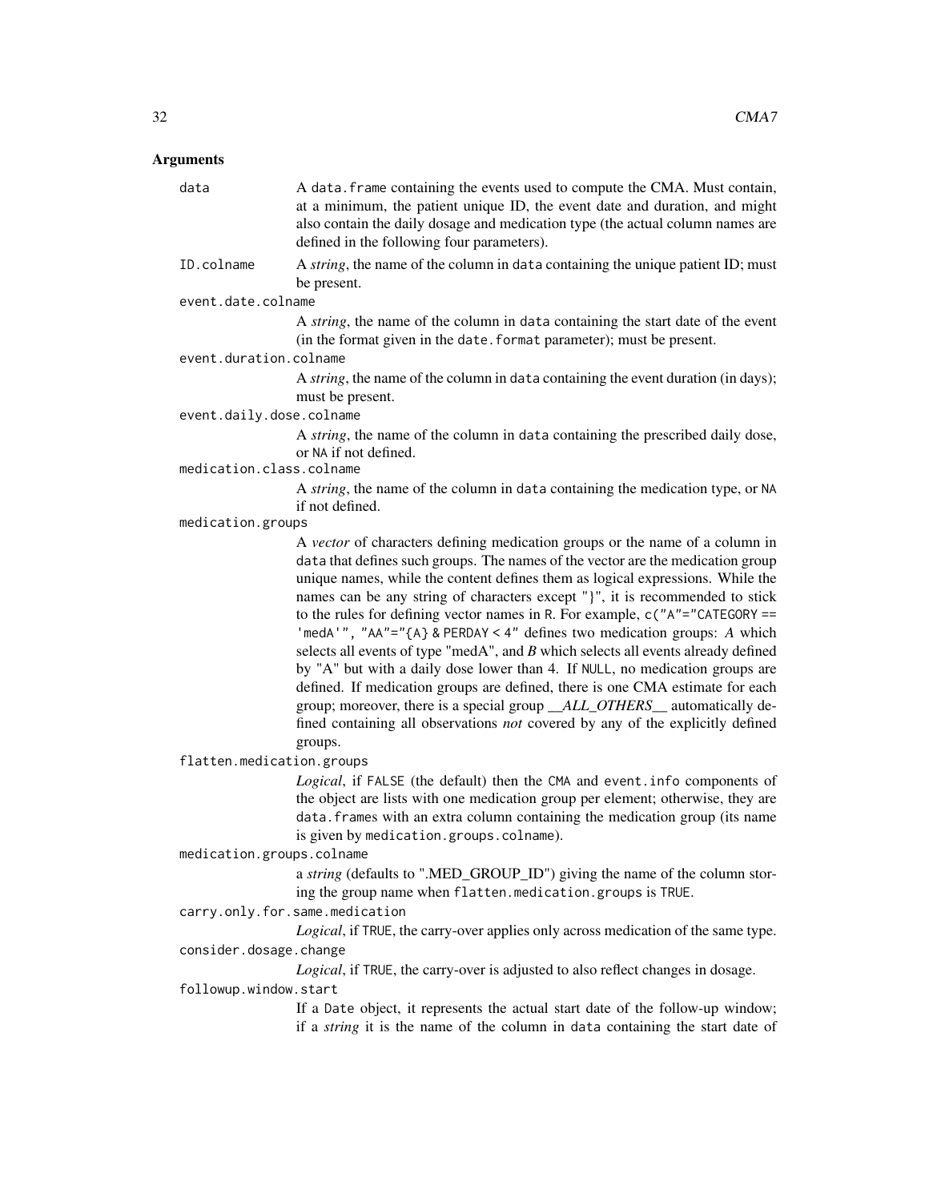## Arguments

`data` A `data.frame` containing the events used to compute the CMA. Must contain, at a minimum, the patient unique ID, the event date and duration, and might also contain the daily dosage and medication type (the actual column names are defined in the following four parameters).

`ID.colname` A *string*, the name of the column in `data` containing the unique patient ID; must be present.

`event.date.colname`
A *string*, the name of the column in `data` containing the start date of the event (in the format given in the `date.format` parameter); must be present.

`event.duration.colname`
A *string*, the name of the column in `data` containing the event duration (in days); must be present.

`event.daily.dose.colname`
A *string*, the name of the column in `data` containing the prescribed daily dose, or `NA` if not defined.

`medication.class.colname`
A *string*, the name of the column in `data` containing the medication type, or `NA` if not defined.

`medication.groups`
A *vector* of characters defining medication groups or the name of a column in `data` that defines such groups. The names of the vector are the medication group unique names, while the content defines them as logical expressions. While the names can be any string of characters except "}", it is recommended to stick to the rules for defining vector names in `R`. For example, `c("A"="CATEGORY == 'medA'", "AA"="{A} & PERDAY < 4"` defines two medication groups: *A* which selects all events of type "medA", and *B* which selects all events already defined by "A" but with a daily dose lower than 4. If `NULL`, no medication groups are defined. If medication groups are defined, there is one CMA estimate for each group; moreover, there is a special group *__ALL_OTHERS__* automatically defined containing all observations *not* covered by any of the explicitly defined groups.

`flatten.medication.groups`
*Logical*, if `FALSE` (the default) then the `CMA` and `event.info` components of the object are lists with one medication group per element; otherwise, they are `data.frames` with an extra column containing the medication group (its name is given by `medication.groups.colname`).

`medication.groups.colname`
a *string* (defaults to ".MED_GROUP_ID") giving the name of the column storing the group name when `flatten.medication.groups` is `TRUE`.

`carry.only.for.same.medication`
*Logical*, if `TRUE`, the carry-over applies only across medication of the same type.

`consider.dosage.change`
*Logical*, if `TRUE`, the carry-over is adjusted to also reflect changes in dosage.

`followup.window.start`
If a `Date` object, it represents the actual start date of the follow-up window; if a *string* it is the name of the column in `data` containing the start date of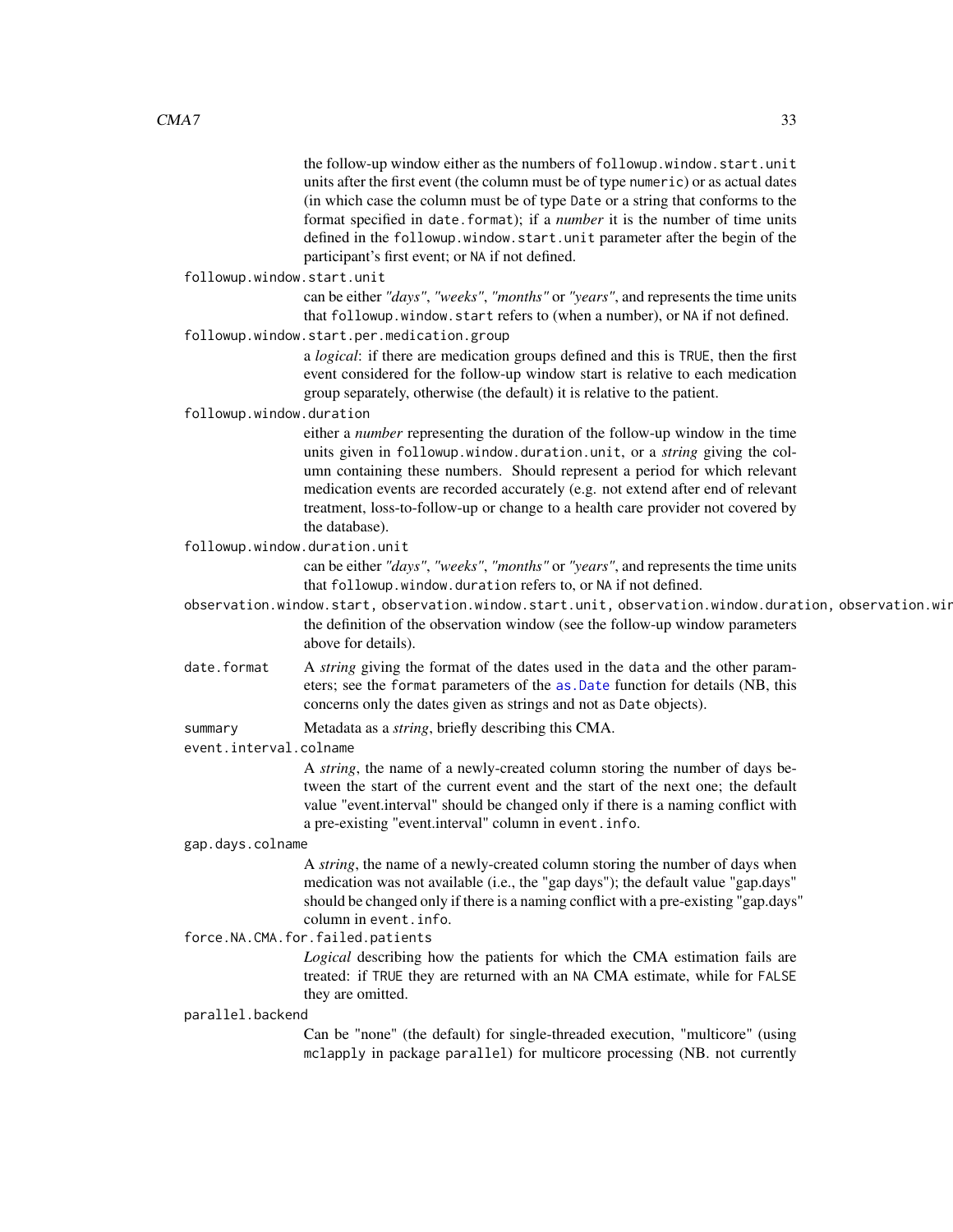the follow-up window either as the numbers of `followup.window.start.unit` units after the first event (the column must be of type `numeric`) or as actual dates (in which case the column must be of type `Date` or a string that conforms to the format specified in `date.format`); if a *number* it is the number of time units defined in the `followup.window.start.unit` parameter after the begin of the participant's first event; or `NA` if not defined.

`followup.window.start.unit`
: can be either *"days"*, *"weeks"*, *"months"* or *"years"*, and represents the time units that `followup.window.start` refers to (when a number), or `NA` if not defined.

`followup.window.start.per.medication.group`
: a *logical*: if there are medication groups defined and this is `TRUE`, then the first event considered for the follow-up window start is relative to each medication group separately, otherwise (the default) it is relative to the patient.

`followup.window.duration`
: either a *number* representing the duration of the follow-up window in the time units given in `followup.window.duration.unit`, or a *string* giving the column containing these numbers. Should represent a period for which relevant medication events are recorded accurately (e.g. not extend after end of relevant treatment, loss-to-follow-up or change to a health care provider not covered by the database).

`followup.window.duration.unit`
: can be either *"days"*, *"weeks"*, *"months"* or *"years"*, and represents the time units that `followup.window.duration` refers to, or `NA` if not defined.

`observation.window.start, observation.window.start.unit, observation.window.duration, observation.wir`
: the definition of the observation window (see the follow-up window parameters above for details).

`date.format`
: A *string* giving the format of the dates used in the `data` and the other parameters; see the `format` parameters of the `as.Date` function for details (NB, this concerns only the dates given as strings and not as `Date` objects).

`summary`
: Metadata as a *string*, briefly describing this CMA.

`event.interval.colname`
: A *string*, the name of a newly-created column storing the number of days between the start of the current event and the start of the next one; the default value "event.interval" should be changed only if there is a naming conflict with a pre-existing "event.interval" column in `event.info`.

`gap.days.colname`
: A *string*, the name of a newly-created column storing the number of days when medication was not available (i.e., the "gap days"); the default value "gap.days" should be changed only if there is a naming conflict with a pre-existing "gap.days" column in `event.info`.

`force.NA.CMA.for.failed.patients`
: *Logical* describing how the patients for which the CMA estimation fails are treated: if `TRUE` they are returned with an `NA` CMA estimate, while for `FALSE` they are omitted.

`parallel.backend`
: Can be "none" (the default) for single-threaded execution, "multicore" (using `mclapply` in package `parallel`) for multicore processing (NB. not currently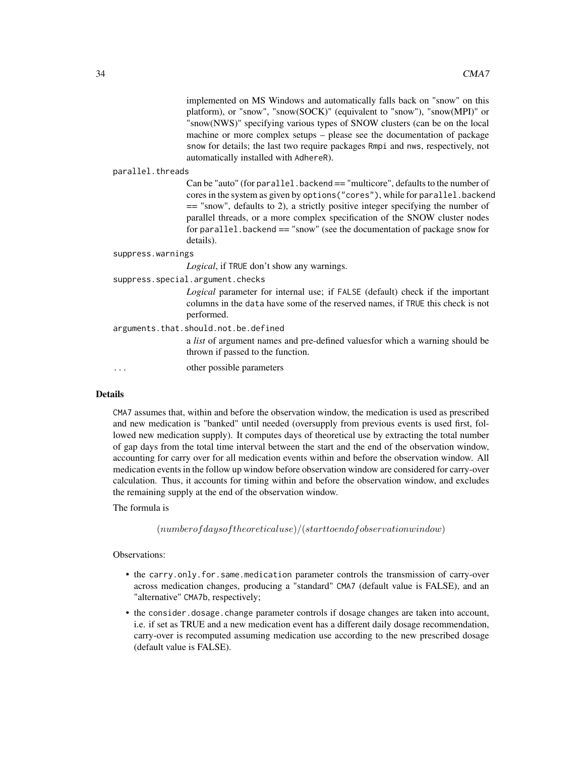implemented on MS Windows and automatically falls back on "snow" on this platform), or "snow", "snow(SOCK)" (equivalent to "snow"), "snow(MPI)" or "snow(NWS)" specifying various types of SNOW clusters (can be on the local machine or more complex setups – please see the documentation of package snow for details; the last two require packages Rmpi and nws, respectively, not automatically installed with AdhereR).

`parallel.threads`
: Can be "auto" (for `parallel.backend` == "multicore", defaults to the number of cores in the system as given by `options("cores")`, while for `parallel.backend` == "snow", defaults to 2), a strictly positive integer specifying the number of parallel threads, or a more complex specification of the SNOW cluster nodes for `parallel.backend` == "snow" (see the documentation of package snow for details).

`suppress.warnings`
: *Logical*, if `TRUE` don't show any warnings.

`suppress.special.argument.checks`
: *Logical* parameter for internal use; if `FALSE` (default) check if the important columns in the `data` have some of the reserved names, if `TRUE` this check is not performed.

`arguments.that.should.not.be.defined`
: a *list* of argument names and pre-defined valuesfor which a warning should be thrown if passed to the function.

`...`
: other possible parameters

## Details

`CMA7` assumes that, within and before the observation window, the medication is used as prescribed and new medication is "banked" until needed (oversupply from previous events is used first, followed new medication supply). It computes days of theoretical use by extracting the total number of gap days from the total time interval between the start and the end of the observation window, accounting for carry over for all medication events within and before the observation window. All medication events in the follow up window before observation window are considered for carry-over calculation. Thus, it accounts for timing within and before the observation window, and excludes the remaining supply at the end of the observation window.

The formula is

$$(number of days of theoretical use)/(start to end of observation window)$$

Observations:

- the `carry.only.for.same.medication` parameter controls the transmission of carry-over across medication changes, producing a "standard" `CMA7` (default value is FALSE), and an "alternative" `CMA7b`, respectively;
- the `consider.dosage.change` parameter controls if dosage changes are taken into account, i.e. if set as TRUE and a new medication event has a different daily dosage recommendation, carry-over is recomputed assuming medication use according to the new prescribed dosage (default value is FALSE).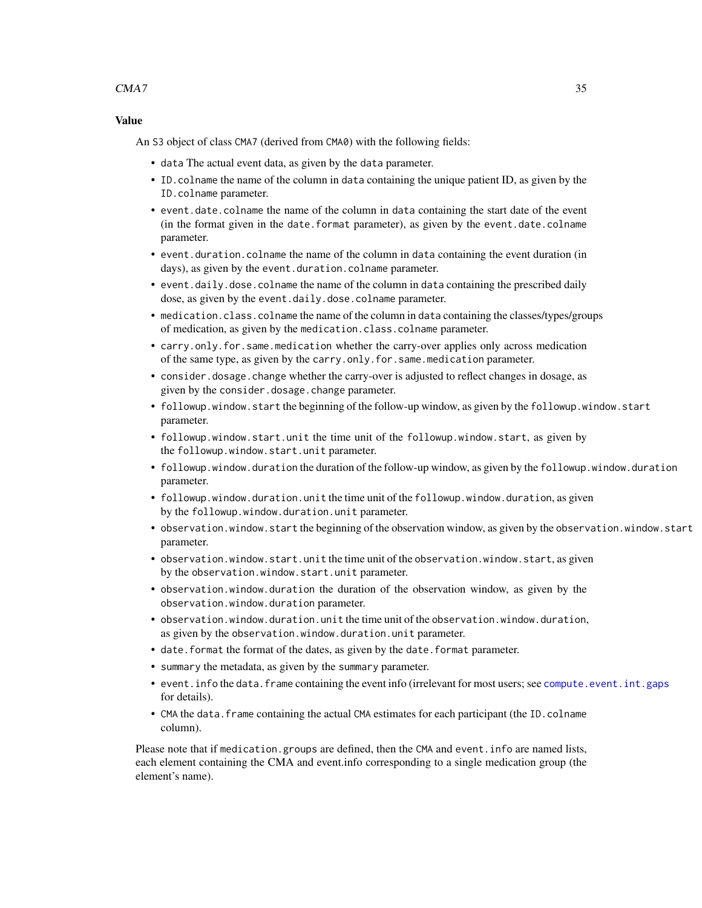### Value

An S3 object of class CMA7 (derived from CMA0) with the following fields:

- data The actual event data, as given by the data parameter.
- ID.colname the name of the column in data containing the unique patient ID, as given by the ID.colname parameter.
- event.date.colname the name of the column in data containing the start date of the event (in the format given in the date.format parameter), as given by the event.date.colname parameter.
- event.duration.colname the name of the column in data containing the event duration (in days), as given by the event.duration.colname parameter.
- event.daily.dose.colname the name of the column in data containing the prescribed daily dose, as given by the event.daily.dose.colname parameter.
- medication.class.colname the name of the column in data containing the classes/types/groups of medication, as given by the medication.class.colname parameter.
- carry.only.for.same.medication whether the carry-over applies only across medication of the same type, as given by the carry.only.for.same.medication parameter.
- consider.dosage.change whether the carry-over is adjusted to reflect changes in dosage, as given by the consider.dosage.change parameter.
- followup.window.start the beginning of the follow-up window, as given by the followup.window.start parameter.
- followup.window.start.unit the time unit of the followup.window.start, as given by the followup.window.start.unit parameter.
- followup.window.duration the duration of the follow-up window, as given by the followup.window.duration parameter.
- followup.window.duration.unit the time unit of the followup.window.duration, as given by the followup.window.duration.unit parameter.
- observation.window.start the beginning of the observation window, as given by the observation.window.start parameter.
- observation.window.start.unit the time unit of the observation.window.start, as given by the observation.window.start.unit parameter.
- observation.window.duration the duration of the observation window, as given by the observation.window.duration parameter.
- observation.window.duration.unit the time unit of the observation.window.duration, as given by the observation.window.duration.unit parameter.
- date.format the format of the dates, as given by the date.format parameter.
- summary the metadata, as given by the summary parameter.
- event.info the data.frame containing the event info (irrelevant for most users; see compute.event.int.gaps for details).
- CMA the data.frame containing the actual CMA estimates for each participant (the ID.colname column).

Please note that if medication.groups are defined, then the CMA and event.info are named lists, each element containing the CMA and event.info corresponding to a single medication group (the element's name).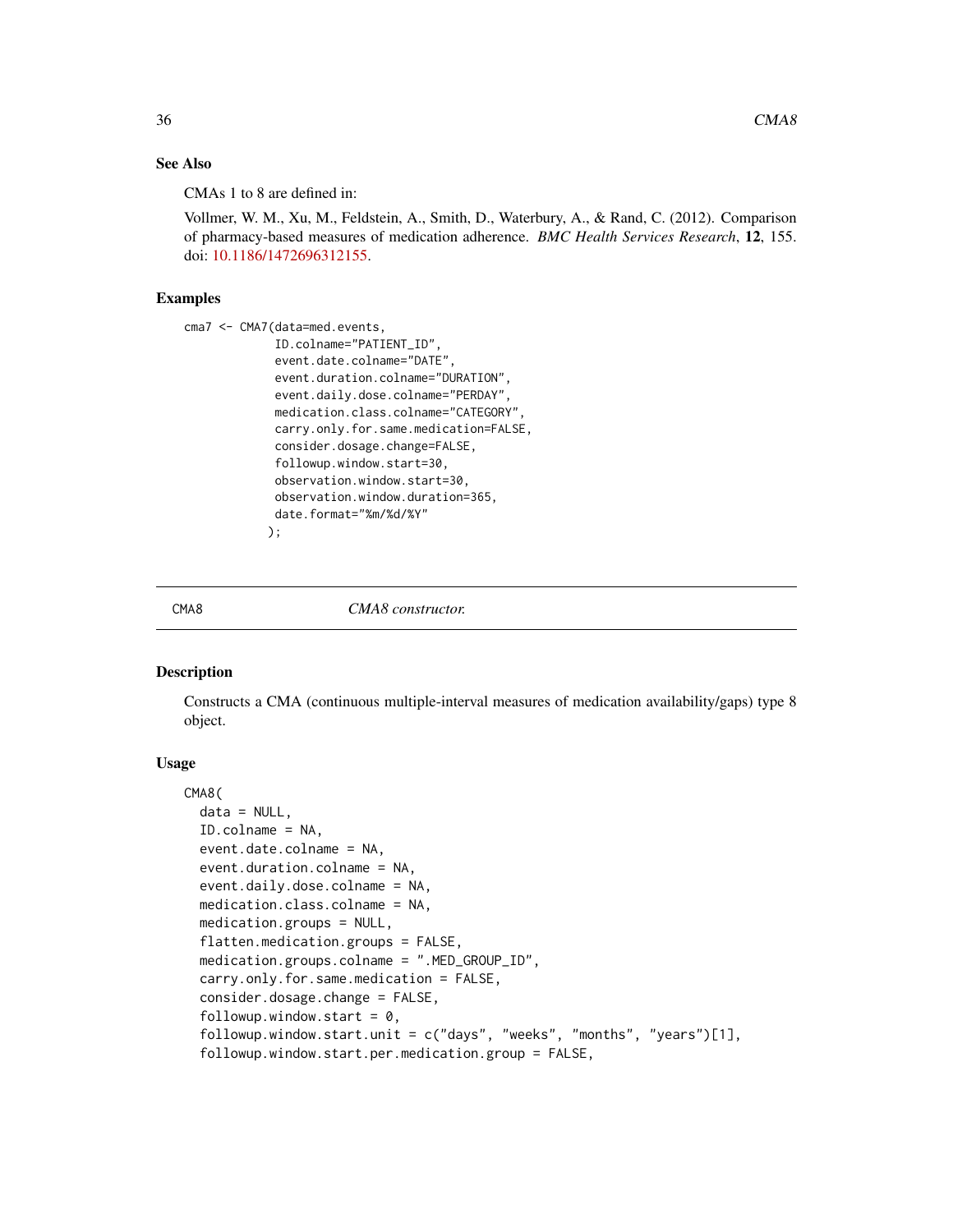## See Also

CMAs 1 to 8 are defined in:

Vollmer, W. M., Xu, M., Feldstein, A., Smith, D., Waterbury, A., & Rand, C. (2012). Comparison of pharmacy-based measures of medication adherence. *BMC Health Services Research*, **12**, 155. doi: 10.1186/1472696312155.

## Examples

```
cma7 <- CMA7(data=med.events,
             ID.colname="PATIENT_ID",
             event.date.colname="DATE",
             event.duration.colname="DURATION",
             event.daily.dose.colname="PERDAY",
             medication.class.colname="CATEGORY",
             carry.only.for.same.medication=FALSE,
             consider.dosage.change=FALSE,
             followup.window.start=30,
             observation.window.start=30,
             observation.window.duration=365,
             date.format="%m/%d/%Y"
            );
```

---

# CMA8 — *CMA8 constructor.*

## Description

Constructs a CMA (continuous multiple-interval measures of medication availability/gaps) type 8 object.

## Usage

```
CMA8(
  data = NULL,
  ID.colname = NA,
  event.date.colname = NA,
  event.duration.colname = NA,
  event.daily.dose.colname = NA,
  medication.class.colname = NA,
  medication.groups = NULL,
  flatten.medication.groups = FALSE,
  medication.groups.colname = ".MED_GROUP_ID",
  carry.only.for.same.medication = FALSE,
  consider.dosage.change = FALSE,
  followup.window.start = 0,
  followup.window.start.unit = c("days", "weeks", "months", "years")[1],
  followup.window.start.per.medication.group = FALSE,
```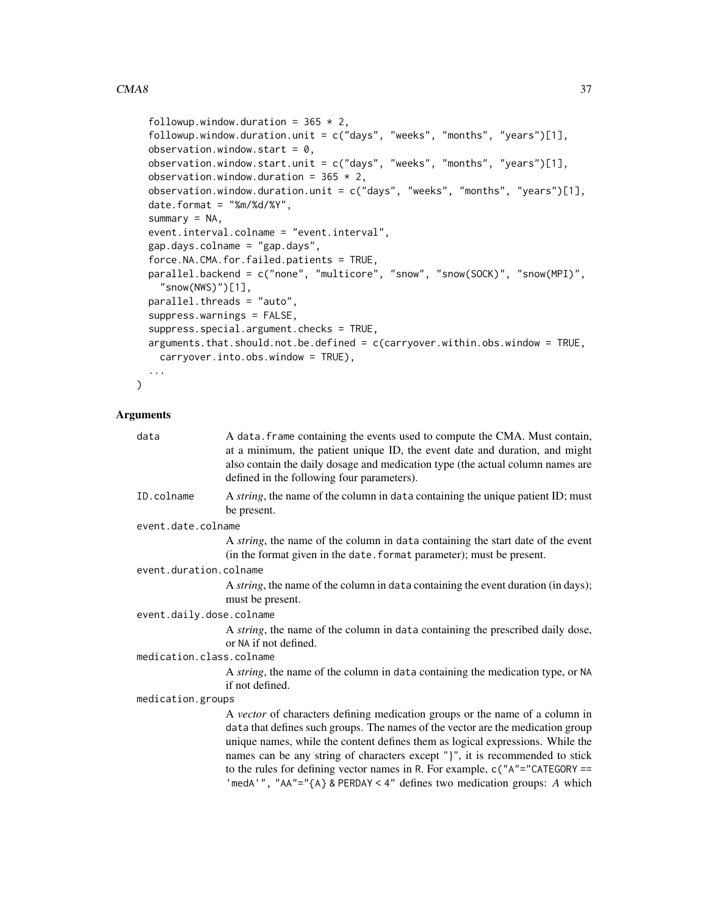```
  followup.window.duration = 365 * 2,
  followup.window.duration.unit = c("days", "weeks", "months", "years")[1],
  observation.window.start = 0,
  observation.window.start.unit = c("days", "weeks", "months", "years")[1],
  observation.window.duration = 365 * 2,
  observation.window.duration.unit = c("days", "weeks", "months", "years")[1],
  date.format = "%m/%d/%Y",
  summary = NA,
  event.interval.colname = "event.interval",
  gap.days.colname = "gap.days",
  force.NA.CMA.for.failed.patients = TRUE,
  parallel.backend = c("none", "multicore", "snow", "snow(SOCK)", "snow(MPI)",
    "snow(NWS)")[1],
  parallel.threads = "auto",
  suppress.warnings = FALSE,
  suppress.special.argument.checks = TRUE,
  arguments.that.should.not.be.defined = c(carryover.within.obs.window = TRUE,
    carryover.into.obs.window = TRUE),
  ...
)
```

## Arguments

`data` A `data.frame` containing the events used to compute the CMA. Must contain, at a minimum, the patient unique ID, the event date and duration, and might also contain the daily dosage and medication type (the actual column names are defined in the following four parameters).

`ID.colname` A *string*, the name of the column in `data` containing the unique patient ID; must be present.

`event.date.colname` A *string*, the name of the column in `data` containing the start date of the event (in the format given in the `date.format` parameter); must be present.

`event.duration.colname` A *string*, the name of the column in `data` containing the event duration (in days); must be present.

`event.daily.dose.colname` A *string*, the name of the column in `data` containing the prescribed daily dose, or `NA` if not defined.

`medication.class.colname` A *string*, the name of the column in `data` containing the medication type, or `NA` if not defined.

`medication.groups` A *vector* of characters defining medication groups or the name of a column in `data` that defines such groups. The names of the vector are the medication group unique names, while the content defines them as logical expressions. While the names can be any string of characters except "}", it is recommended to stick to the rules for defining vector names in R. For example, `c("A"="CATEGORY == 'medA'", "AA"="{A} & PERDAY < 4"` defines two medication groups: *A* which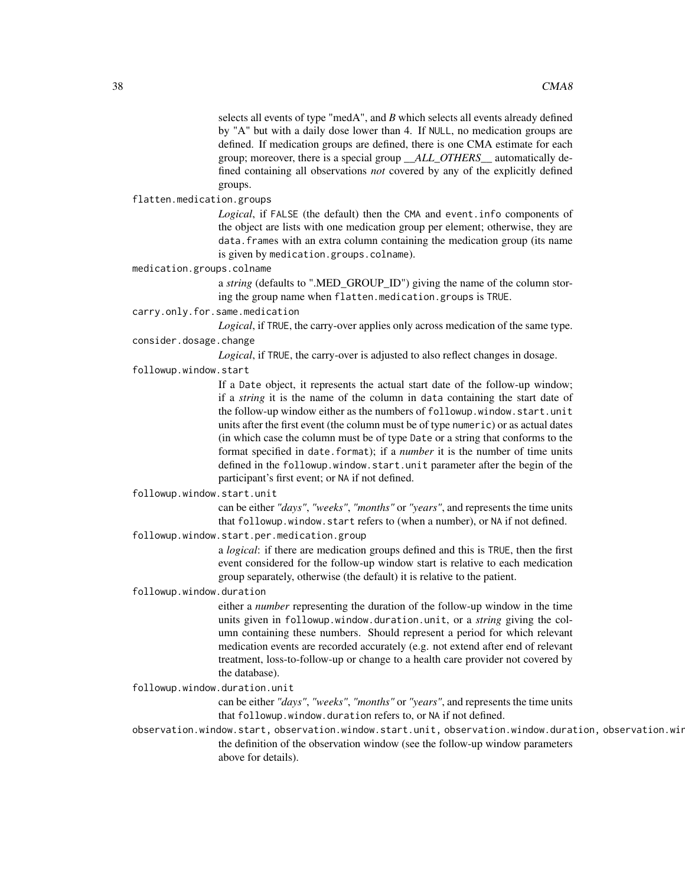selects all events of type "medA", and *B* which selects all events already defined by "A" but with a daily dose lower than 4. If NULL, no medication groups are defined. If medication groups are defined, there is one CMA estimate for each group; moreover, there is a special group *__ALL_OTHERS__* automatically defined containing all observations *not* covered by any of the explicitly defined groups.

`flatten.medication.groups`
: *Logical*, if FALSE (the default) then the CMA and event.info components of the object are lists with one medication group per element; otherwise, they are data.frames with an extra column containing the medication group (its name is given by medication.groups.colname).

`medication.groups.colname`
: a *string* (defaults to ".MED_GROUP_ID") giving the name of the column storing the group name when flatten.medication.groups is TRUE.

`carry.only.for.same.medication`
: *Logical*, if TRUE, the carry-over applies only across medication of the same type.

`consider.dosage.change`
: *Logical*, if TRUE, the carry-over is adjusted to also reflect changes in dosage.

`followup.window.start`
: If a Date object, it represents the actual start date of the follow-up window; if a *string* it is the name of the column in data containing the start date of the follow-up window either as the numbers of followup.window.start.unit units after the first event (the column must be of type numeric) or as actual dates (in which case the column must be of type Date or a string that conforms to the format specified in date.format); if a *number* it is the number of time units defined in the followup.window.start.unit parameter after the begin of the participant's first event; or NA if not defined.

`followup.window.start.unit`
: can be either *"days"*, *"weeks"*, *"months"* or *"years"*, and represents the time units that followup.window.start refers to (when a number), or NA if not defined.

`followup.window.start.per.medication.group`
: a *logical*: if there are medication groups defined and this is TRUE, then the first event considered for the follow-up window start is relative to each medication group separately, otherwise (the default) it is relative to the patient.

`followup.window.duration`
: either a *number* representing the duration of the follow-up window in the time units given in followup.window.duration.unit, or a *string* giving the column containing these numbers. Should represent a period for which relevant medication events are recorded accurately (e.g. not extend after end of relevant treatment, loss-to-follow-up or change to a health care provider not covered by the database).

`followup.window.duration.unit`
: can be either *"days"*, *"weeks"*, *"months"* or *"years"*, and represents the time units that followup.window.duration refers to, or NA if not defined.

`observation.window.start, observation.window.start.unit, observation.window.duration, observation.wir`
: the definition of the observation window (see the follow-up window parameters above for details).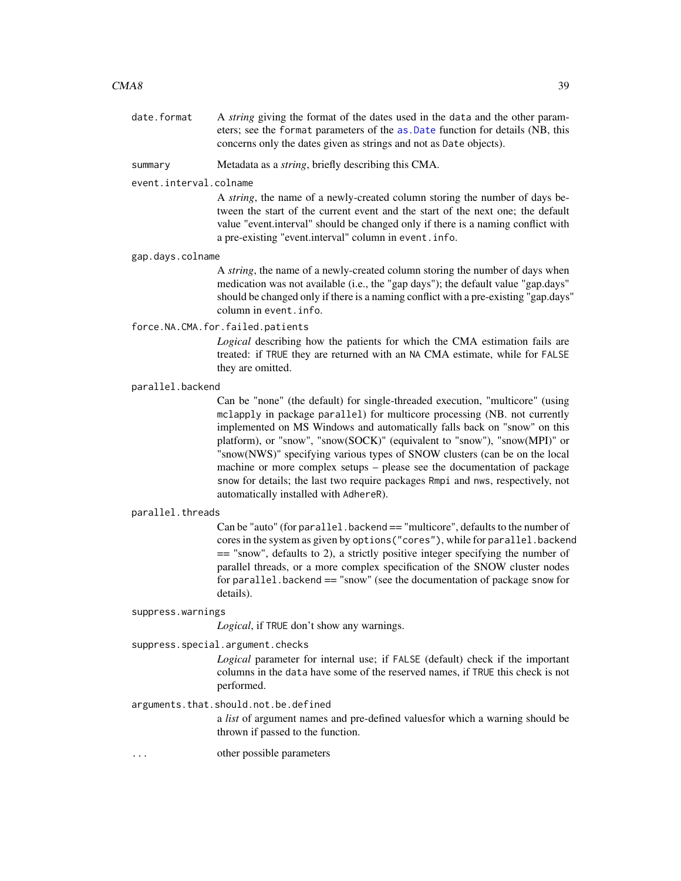`date.format`
: A *string* giving the format of the dates used in the `data` and the other parameters; see the `format` parameters of the `as.Date` function for details (NB, this concerns only the dates given as strings and not as `Date` objects).

`summary`
: Metadata as a *string*, briefly describing this CMA.

`event.interval.colname`
: A *string*, the name of a newly-created column storing the number of days between the start of the current event and the start of the next one; the default value "event.interval" should be changed only if there is a naming conflict with a pre-existing "event.interval" column in `event.info`.

`gap.days.colname`
: A *string*, the name of a newly-created column storing the number of days when medication was not available (i.e., the "gap days"); the default value "gap.days" should be changed only if there is a naming conflict with a pre-existing "gap.days" column in `event.info`.

`force.NA.CMA.for.failed.patients`
: *Logical* describing how the patients for which the CMA estimation fails are treated: if `TRUE` they are returned with an `NA` CMA estimate, while for `FALSE` they are omitted.

`parallel.backend`
: Can be "none" (the default) for single-threaded execution, "multicore" (using `mclapply` in package `parallel`) for multicore processing (NB. not currently implemented on MS Windows and automatically falls back on "snow" on this platform), or "snow", "snow(SOCK)" (equivalent to "snow"), "snow(MPI)" or "snow(NWS)" specifying various types of SNOW clusters (can be on the local machine or more complex setups – please see the documentation of package `snow` for details; the last two require packages `Rmpi` and `nws`, respectively, not automatically installed with `AdhereR`).

`parallel.threads`
: Can be "auto" (for `parallel.backend` == "multicore", defaults to the number of cores in the system as given by `options("cores")`, while for `parallel.backend` == "snow", defaults to 2), a strictly positive integer specifying the number of parallel threads, or a more complex specification of the SNOW cluster nodes for `parallel.backend` == "snow" (see the documentation of package `snow` for details).

`suppress.warnings`
: *Logical*, if `TRUE` don't show any warnings.

`suppress.special.argument.checks`
: *Logical* parameter for internal use; if `FALSE` (default) check if the important columns in the `data` have some of the reserved names, if `TRUE` this check is not performed.

`arguments.that.should.not.be.defined`
: a *list* of argument names and pre-defined valuesfor which a warning should be thrown if passed to the function.

`...`
: other possible parameters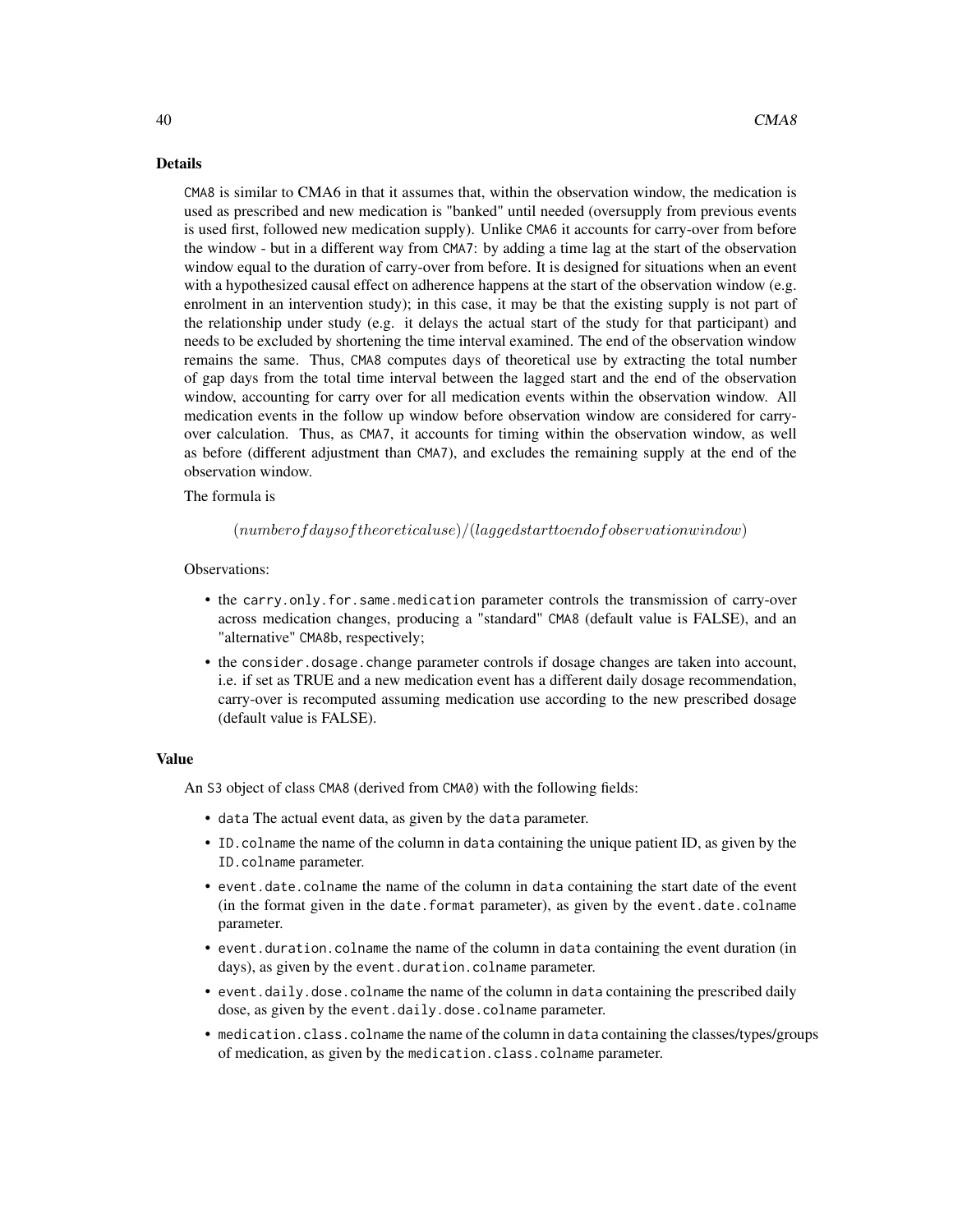### Details

`CMA8` is similar to CMA6 in that it assumes that, within the observation window, the medication is used as prescribed and new medication is "banked" until needed (oversupply from previous events is used first, followed new medication supply). Unlike `CMA6` it accounts for carry-over from before the window - but in a different way from `CMA7`: by adding a time lag at the start of the observation window equal to the duration of carry-over from before. It is designed for situations when an event with a hypothesized causal effect on adherence happens at the start of the observation window (e.g. enrolment in an intervention study); in this case, it may be that the existing supply is not part of the relationship under study (e.g. it delays the actual start of the study for that participant) and needs to be excluded by shortening the time interval examined. The end of the observation window remains the same. Thus, `CMA8` computes days of theoretical use by extracting the total number of gap days from the total time interval between the lagged start and the end of the observation window, accounting for carry over for all medication events within the observation window. All medication events in the follow up window before observation window are considered for carry-over calculation. Thus, as `CMA7`, it accounts for timing within the observation window, as well as before (different adjustment than `CMA7`), and excludes the remaining supply at the end of the observation window.

The formula is

$$(number of days of theoretical use)/(lagged start to end of observation window)$$

Observations:

- the `carry.only.for.same.medication` parameter controls the transmission of carry-over across medication changes, producing a "standard" `CMA8` (default value is FALSE), and an "alternative" `CMA8b`, respectively;
- the `consider.dosage.change` parameter controls if dosage changes are taken into account, i.e. if set as TRUE and a new medication event has a different daily dosage recommendation, carry-over is recomputed assuming medication use according to the new prescribed dosage (default value is FALSE).

### Value

An `S3` object of class `CMA8` (derived from `CMA0`) with the following fields:

- `data` The actual event data, as given by the `data` parameter.
- `ID.colname` the name of the column in `data` containing the unique patient ID, as given by the `ID.colname` parameter.
- `event.date.colname` the name of the column in `data` containing the start date of the event (in the format given in the `date.format` parameter), as given by the `event.date.colname` parameter.
- `event.duration.colname` the name of the column in `data` containing the event duration (in days), as given by the `event.duration.colname` parameter.
- `event.daily.dose.colname` the name of the column in `data` containing the prescribed daily dose, as given by the `event.daily.dose.colname` parameter.
- `medication.class.colname` the name of the column in `data` containing the classes/types/groups of medication, as given by the `medication.class.colname` parameter.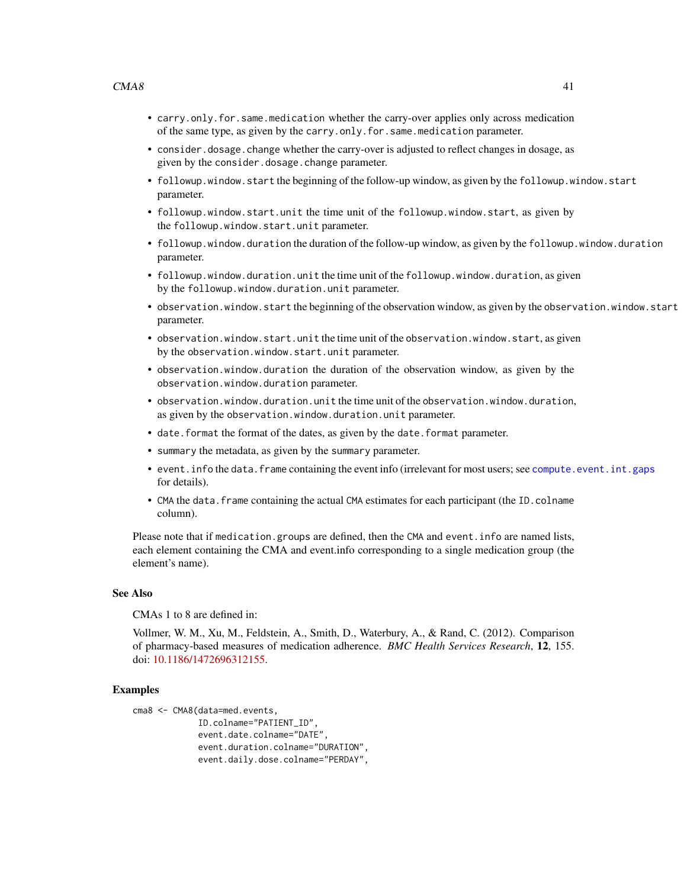- `carry.only.for.same.medication` whether the carry-over applies only across medication of the same type, as given by the `carry.only.for.same.medication` parameter.
- `consider.dosage.change` whether the carry-over is adjusted to reflect changes in dosage, as given by the `consider.dosage.change` parameter.
- `followup.window.start` the beginning of the follow-up window, as given by the `followup.window.start` parameter.
- `followup.window.start.unit` the time unit of the `followup.window.start`, as given by the `followup.window.start.unit` parameter.
- `followup.window.duration` the duration of the follow-up window, as given by the `followup.window.duration` parameter.
- `followup.window.duration.unit` the time unit of the `followup.window.duration`, as given by the `followup.window.duration.unit` parameter.
- `observation.window.start` the beginning of the observation window, as given by the `observation.window.start` parameter.
- `observation.window.start.unit` the time unit of the `observation.window.start`, as given by the `observation.window.start.unit` parameter.
- `observation.window.duration` the duration of the observation window, as given by the `observation.window.duration` parameter.
- `observation.window.duration.unit` the time unit of the `observation.window.duration`, as given by the `observation.window.duration.unit` parameter.
- `date.format` the format of the dates, as given by the `date.format` parameter.
- `summary` the metadata, as given by the `summary` parameter.
- `event.info` the `data.frame` containing the event info (irrelevant for most users; see `compute.event.int.gaps` for details).
- `CMA` the `data.frame` containing the actual `CMA` estimates for each participant (the `ID.colname` column).

Please note that if `medication.groups` are defined, then the `CMA` and `event.info` are named lists, each element containing the CMA and event.info corresponding to a single medication group (the element's name).

## See Also

CMAs 1 to 8 are defined in:

Vollmer, W. M., Xu, M., Feldstein, A., Smith, D., Waterbury, A., & Rand, C. (2012). Comparison of pharmacy-based measures of medication adherence. *BMC Health Services Research*, **12**, 155. doi: 10.1186/1472696312155.

## Examples

```
cma8 <- CMA8(data=med.events,
             ID.colname="PATIENT_ID",
             event.date.colname="DATE",
             event.duration.colname="DURATION",
             event.daily.dose.colname="PERDAY",
```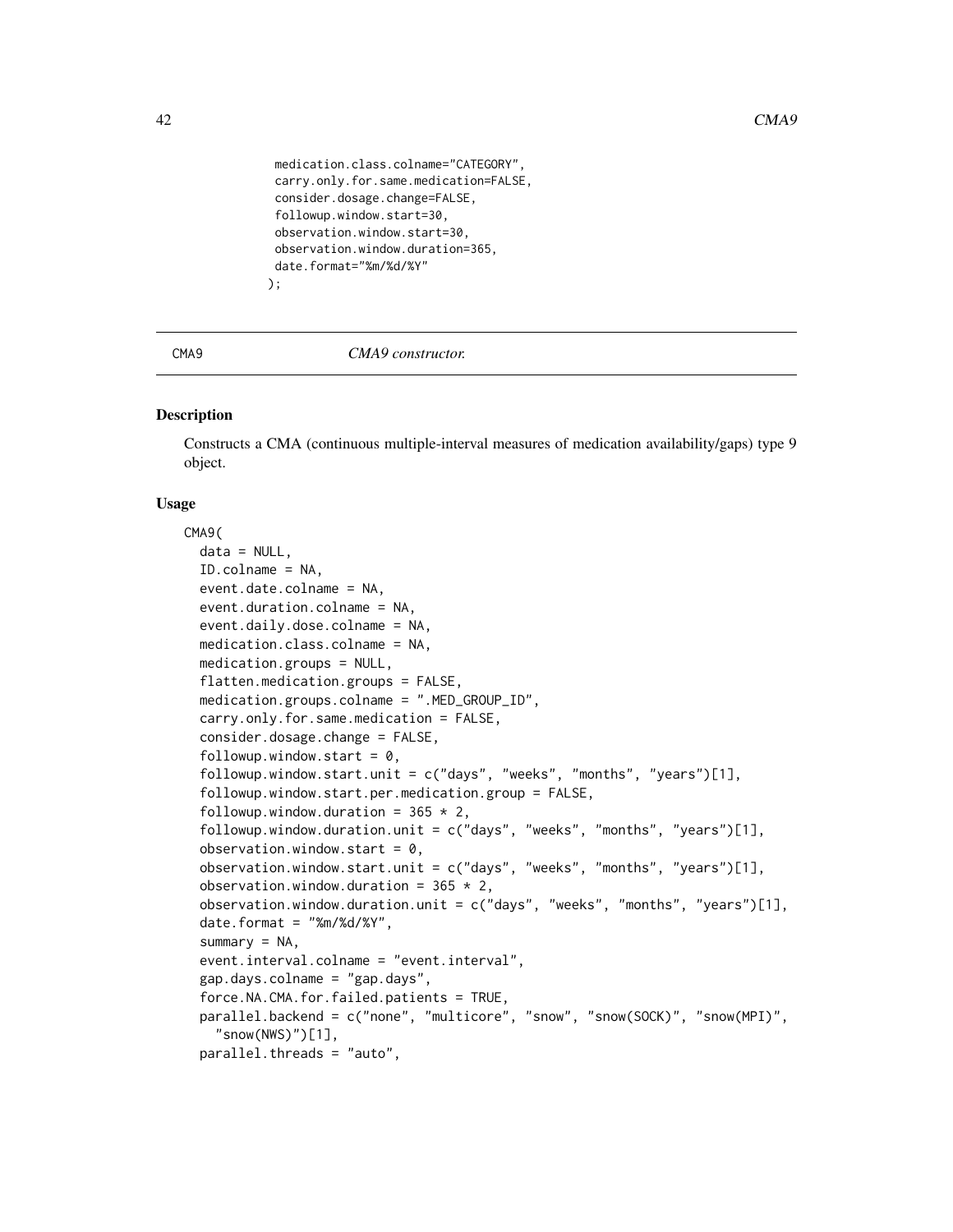```
medication.class.colname="CATEGORY",
carry.only.for.same.medication=FALSE,
consider.dosage.change=FALSE,
followup.window.start=30,
observation.window.start=30,
observation.window.duration=365,
date.format="%m/%d/%Y"
);
```

## CMA9 — *CMA9 constructor.*

### Description

Constructs a CMA (continuous multiple-interval measures of medication availability/gaps) type 9 object.

### Usage

```
CMA9(
  data = NULL,
  ID.colname = NA,
  event.date.colname = NA,
  event.duration.colname = NA,
  event.daily.dose.colname = NA,
  medication.class.colname = NA,
  medication.groups = NULL,
  flatten.medication.groups = FALSE,
  medication.groups.colname = ".MED_GROUP_ID",
  carry.only.for.same.medication = FALSE,
  consider.dosage.change = FALSE,
  followup.window.start = 0,
  followup.window.start.unit = c("days", "weeks", "months", "years")[1],
  followup.window.start.per.medication.group = FALSE,
  followup.window.duration = 365 * 2,
  followup.window.duration.unit = c("days", "weeks", "months", "years")[1],
  observation.window.start = 0,
  observation.window.start.unit = c("days", "weeks", "months", "years")[1],
  observation.window.duration = 365 * 2,
  observation.window.duration.unit = c("days", "weeks", "months", "years")[1],
  date.format = "%m/%d/%Y",
  summary = NA,
  event.interval.colname = "event.interval",
  gap.days.colname = "gap.days",
  force.NA.CMA.for.failed.patients = TRUE,
  parallel.backend = c("none", "multicore", "snow", "snow(SOCK)", "snow(MPI)",
    "snow(NWS)")[1],
  parallel.threads = "auto",
```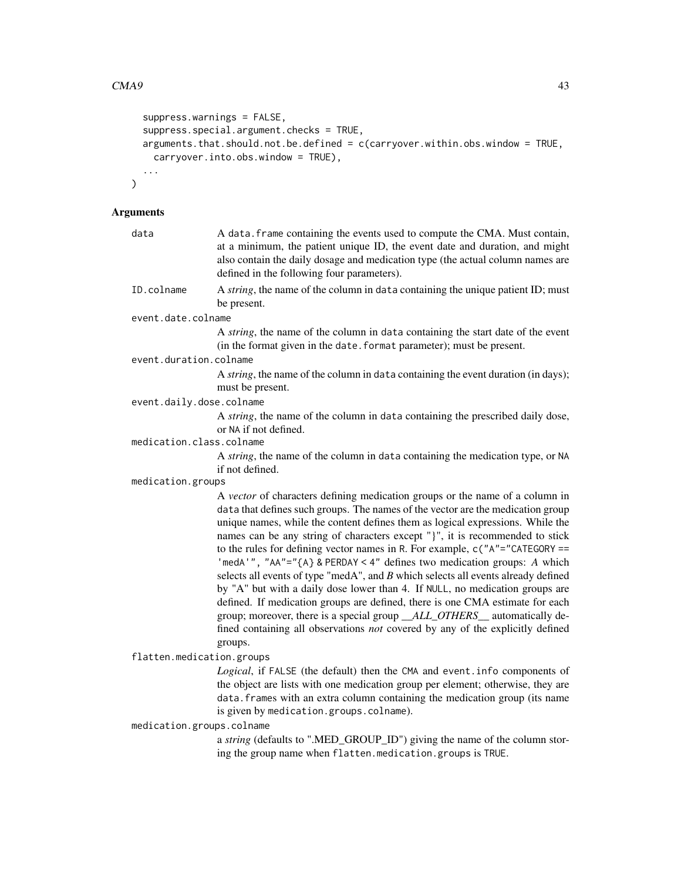```
  suppress.warnings = FALSE,
  suppress.special.argument.checks = TRUE,
  arguments.that.should.not.be.defined = c(carryover.within.obs.window = TRUE,
    carryover.into.obs.window = TRUE),
  ...
)
```

## Arguments

`data` A `data.frame` containing the events used to compute the CMA. Must contain, at a minimum, the patient unique ID, the event date and duration, and might also contain the daily dosage and medication type (the actual column names are defined in the following four parameters).

`ID.colname` A *string*, the name of the column in `data` containing the unique patient ID; must be present.

`event.date.colname` A *string*, the name of the column in `data` containing the start date of the event (in the format given in the `date.format` parameter); must be present.

`event.duration.colname` A *string*, the name of the column in `data` containing the event duration (in days); must be present.

`event.daily.dose.colname` A *string*, the name of the column in `data` containing the prescribed daily dose, or `NA` if not defined.

`medication.class.colname` A *string*, the name of the column in `data` containing the medication type, or `NA` if not defined.

`medication.groups` A *vector* of characters defining medication groups or the name of a column in `data` that defines such groups. The names of the vector are the medication group unique names, while the content defines them as logical expressions. While the names can be any string of characters except "}", it is recommended to stick to the rules for defining vector names in R. For example, `c("A"="CATEGORY == 'medA'", "AA"="{A} & PERDAY < 4"` defines two medication groups: *A* which selects all events of type "medA", and *B* which selects all events already defined by "A" but with a daily dose lower than 4. If `NULL`, no medication groups are defined. If medication groups are defined, there is one CMA estimate for each group; moreover, there is a special group *__ALL_OTHERS__* automatically defined containing all observations *not* covered by any of the explicitly defined groups.

`flatten.medication.groups` *Logical*, if `FALSE` (the default) then the `CMA` and `event.info` components of the object are lists with one medication group per element; otherwise, they are `data.frame`s with an extra column containing the medication group (its name is given by `medication.groups.colname`).

`medication.groups.colname` a *string* (defaults to ".MED_GROUP_ID") giving the name of the column storing the group name when `flatten.medication.groups` is `TRUE`.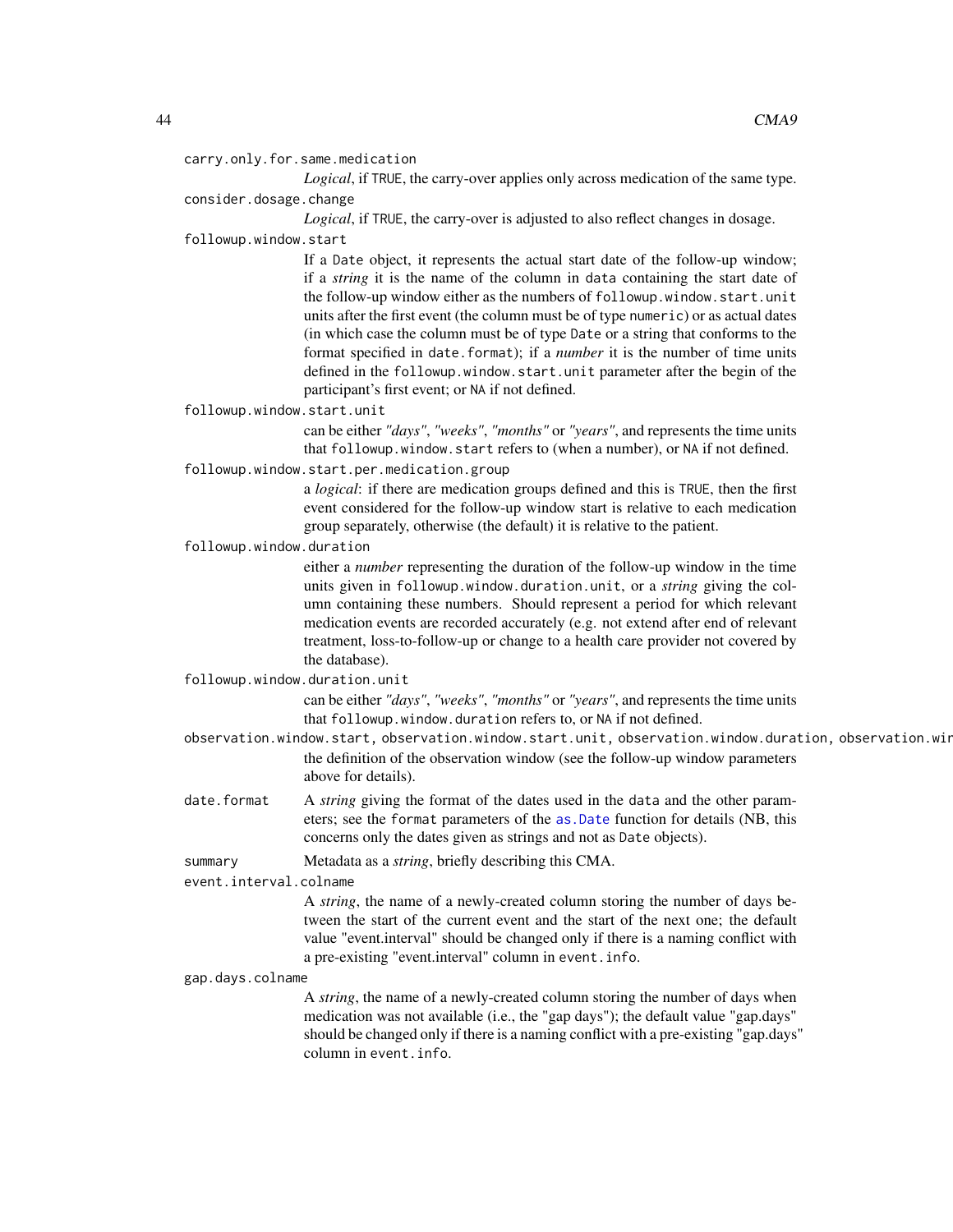`carry.only.for.same.medication`
: *Logical*, if `TRUE`, the carry-over applies only across medication of the same type.

`consider.dosage.change`
: *Logical*, if `TRUE`, the carry-over is adjusted to also reflect changes in dosage.

`followup.window.start`
: If a `Date` object, it represents the actual start date of the follow-up window; if a *string* it is the name of the column in `data` containing the start date of the follow-up window either as the numbers of `followup.window.start.unit` units after the first event (the column must be of type `numeric`) or as actual dates (in which case the column must be of type `Date` or a string that conforms to the format specified in `date.format`); if a *number* it is the number of time units defined in the `followup.window.start.unit` parameter after the begin of the participant's first event; or `NA` if not defined.

`followup.window.start.unit`
: can be either *"days"*, *"weeks"*, *"months"* or *"years"*, and represents the time units that `followup.window.start` refers to (when a number), or `NA` if not defined.

`followup.window.start.per.medication.group`
: a *logical*: if there are medication groups defined and this is `TRUE`, then the first event considered for the follow-up window start is relative to each medication group separately, otherwise (the default) it is relative to the patient.

`followup.window.duration`
: either a *number* representing the duration of the follow-up window in the time units given in `followup.window.duration.unit`, or a *string* giving the column containing these numbers. Should represent a period for which relevant medication events are recorded accurately (e.g. not extend after end of relevant treatment, loss-to-follow-up or change to a health care provider not covered by the database).

`followup.window.duration.unit`
: can be either *"days"*, *"weeks"*, *"months"* or *"years"*, and represents the time units that `followup.window.duration` refers to, or `NA` if not defined.

`observation.window.start, observation.window.start.unit, observation.window.duration, observation.wir`
: the definition of the observation window (see the follow-up window parameters above for details).

`date.format`
: A *string* giving the format of the dates used in the `data` and the other parameters; see the `format` parameters of the `as.Date` function for details (NB, this concerns only the dates given as strings and not as `Date` objects).

`summary`
: Metadata as a *string*, briefly describing this CMA.

`event.interval.colname`
: A *string*, the name of a newly-created column storing the number of days between the start of the current event and the start of the next one; the default value "event.interval" should be changed only if there is a naming conflict with a pre-existing "event.interval" column in `event.info`.

`gap.days.colname`
: A *string*, the name of a newly-created column storing the number of days when medication was not available (i.e., the "gap days"); the default value "gap.days" should be changed only if there is a naming conflict with a pre-existing "gap.days" column in `event.info`.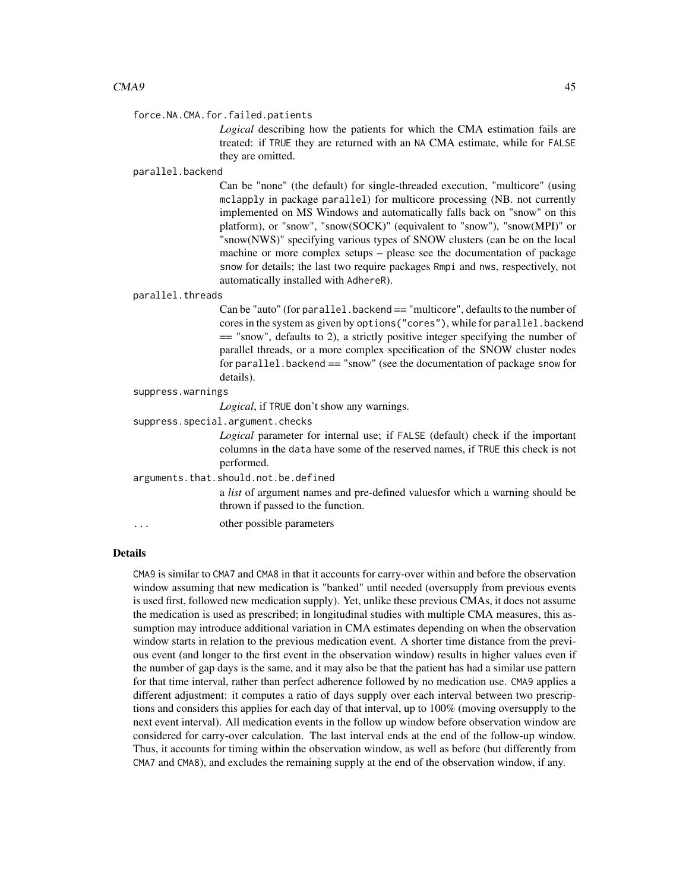`force.NA.CMA.for.failed.patients`
: *Logical* describing how the patients for which the CMA estimation fails are treated: if `TRUE` they are returned with an `NA` CMA estimate, while for `FALSE` they are omitted.

`parallel.backend`
: Can be "none" (the default) for single-threaded execution, "multicore" (using `mclapply` in package `parallel`) for multicore processing (NB. not currently implemented on MS Windows and automatically falls back on "snow" on this platform), or "snow", "snow(SOCK)" (equivalent to "snow"), "snow(MPI)" or "snow(NWS)" specifying various types of SNOW clusters (can be on the local machine or more complex setups – please see the documentation of package `snow` for details; the last two require packages `Rmpi` and `nws`, respectively, not automatically installed with `AdhereR`).

`parallel.threads`
: Can be "auto" (for `parallel.backend` == "multicore", defaults to the number of cores in the system as given by `options("cores")`, while for `parallel.backend` == "snow", defaults to 2), a strictly positive integer specifying the number of parallel threads, or a more complex specification of the SNOW cluster nodes for `parallel.backend` == "snow" (see the documentation of package `snow` for details).

`suppress.warnings`
: *Logical*, if `TRUE` don't show any warnings.

`suppress.special.argument.checks`
: *Logical* parameter for internal use; if `FALSE` (default) check if the important columns in the `data` have some of the reserved names, if `TRUE` this check is not performed.

`arguments.that.should.not.be.defined`
: a *list* of argument names and pre-defined valuesfor which a warning should be thrown if passed to the function.

`...`
: other possible parameters

## Details

`CMA9` is similar to `CMA7` and `CMA8` in that it accounts for carry-over within and before the observation window assuming that new medication is "banked" until needed (oversupply from previous events is used first, followed new medication supply). Yet, unlike these previous CMAs, it does not assume the medication is used as prescribed; in longitudinal studies with multiple CMA measures, this assumption may introduce additional variation in CMA estimates depending on when the observation window starts in relation to the previous medication event. A shorter time distance from the previous event (and longer to the first event in the observation window) results in higher values even if the number of gap days is the same, and it may also be that the patient has had a similar use pattern for that time interval, rather than perfect adherence followed by no medication use. `CMA9` applies a different adjustment: it computes a ratio of days supply over each interval between two prescriptions and considers this applies for each day of that interval, up to 100% (moving oversupply to the next event interval). All medication events in the follow up window before observation window are considered for carry-over calculation. The last interval ends at the end of the follow-up window. Thus, it accounts for timing within the observation window, as well as before (but differently from `CMA7` and `CMA8`), and excludes the remaining supply at the end of the observation window, if any.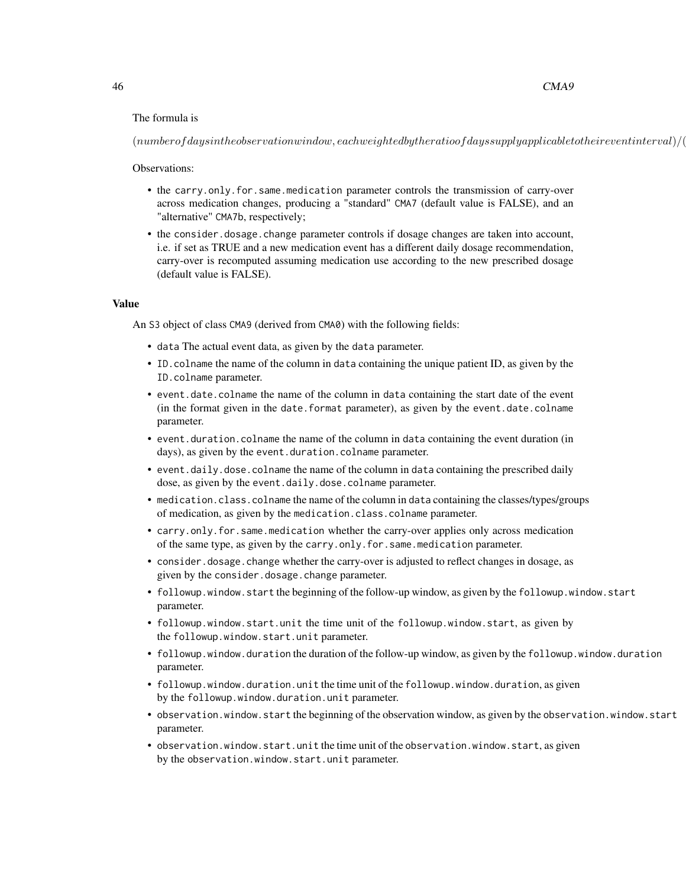The formula is

$(number of days in the observation window, each weighted by the ratio of days supply applicable to their event interval)/($

Observations:

- the `carry.only.for.same.medication` parameter controls the transmission of carry-over across medication changes, producing a "standard" `CMA7` (default value is FALSE), and an "alternative" `CMA7b`, respectively;
- the `consider.dosage.change` parameter controls if dosage changes are taken into account, i.e. if set as TRUE and a new medication event has a different daily dosage recommendation, carry-over is recomputed assuming medication use according to the new prescribed dosage (default value is FALSE).

## Value

An `S3` object of class `CMA9` (derived from `CMA0`) with the following fields:

- `data` The actual event data, as given by the `data` parameter.
- `ID.colname` the name of the column in `data` containing the unique patient ID, as given by the `ID.colname` parameter.
- `event.date.colname` the name of the column in `data` containing the start date of the event (in the format given in the `date.format` parameter), as given by the `event.date.colname` parameter.
- `event.duration.colname` the name of the column in `data` containing the event duration (in days), as given by the `event.duration.colname` parameter.
- `event.daily.dose.colname` the name of the column in `data` containing the prescribed daily dose, as given by the `event.daily.dose.colname` parameter.
- `medication.class.colname` the name of the column in `data` containing the classes/types/groups of medication, as given by the `medication.class.colname` parameter.
- `carry.only.for.same.medication` whether the carry-over applies only across medication of the same type, as given by the `carry.only.for.same.medication` parameter.
- `consider.dosage.change` whether the carry-over is adjusted to reflect changes in dosage, as given by the `consider.dosage.change` parameter.
- `followup.window.start` the beginning of the follow-up window, as given by the `followup.window.start` parameter.
- `followup.window.start.unit` the time unit of the `followup.window.start`, as given by the `followup.window.start.unit` parameter.
- `followup.window.duration` the duration of the follow-up window, as given by the `followup.window.duration` parameter.
- `followup.window.duration.unit` the time unit of the `followup.window.duration`, as given by the `followup.window.duration.unit` parameter.
- `observation.window.start` the beginning of the observation window, as given by the `observation.window.start` parameter.
- `observation.window.start.unit` the time unit of the `observation.window.start`, as given by the `observation.window.start.unit` parameter.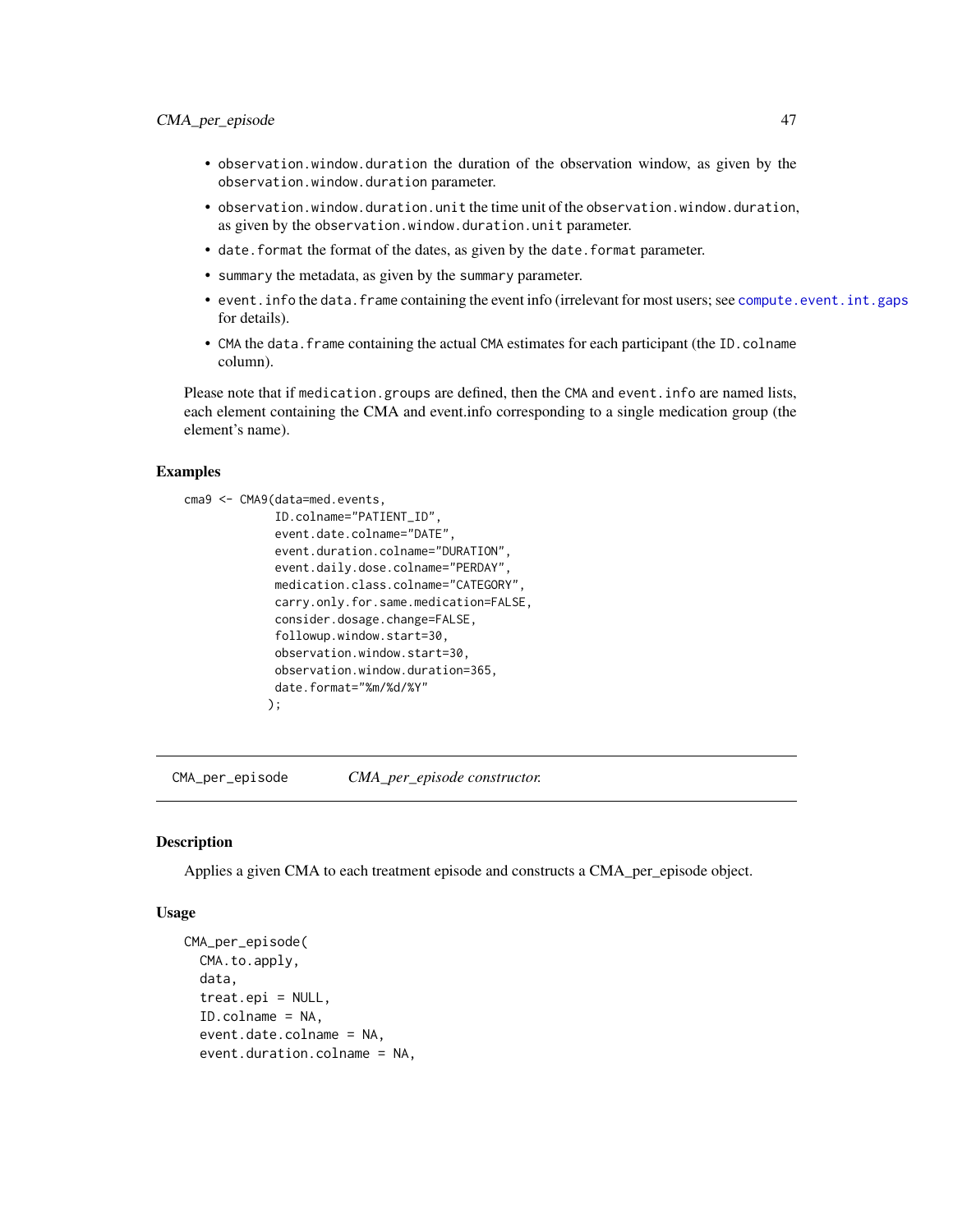- `observation.window.duration` the duration of the observation window, as given by the `observation.window.duration` parameter.
- `observation.window.duration.unit` the time unit of the `observation.window.duration`, as given by the `observation.window.duration.unit` parameter.
- `date.format` the format of the dates, as given by the `date.format` parameter.
- `summary` the metadata, as given by the `summary` parameter.
- `event.info` the `data.frame` containing the event info (irrelevant for most users; see `compute.event.int.gaps` for details).
- `CMA` the `data.frame` containing the actual `CMA` estimates for each participant (the `ID.colname` column).

Please note that if `medication.groups` are defined, then the `CMA` and `event.info` are named lists, each element containing the CMA and event.info corresponding to a single medication group (the element's name).

### Examples

```
cma9 <- CMA9(data=med.events,
             ID.colname="PATIENT_ID",
             event.date.colname="DATE",
             event.duration.colname="DURATION",
             event.daily.dose.colname="PERDAY",
             medication.class.colname="CATEGORY",
             carry.only.for.same.medication=FALSE,
             consider.dosage.change=FALSE,
             followup.window.start=30,
             observation.window.start=30,
             observation.window.duration=365,
             date.format="%m/%d/%Y"
            );
```

---

## CMA_per_episode — *CMA_per_episode constructor.*

---

### Description

Applies a given CMA to each treatment episode and constructs a CMA_per_episode object.

### Usage

```
CMA_per_episode(
  CMA.to.apply,
  data,
  treat.epi = NULL,
  ID.colname = NA,
  event.date.colname = NA,
  event.duration.colname = NA,
```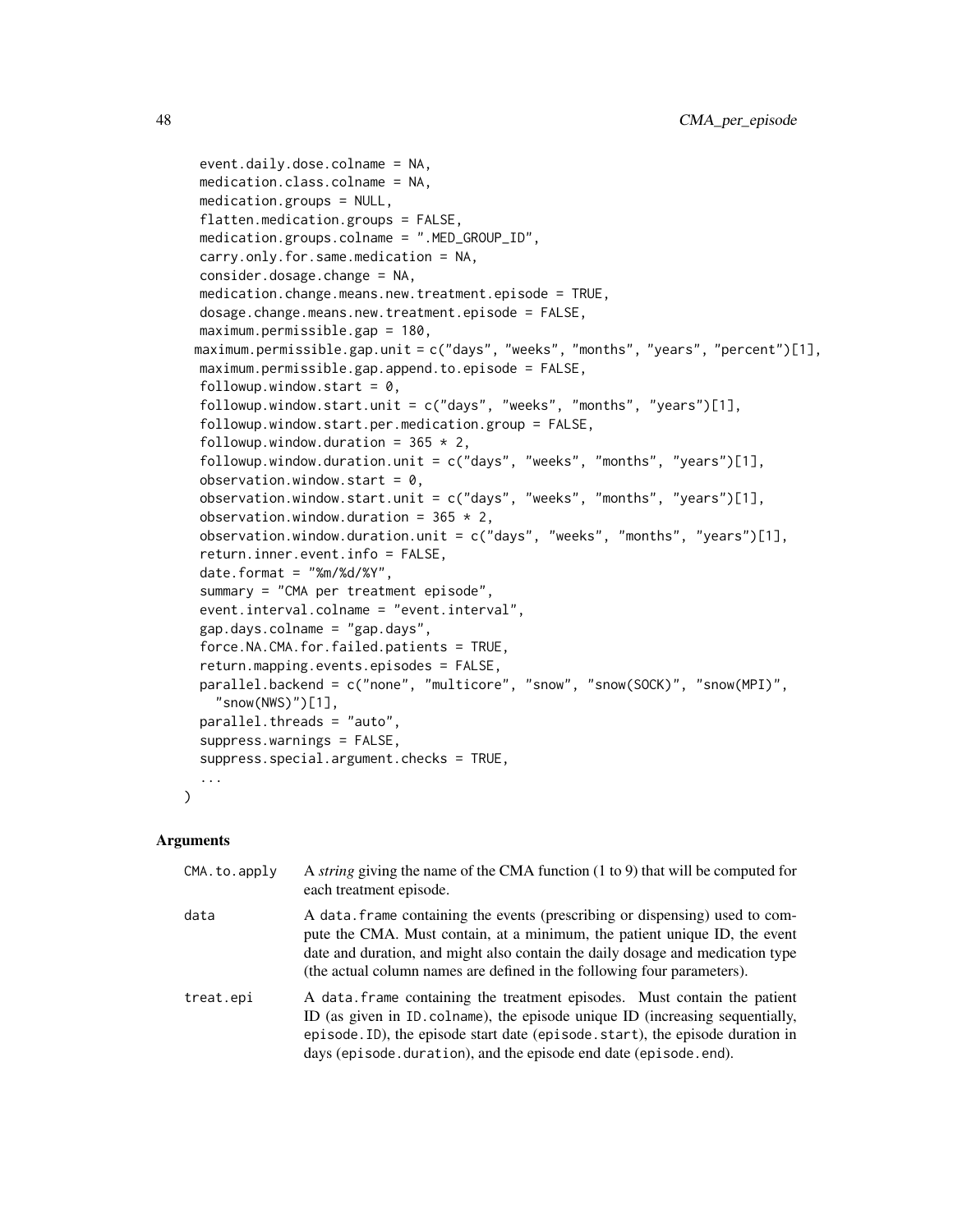```
  event.daily.dose.colname = NA,
  medication.class.colname = NA,
  medication.groups = NULL,
  flatten.medication.groups = FALSE,
  medication.groups.colname = ".MED_GROUP_ID",
  carry.only.for.same.medication = NA,
  consider.dosage.change = NA,
  medication.change.means.new.treatment.episode = TRUE,
  dosage.change.means.new.treatment.episode = FALSE,
  maximum.permissible.gap = 180,
  maximum.permissible.gap.unit = c("days", "weeks", "months", "years", "percent")[1],
  maximum.permissible.gap.append.to.episode = FALSE,
  followup.window.start = 0,
  followup.window.start.unit = c("days", "weeks", "months", "years")[1],
  followup.window.start.per.medication.group = FALSE,
  followup.window.duration = 365 * 2,
  followup.window.duration.unit = c("days", "weeks", "months", "years")[1],
  observation.window.start = 0,
  observation.window.start.unit = c("days", "weeks", "months", "years")[1],
  observation.window.duration = 365 * 2,
  observation.window.duration.unit = c("days", "weeks", "months", "years")[1],
  return.inner.event.info = FALSE,
  date.format = "%m/%d/%Y",
  summary = "CMA per treatment episode",
  event.interval.colname = "event.interval",
  gap.days.colname = "gap.days",
  force.NA.CMA.for.failed.patients = TRUE,
  return.mapping.events.episodes = FALSE,
  parallel.backend = c("none", "multicore", "snow", "snow(SOCK)", "snow(MPI)",
    "snow(NWS)")[1],
  parallel.threads = "auto",
  suppress.warnings = FALSE,
  suppress.special.argument.checks = TRUE,
  ...
)
```

## Arguments

| | |
|---|---|
| `CMA.to.apply` | A *string* giving the name of the CMA function (1 to 9) that will be computed for each treatment episode. |
| `data` | A `data.frame` containing the events (prescribing or dispensing) used to compute the CMA. Must contain, at a minimum, the patient unique ID, the event date and duration, and might also contain the daily dosage and medication type (the actual column names are defined in the following four parameters). |
| `treat.epi` | A `data.frame` containing the treatment episodes. Must contain the patient ID (as given in `ID.colname`), the episode unique ID (increasing sequentially, `episode.ID`), the episode start date (`episode.start`), the episode duration in days (`episode.duration`), and the episode end date (`episode.end`). |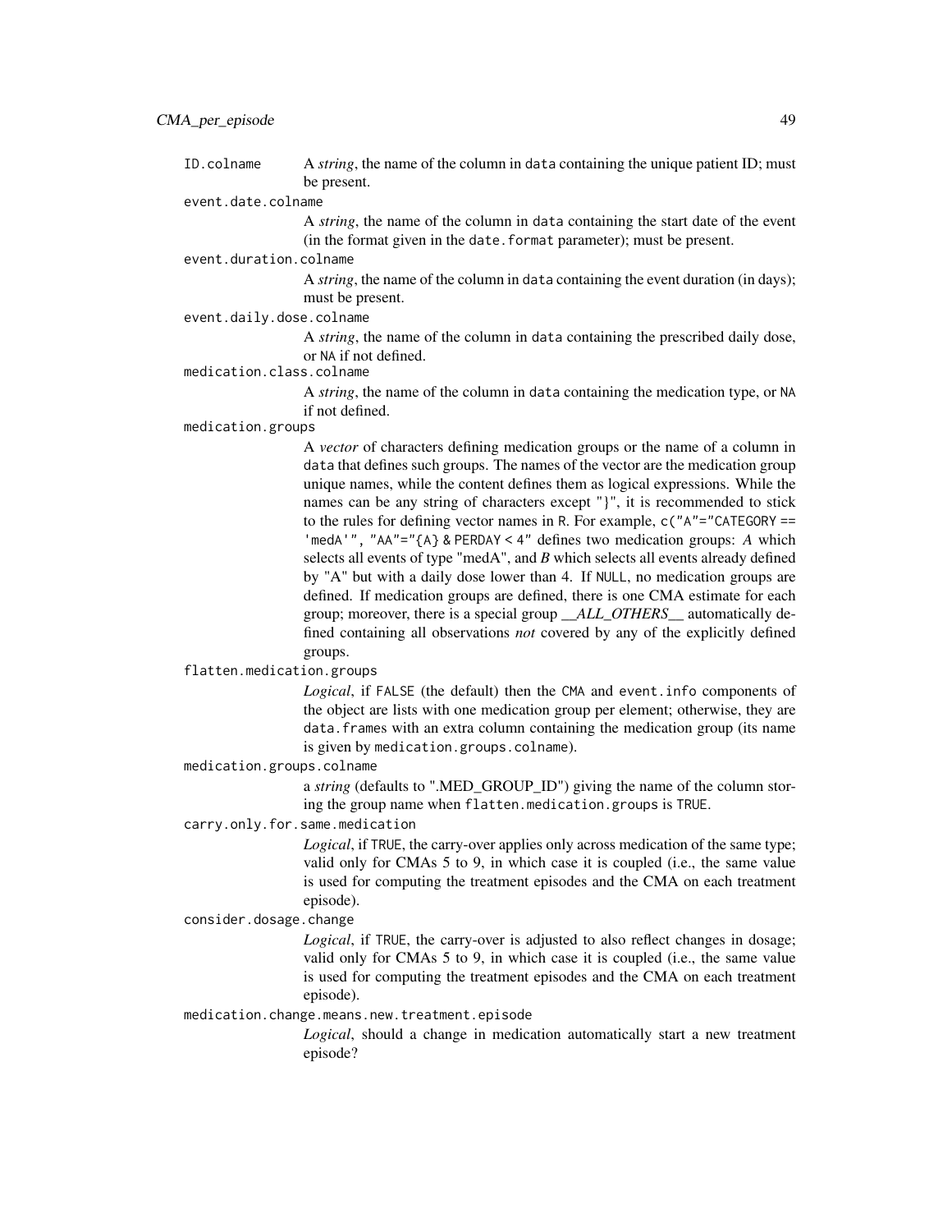`ID.colname` A *string*, the name of the column in `data` containing the unique patient ID; must be present.

`event.date.colname`
: A *string*, the name of the column in `data` containing the start date of the event (in the format given in the `date.format` parameter); must be present.

`event.duration.colname`
: A *string*, the name of the column in `data` containing the event duration (in days); must be present.

`event.daily.dose.colname`
: A *string*, the name of the column in `data` containing the prescribed daily dose, or `NA` if not defined.

`medication.class.colname`
: A *string*, the name of the column in `data` containing the medication type, or `NA` if not defined.

`medication.groups`
: A *vector* of characters defining medication groups or the name of a column in `data` that defines such groups. The names of the vector are the medication group unique names, while the content defines them as logical expressions. While the names can be any string of characters except "}", it is recommended to stick to the rules for defining vector names in R. For example, `c("A"="CATEGORY == 'medA'", "AA"="{A} & PERDAY < 4"` defines two medication groups: *A* which selects all events of type "medA", and *B* which selects all events already defined by "A" but with a daily dose lower than 4. If `NULL`, no medication groups are defined. If medication groups are defined, there is one CMA estimate for each group; moreover, there is a special group *__ALL_OTHERS__* automatically defined containing all observations *not* covered by any of the explicitly defined groups.

`flatten.medication.groups`
: *Logical*, if `FALSE` (the default) then the `CMA` and `event.info` components of the object are lists with one medication group per element; otherwise, they are `data.frames` with an extra column containing the medication group (its name is given by `medication.groups.colname`).

`medication.groups.colname`
: a *string* (defaults to ".MED_GROUP_ID") giving the name of the column storing the group name when `flatten.medication.groups` is `TRUE`.

`carry.only.for.same.medication`
: *Logical*, if `TRUE`, the carry-over applies only across medication of the same type; valid only for CMAs 5 to 9, in which case it is coupled (i.e., the same value is used for computing the treatment episodes and the CMA on each treatment episode).

`consider.dosage.change`
: *Logical*, if `TRUE`, the carry-over is adjusted to also reflect changes in dosage; valid only for CMAs 5 to 9, in which case it is coupled (i.e., the same value is used for computing the treatment episodes and the CMA on each treatment episode).

`medication.change.means.new.treatment.episode`
: *Logical*, should a change in medication automatically start a new treatment episode?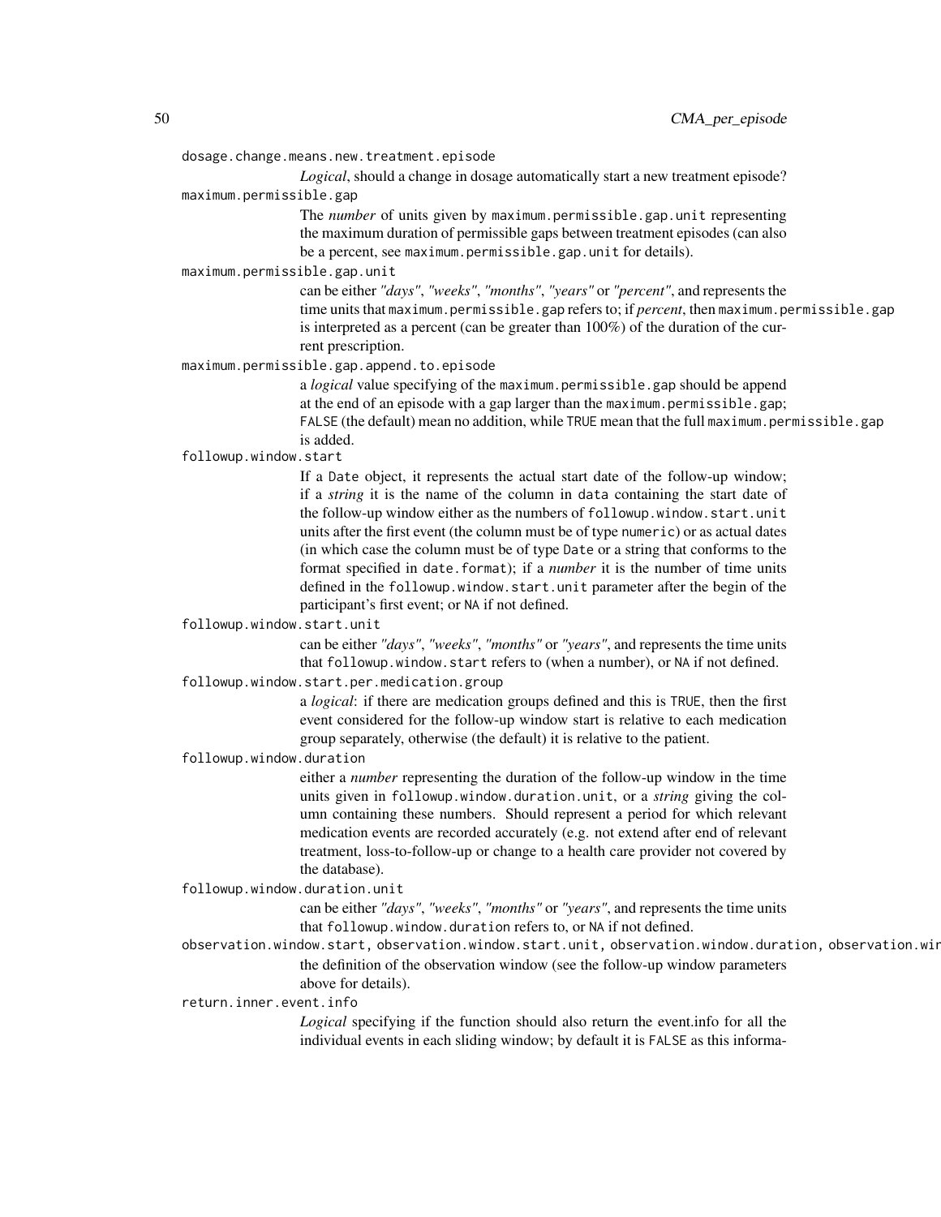`dosage.change.means.new.treatment.episode`
: *Logical*, should a change in dosage automatically start a new treatment episode?

`maximum.permissible.gap`
: The *number* of units given by `maximum.permissible.gap.unit` representing the maximum duration of permissible gaps between treatment episodes (can also be a percent, see `maximum.permissible.gap.unit` for details).

`maximum.permissible.gap.unit`
: can be either *"days"*, *"weeks"*, *"months"*, *"years"* or *"percent"*, and represents the time units that `maximum.permissible.gap` refers to; if *percent*, then `maximum.permissible.gap` is interpreted as a percent (can be greater than 100%) of the duration of the current prescription.

`maximum.permissible.gap.append.to.episode`
: a *logical* value specifying of the `maximum.permissible.gap` should be append at the end of an episode with a gap larger than the `maximum.permissible.gap`; `FALSE` (the default) mean no addition, while `TRUE` mean that the full `maximum.permissible.gap` is added.

`followup.window.start`
: If a `Date` object, it represents the actual start date of the follow-up window; if a *string* it is the name of the column in `data` containing the start date of the follow-up window either as the numbers of `followup.window.start.unit` units after the first event (the column must be of type `numeric`) or as actual dates (in which case the column must be of type `Date` or a string that conforms to the format specified in `date.format`); if a *number* it is the number of time units defined in the `followup.window.start.unit` parameter after the begin of the participant's first event; or `NA` if not defined.

`followup.window.start.unit`
: can be either *"days"*, *"weeks"*, *"months"* or *"years"*, and represents the time units that `followup.window.start` refers to (when a number), or `NA` if not defined.

`followup.window.start.per.medication.group`
: a *logical*: if there are medication groups defined and this is `TRUE`, then the first event considered for the follow-up window start is relative to each medication group separately, otherwise (the default) it is relative to the patient.

`followup.window.duration`
: either a *number* representing the duration of the follow-up window in the time units given in `followup.window.duration.unit`, or a *string* giving the column containing these numbers. Should represent a period for which relevant medication events are recorded accurately (e.g. not extend after end of relevant treatment, loss-to-follow-up or change to a health care provider not covered by the database).

`followup.window.duration.unit`
: can be either *"days"*, *"weeks"*, *"months"* or *"years"*, and represents the time units that `followup.window.duration` refers to, or `NA` if not defined.

`observation.window.start, observation.window.start.unit, observation.window.duration, observation.wir`
: the definition of the observation window (see the follow-up window parameters above for details).

`return.inner.event.info`
: *Logical* specifying if the function should also return the event.info for all the individual events in each sliding window; by default it is `FALSE` as this informa-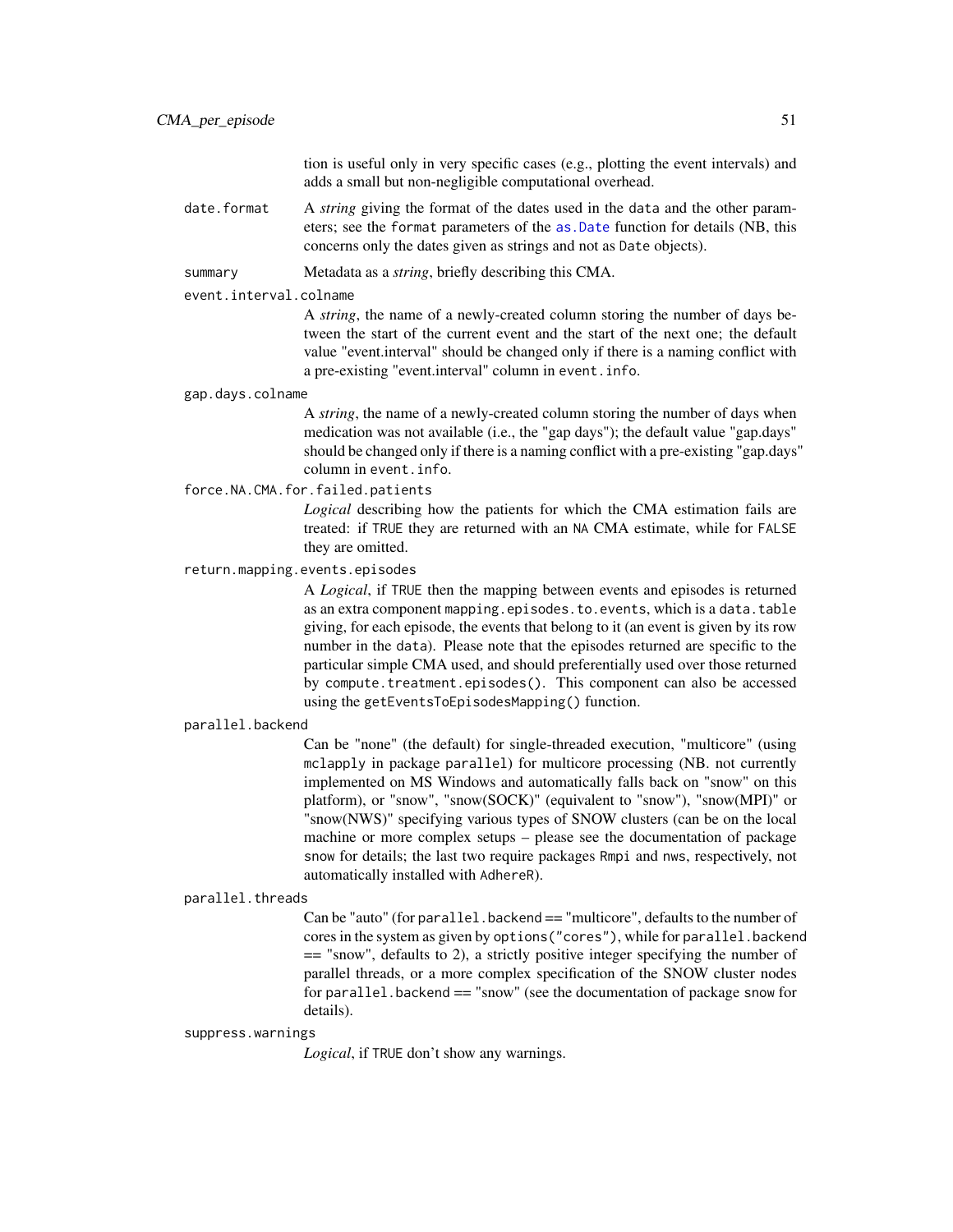tion is useful only in very specific cases (e.g., plotting the event intervals) and adds a small but non-negligible computational overhead.

`date.format`
: A *string* giving the format of the dates used in the `data` and the other parameters; see the `format` parameters of the `as.Date` function for details (NB, this concerns only the dates given as strings and not as `Date` objects).

`summary`
: Metadata as a *string*, briefly describing this CMA.

`event.interval.colname`
: A *string*, the name of a newly-created column storing the number of days between the start of the current event and the start of the next one; the default value "event.interval" should be changed only if there is a naming conflict with a pre-existing "event.interval" column in `event.info`.

`gap.days.colname`
: A *string*, the name of a newly-created column storing the number of days when medication was not available (i.e., the "gap days"); the default value "gap.days" should be changed only if there is a naming conflict with a pre-existing "gap.days" column in `event.info`.

`force.NA.CMA.for.failed.patients`
: *Logical* describing how the patients for which the CMA estimation fails are treated: if `TRUE` they are returned with an `NA` CMA estimate, while for `FALSE` they are omitted.

`return.mapping.events.episodes`
: A *Logical*, if `TRUE` then the mapping between events and episodes is returned as an extra component `mapping.episodes.to.events`, which is a `data.table` giving, for each episode, the events that belong to it (an event is given by its row number in the `data`). Please note that the episodes returned are specific to the particular simple CMA used, and should preferentially used over those returned by `compute.treatment.episodes()`. This component can also be accessed using the `getEventsToEpisodesMapping()` function.

`parallel.backend`
: Can be "none" (the default) for single-threaded execution, "multicore" (using `mclapply` in package `parallel`) for multicore processing (NB. not currently implemented on MS Windows and automatically falls back on "snow" on this platform), or "snow", "snow(SOCK)" (equivalent to "snow"), "snow(MPI)" or "snow(NWS)" specifying various types of SNOW clusters (can be on the local machine or more complex setups – please see the documentation of package `snow` for details; the last two require packages `Rmpi` and `nws`, respectively, not automatically installed with `AdhereR`).

`parallel.threads`
: Can be "auto" (for `parallel.backend` == "multicore", defaults to the number of cores in the system as given by `options("cores")`, while for `parallel.backend` == "snow", defaults to 2), a strictly positive integer specifying the number of parallel threads, or a more complex specification of the SNOW cluster nodes for `parallel.backend` == "snow" (see the documentation of package `snow` for details).

`suppress.warnings`
: *Logical*, if `TRUE` don't show any warnings.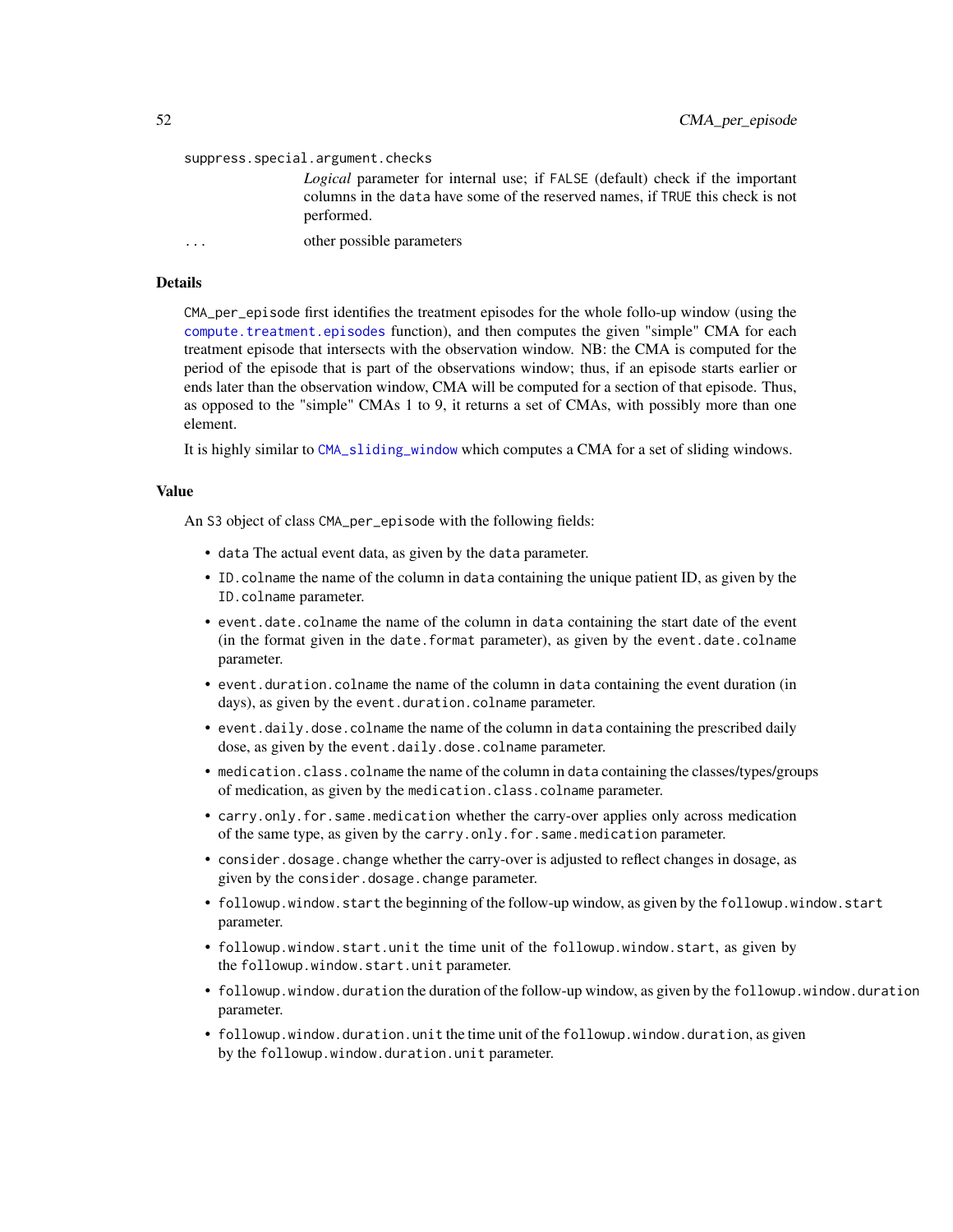`suppress.special.argument.checks`
: *Logical* parameter for internal use; if `FALSE` (default) check if the important columns in the `data` have some of the reserved names, if `TRUE` this check is not performed.

`...`
: other possible parameters

## Details

`CMA_per_episode` first identifies the treatment episodes for the whole follo-up window (using the `compute.treatment.episodes` function), and then computes the given "simple" CMA for each treatment episode that intersects with the observation window. NB: the CMA is computed for the period of the episode that is part of the observations window; thus, if an episode starts earlier or ends later than the observation window, CMA will be computed for a section of that episode. Thus, as opposed to the "simple" CMAs 1 to 9, it returns a set of CMAs, with possibly more than one element.

It is highly similar to `CMA_sliding_window` which computes a CMA for a set of sliding windows.

## Value

An S3 object of class `CMA_per_episode` with the following fields:

- `data` The actual event data, as given by the `data` parameter.
- `ID.colname` the name of the column in `data` containing the unique patient ID, as given by the `ID.colname` parameter.
- `event.date.colname` the name of the column in `data` containing the start date of the event (in the format given in the `date.format` parameter), as given by the `event.date.colname` parameter.
- `event.duration.colname` the name of the column in `data` containing the event duration (in days), as given by the `event.duration.colname` parameter.
- `event.daily.dose.colname` the name of the column in `data` containing the prescribed daily dose, as given by the `event.daily.dose.colname` parameter.
- `medication.class.colname` the name of the column in `data` containing the classes/types/groups of medication, as given by the `medication.class.colname` parameter.
- `carry.only.for.same.medication` whether the carry-over applies only across medication of the same type, as given by the `carry.only.for.same.medication` parameter.
- `consider.dosage.change` whether the carry-over is adjusted to reflect changes in dosage, as given by the `consider.dosage.change` parameter.
- `followup.window.start` the beginning of the follow-up window, as given by the `followup.window.start` parameter.
- `followup.window.start.unit` the time unit of the `followup.window.start`, as given by the `followup.window.start.unit` parameter.
- `followup.window.duration` the duration of the follow-up window, as given by the `followup.window.duration` parameter.
- `followup.window.duration.unit` the time unit of the `followup.window.duration`, as given by the `followup.window.duration.unit` parameter.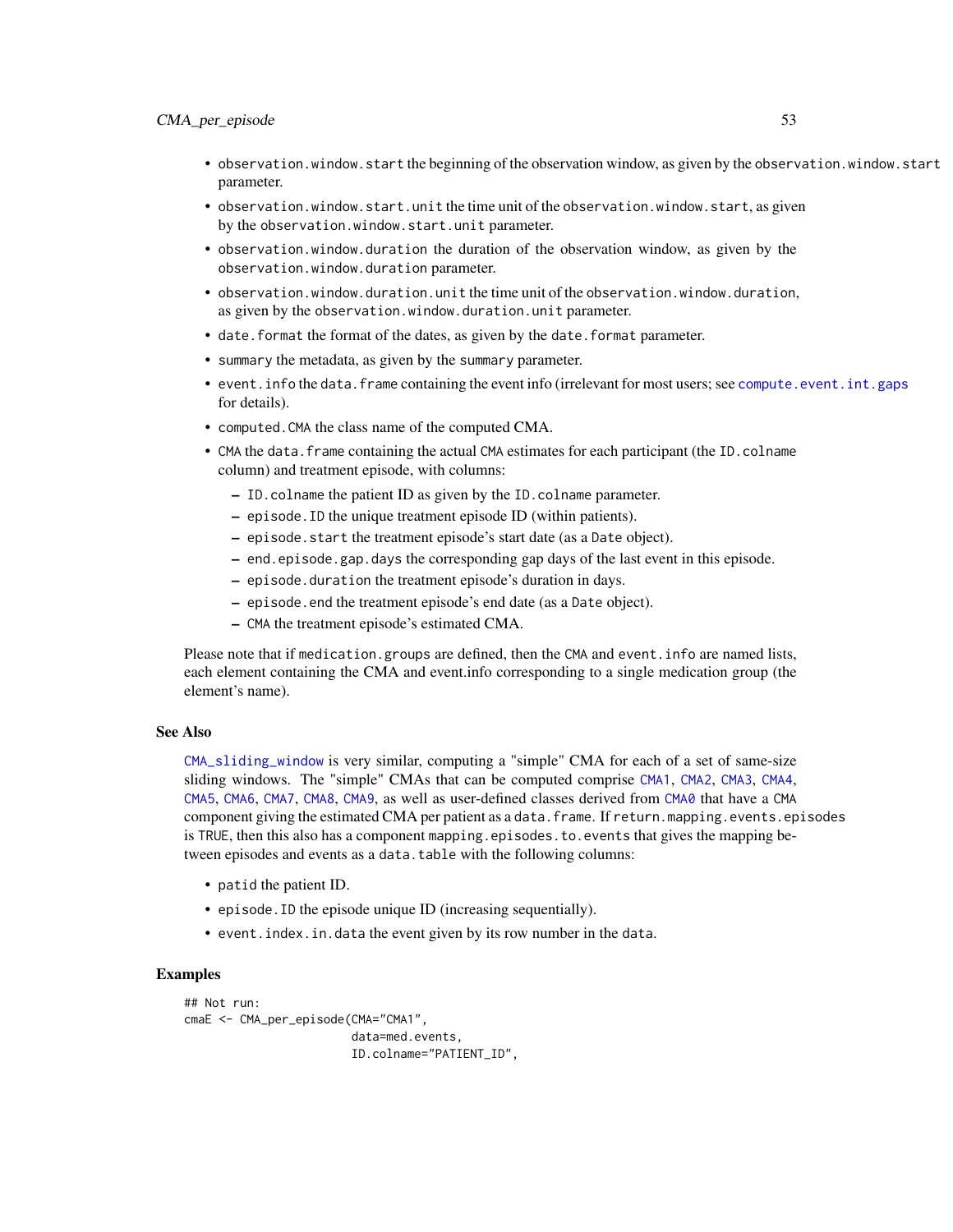- `observation.window.start` the beginning of the observation window, as given by the `observation.window.start` parameter.
- `observation.window.start.unit` the time unit of the `observation.window.start`, as given by the `observation.window.start.unit` parameter.
- `observation.window.duration` the duration of the observation window, as given by the `observation.window.duration` parameter.
- `observation.window.duration.unit` the time unit of the `observation.window.duration`, as given by the `observation.window.duration.unit` parameter.
- `date.format` the format of the dates, as given by the `date.format` parameter.
- `summary` the metadata, as given by the `summary` parameter.
- `event.info` the `data.frame` containing the event info (irrelevant for most users; see `compute.event.int.gaps` for details).
- `computed.CMA` the class name of the computed CMA.
- `CMA` the `data.frame` containing the actual `CMA` estimates for each participant (the `ID.colname` column) and treatment episode, with columns:
  - `ID.colname` the patient ID as given by the `ID.colname` parameter.
  - `episode.ID` the unique treatment episode ID (within patients).
  - `episode.start` the treatment episode's start date (as a `Date` object).
  - `end.episode.gap.days` the corresponding gap days of the last event in this episode.
  - `episode.duration` the treatment episode's duration in days.
  - `episode.end` the treatment episode's end date (as a `Date` object).
  - `CMA` the treatment episode's estimated CMA.

Please note that if `medication.groups` are defined, then the `CMA` and `event.info` are named lists, each element containing the CMA and event.info corresponding to a single medication group (the element's name).

## See Also

`CMA_sliding_window` is very similar, computing a "simple" CMA for each of a set of same-size sliding windows. The "simple" CMAs that can be computed comprise `CMA1`, `CMA2`, `CMA3`, `CMA4`, `CMA5`, `CMA6`, `CMA7`, `CMA8`, `CMA9`, as well as user-defined classes derived from `CMA0` that have a `CMA` component giving the estimated CMA per patient as a `data.frame`. If `return.mapping.events.episodes` is `TRUE`, then this also has a component `mapping.episodes.to.events` that gives the mapping between episodes and events as a `data.table` with the following columns:

- `patid` the patient ID.
- `episode.ID` the episode unique ID (increasing sequentially).
- `event.index.in.data` the event given by its row number in the `data`.

## Examples

```
## Not run:
cmaE <- CMA_per_episode(CMA="CMA1",
                        data=med.events,
                        ID.colname="PATIENT_ID",
```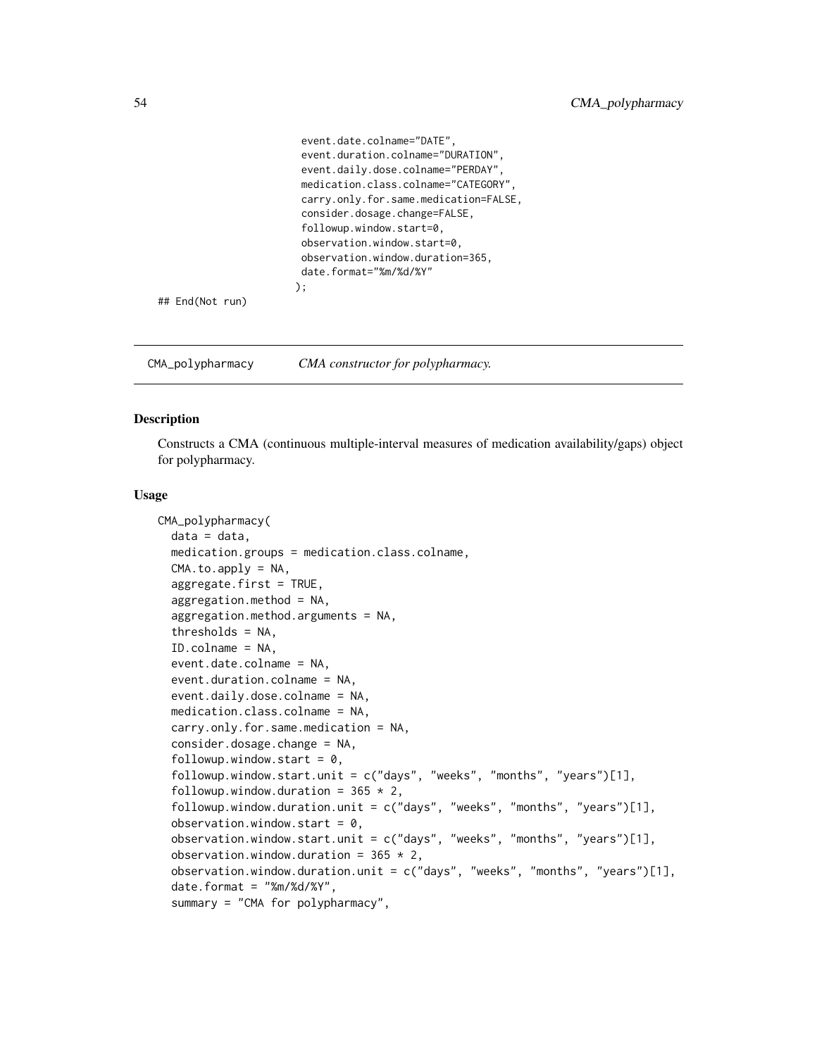```
                        event.date.colname="DATE",
                        event.duration.colname="DURATION",
                        event.daily.dose.colname="PERDAY",
                        medication.class.colname="CATEGORY",
                        carry.only.for.same.medication=FALSE,
                        consider.dosage.change=FALSE,
                        followup.window.start=0,
                        observation.window.start=0,
                        observation.window.duration=365,
                        date.format="%m/%d/%Y"
                       );
## End(Not run)
```

## CMA_polypharmacy    *CMA constructor for polypharmacy.*

### Description

Constructs a CMA (continuous multiple-interval measures of medication availability/gaps) object for polypharmacy.

### Usage

```
CMA_polypharmacy(
  data = data,
  medication.groups = medication.class.colname,
  CMA.to.apply = NA,
  aggregate.first = TRUE,
  aggregation.method = NA,
  aggregation.method.arguments = NA,
  thresholds = NA,
  ID.colname = NA,
  event.date.colname = NA,
  event.duration.colname = NA,
  event.daily.dose.colname = NA,
  medication.class.colname = NA,
  carry.only.for.same.medication = NA,
  consider.dosage.change = NA,
  followup.window.start = 0,
  followup.window.start.unit = c("days", "weeks", "months", "years")[1],
  followup.window.duration = 365 * 2,
  followup.window.duration.unit = c("days", "weeks", "months", "years")[1],
  observation.window.start = 0,
  observation.window.start.unit = c("days", "weeks", "months", "years")[1],
  observation.window.duration = 365 * 2,
  observation.window.duration.unit = c("days", "weeks", "months", "years")[1],
  date.format = "%m/%d/%Y",
  summary = "CMA for polypharmacy",
```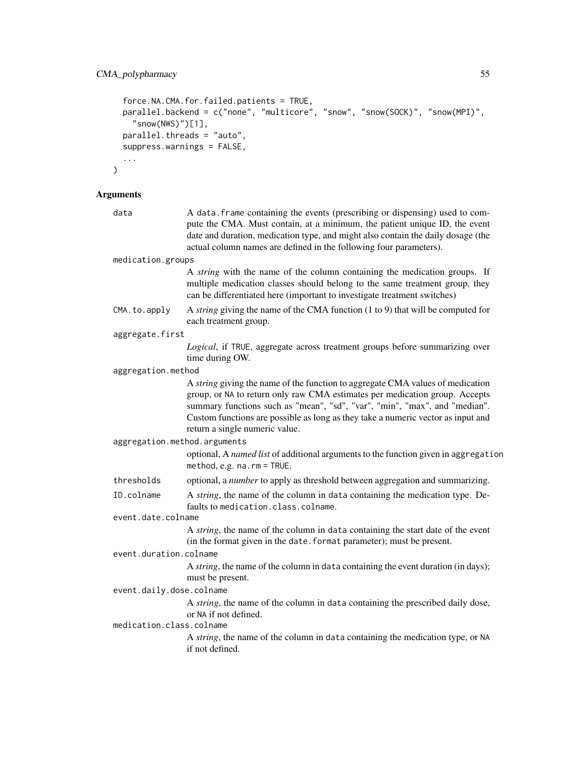```
  force.NA.CMA.for.failed.patients = TRUE,
  parallel.backend = c("none", "multicore", "snow", "snow(SOCK)", "snow(MPI)",
    "snow(NWS)")[1],
  parallel.threads = "auto",
  suppress.warnings = FALSE,
  ...
)
```

## Arguments

`data`
: A `data.frame` containing the events (prescribing or dispensing) used to compute the CMA. Must contain, at a minimum, the patient unique ID, the event date and duration, medication type, and might also contain the daily dosage (the actual column names are defined in the following four parameters).

`medication.groups`
: A *string* with the name of the column containing the medication groups. If multiple medication classes should belong to the same treatment group, they can be differentiated here (important to investigate treatment switches)

`CMA.to.apply`
: A *string* giving the name of the CMA function (1 to 9) that will be computed for each treatment group.

`aggregate.first`
: *Logical*, if `TRUE`, aggregate across treatment groups before summarizing over time during OW.

`aggregation.method`
: A *string* giving the name of the function to aggregate CMA values of medication group, or `NA` to return only raw CMA estimates per medication group. Accepts summary functions such as "mean", "sd", "var", "min", "max", and "median". Custom functions are possible as long as they take a numeric vector as input and return a single numeric value.

`aggregation.method.arguments`
: optional, A *named list* of additional arguments to the function given in `aggregation method`, e.g. `na.rm = TRUE`.

`thresholds`
: optional, a *number* to apply as threshold between aggregation and summarizing.

`ID.colname`
: A *string*, the name of the column in `data` containing the medication type. Defaults to `medication.class.colname`.

`event.date.colname`
: A *string*, the name of the column in `data` containing the start date of the event (in the format given in the `date.format` parameter); must be present.

`event.duration.colname`
: A *string*, the name of the column in `data` containing the event duration (in days); must be present.

`event.daily.dose.colname`
: A *string*, the name of the column in `data` containing the prescribed daily dose, or `NA` if not defined.

`medication.class.colname`
: A *string*, the name of the column in `data` containing the medication type, or `NA` if not defined.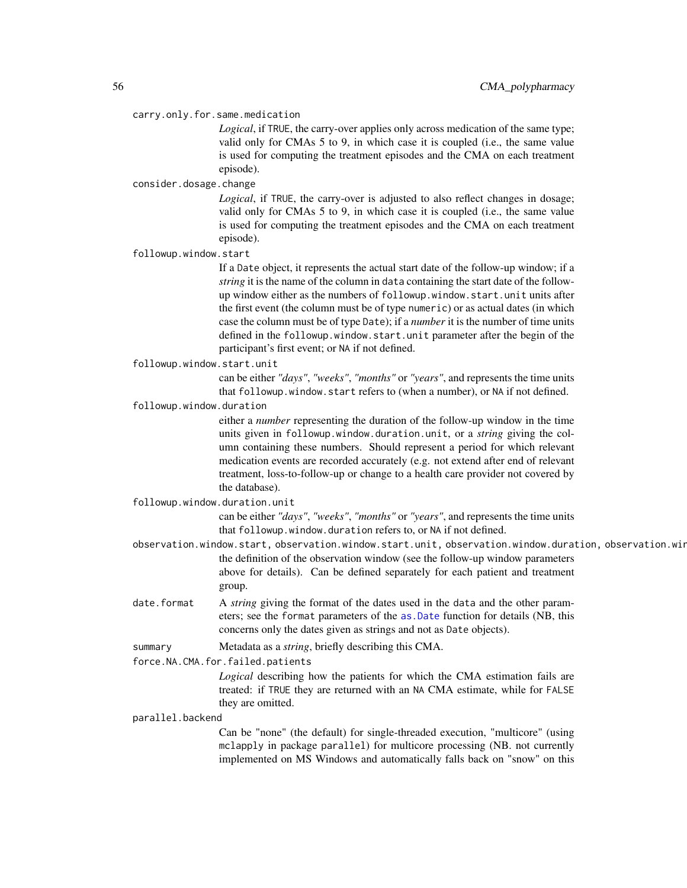`carry.only.for.same.medication`
: *Logical*, if `TRUE`, the carry-over applies only across medication of the same type; valid only for CMAs 5 to 9, in which case it is coupled (i.e., the same value is used for computing the treatment episodes and the CMA on each treatment episode).

`consider.dosage.change`
: *Logical*, if `TRUE`, the carry-over is adjusted to also reflect changes in dosage; valid only for CMAs 5 to 9, in which case it is coupled (i.e., the same value is used for computing the treatment episodes and the CMA on each treatment episode).

`followup.window.start`
: If a `Date` object, it represents the actual start date of the follow-up window; if a *string* it is the name of the column in `data` containing the start date of the follow-up window either as the numbers of `followup.window.start.unit` units after the first event (the column must be of type `numeric`) or as actual dates (in which case the column must be of type `Date`); if a *number* it is the number of time units defined in the `followup.window.start.unit` parameter after the begin of the participant's first event; or `NA` if not defined.

`followup.window.start.unit`
: can be either *"days"*, *"weeks"*, *"months"* or *"years"*, and represents the time units that `followup.window.start` refers to (when a number), or `NA` if not defined.

`followup.window.duration`
: either a *number* representing the duration of the follow-up window in the time units given in `followup.window.duration.unit`, or a *string* giving the column containing these numbers. Should represent a period for which relevant medication events are recorded accurately (e.g. not extend after end of relevant treatment, loss-to-follow-up or change to a health care provider not covered by the database).

`followup.window.duration.unit`
: can be either *"days"*, *"weeks"*, *"months"* or *"years"*, and represents the time units that `followup.window.duration` refers to, or `NA` if not defined.

`observation.window.start, observation.window.start.unit, observation.window.duration, observation.wir`
: the definition of the observation window (see the follow-up window parameters above for details). Can be defined separately for each patient and treatment group.

`date.format`
: A *string* giving the format of the dates used in the `data` and the other parameters; see the `format` parameters of the `as.Date` function for details (NB, this concerns only the dates given as strings and not as `Date` objects).

`summary`
: Metadata as a *string*, briefly describing this CMA.

`force.NA.CMA.for.failed.patients`
: *Logical* describing how the patients for which the CMA estimation fails are treated: if `TRUE` they are returned with an `NA` CMA estimate, while for `FALSE` they are omitted.

`parallel.backend`
: Can be "none" (the default) for single-threaded execution, "multicore" (using `mclapply` in package `parallel`) for multicore processing (NB. not currently implemented on MS Windows and automatically falls back on "snow" on this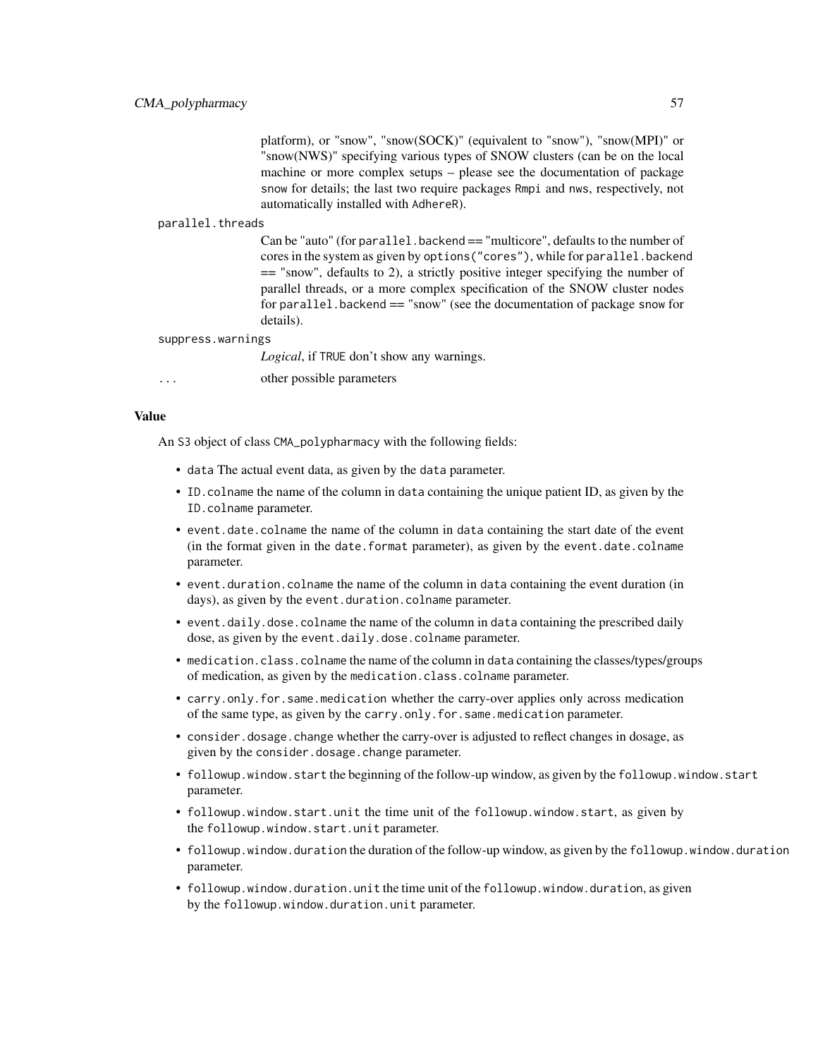platform), or "snow", "snow(SOCK)" (equivalent to "snow"), "snow(MPI)" or "snow(NWS)" specifying various types of SNOW clusters (can be on the local machine or more complex setups – please see the documentation of package `snow` for details; the last two require packages `Rmpi` and `nws`, respectively, not automatically installed with `AdhereR`).

`parallel.threads`
: Can be "auto" (for `parallel.backend` == "multicore", defaults to the number of cores in the system as given by `options("cores")`, while for `parallel.backend` == "snow", defaults to 2), a strictly positive integer specifying the number of parallel threads, or a more complex specification of the SNOW cluster nodes for `parallel.backend` == "snow" (see the documentation of package `snow` for details).

`suppress.warnings`
: *Logical*, if `TRUE` don't show any warnings.

`...`
: other possible parameters

## Value

An `S3` object of class `CMA_polypharmacy` with the following fields:

- `data` The actual event data, as given by the `data` parameter.
- `ID.colname` the name of the column in `data` containing the unique patient ID, as given by the `ID.colname` parameter.
- `event.date.colname` the name of the column in `data` containing the start date of the event (in the format given in the `date.format` parameter), as given by the `event.date.colname` parameter.
- `event.duration.colname` the name of the column in `data` containing the event duration (in days), as given by the `event.duration.colname` parameter.
- `event.daily.dose.colname` the name of the column in `data` containing the prescribed daily dose, as given by the `event.daily.dose.colname` parameter.
- `medication.class.colname` the name of the column in `data` containing the classes/types/groups of medication, as given by the `medication.class.colname` parameter.
- `carry.only.for.same.medication` whether the carry-over applies only across medication of the same type, as given by the `carry.only.for.same.medication` parameter.
- `consider.dosage.change` whether the carry-over is adjusted to reflect changes in dosage, as given by the `consider.dosage.change` parameter.
- `followup.window.start` the beginning of the follow-up window, as given by the `followup.window.start` parameter.
- `followup.window.start.unit` the time unit of the `followup.window.start`, as given by the `followup.window.start.unit` parameter.
- `followup.window.duration` the duration of the follow-up window, as given by the `followup.window.duration` parameter.
- `followup.window.duration.unit` the time unit of the `followup.window.duration`, as given by the `followup.window.duration.unit` parameter.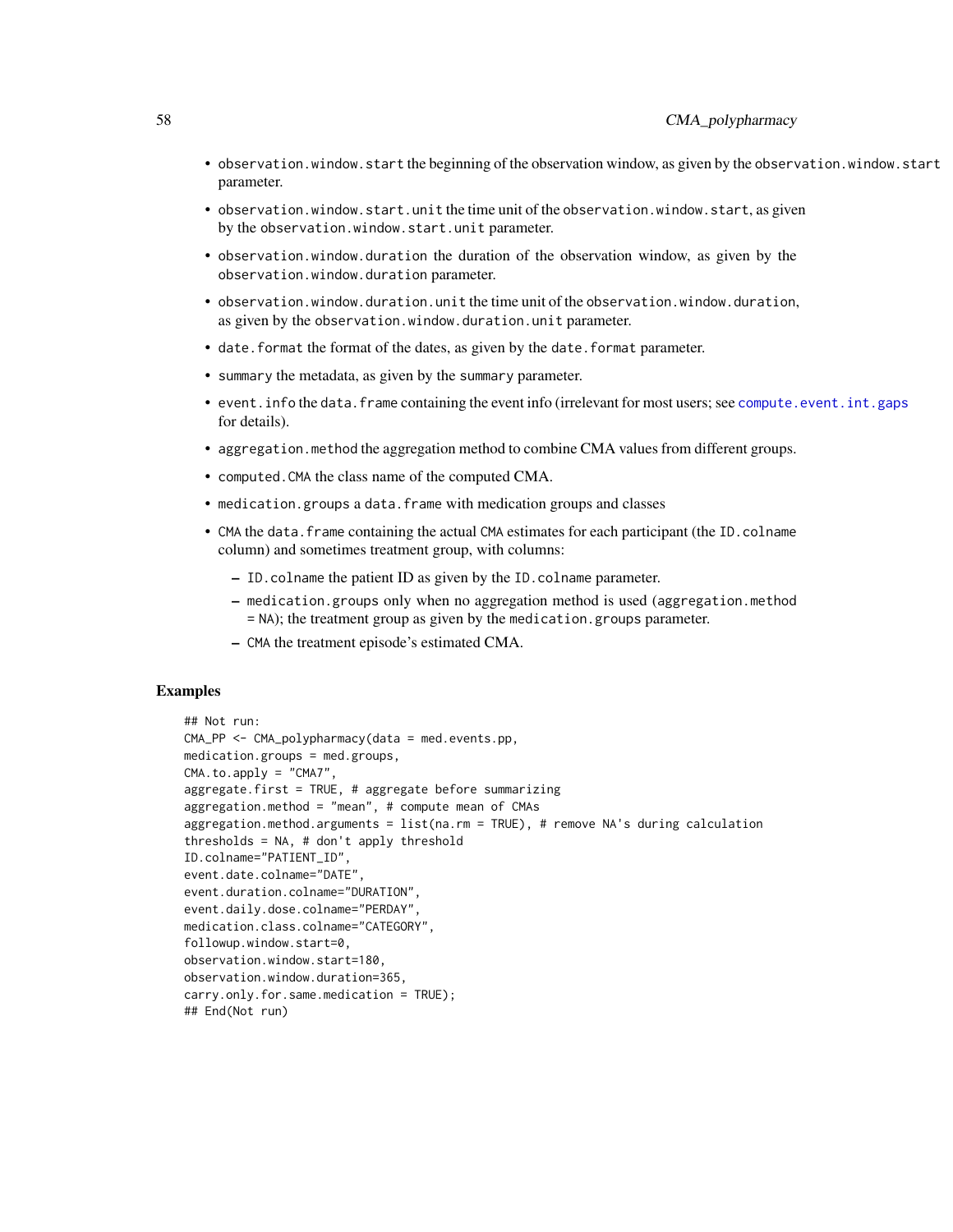- `observation.window.start` the beginning of the observation window, as given by the `observation.window.start` parameter.
- `observation.window.start.unit` the time unit of the `observation.window.start`, as given by the `observation.window.start.unit` parameter.
- `observation.window.duration` the duration of the observation window, as given by the `observation.window.duration` parameter.
- `observation.window.duration.unit` the time unit of the `observation.window.duration`, as given by the `observation.window.duration.unit` parameter.
- `date.format` the format of the dates, as given by the `date.format` parameter.
- `summary` the metadata, as given by the `summary` parameter.
- `event.info` the `data.frame` containing the event info (irrelevant for most users; see `compute.event.int.gaps` for details).
- `aggregation.method` the aggregation method to combine CMA values from different groups.
- `computed.CMA` the class name of the computed CMA.
- `medication.groups` a `data.frame` with medication groups and classes
- `CMA` the `data.frame` containing the actual `CMA` estimates for each participant (the `ID.colname` column) and sometimes treatment group, with columns:
  - `ID.colname` the patient ID as given by the `ID.colname` parameter.
  - `medication.groups` only when no aggregation method is used (`aggregation.method = NA`); the treatment group as given by the `medication.groups` parameter.
  - `CMA` the treatment episode's estimated CMA.

## Examples

```
## Not run:
CMA_PP <- CMA_polypharmacy(data = med.events.pp,
medication.groups = med.groups,
CMA.to.apply = "CMA7",
aggregate.first = TRUE, # aggregate before summarizing
aggregation.method = "mean", # compute mean of CMAs
aggregation.method.arguments = list(na.rm = TRUE), # remove NA's during calculation
thresholds = NA, # don't apply threshold
ID.colname="PATIENT_ID",
event.date.colname="DATE",
event.duration.colname="DURATION",
event.daily.dose.colname="PERDAY",
medication.class.colname="CATEGORY",
followup.window.start=0,
observation.window.start=180,
observation.window.duration=365,
carry.only.for.same.medication = TRUE);
## End(Not run)
```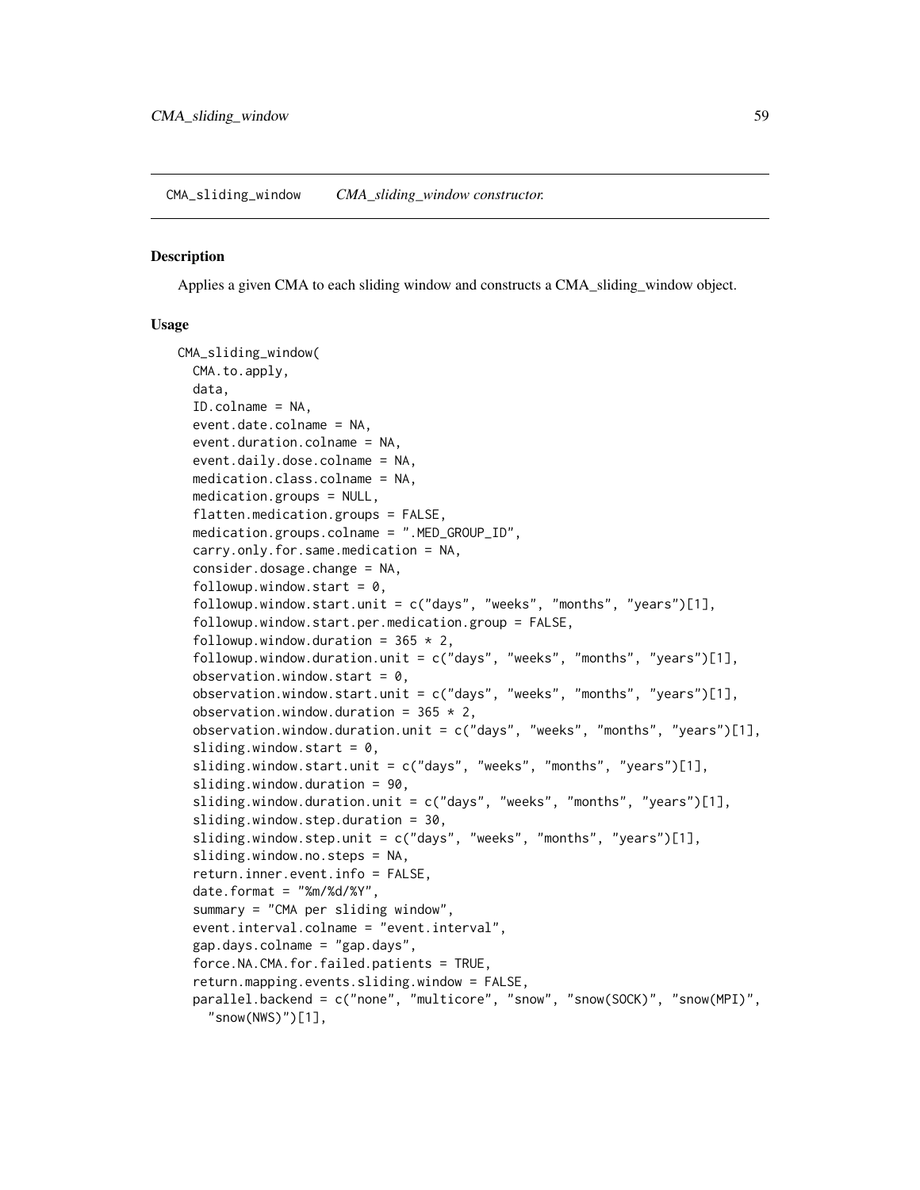CMA_sliding_window    *CMA_sliding_window constructor.*

## Description

Applies a given CMA to each sliding window and constructs a CMA_sliding_window object.

## Usage

```
CMA_sliding_window(
  CMA.to.apply,
  data,
  ID.colname = NA,
  event.date.colname = NA,
  event.duration.colname = NA,
  event.daily.dose.colname = NA,
  medication.class.colname = NA,
  medication.groups = NULL,
  flatten.medication.groups = FALSE,
  medication.groups.colname = ".MED_GROUP_ID",
  carry.only.for.same.medication = NA,
  consider.dosage.change = NA,
  followup.window.start = 0,
  followup.window.start.unit = c("days", "weeks", "months", "years")[1],
  followup.window.start.per.medication.group = FALSE,
  followup.window.duration = 365 * 2,
  followup.window.duration.unit = c("days", "weeks", "months", "years")[1],
  observation.window.start = 0,
  observation.window.start.unit = c("days", "weeks", "months", "years")[1],
  observation.window.duration = 365 * 2,
  observation.window.duration.unit = c("days", "weeks", "months", "years")[1],
  sliding.window.start = 0,
  sliding.window.start.unit = c("days", "weeks", "months", "years")[1],
  sliding.window.duration = 90,
  sliding.window.duration.unit = c("days", "weeks", "months", "years")[1],
  sliding.window.step.duration = 30,
  sliding.window.step.unit = c("days", "weeks", "months", "years")[1],
  sliding.window.no.steps = NA,
  return.inner.event.info = FALSE,
  date.format = "%m/%d/%Y",
  summary = "CMA per sliding window",
  event.interval.colname = "event.interval",
  gap.days.colname = "gap.days",
  force.NA.CMA.for.failed.patients = TRUE,
  return.mapping.events.sliding.window = FALSE,
  parallel.backend = c("none", "multicore", "snow", "snow(SOCK)", "snow(MPI)",
    "snow(NWS)")[1],
```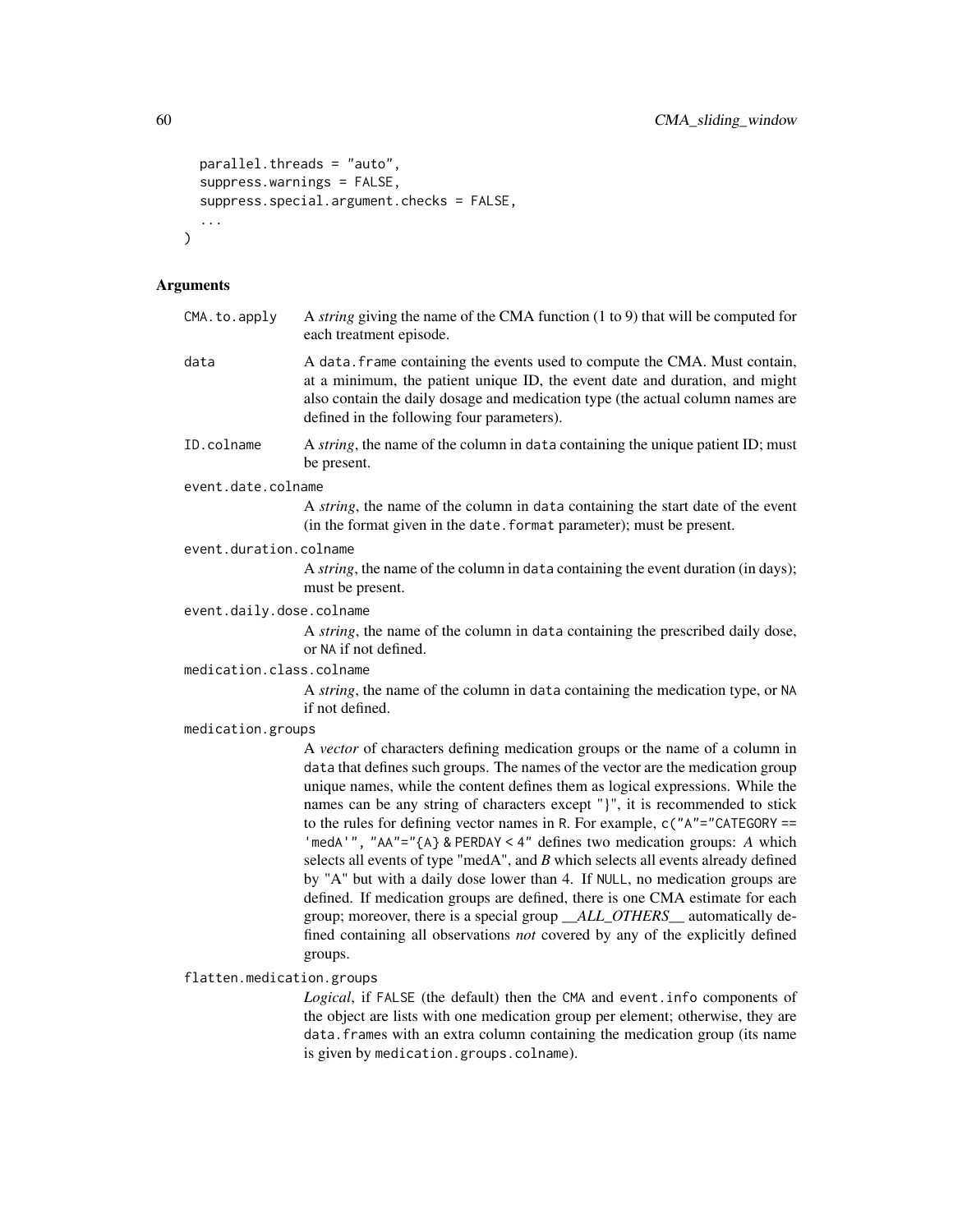```
  parallel.threads = "auto",
  suppress.warnings = FALSE,
  suppress.special.argument.checks = FALSE,
  ...
)
```

## Arguments

`CMA.to.apply`
: A *string* giving the name of the CMA function (1 to 9) that will be computed for each treatment episode.

`data`
: A `data.frame` containing the events used to compute the CMA. Must contain, at a minimum, the patient unique ID, the event date and duration, and might also contain the daily dosage and medication type (the actual column names are defined in the following four parameters).

`ID.colname`
: A *string*, the name of the column in `data` containing the unique patient ID; must be present.

`event.date.colname`
: A *string*, the name of the column in `data` containing the start date of the event (in the format given in the `date.format` parameter); must be present.

`event.duration.colname`
: A *string*, the name of the column in `data` containing the event duration (in days); must be present.

`event.daily.dose.colname`
: A *string*, the name of the column in `data` containing the prescribed daily dose, or `NA` if not defined.

`medication.class.colname`
: A *string*, the name of the column in `data` containing the medication type, or `NA` if not defined.

`medication.groups`
: A *vector* of characters defining medication groups or the name of a column in `data` that defines such groups. The names of the vector are the medication group unique names, while the content defines them as logical expressions. While the names can be any string of characters except "}", it is recommended to stick to the rules for defining vector names in `R`. For example, `c("A"="CATEGORY == 'medA'", "AA"="{A} & PERDAY < 4"` defines two medication groups: *A* which selects all events of type "medA", and *B* which selects all events already defined by "A" but with a daily dose lower than 4. If `NULL`, no medication groups are defined. If medication groups are defined, there is one CMA estimate for each group; moreover, there is a special group *__ALL_OTHERS__* automatically defined containing all observations *not* covered by any of the explicitly defined groups.

`flatten.medication.groups`
: *Logical*, if `FALSE` (the default) then the `CMA` and `event.info` components of the object are lists with one medication group per element; otherwise, they are `data.frame`s with an extra column containing the medication group (its name is given by `medication.groups.colname`).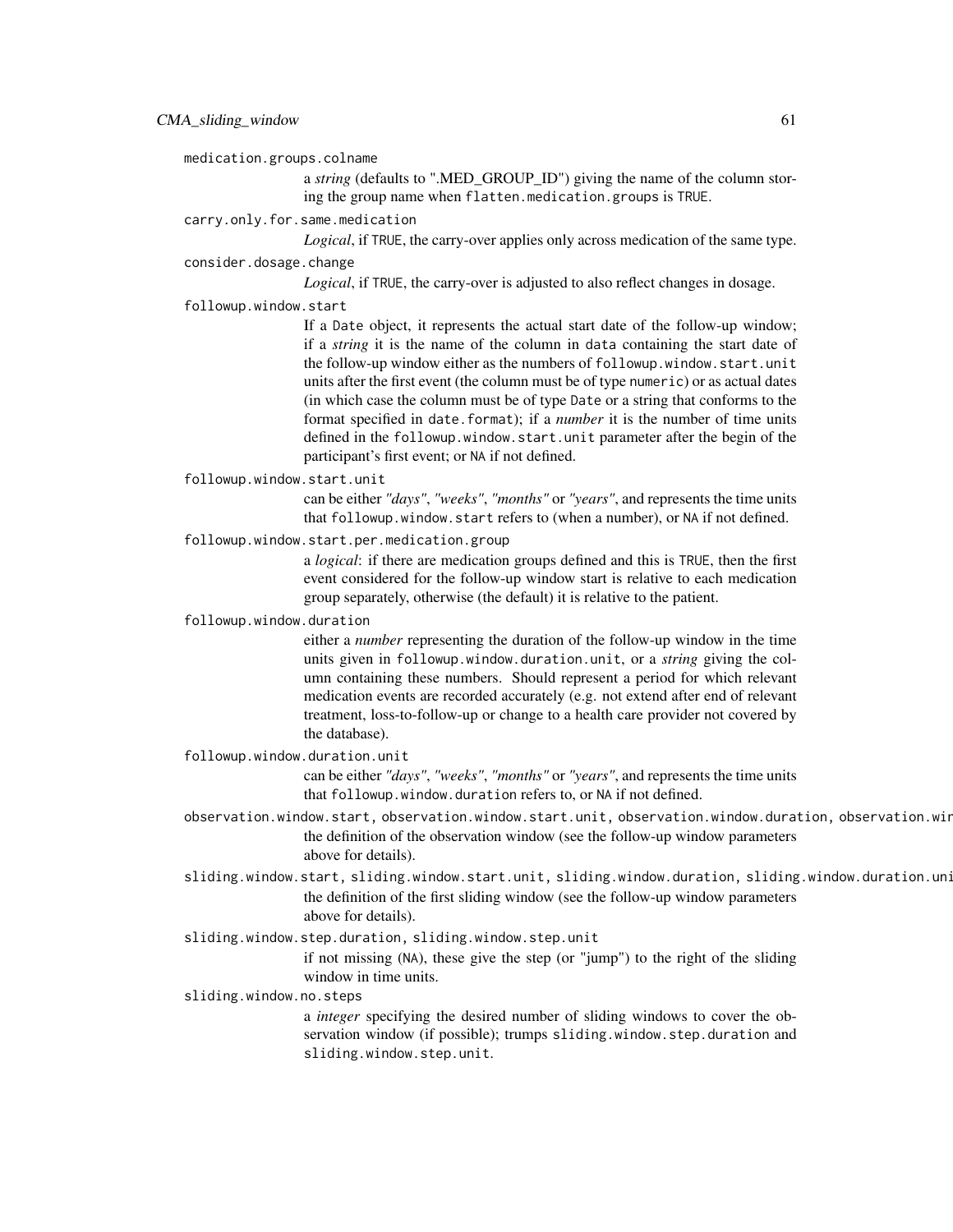medication.groups.colname

a *string* (defaults to ".MED_GROUP_ID") giving the name of the column storing the group name when flatten.medication.groups is TRUE.

carry.only.for.same.medication

*Logical*, if TRUE, the carry-over applies only across medication of the same type.

consider.dosage.change

*Logical*, if TRUE, the carry-over is adjusted to also reflect changes in dosage.

followup.window.start

If a Date object, it represents the actual start date of the follow-up window; if a *string* it is the name of the column in data containing the start date of the follow-up window either as the numbers of followup.window.start.unit units after the first event (the column must be of type numeric) or as actual dates (in which case the column must be of type Date or a string that conforms to the format specified in date.format); if a *number* it is the number of time units defined in the followup.window.start.unit parameter after the begin of the participant's first event; or NA if not defined.

followup.window.start.unit

can be either *"days"*, *"weeks"*, *"months"* or *"years"*, and represents the time units that followup.window.start refers to (when a number), or NA if not defined.

followup.window.start.per.medication.group

a *logical*: if there are medication groups defined and this is TRUE, then the first event considered for the follow-up window start is relative to each medication group separately, otherwise (the default) it is relative to the patient.

followup.window.duration

either a *number* representing the duration of the follow-up window in the time units given in followup.window.duration.unit, or a *string* giving the column containing these numbers. Should represent a period for which relevant medication events are recorded accurately (e.g. not extend after end of relevant treatment, loss-to-follow-up or change to a health care provider not covered by the database).

followup.window.duration.unit

can be either *"days"*, *"weeks"*, *"months"* or *"years"*, and represents the time units that followup.window.duration refers to, or NA if not defined.

observation.window.start, observation.window.start.unit, observation.window.duration, observation.wir

the definition of the observation window (see the follow-up window parameters above for details).

sliding.window.start, sliding.window.start.unit, sliding.window.duration, sliding.window.duration.uni

the definition of the first sliding window (see the follow-up window parameters above for details).

sliding.window.step.duration, sliding.window.step.unit

if not missing (NA), these give the step (or "jump") to the right of the sliding window in time units.

sliding.window.no.steps

a *integer* specifying the desired number of sliding windows to cover the observation window (if possible); trumps sliding.window.step.duration and sliding.window.step.unit.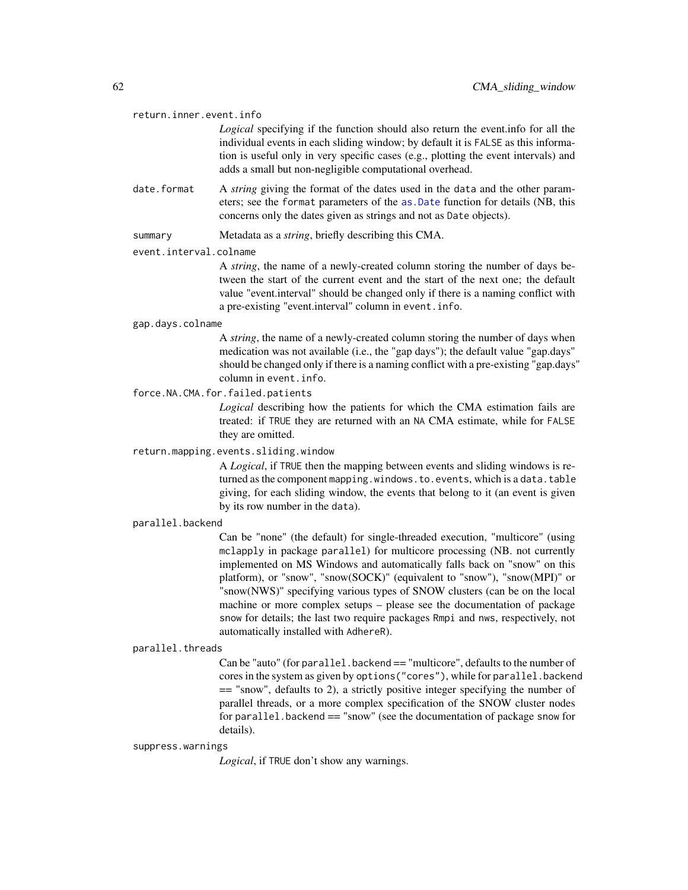`return.inner.event.info`
: *Logical* specifying if the function should also return the event.info for all the individual events in each sliding window; by default it is `FALSE` as this information is useful only in very specific cases (e.g., plotting the event intervals) and adds a small but non-negligible computational overhead.

`date.format`
: A *string* giving the format of the dates used in the `data` and the other parameters; see the `format` parameters of the `as.Date` function for details (NB, this concerns only the dates given as strings and not as `Date` objects).

`summary`
: Metadata as a *string*, briefly describing this CMA.

`event.interval.colname`
: A *string*, the name of a newly-created column storing the number of days between the start of the current event and the start of the next one; the default value "event.interval" should be changed only if there is a naming conflict with a pre-existing "event.interval" column in `event.info`.

`gap.days.colname`
: A *string*, the name of a newly-created column storing the number of days when medication was not available (i.e., the "gap days"); the default value "gap.days" should be changed only if there is a naming conflict with a pre-existing "gap.days" column in `event.info`.

`force.NA.CMA.for.failed.patients`
: *Logical* describing how the patients for which the CMA estimation fails are treated: if `TRUE` they are returned with an `NA` CMA estimate, while for `FALSE` they are omitted.

`return.mapping.events.sliding.window`
: A *Logical*, if `TRUE` then the mapping between events and sliding windows is returned as the component `mapping.windows.to.events`, which is a `data.table` giving, for each sliding window, the events that belong to it (an event is given by its row number in the `data`).

`parallel.backend`
: Can be "none" (the default) for single-threaded execution, "multicore" (using `mclapply` in package `parallel`) for multicore processing (NB. not currently implemented on MS Windows and automatically falls back on "snow" on this platform), or "snow", "snow(SOCK)" (equivalent to "snow"), "snow(MPI)" or "snow(NWS)" specifying various types of SNOW clusters (can be on the local machine or more complex setups – please see the documentation of package `snow` for details; the last two require packages `Rmpi` and `nws`, respectively, not automatically installed with `AdhereR`).

`parallel.threads`
: Can be "auto" (for `parallel.backend` == "multicore", defaults to the number of cores in the system as given by `options("cores")`, while for `parallel.backend` == "snow", defaults to 2), a strictly positive integer specifying the number of parallel threads, or a more complex specification of the SNOW cluster nodes for `parallel.backend` == "snow" (see the documentation of package `snow` for details).

`suppress.warnings`
: *Logical*, if `TRUE` don't show any warnings.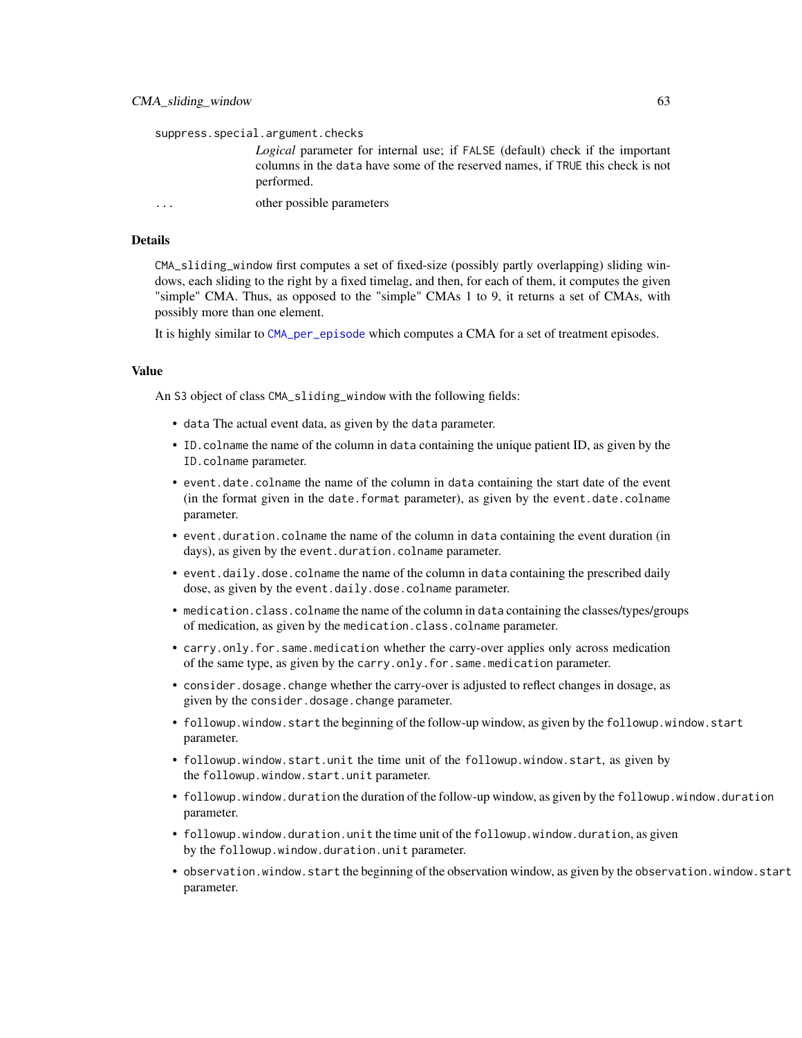suppress.special.argument.checks

*Logical* parameter for internal use; if FALSE (default) check if the important columns in the data have some of the reserved names, if TRUE this check is not performed.

... other possible parameters

## Details

CMA_sliding_window first computes a set of fixed-size (possibly partly overlapping) sliding windows, each sliding to the right by a fixed timelag, and then, for each of them, it computes the given "simple" CMA. Thus, as opposed to the "simple" CMAs 1 to 9, it returns a set of CMAs, with possibly more than one element.

It is highly similar to CMA_per_episode which computes a CMA for a set of treatment episodes.

## Value

An S3 object of class CMA_sliding_window with the following fields:

- data The actual event data, as given by the data parameter.
- ID.colname the name of the column in data containing the unique patient ID, as given by the ID.colname parameter.
- event.date.colname the name of the column in data containing the start date of the event (in the format given in the date.format parameter), as given by the event.date.colname parameter.
- event.duration.colname the name of the column in data containing the event duration (in days), as given by the event.duration.colname parameter.
- event.daily.dose.colname the name of the column in data containing the prescribed daily dose, as given by the event.daily.dose.colname parameter.
- medication.class.colname the name of the column in data containing the classes/types/groups of medication, as given by the medication.class.colname parameter.
- carry.only.for.same.medication whether the carry-over applies only across medication of the same type, as given by the carry.only.for.same.medication parameter.
- consider.dosage.change whether the carry-over is adjusted to reflect changes in dosage, as given by the consider.dosage.change parameter.
- followup.window.start the beginning of the follow-up window, as given by the followup.window.start parameter.
- followup.window.start.unit the time unit of the followup.window.start, as given by the followup.window.start.unit parameter.
- followup.window.duration the duration of the follow-up window, as given by the followup.window.duration parameter.
- followup.window.duration.unit the time unit of the followup.window.duration, as given by the followup.window.duration.unit parameter.
- observation.window.start the beginning of the observation window, as given by the observation.window.start parameter.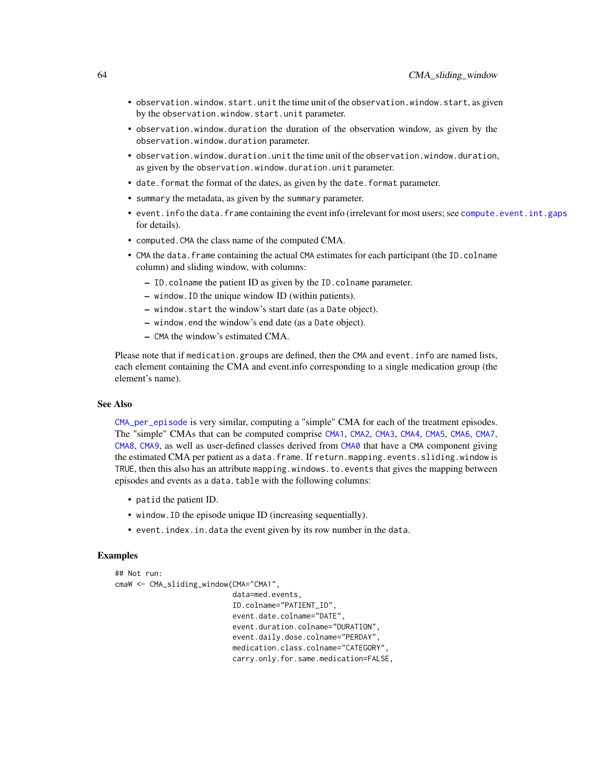- observation.window.start.unit the time unit of the observation.window.start, as given by the observation.window.start.unit parameter.
- observation.window.duration the duration of the observation window, as given by the observation.window.duration parameter.
- observation.window.duration.unit the time unit of the observation.window.duration, as given by the observation.window.duration.unit parameter.
- date.format the format of the dates, as given by the date.format parameter.
- summary the metadata, as given by the summary parameter.
- event.info the data.frame containing the event info (irrelevant for most users; see compute.event.int.gaps for details).
- computed.CMA the class name of the computed CMA.
- CMA the data.frame containing the actual CMA estimates for each participant (the ID.colname column) and sliding window, with columns:
  - ID.colname the patient ID as given by the ID.colname parameter.
  - window.ID the unique window ID (within patients).
  - window.start the window's start date (as a Date object).
  - window.end the window's end date (as a Date object).
  - CMA the window's estimated CMA.

Please note that if medication.groups are defined, then the CMA and event.info are named lists, each element containing the CMA and event.info corresponding to a single medication group (the element's name).

### See Also

CMA_per_episode is very similar, computing a "simple" CMA for each of the treatment episodes. The "simple" CMAs that can be computed comprise CMA1, CMA2, CMA3, CMA4, CMA5, CMA6, CMA7, CMA8, CMA9, as well as user-defined classes derived from CMA0 that have a CMA component giving the estimated CMA per patient as a data.frame. If return.mapping.events.sliding.window is TRUE, then this also has an attribute mapping.windows.to.events that gives the mapping between episodes and events as a data.table with the following columns:

- patid the patient ID.
- window.ID the episode unique ID (increasing sequentially).
- event.index.in.data the event given by its row number in the data.

### Examples

```
## Not run:
cmaW <- CMA_sliding_window(CMA="CMA1",
                           data=med.events,
                           ID.colname="PATIENT_ID",
                           event.date.colname="DATE",
                           event.duration.colname="DURATION",
                           event.daily.dose.colname="PERDAY",
                           medication.class.colname="CATEGORY",
                           carry.only.for.same.medication=FALSE,
```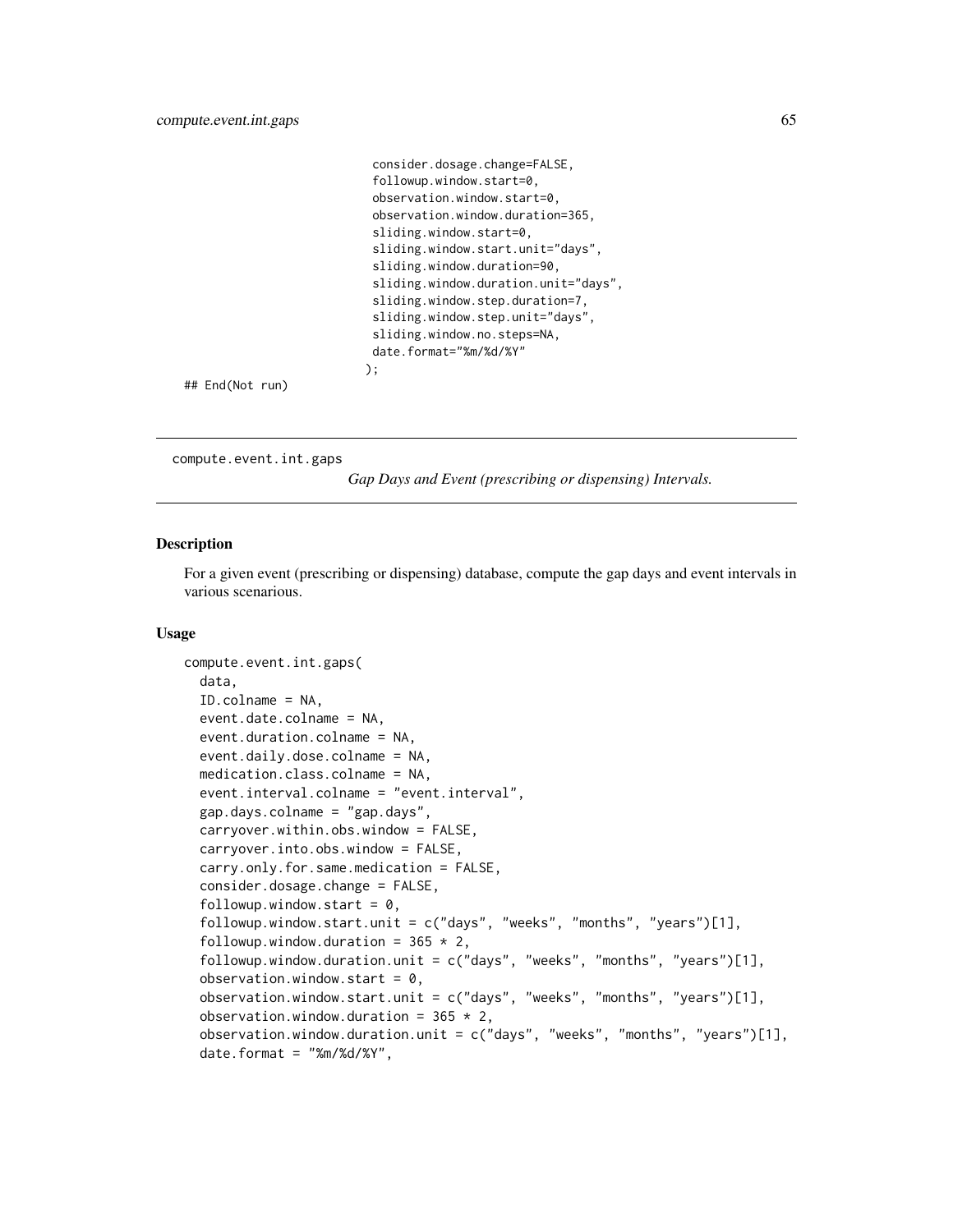```
                         consider.dosage.change=FALSE,
                         followup.window.start=0,
                         observation.window.start=0,
                         observation.window.duration=365,
                         sliding.window.start=0,
                         sliding.window.start.unit="days",
                         sliding.window.duration=90,
                         sliding.window.duration.unit="days",
                         sliding.window.step.duration=7,
                         sliding.window.step.unit="days",
                         sliding.window.no.steps=NA,
                         date.format="%m/%d/%Y"
                        );
## End(Not run)
```

---

## compute.event.int.gaps

*Gap Days and Event (prescribing or dispensing) Intervals.*

---

### Description

For a given event (prescribing or dispensing) database, compute the gap days and event intervals in various scenarious.

### Usage

```
compute.event.int.gaps(
  data,
  ID.colname = NA,
  event.date.colname = NA,
  event.duration.colname = NA,
  event.daily.dose.colname = NA,
  medication.class.colname = NA,
  event.interval.colname = "event.interval",
  gap.days.colname = "gap.days",
  carryover.within.obs.window = FALSE,
  carryover.into.obs.window = FALSE,
  carry.only.for.same.medication = FALSE,
  consider.dosage.change = FALSE,
  followup.window.start = 0,
  followup.window.start.unit = c("days", "weeks", "months", "years")[1],
  followup.window.duration = 365 * 2,
  followup.window.duration.unit = c("days", "weeks", "months", "years")[1],
  observation.window.start = 0,
  observation.window.start.unit = c("days", "weeks", "months", "years")[1],
  observation.window.duration = 365 * 2,
  observation.window.duration.unit = c("days", "weeks", "months", "years")[1],
  date.format = "%m/%d/%Y",
```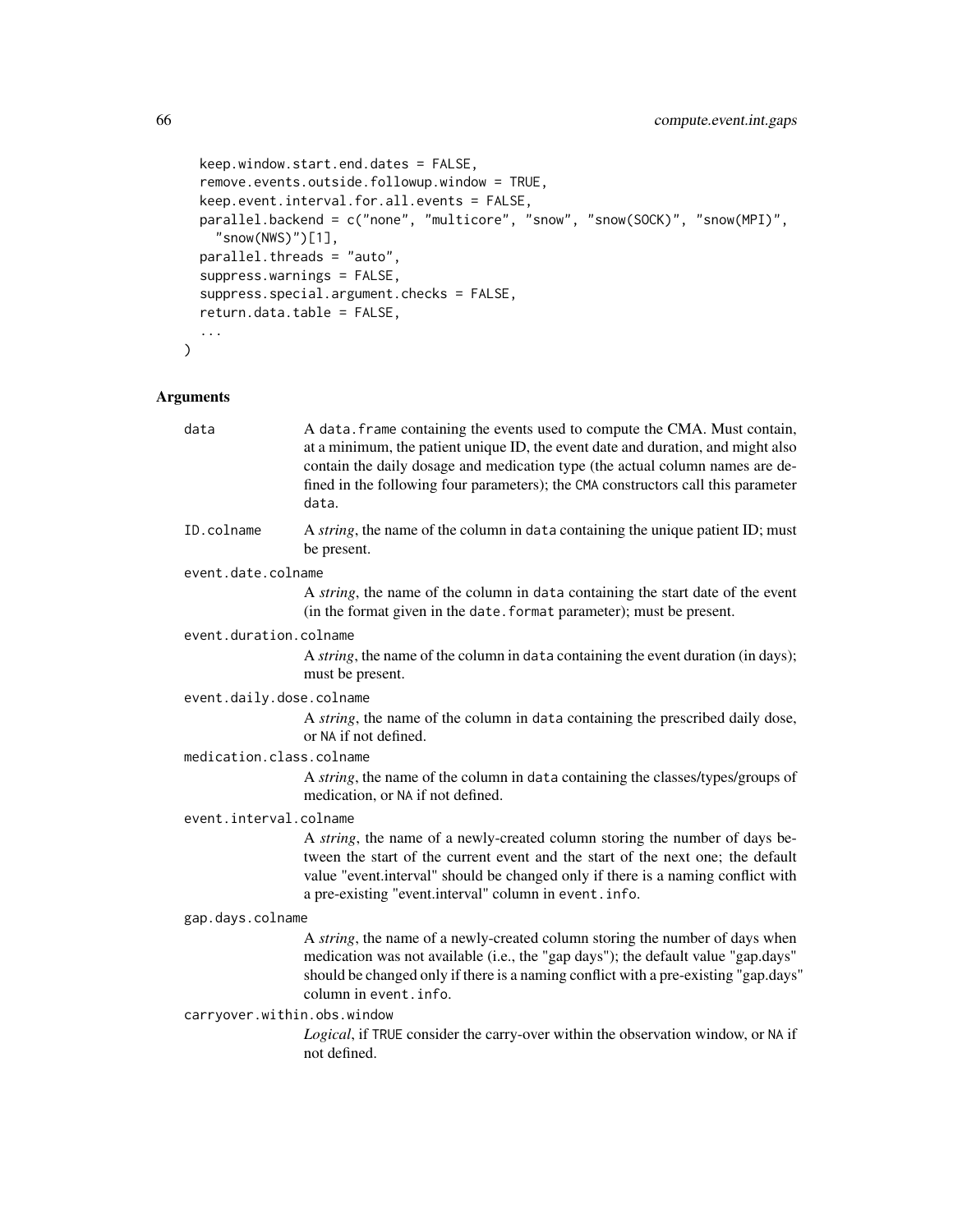```
  keep.window.start.end.dates = FALSE,
  remove.events.outside.followup.window = TRUE,
  keep.event.interval.for.all.events = FALSE,
  parallel.backend = c("none", "multicore", "snow", "snow(SOCK)", "snow(MPI)",
    "snow(NWS)")[1],
  parallel.threads = "auto",
  suppress.warnings = FALSE,
  suppress.special.argument.checks = FALSE,
  return.data.table = FALSE,
  ...
)
```

## Arguments

`data` A `data.frame` containing the events used to compute the CMA. Must contain, at a minimum, the patient unique ID, the event date and duration, and might also contain the daily dosage and medication type (the actual column names are defined in the following four parameters); the `CMA` constructors call this parameter `data`.

`ID.colname` A *string*, the name of the column in `data` containing the unique patient ID; must be present.

`event.date.colname` A *string*, the name of the column in `data` containing the start date of the event (in the format given in the `date.format` parameter); must be present.

`event.duration.colname` A *string*, the name of the column in `data` containing the event duration (in days); must be present.

`event.daily.dose.colname` A *string*, the name of the column in `data` containing the prescribed daily dose, or `NA` if not defined.

`medication.class.colname` A *string*, the name of the column in `data` containing the classes/types/groups of medication, or `NA` if not defined.

`event.interval.colname` A *string*, the name of a newly-created column storing the number of days between the start of the current event and the start of the next one; the default value "event.interval" should be changed only if there is a naming conflict with a pre-existing "event.interval" column in `event.info`.

`gap.days.colname` A *string*, the name of a newly-created column storing the number of days when medication was not available (i.e., the "gap days"); the default value "gap.days" should be changed only if there is a naming conflict with a pre-existing "gap.days" column in `event.info`.

`carryover.within.obs.window` *Logical*, if `TRUE` consider the carry-over within the observation window, or `NA` if not defined.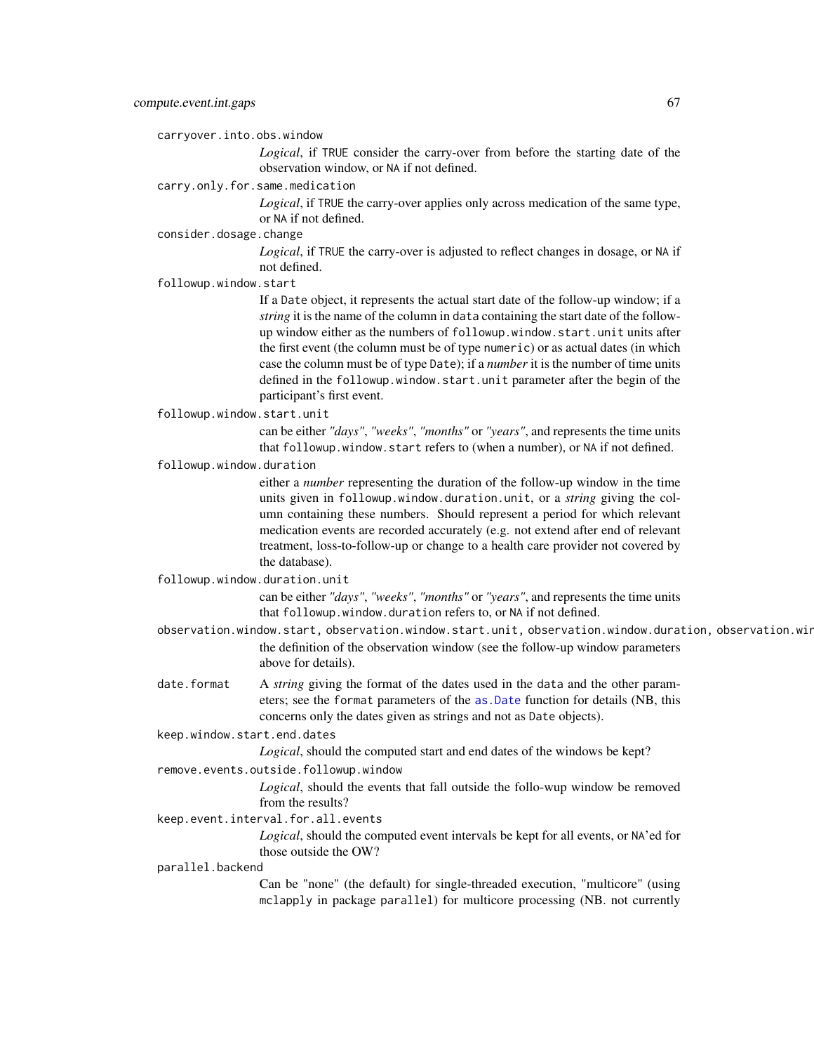carryover.into.obs.window
: *Logical*, if TRUE consider the carry-over from before the starting date of the observation window, or NA if not defined.

carry.only.for.same.medication
: *Logical*, if TRUE the carry-over applies only across medication of the same type, or NA if not defined.

consider.dosage.change
: *Logical*, if TRUE the carry-over is adjusted to reflect changes in dosage, or NA if not defined.

followup.window.start
: If a Date object, it represents the actual start date of the follow-up window; if a *string* it is the name of the column in data containing the start date of the follow-up window either as the numbers of followup.window.start.unit units after the first event (the column must be of type numeric) or as actual dates (in which case the column must be of type Date); if a *number* it is the number of time units defined in the followup.window.start.unit parameter after the begin of the participant's first event.

followup.window.start.unit
: can be either *"days"*, *"weeks"*, *"months"* or *"years"*, and represents the time units that followup.window.start refers to (when a number), or NA if not defined.

followup.window.duration
: either a *number* representing the duration of the follow-up window in the time units given in followup.window.duration.unit, or a *string* giving the column containing these numbers. Should represent a period for which relevant medication events are recorded accurately (e.g. not extend after end of relevant treatment, loss-to-follow-up or change to a health care provider not covered by the database).

followup.window.duration.unit
: can be either *"days"*, *"weeks"*, *"months"* or *"years"*, and represents the time units that followup.window.duration refers to, or NA if not defined.

observation.window.start, observation.window.start.unit, observation.window.duration, observation.wir
: the definition of the observation window (see the follow-up window parameters above for details).

date.format
: A *string* giving the format of the dates used in the data and the other parameters; see the format parameters of the as.Date function for details (NB, this concerns only the dates given as strings and not as Date objects).

keep.window.start.end.dates
: *Logical*, should the computed start and end dates of the windows be kept?

remove.events.outside.followup.window
: *Logical*, should the events that fall outside the follo-wup window be removed from the results?

keep.event.interval.for.all.events
: *Logical*, should the computed event intervals be kept for all events, or NA'ed for those outside the OW?

parallel.backend
: Can be "none" (the default) for single-threaded execution, "multicore" (using mclapply in package parallel) for multicore processing (NB. not currently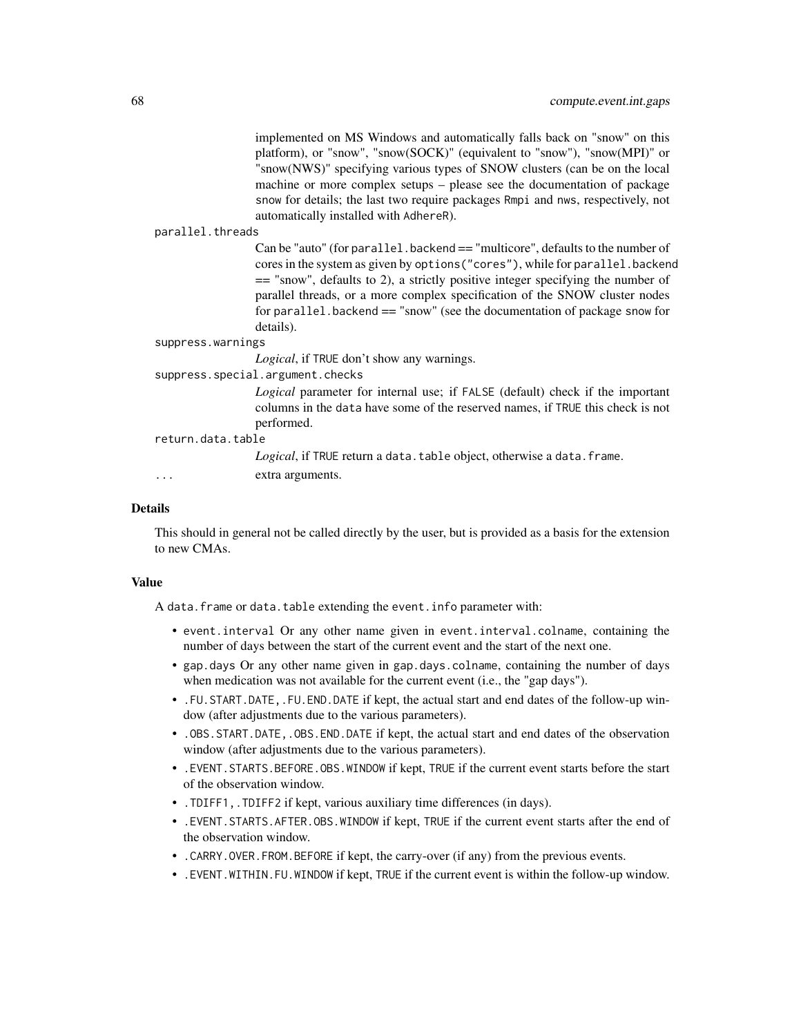implemented on MS Windows and automatically falls back on "snow" on this platform), or "snow", "snow(SOCK)" (equivalent to "snow"), "snow(MPI)" or "snow(NWS)" specifying various types of SNOW clusters (can be on the local machine or more complex setups – please see the documentation of package `snow` for details; the last two require packages `Rmpi` and `nws`, respectively, not automatically installed with `AdhereR`).

`parallel.threads`
: Can be "auto" (for `parallel.backend` == "multicore", defaults to the number of cores in the system as given by `options("cores")`, while for `parallel.backend` == "snow", defaults to 2), a strictly positive integer specifying the number of parallel threads, or a more complex specification of the SNOW cluster nodes for `parallel.backend` == "snow" (see the documentation of package `snow` for details).

`suppress.warnings`
: *Logical*, if `TRUE` don't show any warnings.

`suppress.special.argument.checks`
: *Logical* parameter for internal use; if `FALSE` (default) check if the important columns in the `data` have some of the reserved names, if `TRUE` this check is not performed.

`return.data.table`
: *Logical*, if `TRUE` return a `data.table` object, otherwise a `data.frame`.

`...`
: extra arguments.

### Details

This should in general not be called directly by the user, but is provided as a basis for the extension to new CMAs.

### Value

A `data.frame` or `data.table` extending the `event.info` parameter with:

- `event.interval` Or any other name given in `event.interval.colname`, containing the number of days between the start of the current event and the start of the next one.
- `gap.days` Or any other name given in `gap.days.colname`, containing the number of days when medication was not available for the current event (i.e., the "gap days").
- `.FU.START.DATE,.FU.END.DATE` if kept, the actual start and end dates of the follow-up window (after adjustments due to the various parameters).
- `.OBS.START.DATE,.OBS.END.DATE` if kept, the actual start and end dates of the observation window (after adjustments due to the various parameters).
- `.EVENT.STARTS.BEFORE.OBS.WINDOW` if kept, `TRUE` if the current event starts before the start of the observation window.
- `.TDIFF1,.TDIFF2` if kept, various auxiliary time differences (in days).
- `.EVENT.STARTS.AFTER.OBS.WINDOW` if kept, `TRUE` if the current event starts after the end of the observation window.
- `.CARRY.OVER.FROM.BEFORE` if kept, the carry-over (if any) from the previous events.
- `.EVENT.WITHIN.FU.WINDOW` if kept, `TRUE` if the current event is within the follow-up window.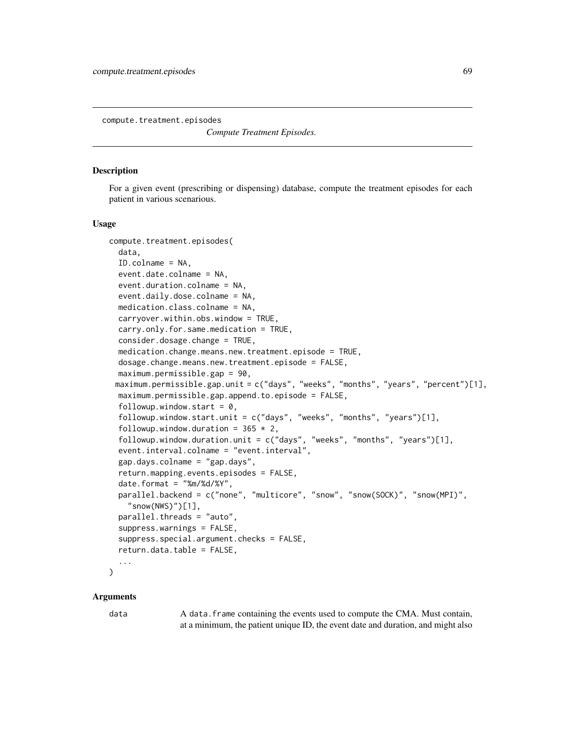compute.treatment.episodes

*Compute Treatment Episodes.*

## Description

For a given event (prescribing or dispensing) database, compute the treatment episodes for each patient in various scenarious.

## Usage

```
compute.treatment.episodes(
  data,
  ID.colname = NA,
  event.date.colname = NA,
  event.duration.colname = NA,
  event.daily.dose.colname = NA,
  medication.class.colname = NA,
  carryover.within.obs.window = TRUE,
  carry.only.for.same.medication = TRUE,
  consider.dosage.change = TRUE,
  medication.change.means.new.treatment.episode = TRUE,
  dosage.change.means.new.treatment.episode = FALSE,
  maximum.permissible.gap = 90,
 maximum.permissible.gap.unit = c("days", "weeks", "months", "years", "percent")[1],
  maximum.permissible.gap.append.to.episode = FALSE,
  followup.window.start = 0,
  followup.window.start.unit = c("days", "weeks", "months", "years")[1],
  followup.window.duration = 365 * 2,
  followup.window.duration.unit = c("days", "weeks", "months", "years")[1],
  event.interval.colname = "event.interval",
  gap.days.colname = "gap.days",
  return.mapping.events.episodes = FALSE,
  date.format = "%m/%d/%Y",
  parallel.backend = c("none", "multicore", "snow", "snow(SOCK)", "snow(MPI)",
    "snow(NWS)")[1],
  parallel.threads = "auto",
  suppress.warnings = FALSE,
  suppress.special.argument.checks = FALSE,
  return.data.table = FALSE,
  ...
)
```

## Arguments

`data` A `data.frame` containing the events used to compute the CMA. Must contain, at a minimum, the patient unique ID, the event date and duration, and might also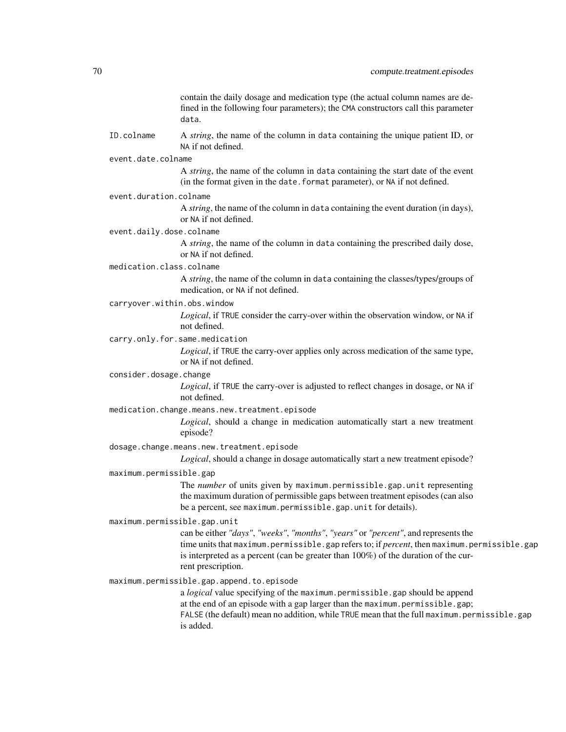contain the daily dosage and medication type (the actual column names are defined in the following four parameters); the `CMA` constructors call this parameter `data`.

`ID.colname`
: A *string*, the name of the column in `data` containing the unique patient ID, or `NA` if not defined.

`event.date.colname`
: A *string*, the name of the column in `data` containing the start date of the event (in the format given in the `date.format` parameter), or `NA` if not defined.

`event.duration.colname`
: A *string*, the name of the column in `data` containing the event duration (in days), or `NA` if not defined.

`event.daily.dose.colname`
: A *string*, the name of the column in `data` containing the prescribed daily dose, or `NA` if not defined.

`medication.class.colname`
: A *string*, the name of the column in `data` containing the classes/types/groups of medication, or `NA` if not defined.

`carryover.within.obs.window`
: *Logical*, if `TRUE` consider the carry-over within the observation window, or `NA` if not defined.

`carry.only.for.same.medication`
: *Logical*, if `TRUE` the carry-over applies only across medication of the same type, or `NA` if not defined.

`consider.dosage.change`
: *Logical*, if `TRUE` the carry-over is adjusted to reflect changes in dosage, or `NA` if not defined.

`medication.change.means.new.treatment.episode`
: *Logical*, should a change in medication automatically start a new treatment episode?

`dosage.change.means.new.treatment.episode`
: *Logical*, should a change in dosage automatically start a new treatment episode?

`maximum.permissible.gap`
: The *number* of units given by `maximum.permissible.gap.unit` representing the maximum duration of permissible gaps between treatment episodes (can also be a percent, see `maximum.permissible.gap.unit` for details).

`maximum.permissible.gap.unit`
: can be either *"days"*, *"weeks"*, *"months"*, *"years"* or *"percent"*, and represents the time units that `maximum.permissible.gap` refers to; if *percent*, then `maximum.permissible.gap` is interpreted as a percent (can be greater than 100%) of the duration of the current prescription.

`maximum.permissible.gap.append.to.episode`
: a *logical* value specifying of the `maximum.permissible.gap` should be append at the end of an episode with a gap larger than the `maximum.permissible.gap`; `FALSE` (the default) mean no addition, while `TRUE` mean that the full `maximum.permissible.gap` is added.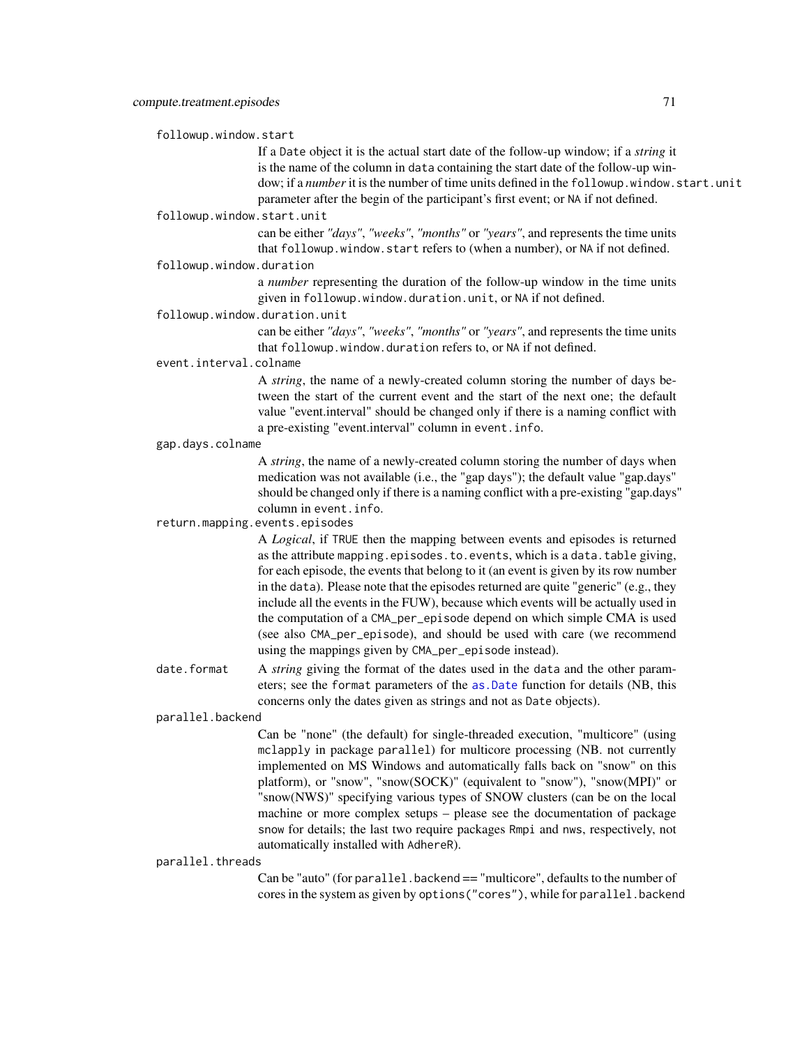`followup.window.start`
: If a `Date` object it is the actual start date of the follow-up window; if a *string* it is the name of the column in `data` containing the start date of the follow-up window; if a *number* it is the number of time units defined in the `followup.window.start.unit` parameter after the begin of the participant's first event; or `NA` if not defined.

`followup.window.start.unit`
: can be either *"days"*, *"weeks"*, *"months"* or *"years"*, and represents the time units that `followup.window.start` refers to (when a number), or `NA` if not defined.

`followup.window.duration`
: a *number* representing the duration of the follow-up window in the time units given in `followup.window.duration.unit`, or `NA` if not defined.

`followup.window.duration.unit`
: can be either *"days"*, *"weeks"*, *"months"* or *"years"*, and represents the time units that `followup.window.duration` refers to, or `NA` if not defined.

`event.interval.colname`
: A *string*, the name of a newly-created column storing the number of days between the start of the current event and the start of the next one; the default value "event.interval" should be changed only if there is a naming conflict with a pre-existing "event.interval" column in `event.info`.

`gap.days.colname`
: A *string*, the name of a newly-created column storing the number of days when medication was not available (i.e., the "gap days"); the default value "gap.days" should be changed only if there is a naming conflict with a pre-existing "gap.days" column in `event.info`.

`return.mapping.events.episodes`
: A *Logical*, if `TRUE` then the mapping between events and episodes is returned as the attribute `mapping.episodes.to.events`, which is a `data.table` giving, for each episode, the events that belong to it (an event is given by its row number in the `data`). Please note that the episodes returned are quite "generic" (e.g., they include all the events in the FUW), because which events will be actually used in the computation of a `CMA_per_episode` depend on which simple CMA is used (see also `CMA_per_episode`), and should be used with care (we recommend using the mappings given by `CMA_per_episode` instead).

`date.format`
: A *string* giving the format of the dates used in the `data` and the other parameters; see the `format` parameters of the `as.Date` function for details (NB, this concerns only the dates given as strings and not as `Date` objects).

`parallel.backend`
: Can be "none" (the default) for single-threaded execution, "multicore" (using `mclapply` in package `parallel`) for multicore processing (NB. not currently implemented on MS Windows and automatically falls back on "snow" on this platform), or "snow", "snow(SOCK)" (equivalent to "snow"), "snow(MPI)" or "snow(NWS)" specifying various types of SNOW clusters (can be on the local machine or more complex setups – please see the documentation of package `snow` for details; the last two require packages `Rmpi` and `nws`, respectively, not automatically installed with `AdhereR`).

`parallel.threads`
: Can be "auto" (for `parallel.backend` == "multicore", defaults to the number of cores in the system as given by `options("cores")`, while for `parallel.backend`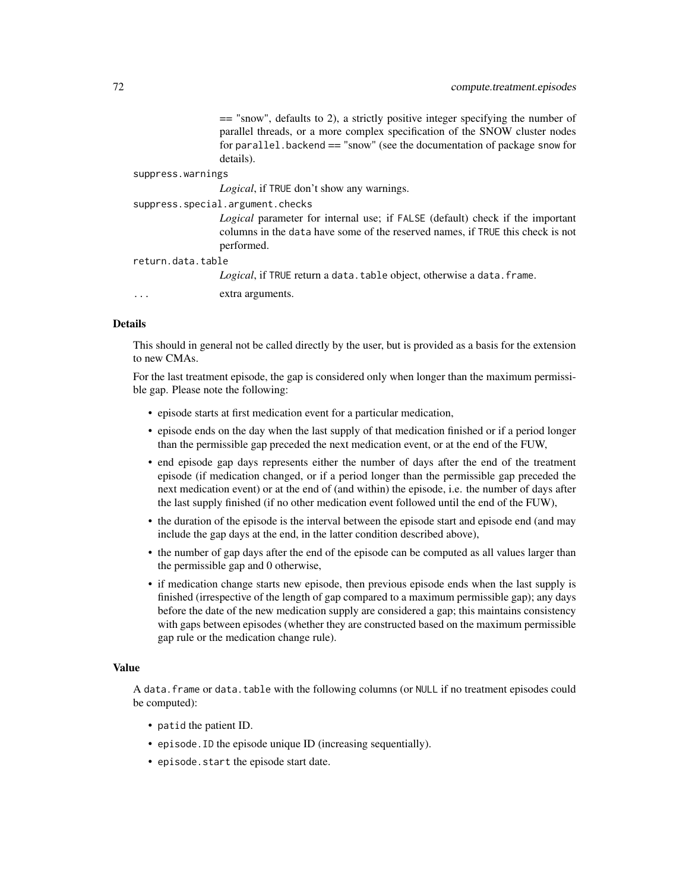== "snow", defaults to 2), a strictly positive integer specifying the number of parallel threads, or a more complex specification of the SNOW cluster nodes for `parallel.backend` == "snow" (see the documentation of package `snow` for details).

`suppress.warnings`
: *Logical*, if `TRUE` don't show any warnings.

`suppress.special.argument.checks`
: *Logical* parameter for internal use; if `FALSE` (default) check if the important columns in the `data` have some of the reserved names, if `TRUE` this check is not performed.

`return.data.table`
: *Logical*, if `TRUE` return a `data.table` object, otherwise a `data.frame`.

`...`
: extra arguments.

## Details

This should in general not be called directly by the user, but is provided as a basis for the extension to new CMAs.

For the last treatment episode, the gap is considered only when longer than the maximum permissible gap. Please note the following:

- episode starts at first medication event for a particular medication,
- episode ends on the day when the last supply of that medication finished or if a period longer than the permissible gap preceded the next medication event, or at the end of the FUW,
- end episode gap days represents either the number of days after the end of the treatment episode (if medication changed, or if a period longer than the permissible gap preceded the next medication event) or at the end of (and within) the episode, i.e. the number of days after the last supply finished (if no other medication event followed until the end of the FUW),
- the duration of the episode is the interval between the episode start and episode end (and may include the gap days at the end, in the latter condition described above),
- the number of gap days after the end of the episode can be computed as all values larger than the permissible gap and 0 otherwise,
- if medication change starts new episode, then previous episode ends when the last supply is finished (irrespective of the length of gap compared to a maximum permissible gap); any days before the date of the new medication supply are considered a gap; this maintains consistency with gaps between episodes (whether they are constructed based on the maximum permissible gap rule or the medication change rule).

## Value

A `data.frame` or `data.table` with the following columns (or `NULL` if no treatment episodes could be computed):

- `patid` the patient ID.
- `episode.ID` the episode unique ID (increasing sequentially).
- `episode.start` the episode start date.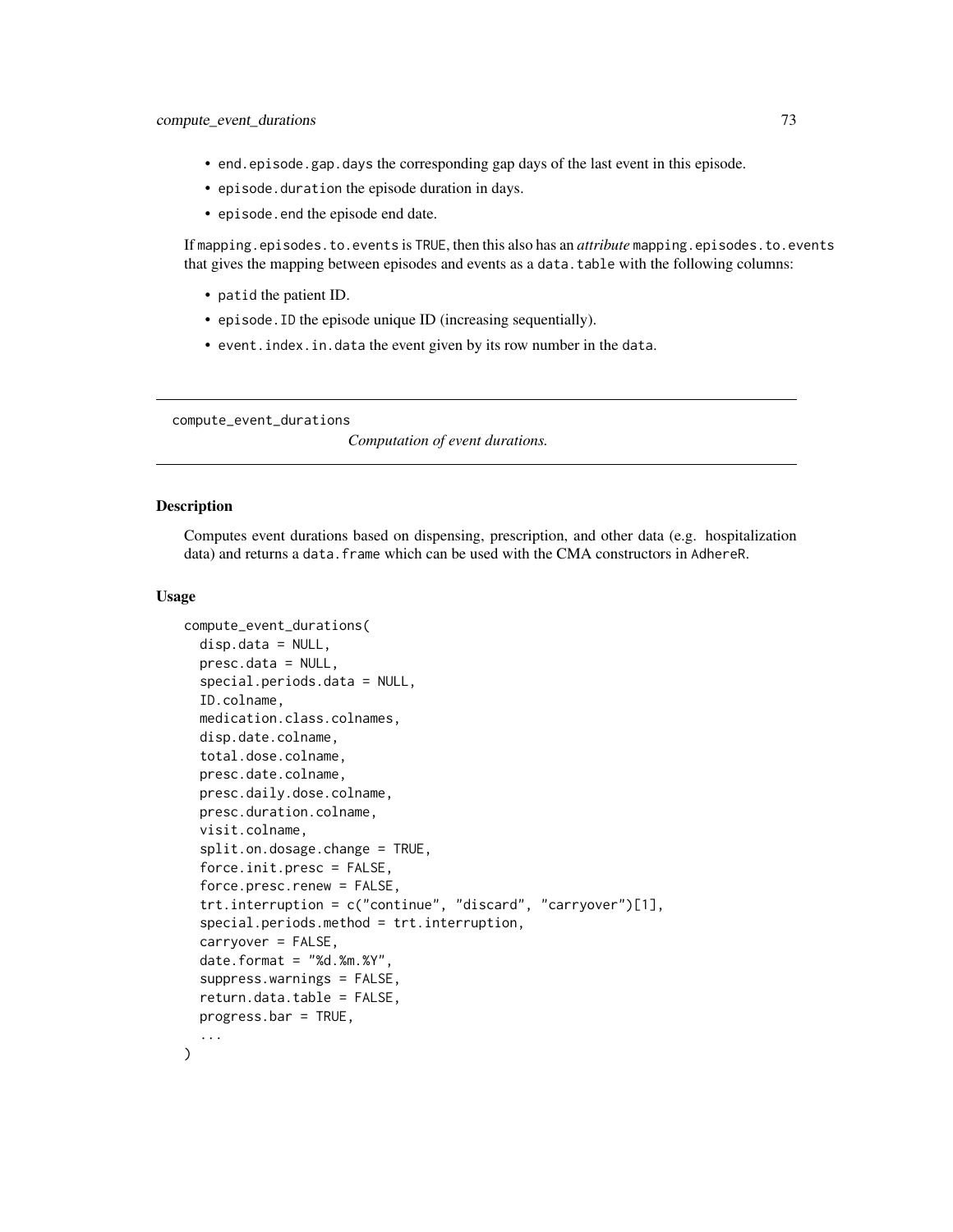- `end.episode.gap.days` the corresponding gap days of the last event in this episode.
- `episode.duration` the episode duration in days.
- `episode.end` the episode end date.

If `mapping.episodes.to.events` is `TRUE`, then this also has an *attribute* `mapping.episodes.to.events` that gives the mapping between episodes and events as a `data.table` with the following columns:

- `patid` the patient ID.
- `episode.ID` the episode unique ID (increasing sequentially).
- `event.index.in.data` the event given by its row number in the `data`.

---

`compute_event_durations` *Computation of event durations.*

---

## Description

Computes event durations based on dispensing, prescription, and other data (e.g. hospitalization data) and returns a `data.frame` which can be used with the CMA constructors in `AdhereR`.

## Usage

```
compute_event_durations(
  disp.data = NULL,
  presc.data = NULL,
  special.periods.data = NULL,
  ID.colname,
  medication.class.colnames,
  disp.date.colname,
  total.dose.colname,
  presc.date.colname,
  presc.daily.dose.colname,
  presc.duration.colname,
  visit.colname,
  split.on.dosage.change = TRUE,
  force.init.presc = FALSE,
  force.presc.renew = FALSE,
  trt.interruption = c("continue", "discard", "carryover")[1],
  special.periods.method = trt.interruption,
  carryover = FALSE,
  date.format = "%d.%m.%Y",
  suppress.warnings = FALSE,
  return.data.table = FALSE,
  progress.bar = TRUE,
  ...
)
```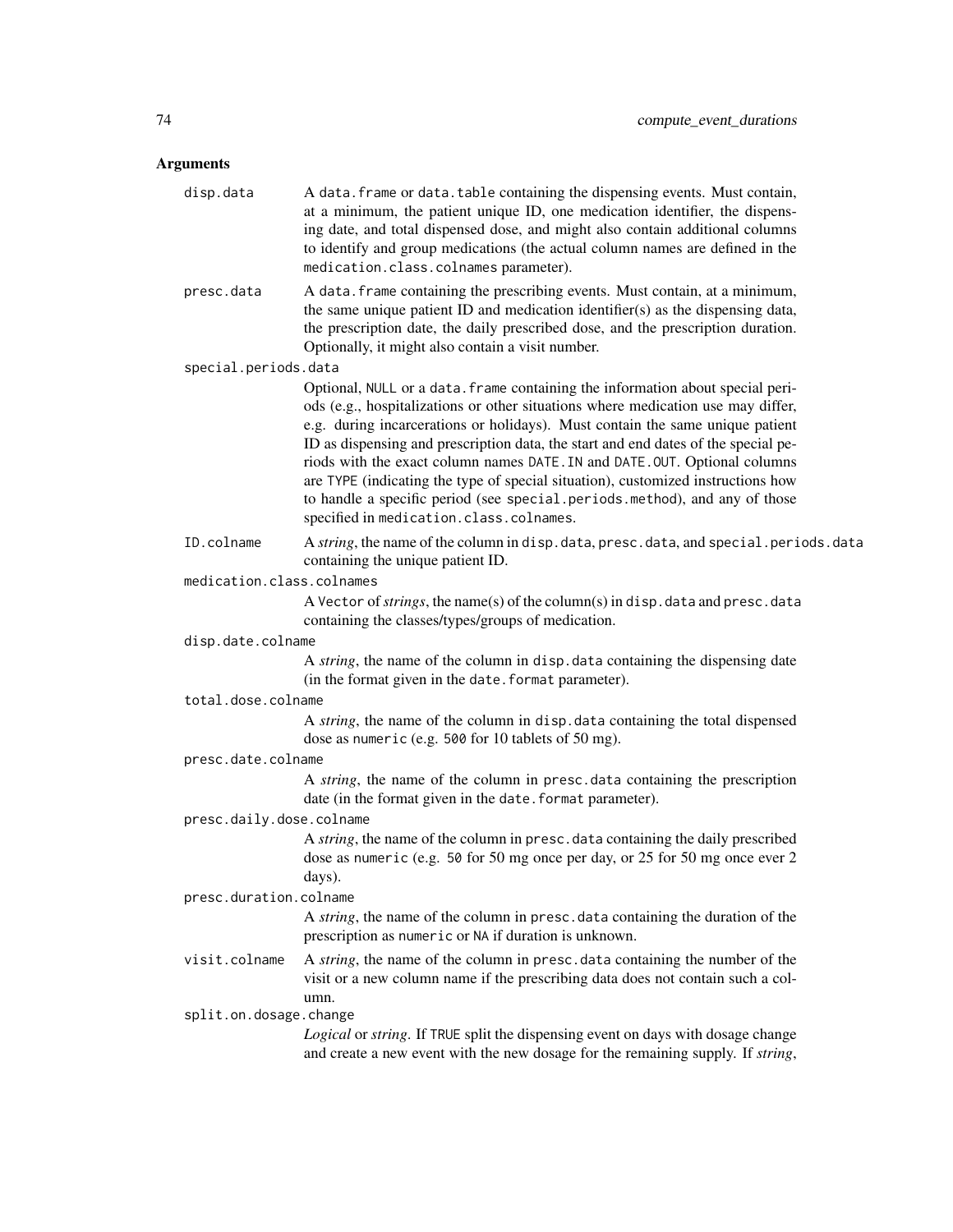## Arguments

**disp.data**
A `data.frame` or `data.table` containing the dispensing events. Must contain, at a minimum, the patient unique ID, one medication identifier, the dispensing date, and total dispensed dose, and might also contain additional columns to identify and group medications (the actual column names are defined in the `medication.class.colnames` parameter).

**presc.data**
A `data.frame` containing the prescribing events. Must contain, at a minimum, the same unique patient ID and medication identifier(s) as the dispensing data, the prescription date, the daily prescribed dose, and the prescription duration. Optionally, it might also contain a visit number.

**special.periods.data**
Optional, `NULL` or a `data.frame` containing the information about special periods (e.g., hospitalizations or other situations where medication use may differ, e.g. during incarcerations or holidays). Must contain the same unique patient ID as dispensing and prescription data, the start and end dates of the special periods with the exact column names `DATE.IN` and `DATE.OUT`. Optional columns are `TYPE` (indicating the type of special situation), customized instructions how to handle a specific period (see `special.periods.method`), and any of those specified in `medication.class.colnames`.

**ID.colname**
A *string*, the name of the column in `disp.data`, `presc.data`, and `special.periods.data` containing the unique patient ID.

**medication.class.colnames**
A `Vector` of *strings*, the name(s) of the column(s) in `disp.data` and `presc.data` containing the classes/types/groups of medication.

**disp.date.colname**
A *string*, the name of the column in `disp.data` containing the dispensing date (in the format given in the `date.format` parameter).

**total.dose.colname**
A *string*, the name of the column in `disp.data` containing the total dispensed dose as `numeric` (e.g. `500` for 10 tablets of 50 mg).

**presc.date.colname**
A *string*, the name of the column in `presc.data` containing the prescription date (in the format given in the `date.format` parameter).

**presc.daily.dose.colname**
A *string*, the name of the column in `presc.data` containing the daily prescribed dose as `numeric` (e.g. `50` for 50 mg once per day, or 25 for 50 mg once ever 2 days).

**presc.duration.colname**
A *string*, the name of the column in `presc.data` containing the duration of the prescription as `numeric` or `NA` if duration is unknown.

**visit.colname**
A *string*, the name of the column in `presc.data` containing the number of the visit or a new column name if the prescribing data does not contain such a column.

**split.on.dosage.change**
*Logical* or *string*. If `TRUE` split the dispensing event on days with dosage change and create a new event with the new dosage for the remaining supply. If *string*,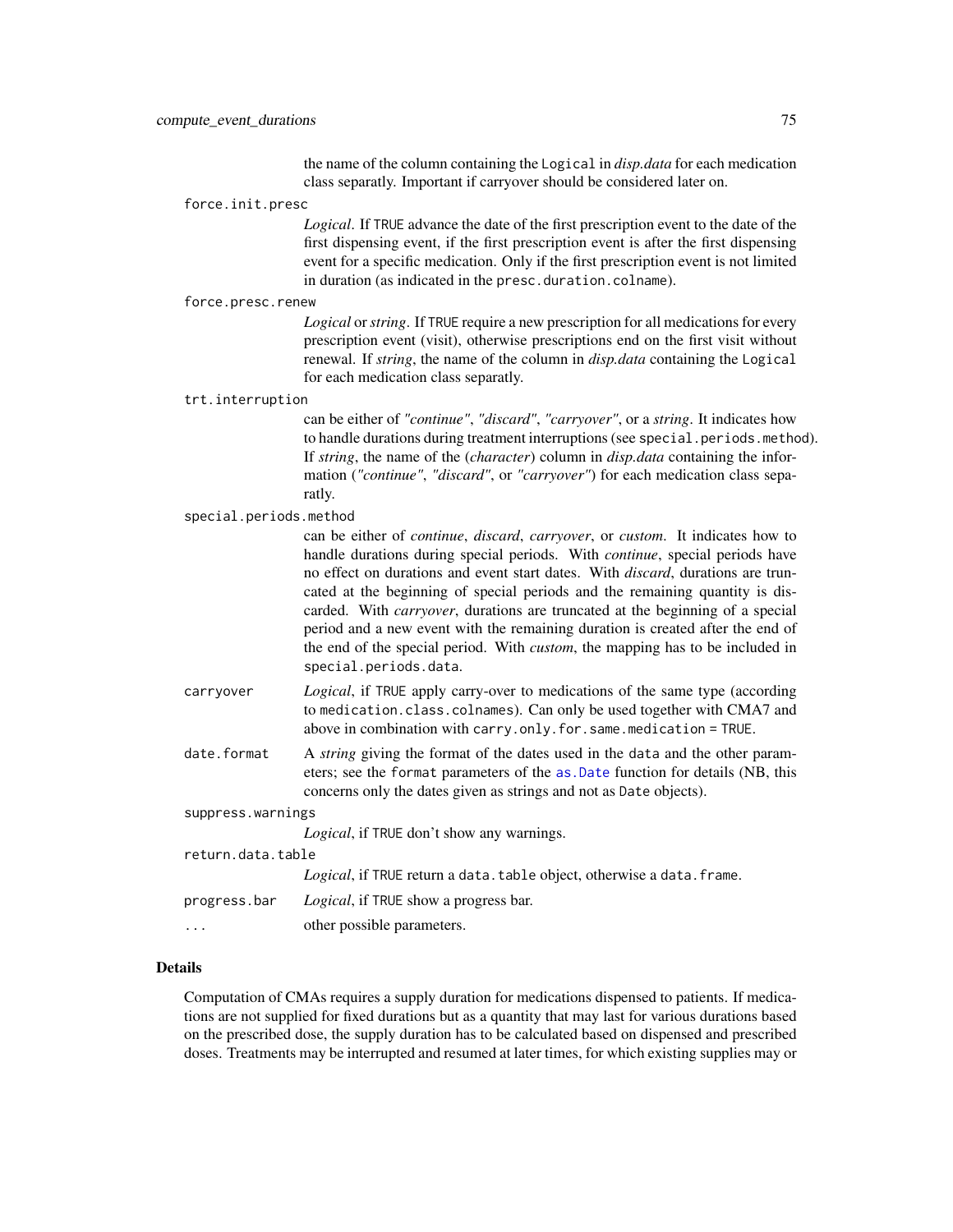the name of the column containing the `Logical` in *disp.data* for each medication class separatly. Important if carryover should be considered later on.

`force.init.presc`
: *Logical*. If `TRUE` advance the date of the first prescription event to the date of the first dispensing event, if the first prescription event is after the first dispensing event for a specific medication. Only if the first prescription event is not limited in duration (as indicated in the `presc.duration.colname`).

`force.presc.renew`
: *Logical* or *string*. If `TRUE` require a new prescription for all medications for every prescription event (visit), otherwise prescriptions end on the first visit without renewal. If *string*, the name of the column in *disp.data* containing the `Logical` for each medication class separatly.

`trt.interruption`
: can be either of *"continue"*, *"discard"*, *"carryover"*, or a *string*. It indicates how to handle durations during treatment interruptions (see `special.periods.method`). If *string*, the name of the (*character*) column in *disp.data* containing the information (*"continue"*, *"discard"*, or *"carryover"*) for each medication class separatly.

`special.periods.method`
: can be either of *continue*, *discard*, *carryover*, or *custom*. It indicates how to handle durations during special periods. With *continue*, special periods have no effect on durations and event start dates. With *discard*, durations are truncated at the beginning of special periods and the remaining quantity is discarded. With *carryover*, durations are truncated at the beginning of a special period and a new event with the remaining duration is created after the end of the end of the special period. With *custom*, the mapping has to be included in `special.periods.data`.

`carryover`
: *Logical*, if `TRUE` apply carry-over to medications of the same type (according to `medication.class.colnames`). Can only be used together with CMA7 and above in combination with `carry.only.for.same.medication = TRUE`.

`date.format`
: A *string* giving the format of the dates used in the `data` and the other parameters; see the `format` parameters of the `as.Date` function for details (NB, this concerns only the dates given as strings and not as `Date` objects).

`suppress.warnings`
: *Logical*, if `TRUE` don't show any warnings.

`return.data.table`
: *Logical*, if `TRUE` return a `data.table` object, otherwise a `data.frame`.

`progress.bar`
: *Logical*, if `TRUE` show a progress bar.

`...`
: other possible parameters.

## Details

Computation of CMAs requires a supply duration for medications dispensed to patients. If medications are not supplied for fixed durations but as a quantity that may last for various durations based on the prescribed dose, the supply duration has to be calculated based on dispensed and prescribed doses. Treatments may be interrupted and resumed at later times, for which existing supplies may or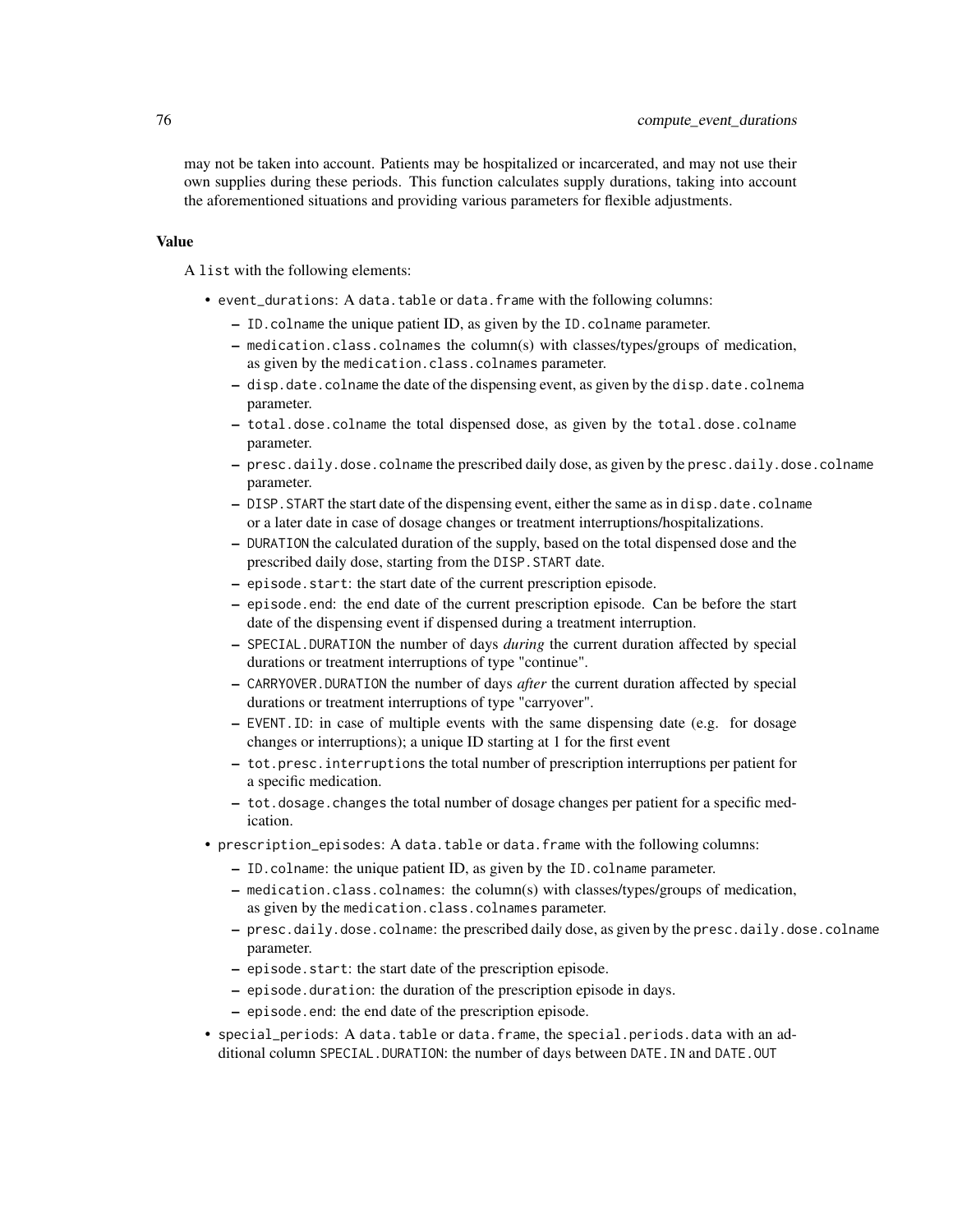may not be taken into account. Patients may be hospitalized or incarcerated, and may not use their own supplies during these periods. This function calculates supply durations, taking into account the aforementioned situations and providing various parameters for flexible adjustments.

### Value

A `list` with the following elements:

- `event_durations`: A `data.table` or `data.frame` with the following columns:
  - `ID.colname` the unique patient ID, as given by the `ID.colname` parameter.
  - `medication.class.colnames` the column(s) with classes/types/groups of medication, as given by the `medication.class.colnames` parameter.
  - `disp.date.colname` the date of the dispensing event, as given by the `disp.date.colnema` parameter.
  - `total.dose.colname` the total dispensed dose, as given by the `total.dose.colname` parameter.
  - `presc.daily.dose.colname` the prescribed daily dose, as given by the `presc.daily.dose.colname` parameter.
  - `DISP.START` the start date of the dispensing event, either the same as in `disp.date.colname` or a later date in case of dosage changes or treatment interruptions/hospitalizations.
  - `DURATION` the calculated duration of the supply, based on the total dispensed dose and the prescribed daily dose, starting from the `DISP.START` date.
  - `episode.start`: the start date of the current prescription episode.
  - `episode.end`: the end date of the current prescription episode. Can be before the start date of the dispensing event if dispensed during a treatment interruption.
  - `SPECIAL.DURATION` the number of days *during* the current duration affected by special durations or treatment interruptions of type "continue".
  - `CARRYOVER.DURATION` the number of days *after* the current duration affected by special durations or treatment interruptions of type "carryover".
  - `EVENT.ID`: in case of multiple events with the same dispensing date (e.g. for dosage changes or interruptions); a unique ID starting at 1 for the first event
  - `tot.presc.interruptions` the total number of prescription interruptions per patient for a specific medication.
  - `tot.dosage.changes` the total number of dosage changes per patient for a specific medication.
- `prescription_episodes`: A `data.table` or `data.frame` with the following columns:
  - `ID.colname`: the unique patient ID, as given by the `ID.colname` parameter.
  - `medication.class.colnames`: the column(s) with classes/types/groups of medication, as given by the `medication.class.colnames` parameter.
  - `presc.daily.dose.colname`: the prescribed daily dose, as given by the `presc.daily.dose.colname` parameter.
  - `episode.start`: the start date of the prescription episode.
  - `episode.duration`: the duration of the prescription episode in days.
  - `episode.end`: the end date of the prescription episode.
- `special_periods`: A `data.table` or `data.frame`, the `special.periods.data` with an additional column `SPECIAL.DURATION`: the number of days between `DATE.IN` and `DATE.OUT`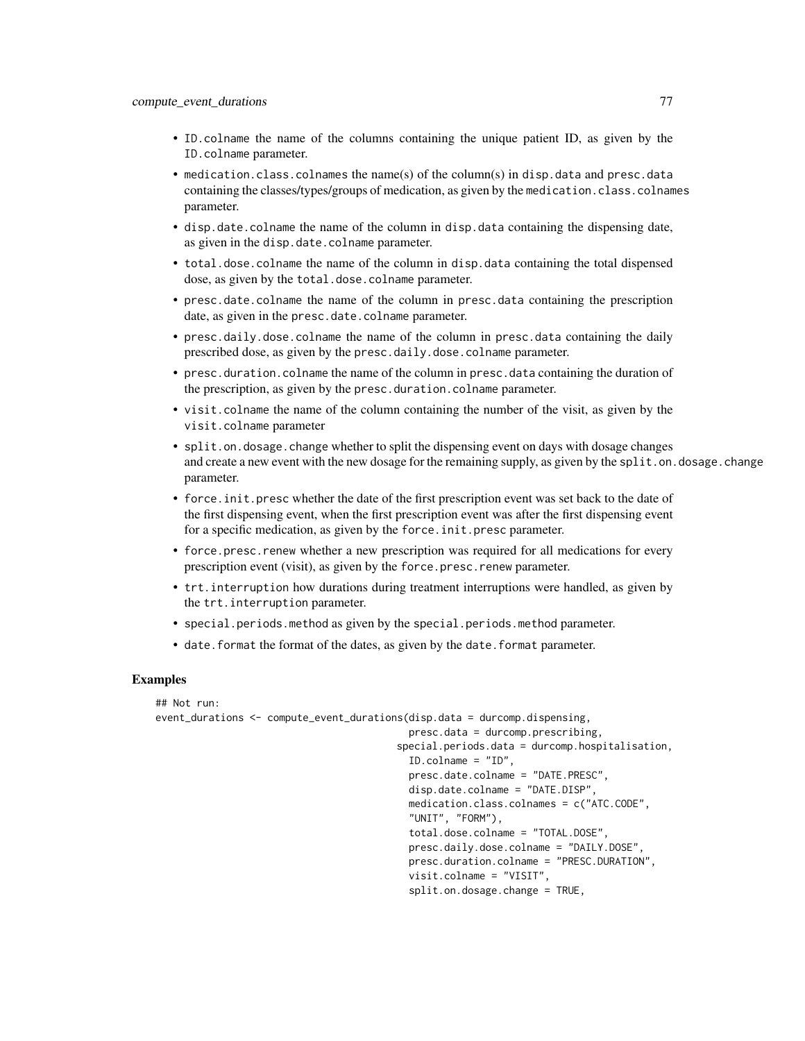- `ID.colname` the name of the columns containing the unique patient ID, as given by the `ID.colname` parameter.
- `medication.class.colnames` the name(s) of the column(s) in `disp.data` and `presc.data` containing the classes/types/groups of medication, as given by the `medication.class.colnames` parameter.
- `disp.date.colname` the name of the column in `disp.data` containing the dispensing date, as given in the `disp.date.colname` parameter.
- `total.dose.colname` the name of the column in `disp.data` containing the total dispensed dose, as given by the `total.dose.colname` parameter.
- `presc.date.colname` the name of the column in `presc.data` containing the prescription date, as given in the `presc.date.colname` parameter.
- `presc.daily.dose.colname` the name of the column in `presc.data` containing the daily prescribed dose, as given by the `presc.daily.dose.colname` parameter.
- `presc.duration.colname` the name of the column in `presc.data` containing the duration of the prescription, as given by the `presc.duration.colname` parameter.
- `visit.colname` the name of the column containing the number of the visit, as given by the `visit.colname` parameter
- `split.on.dosage.change` whether to split the dispensing event on days with dosage changes and create a new event with the new dosage for the remaining supply, as given by the `split.on.dosage.change` parameter.
- `force.init.presc` whether the date of the first prescription event was set back to the date of the first dispensing event, when the first prescription event was after the first dispensing event for a specific medication, as given by the `force.init.presc` parameter.
- `force.presc.renew` whether a new prescription was required for all medications for every prescription event (visit), as given by the `force.presc.renew` parameter.
- `trt.interruption` how durations during treatment interruptions were handled, as given by the `trt.interruption` parameter.
- `special.periods.method` as given by the `special.periods.method` parameter.
- `date.format` the format of the dates, as given by the `date.format` parameter.

## Examples

```
## Not run:
event_durations <- compute_event_durations(disp.data = durcomp.dispensing,
                                           presc.data = durcomp.prescribing,
                                         special.periods.data = durcomp.hospitalisation,
                                           ID.colname = "ID",
                                           presc.date.colname = "DATE.PRESC",
                                           disp.date.colname = "DATE.DISP",
                                           medication.class.colnames = c("ATC.CODE",
                                           "UNIT", "FORM"),
                                           total.dose.colname = "TOTAL.DOSE",
                                           presc.daily.dose.colname = "DAILY.DOSE",
                                           presc.duration.colname = "PRESC.DURATION",
                                           visit.colname = "VISIT",
                                           split.on.dosage.change = TRUE,
```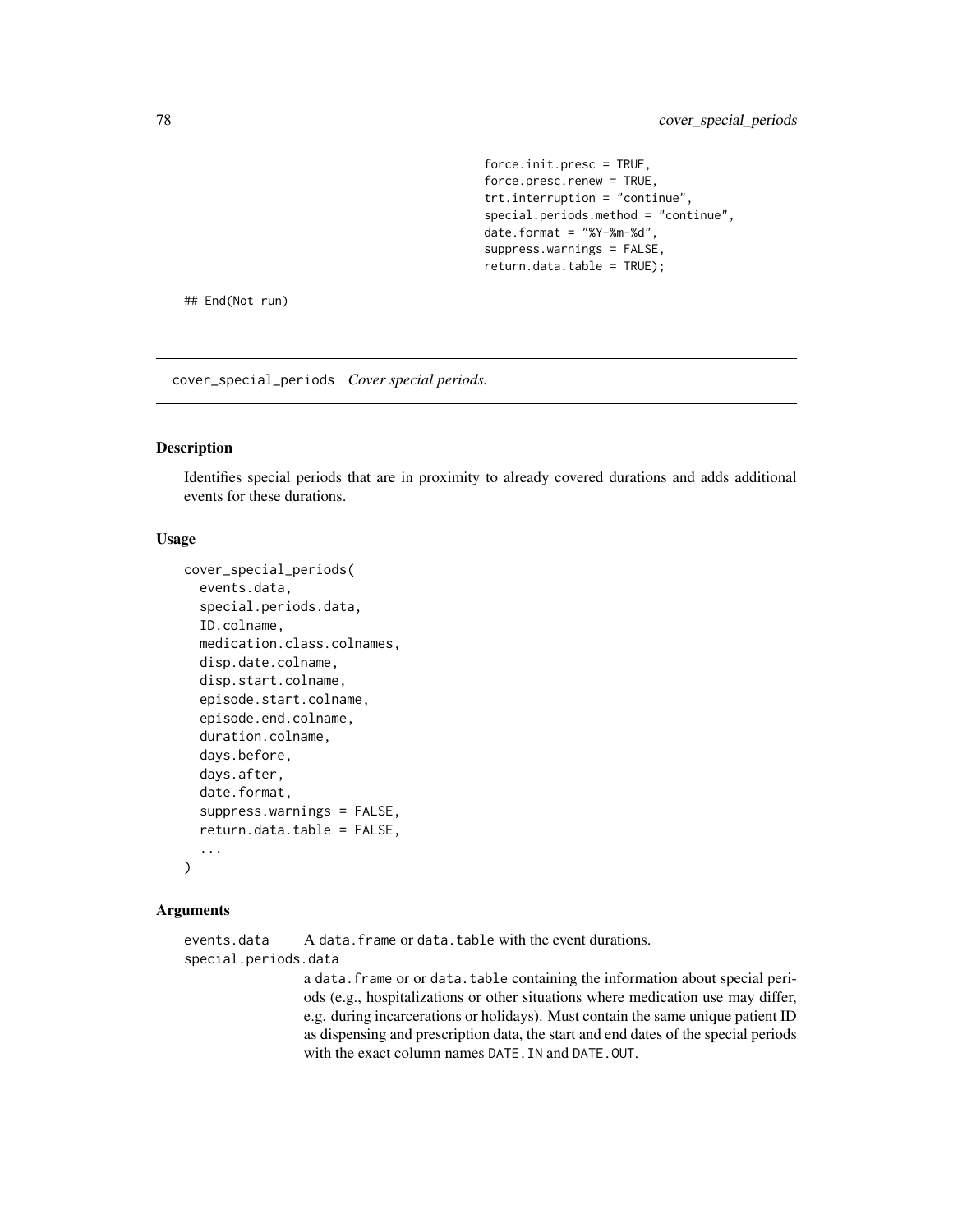```
                    force.init.presc = TRUE,
                    force.presc.renew = TRUE,
                    trt.interruption = "continue",
                    special.periods.method = "continue",
                    date.format = "%Y-%m-%d",
                    suppress.warnings = FALSE,
                    return.data.table = TRUE);

## End(Not run)
```

---

## cover_special_periods *Cover special periods.*

---

### Description

Identifies special periods that are in proximity to already covered durations and adds additional events for these durations.

### Usage

```
cover_special_periods(
  events.data,
  special.periods.data,
  ID.colname,
  medication.class.colnames,
  disp.date.colname,
  disp.start.colname,
  episode.start.colname,
  episode.end.colname,
  duration.colname,
  days.before,
  days.after,
  date.format,
  suppress.warnings = FALSE,
  return.data.table = FALSE,
  ...
)
```

### Arguments

`events.data` A `data.frame` or `data.table` with the event durations.

`special.periods.data`
a `data.frame` or or `data.table` containing the information about special periods (e.g., hospitalizations or other situations where medication use may differ, e.g. during incarcerations or holidays). Must contain the same unique patient ID as dispensing and prescription data, the start and end dates of the special periods with the exact column names `DATE.IN` and `DATE.OUT`.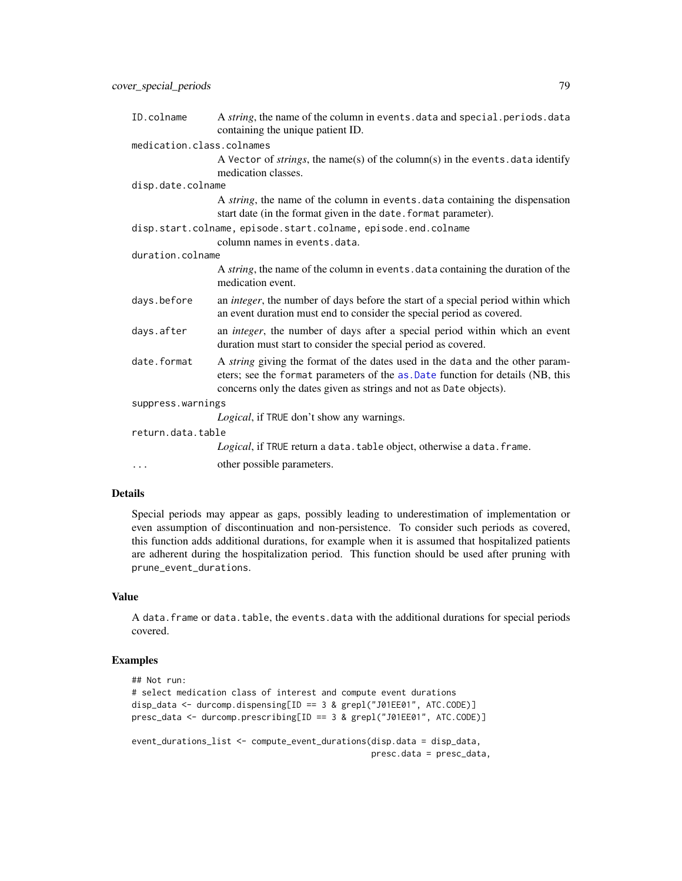| | |
|---|---|
| ID.colname | A *string*, the name of the column in events.data and special.periods.data containing the unique patient ID. |
| medication.class.colnames | A Vector of *strings*, the name(s) of the column(s) in the events.data identify medication classes. |
| disp.date.colname | A *string*, the name of the column in events.data containing the dispensation start date (in the format given in the date.format parameter). |
| disp.start.colname, episode.start.colname, episode.end.colname | column names in events.data. |
| duration.colname | A *string*, the name of the column in events.data containing the duration of the medication event. |
| days.before | an *integer*, the number of days before the start of a special period within which an event duration must end to consider the special period as covered. |
| days.after | an *integer*, the number of days after a special period within which an event duration must start to consider the special period as covered. |
| date.format | A *string* giving the format of the dates used in the data and the other parameters; see the format parameters of the as.Date function for details (NB, this concerns only the dates given as strings and not as Date objects). |
| suppress.warnings | *Logical*, if TRUE don't show any warnings. |
| return.data.table | *Logical*, if TRUE return a data.table object, otherwise a data.frame. |
| ... | other possible parameters. |

## Details

Special periods may appear as gaps, possibly leading to underestimation of implementation or even assumption of discontinuation and non-persistence. To consider such periods as covered, this function adds additional durations, for example when it is assumed that hospitalized patients are adherent during the hospitalization period. This function should be used after pruning with prune_event_durations.

## Value

A data.frame or data.table, the events.data with the additional durations for special periods covered.

## Examples

```
## Not run:
# select medication class of interest and compute event durations
disp_data <- durcomp.dispensing[ID == 3 & grepl("J01EE01", ATC.CODE)]
presc_data <- durcomp.prescribing[ID == 3 & grepl("J01EE01", ATC.CODE)]

event_durations_list <- compute_event_durations(disp.data = disp_data,
                                                presc.data = presc_data,
```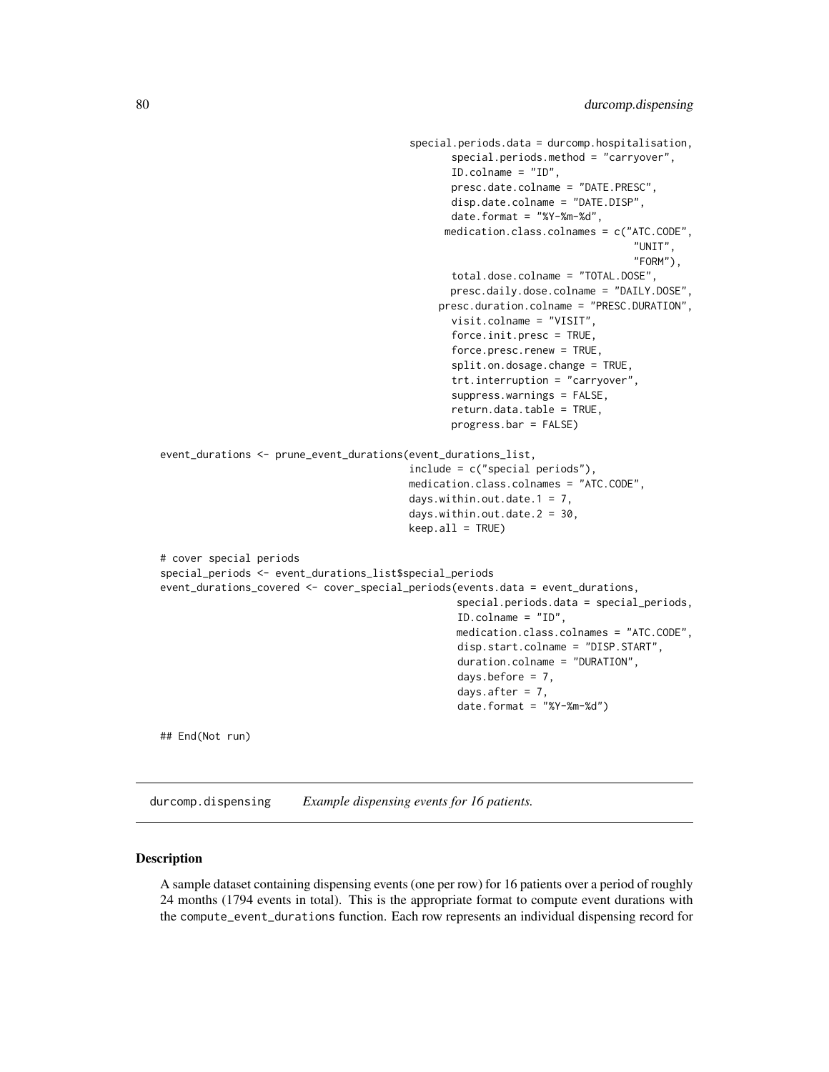```
                                        special.periods.data = durcomp.hospitalisation,
                                               special.periods.method = "carryover",
                                               ID.colname = "ID",
                                               presc.date.colname = "DATE.PRESC",
                                               disp.date.colname = "DATE.DISP",
                                               date.format = "%Y-%m-%d",
                                              medication.class.colnames = c("ATC.CODE",
                                                                            "UNIT",
                                                                            "FORM"),
                                               total.dose.colname = "TOTAL.DOSE",
                                               presc.daily.dose.colname = "DAILY.DOSE",
                                             presc.duration.colname = "PRESC.DURATION",
                                               visit.colname = "VISIT",
                                               force.init.presc = TRUE,
                                               force.presc.renew = TRUE,
                                               split.on.dosage.change = TRUE,
                                               trt.interruption = "carryover",
                                               suppress.warnings = FALSE,
                                               return.data.table = TRUE,
                                               progress.bar = FALSE)

event_durations <- prune_event_durations(event_durations_list,
                                        include = c("special periods"),
                                        medication.class.colnames = "ATC.CODE",
                                        days.within.out.date.1 = 7,
                                        days.within.out.date.2 = 30,
                                        keep.all = TRUE)

# cover special periods
special_periods <- event_durations_list$special_periods
event_durations_covered <- cover_special_periods(events.data = event_durations,
                                                special.periods.data = special_periods,
                                                ID.colname = "ID",
                                                medication.class.colnames = "ATC.CODE",
                                                disp.start.colname = "DISP.START",
                                                duration.colname = "DURATION",
                                                days.before = 7,
                                                days.after = 7,
                                                date.format = "%Y-%m-%d")

## End(Not run)
```

---

## durcomp.dispensing    *Example dispensing events for 16 patients.*

---

### Description

A sample dataset containing dispensing events (one per row) for 16 patients over a period of roughly 24 months (1794 events in total). This is the appropriate format to compute event durations with the `compute_event_durations` function. Each row represents an individual dispensing record for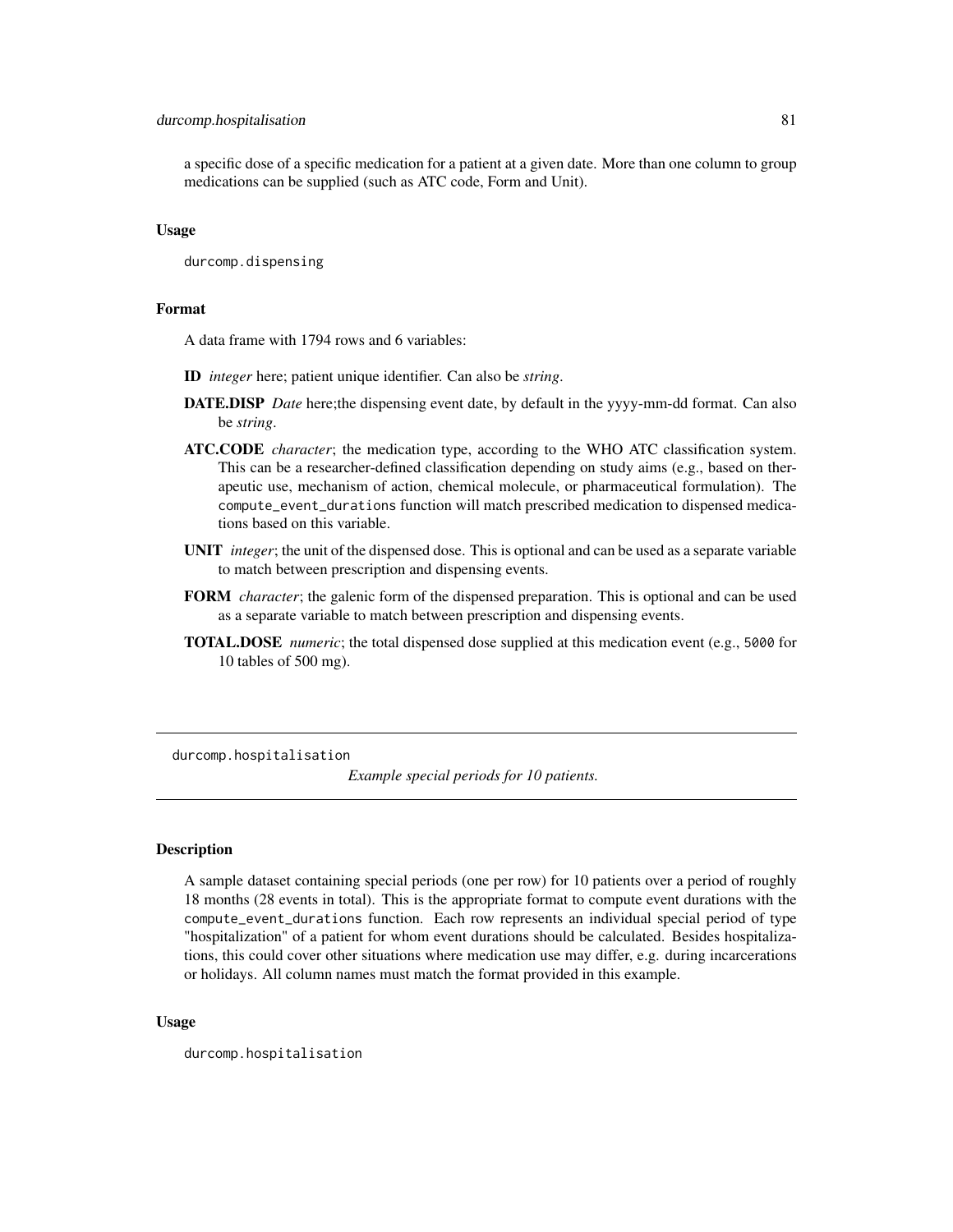a specific dose of a specific medication for a patient at a given date. More than one column to group medications can be supplied (such as ATC code, Form and Unit).

### Usage

```
durcomp.dispensing
```

### Format

A data frame with 1794 rows and 6 variables:

- **ID** *integer* here; patient unique identifier. Can also be *string*.
- **DATE.DISP** *Date* here;the dispensing event date, by default in the yyyy-mm-dd format. Can also be *string*.
- **ATC.CODE** *character*; the medication type, according to the WHO ATC classification system. This can be a researcher-defined classification depending on study aims (e.g., based on therapeutic use, mechanism of action, chemical molecule, or pharmaceutical formulation). The `compute_event_durations` function will match prescribed medication to dispensed medications based on this variable.
- **UNIT** *integer*; the unit of the dispensed dose. This is optional and can be used as a separate variable to match between prescription and dispensing events.
- **FORM** *character*; the galenic form of the dispensed preparation. This is optional and can be used as a separate variable to match between prescription and dispensing events.
- **TOTAL.DOSE** *numeric*; the total dispensed dose supplied at this medication event (e.g., `5000` for 10 tables of 500 mg).

---

## durcomp.hospitalisation

*Example special periods for 10 patients.*

### Description

A sample dataset containing special periods (one per row) for 10 patients over a period of roughly 18 months (28 events in total). This is the appropriate format to compute event durations with the `compute_event_durations` function. Each row represents an individual special period of type "hospitalization" of a patient for whom event durations should be calculated. Besides hospitalizations, this could cover other situations where medication use may differ, e.g. during incarcerations or holidays. All column names must match the format provided in this example.

### Usage

```
durcomp.hospitalisation
```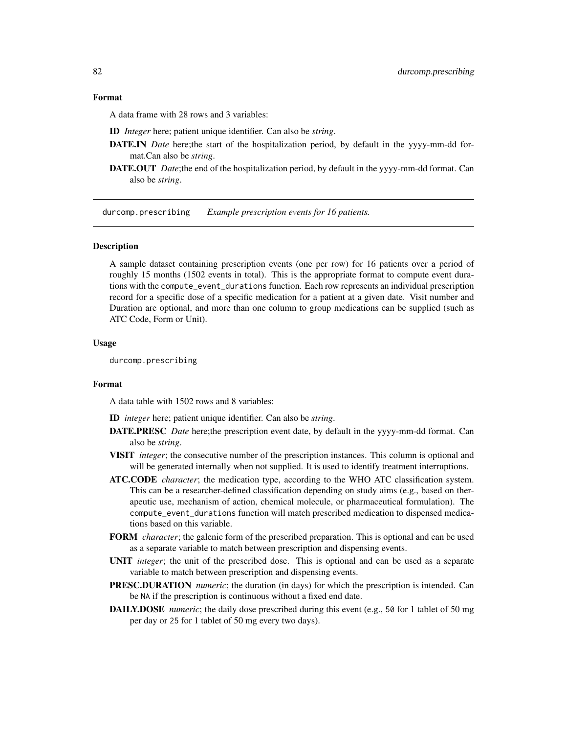### Format

A data frame with 28 rows and 3 variables:

**ID** *Integer* here; patient unique identifier. Can also be *string*.

**DATE.IN** *Date* here;the start of the hospitalization period, by default in the yyyy-mm-dd format.Can also be *string*.

**DATE.OUT** *Date*;the end of the hospitalization period, by default in the yyyy-mm-dd format. Can also be *string*.

---

## durcomp.prescribing *Example prescription events for 16 patients.*

---

### Description

A sample dataset containing prescription events (one per row) for 16 patients over a period of roughly 15 months (1502 events in total). This is the appropriate format to compute event durations with the compute_event_durations function. Each row represents an individual prescription record for a specific dose of a specific medication for a patient at a given date. Visit number and Duration are optional, and more than one column to group medications can be supplied (such as ATC Code, Form or Unit).

### Usage

```
durcomp.prescribing
```

### Format

A data table with 1502 rows and 8 variables:

**ID** *integer* here; patient unique identifier. Can also be *string*.

**DATE.PRESC** *Date* here;the prescription event date, by default in the yyyy-mm-dd format. Can also be *string*.

**VISIT** *integer*; the consecutive number of the prescription instances. This column is optional and will be generated internally when not supplied. It is used to identify treatment interruptions.

**ATC.CODE** *character*; the medication type, according to the WHO ATC classification system. This can be a researcher-defined classification depending on study aims (e.g., based on therapeutic use, mechanism of action, chemical molecule, or pharmaceutical formulation). The compute_event_durations function will match prescribed medication to dispensed medications based on this variable.

**FORM** *character*; the galenic form of the prescribed preparation. This is optional and can be used as a separate variable to match between prescription and dispensing events.

**UNIT** *integer*; the unit of the prescribed dose. This is optional and can be used as a separate variable to match between prescription and dispensing events.

**PRESC.DURATION** *numeric*; the duration (in days) for which the prescription is intended. Can be NA if the prescription is continuous without a fixed end date.

**DAILY.DOSE** *numeric*; the daily dose prescribed during this event (e.g., 50 for 1 tablet of 50 mg per day or 25 for 1 tablet of 50 mg every two days).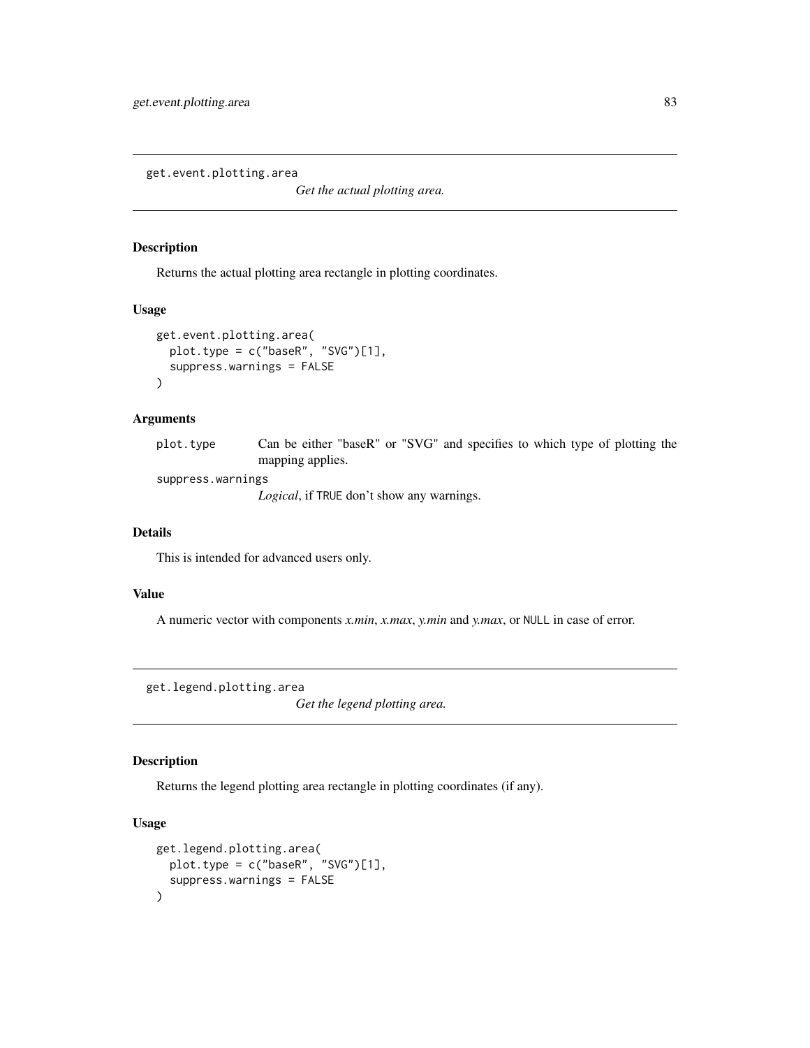## get.event.plotting.area

*Get the actual plotting area.*

### Description

Returns the actual plotting area rectangle in plotting coordinates.

### Usage

```
get.event.plotting.area(
  plot.type = c("baseR", "SVG")[1],
  suppress.warnings = FALSE
)
```

### Arguments

`plot.type` Can be either "baseR" or "SVG" and specifies to which type of plotting the mapping applies.

`suppress.warnings` *Logical*, if `TRUE` don't show any warnings.

### Details

This is intended for advanced users only.

### Value

A numeric vector with components *x.min*, *x.max*, *y.min* and *y.max*, or `NULL` in case of error.

## get.legend.plotting.area

*Get the legend plotting area.*

### Description

Returns the legend plotting area rectangle in plotting coordinates (if any).

### Usage

```
get.legend.plotting.area(
  plot.type = c("baseR", "SVG")[1],
  suppress.warnings = FALSE
)
```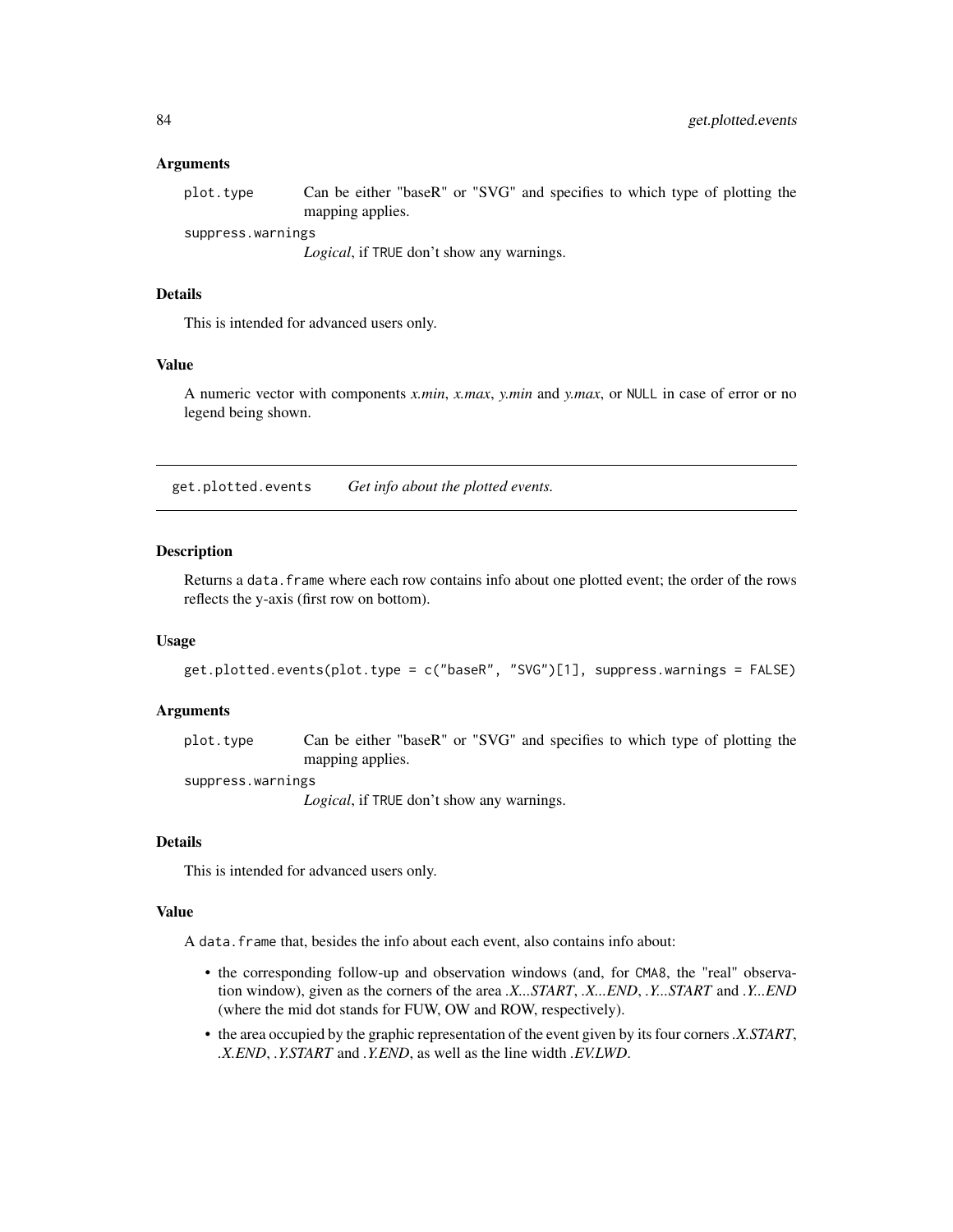### Arguments

plot.type Can be either "baseR" or "SVG" and specifies to which type of plotting the mapping applies.

suppress.warnings
*Logical*, if TRUE don't show any warnings.

### Details

This is intended for advanced users only.

### Value

A numeric vector with components *x.min*, *x.max*, *y.min* and *y.max*, or NULL in case of error or no legend being shown.

---

## get.plotted.events *Get info about the plotted events.*

---

### Description

Returns a data.frame where each row contains info about one plotted event; the order of the rows reflects the y-axis (first row on bottom).

### Usage

```
get.plotted.events(plot.type = c("baseR", "SVG")[1], suppress.warnings = FALSE)
```

### Arguments

plot.type Can be either "baseR" or "SVG" and specifies to which type of plotting the mapping applies.

suppress.warnings
*Logical*, if TRUE don't show any warnings.

### Details

This is intended for advanced users only.

### Value

A data.frame that, besides the info about each event, also contains info about:

- the corresponding follow-up and observation windows (and, for CMA8, the "real" observation window), given as the corners of the area *.X...START*, *.X...END*, *.Y...START* and *.Y...END* (where the mid dot stands for FUW, OW and ROW, respectively).
- the area occupied by the graphic representation of the event given by its four corners *.X.START*, *.X.END*, *.Y.START* and *.Y.END*, as well as the line width *.EV.LWD*.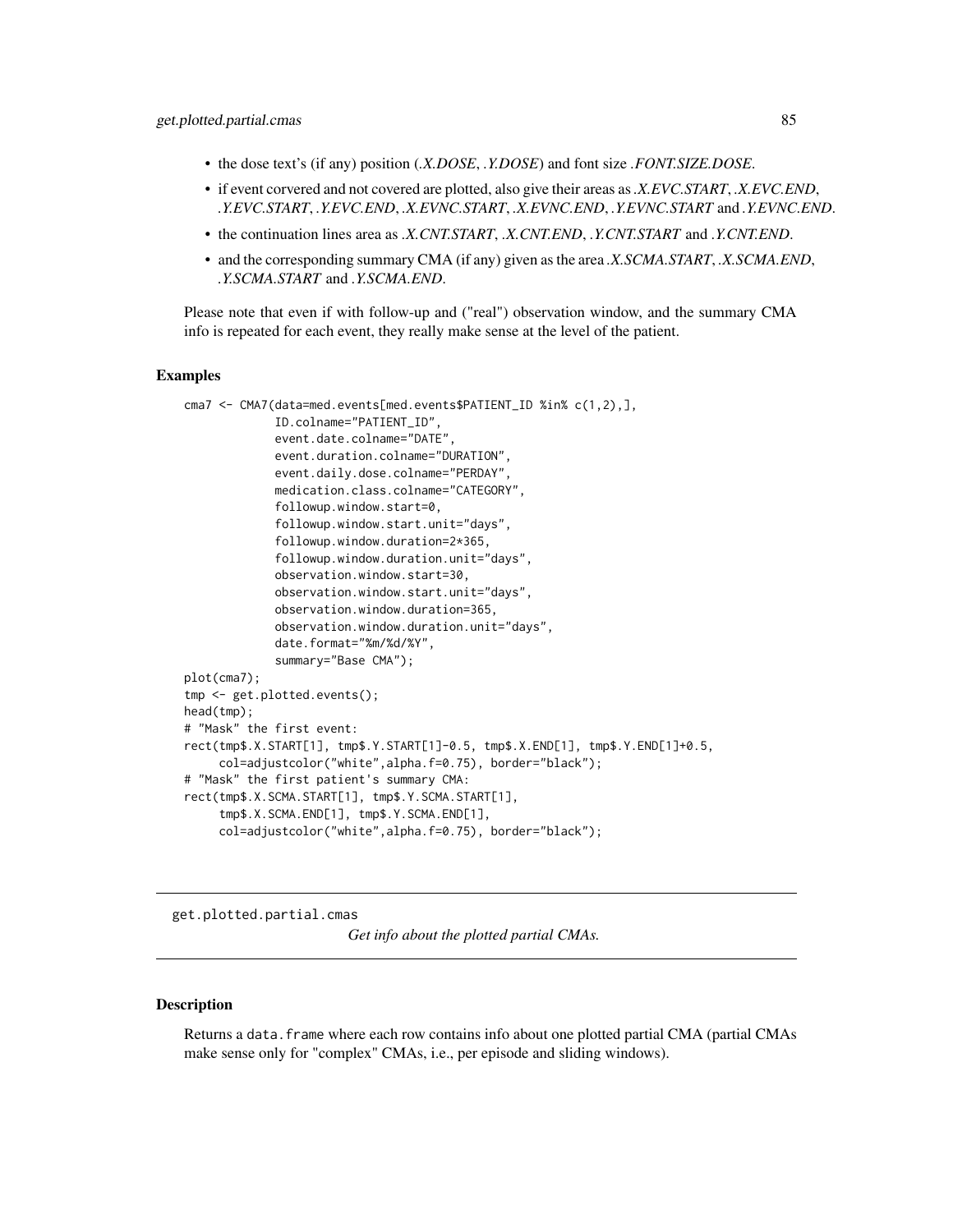- the dose text's (if any) position (*.X.DOSE*, *.Y.DOSE*) and font size *.FONT.SIZE.DOSE*.
- if event corvered and not covered are plotted, also give their areas as *.X.EVC.START*, *.X.EVC.END*, *.Y.EVC.START*, *.Y.EVC.END*, *.X.EVNC.START*, *.X.EVNC.END*, *.Y.EVNC.START* and *.Y.EVNC.END*.
- the continuation lines area as *.X.CNT.START*, *.X.CNT.END*, *.Y.CNT.START* and *.Y.CNT.END*.
- and the corresponding summary CMA (if any) given as the area *.X.SCMA.START*, *.X.SCMA.END*, *.Y.SCMA.START* and *.Y.SCMA.END*.

Please note that even if with follow-up and ("real") observation window, and the summary CMA info is repeated for each event, they really make sense at the level of the patient.

### Examples

```
cma7 <- CMA7(data=med.events[med.events$PATIENT_ID %in% c(1,2),],
             ID.colname="PATIENT_ID",
             event.date.colname="DATE",
             event.duration.colname="DURATION",
             event.daily.dose.colname="PERDAY",
             medication.class.colname="CATEGORY",
             followup.window.start=0,
             followup.window.start.unit="days",
             followup.window.duration=2*365,
             followup.window.duration.unit="days",
             observation.window.start=30,
             observation.window.start.unit="days",
             observation.window.duration=365,
             observation.window.duration.unit="days",
             date.format="%m/%d/%Y",
             summary="Base CMA");
plot(cma7);
tmp <- get.plotted.events();
head(tmp);
# "Mask" the first event:
rect(tmp$.X.START[1], tmp$.Y.START[1]-0.5, tmp$.X.END[1], tmp$.Y.END[1]+0.5,
     col=adjustcolor("white",alpha.f=0.75), border="black");
# "Mask" the first patient's summary CMA:
rect(tmp$.X.SCMA.START[1], tmp$.Y.SCMA.START[1],
     tmp$.X.SCMA.END[1], tmp$.Y.SCMA.END[1],
     col=adjustcolor("white",alpha.f=0.75), border="black");
```

---

## get.plotted.partial.cmas

*Get info about the plotted partial CMAs.*

---

### Description

Returns a `data.frame` where each row contains info about one plotted partial CMA (partial CMAs make sense only for "complex" CMAs, i.e., per episode and sliding windows).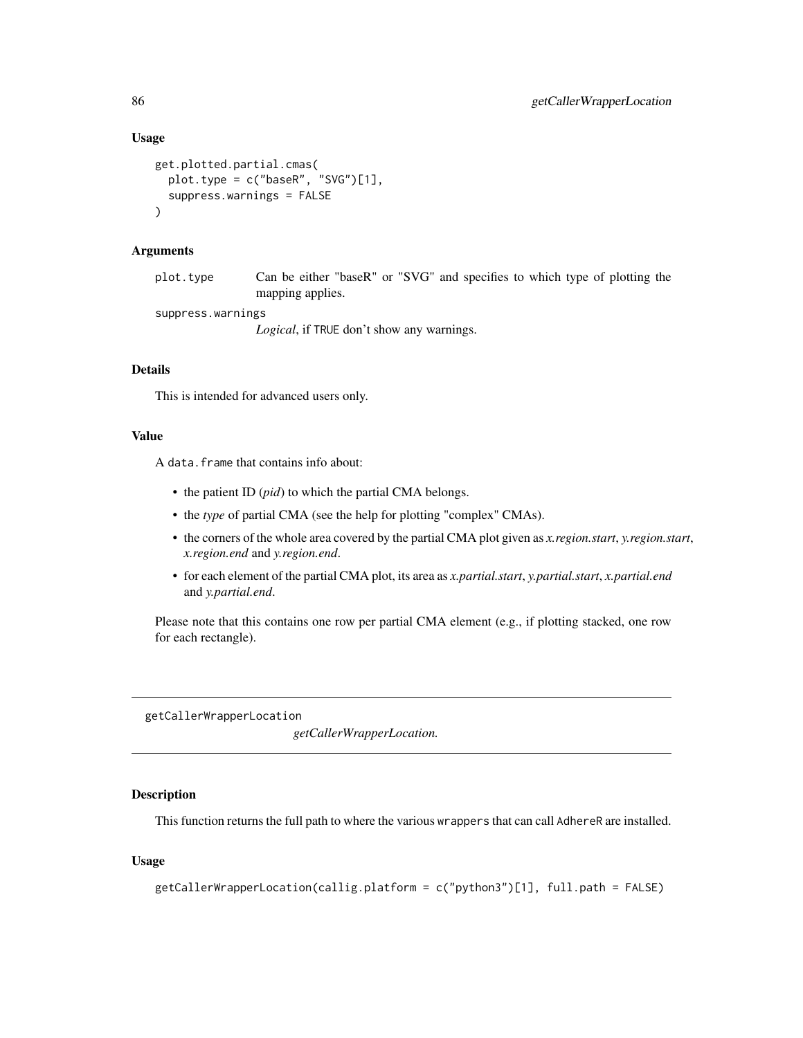### Usage

```
get.plotted.partial.cmas(
  plot.type = c("baseR", "SVG")[1],
  suppress.warnings = FALSE
)
```

### Arguments

plot.type Can be either "baseR" or "SVG" and specifies to which type of plotting the mapping applies.

suppress.warnings *Logical*, if TRUE don't show any warnings.

### Details

This is intended for advanced users only.

### Value

A data.frame that contains info about:

- the patient ID (*pid*) to which the partial CMA belongs.
- the *type* of partial CMA (see the help for plotting "complex" CMAs).
- the corners of the whole area covered by the partial CMA plot given as *x.region.start*, *y.region.start*, *x.region.end* and *y.region.end*.
- for each element of the partial CMA plot, its area as *x.partial.start*, *y.partial.start*, *x.partial.end* and *y.partial.end*.

Please note that this contains one row per partial CMA element (e.g., if plotting stacked, one row for each rectangle).

---

## getCallerWrapperLocation

*getCallerWrapperLocation.*

---

### Description

This function returns the full path to where the various wrappers that can call AdhereR are installed.

### Usage

```
getCallerWrapperLocation(callig.platform = c("python3")[1], full.path = FALSE)
```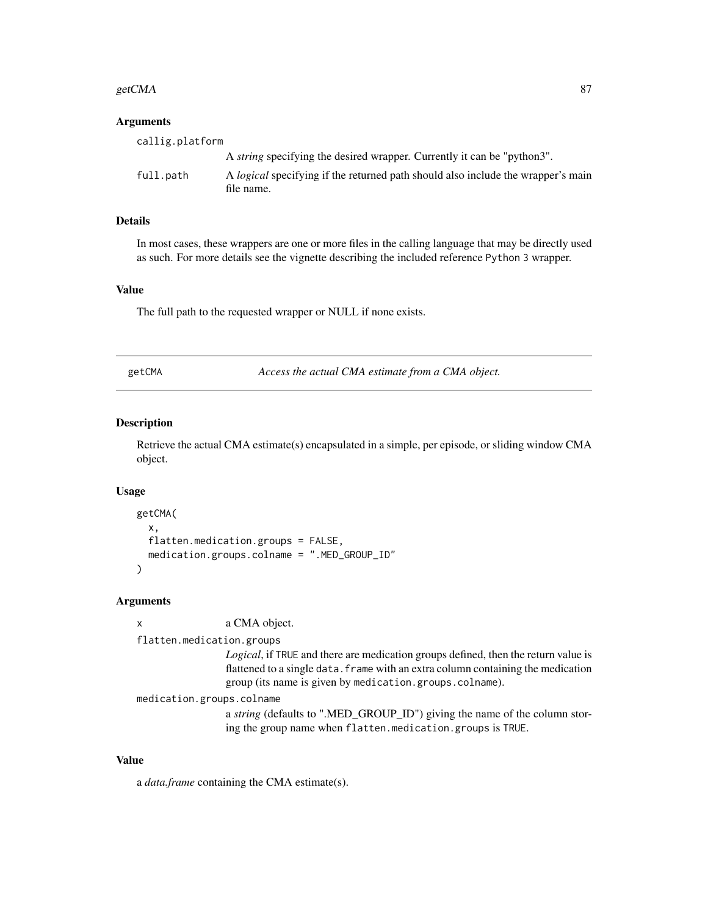### Arguments

`callig.platform`
A *string* specifying the desired wrapper. Currently it can be "python3".

`full.path`
A *logical* specifying if the returned path should also include the wrapper's main file name.

### Details

In most cases, these wrappers are one or more files in the calling language that may be directly used as such. For more details see the vignette describing the included reference `Python 3` wrapper.

### Value

The full path to the requested wrapper or NULL if none exists.

---

## getCMA — *Access the actual CMA estimate from a CMA object.*

---

### Description

Retrieve the actual CMA estimate(s) encapsulated in a simple, per episode, or sliding window CMA object.

### Usage

```
getCMA(
  x,
  flatten.medication.groups = FALSE,
  medication.groups.colname = ".MED_GROUP_ID"
)
```

### Arguments

`x`
a CMA object.

`flatten.medication.groups`
*Logical*, if `TRUE` and there are medication groups defined, then the return value is flattened to a single `data.frame` with an extra column containing the medication group (its name is given by `medication.groups.colname`).

`medication.groups.colname`
a *string* (defaults to ".MED_GROUP_ID") giving the name of the column storing the group name when `flatten.medication.groups` is `TRUE`.

### Value

a *data.frame* containing the CMA estimate(s).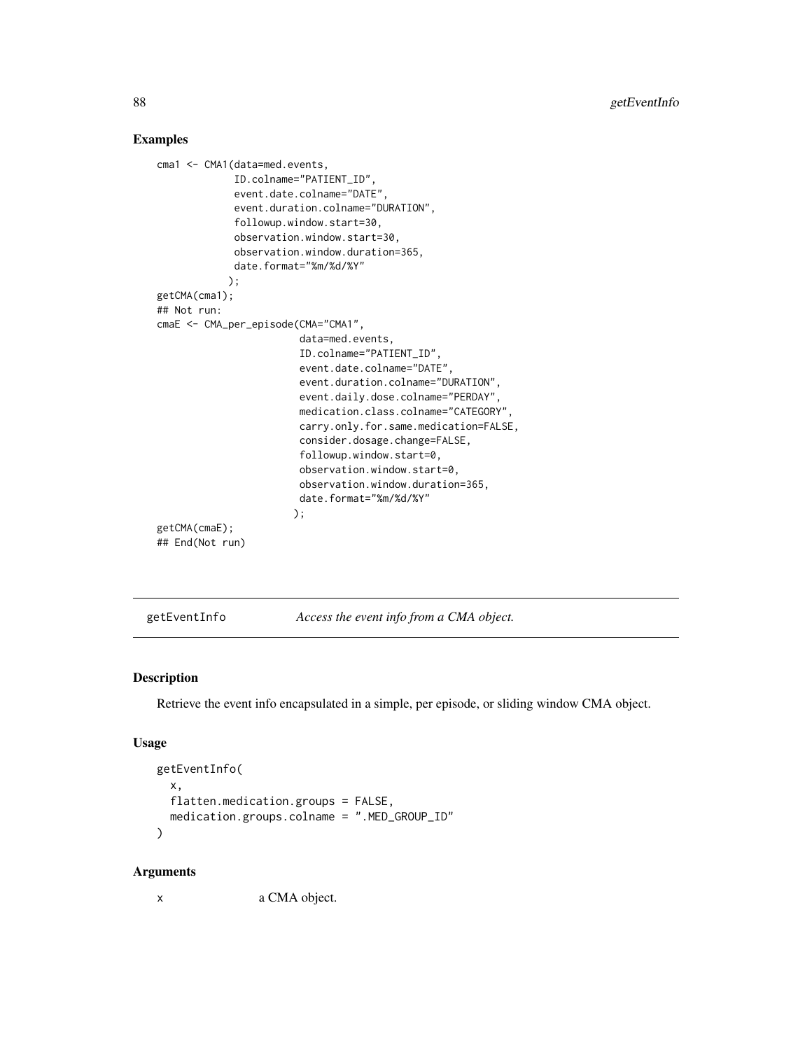### Examples

```
cma1 <- CMA1(data=med.events,
             ID.colname="PATIENT_ID",
             event.date.colname="DATE",
             event.duration.colname="DURATION",
             followup.window.start=30,
             observation.window.start=30,
             observation.window.duration=365,
             date.format="%m/%d/%Y"
            );
getCMA(cma1);
## Not run:
cmaE <- CMA_per_episode(CMA="CMA1",
                        data=med.events,
                        ID.colname="PATIENT_ID",
                        event.date.colname="DATE",
                        event.duration.colname="DURATION",
                        event.daily.dose.colname="PERDAY",
                        medication.class.colname="CATEGORY",
                        carry.only.for.same.medication=FALSE,
                        consider.dosage.change=FALSE,
                        followup.window.start=0,
                        observation.window.start=0,
                        observation.window.duration=365,
                        date.format="%m/%d/%Y"
                       );
getCMA(cmaE);
## End(Not run)
```

---

## getEventInfo *Access the event info from a CMA object.*

---

### Description

Retrieve the event info encapsulated in a simple, per episode, or sliding window CMA object.

### Usage

```
getEventInfo(
  x,
  flatten.medication.groups = FALSE,
  medication.groups.colname = ".MED_GROUP_ID"
)
```

### Arguments

`x` a CMA object.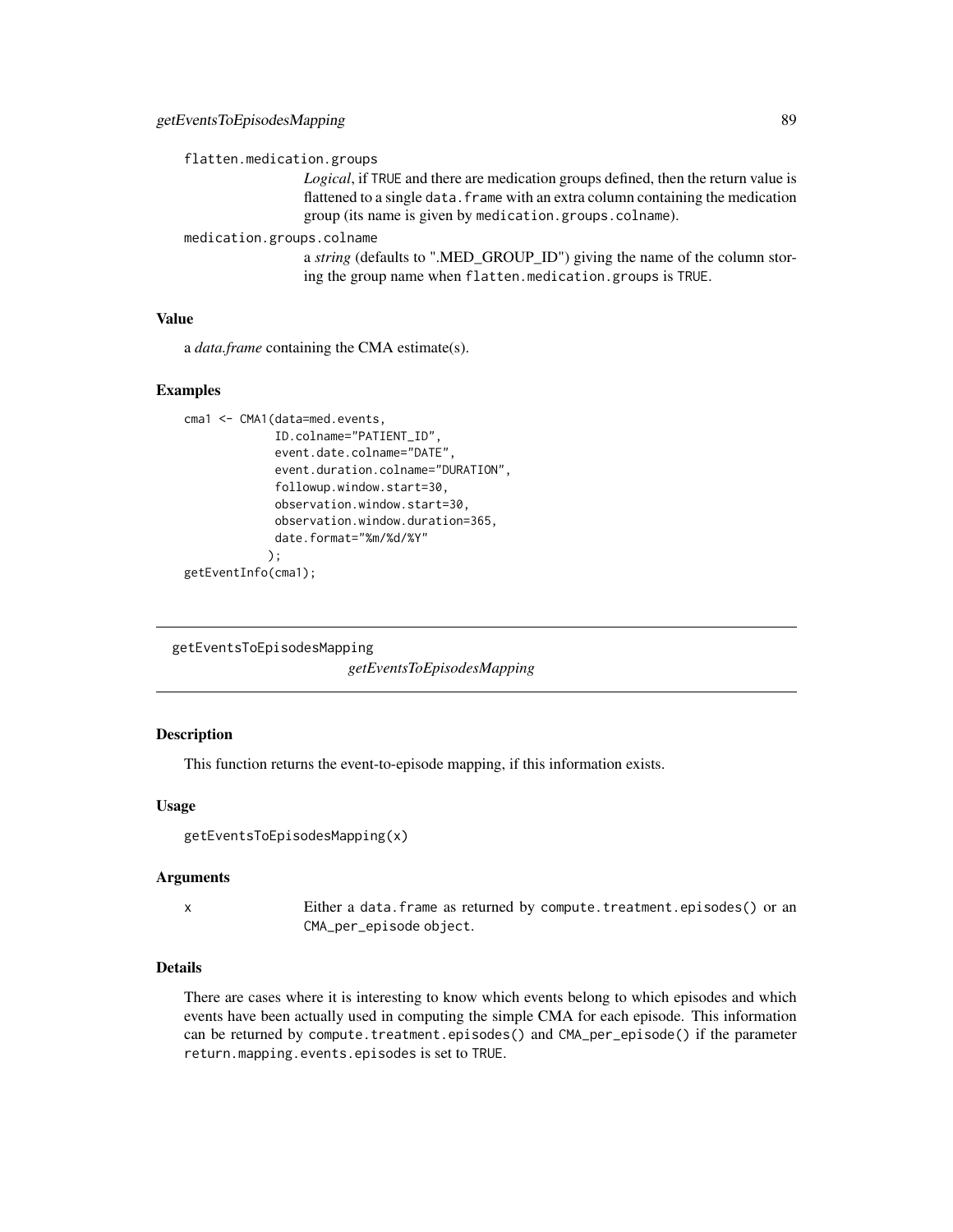flatten.medication.groups

*Logical*, if TRUE and there are medication groups defined, then the return value is flattened to a single data.frame with an extra column containing the medication group (its name is given by medication.groups.colname).

medication.groups.colname

a *string* (defaults to ".MED_GROUP_ID") giving the name of the column storing the group name when flatten.medication.groups is TRUE.

### Value

a *data.frame* containing the CMA estimate(s).

### Examples

```
cma1 <- CMA1(data=med.events,
             ID.colname="PATIENT_ID",
             event.date.colname="DATE",
             event.duration.colname="DURATION",
             followup.window.start=30,
             observation.window.start=30,
             observation.window.duration=365,
             date.format="%m/%d/%Y"
            );
getEventInfo(cma1);
```

---

## getEventsToEpisodesMapping

*getEventsToEpisodesMapping*

---

### Description

This function returns the event-to-episode mapping, if this information exists.

### Usage

```
getEventsToEpisodesMapping(x)
```

### Arguments

x	Either a data.frame as returned by compute.treatment.episodes() or an CMA_per_episode object.

### Details

There are cases where it is interesting to know which events belong to which episodes and which events have been actually used in computing the simple CMA for each episode. This information can be returned by compute.treatment.episodes() and CMA_per_episode() if the parameter return.mapping.events.episodes is set to TRUE.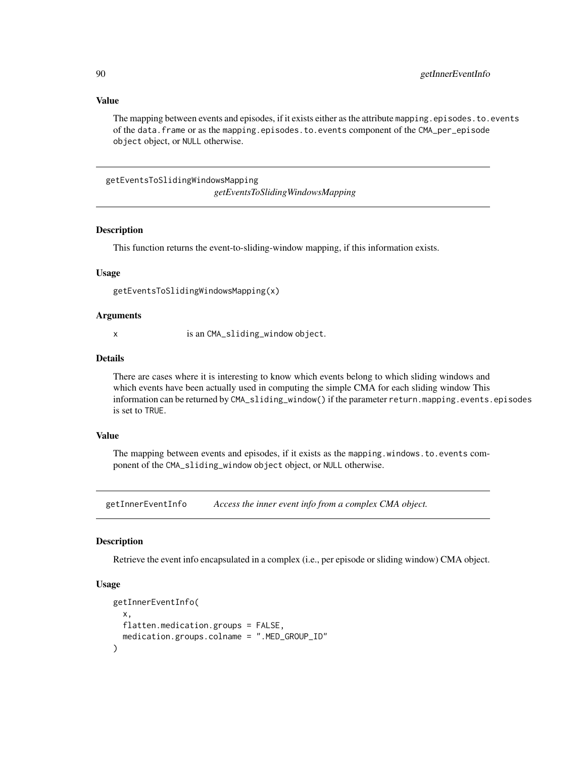### Value

The mapping between events and episodes, if it exists either as the attribute `mapping.episodes.to.events` of the `data.frame` or as the `mapping.episodes.to.events` component of the `CMA_per_episode object` object, or `NULL` otherwise.

---

## getEventsToSlidingWindowsMapping

*getEventsToSlidingWindowsMapping*

### Description

This function returns the event-to-sliding-window mapping, if this information exists.

### Usage

```
getEventsToSlidingWindowsMapping(x)
```

### Arguments

| | |
|---|---|
| `x` | is an `CMA_sliding_window object`. |

### Details

There are cases where it is interesting to know which events belong to which sliding windows and which events have been actually used in computing the simple CMA for each sliding window This information can be returned by `CMA_sliding_window()` if the parameter `return.mapping.events.episodes` is set to `TRUE`.

### Value

The mapping between events and episodes, if it exists as the `mapping.windows.to.events` component of the `CMA_sliding_window object` object, or `NULL` otherwise.

---

## getInnerEventInfo

*Access the inner event info from a complex CMA object.*

### Description

Retrieve the event info encapsulated in a complex (i.e., per episode or sliding window) CMA object.

### Usage

```
getInnerEventInfo(
  x,
  flatten.medication.groups = FALSE,
  medication.groups.colname = ".MED_GROUP_ID"
)
```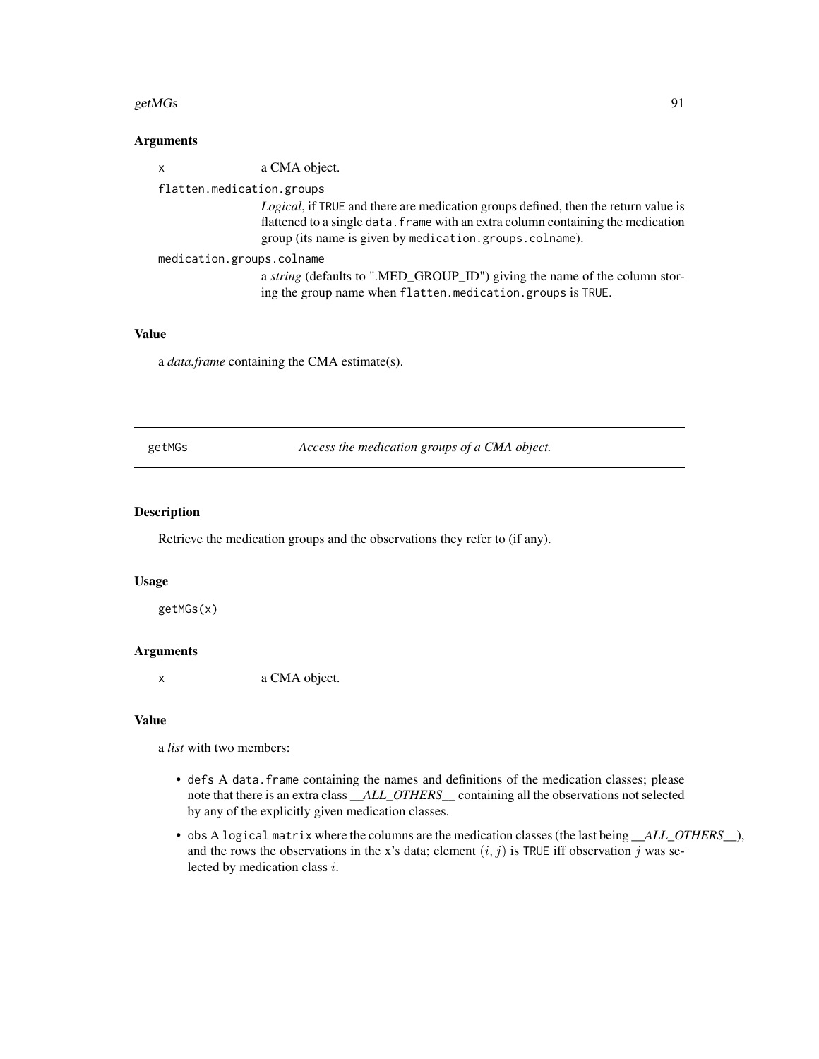### Arguments

`x` a CMA object.

`flatten.medication.groups`
*Logical*, if `TRUE` and there are medication groups defined, then the return value is flattened to a single `data.frame` with an extra column containing the medication group (its name is given by `medication.groups.colname`).

`medication.groups.colname`
a *string* (defaults to ".MED_GROUP_ID") giving the name of the column storing the group name when `flatten.medication.groups` is `TRUE`.

### Value

a *data.frame* containing the CMA estimate(s).

---

## getMGs *Access the medication groups of a CMA object.*

---

### Description

Retrieve the medication groups and the observations they refer to (if any).

### Usage

```
getMGs(x)
```

### Arguments

`x` a CMA object.

### Value

a *list* with two members:

- `defs` A `data.frame` containing the names and definitions of the medication classes; please note that there is an extra class *__ALL_OTHERS__* containing all the observations not selected by any of the explicitly given medication classes.
- `obs` A `logical matrix` where the columns are the medication classes (the last being *__ALL_OTHERS__*), and the rows the observations in the x's data; element $(i, j)$ is `TRUE` iff observation $j$ was selected by medication class $i$.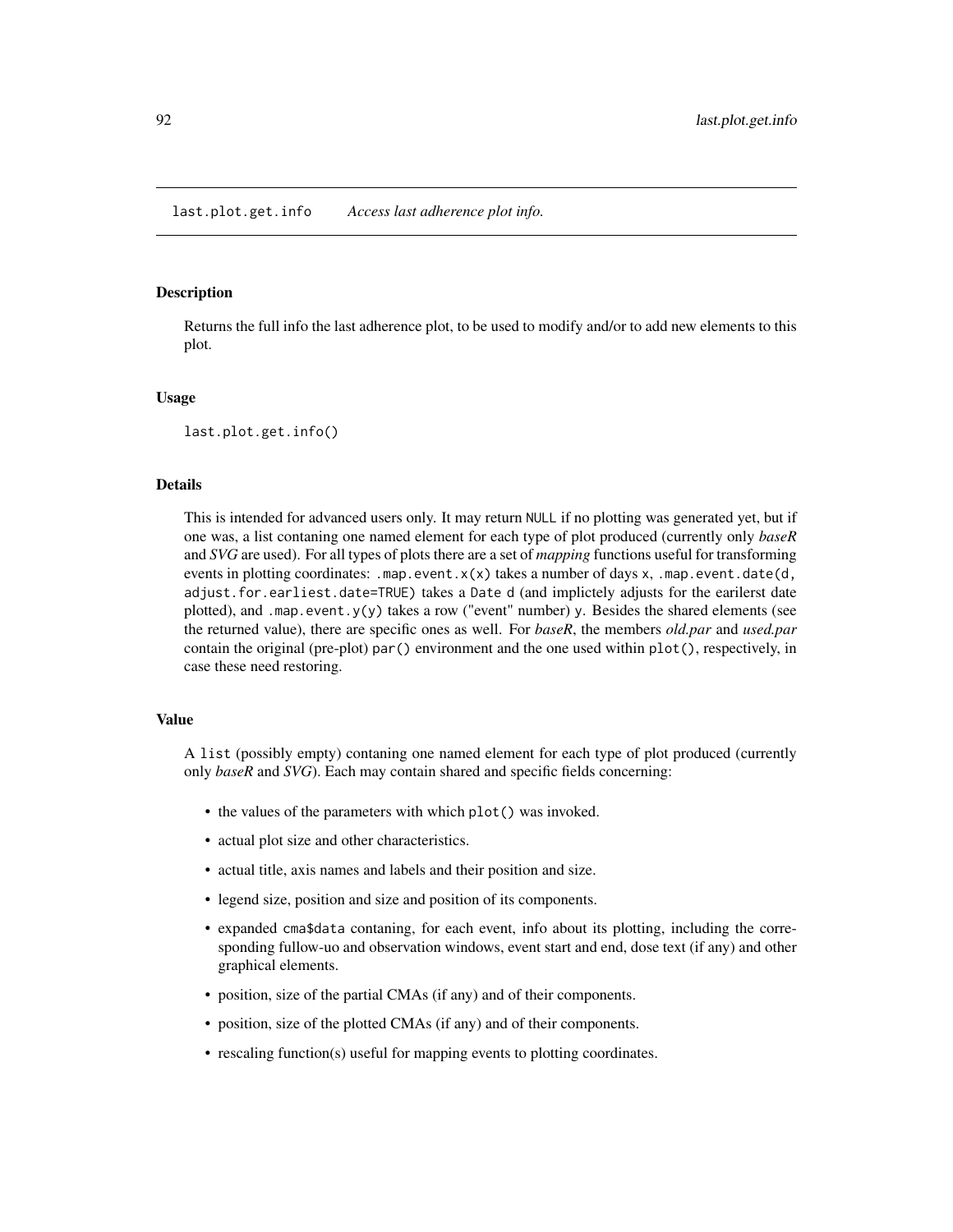# last.plot.get.info — *Access last adherence plot info.*

## Description

Returns the full info the last adherence plot, to be used to modify and/or to add new elements to this plot.

## Usage

```
last.plot.get.info()
```

## Details

This is intended for advanced users only. It may return `NULL` if no plotting was generated yet, but if one was, a list contaning one named element for each type of plot produced (currently only *baseR* and *SVG* are used). For all types of plots there are a set of *mapping* functions useful for transforming events in plotting coordinates: `.map.event.x(x)` takes a number of days `x`, `.map.event.date(d, adjust.for.earliest.date=TRUE)` takes a `Date d` (and implictely adjusts for the earilerst date plotted), and `.map.event.y(y)` takes a row ("event" number) `y`. Besides the shared elements (see the returned value), there are specific ones as well. For *baseR*, the members *old.par* and *used.par* contain the original (pre-plot) `par()` environment and the one used within `plot()`, respectively, in case these need restoring.

## Value

A `list` (possibly empty) contaning one named element for each type of plot produced (currently only *baseR* and *SVG*). Each may contain shared and specific fields concerning:

- the values of the parameters with which `plot()` was invoked.
- actual plot size and other characteristics.
- actual title, axis names and labels and their position and size.
- legend size, position and size and position of its components.
- expanded `cma$data` contaning, for each event, info about its plotting, including the corresponding fullow-uo and observation windows, event start and end, dose text (if any) and other graphical elements.
- position, size of the partial CMAs (if any) and of their components.
- position, size of the plotted CMAs (if any) and of their components.
- rescaling function(s) useful for mapping events to plotting coordinates.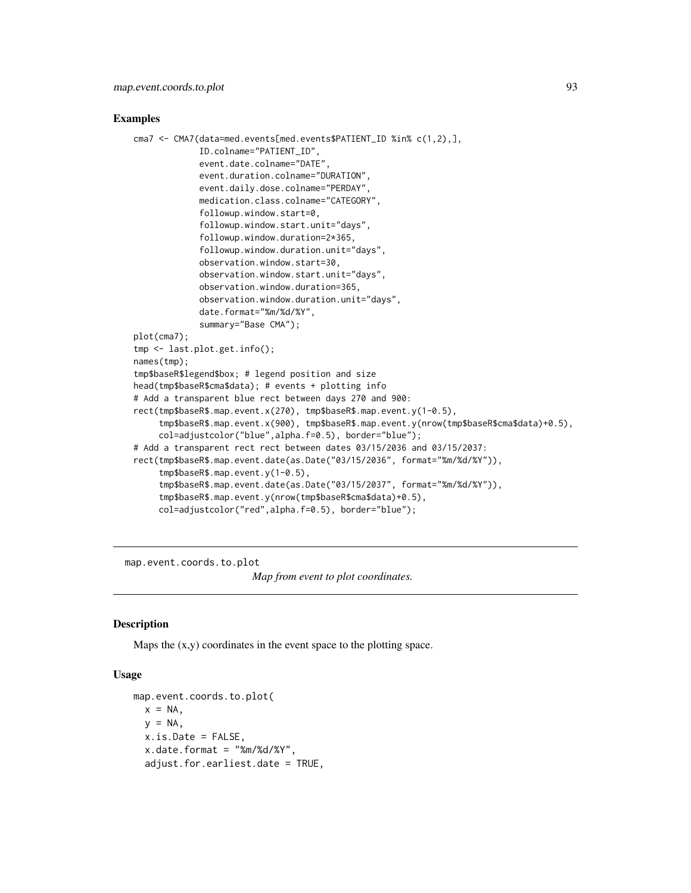## Examples

```
cma7 <- CMA7(data=med.events[med.events$PATIENT_ID %in% c(1,2),],
             ID.colname="PATIENT_ID",
             event.date.colname="DATE",
             event.duration.colname="DURATION",
             event.daily.dose.colname="PERDAY",
             medication.class.colname="CATEGORY",
             followup.window.start=0,
             followup.window.start.unit="days",
             followup.window.duration=2*365,
             followup.window.duration.unit="days",
             observation.window.start=30,
             observation.window.start.unit="days",
             observation.window.duration=365,
             observation.window.duration.unit="days",
             date.format="%m/%d/%Y",
             summary="Base CMA");
plot(cma7);
tmp <- last.plot.get.info();
names(tmp);
tmp$baseR$legend$box; # legend position and size
head(tmp$baseR$cma$data); # events + plotting info
# Add a transparent blue rect between days 270 and 900:
rect(tmp$baseR$.map.event.x(270), tmp$baseR$.map.event.y(1-0.5),
     tmp$baseR$.map.event.x(900), tmp$baseR$.map.event.y(nrow(tmp$baseR$cma$data)+0.5),
     col=adjustcolor("blue",alpha.f=0.5), border="blue");
# Add a transparent rect rect between dates 03/15/2036 and 03/15/2037:
rect(tmp$baseR$.map.event.date(as.Date("03/15/2036", format="%m/%d/%Y")),
     tmp$baseR$.map.event.y(1-0.5),
     tmp$baseR$.map.event.date(as.Date("03/15/2037", format="%m/%d/%Y")),
     tmp$baseR$.map.event.y(nrow(tmp$baseR$cma$data)+0.5),
     col=adjustcolor("red",alpha.f=0.5), border="blue");
```

---

# map.event.coords.to.plot

*Map from event to plot coordinates.*

---

## Description

Maps the (x,y) coordinates in the event space to the plotting space.

## Usage

```
map.event.coords.to.plot(
  x = NA,
  y = NA,
  x.is.Date = FALSE,
  x.date.format = "%m/%d/%Y",
  adjust.for.earliest.date = TRUE,
```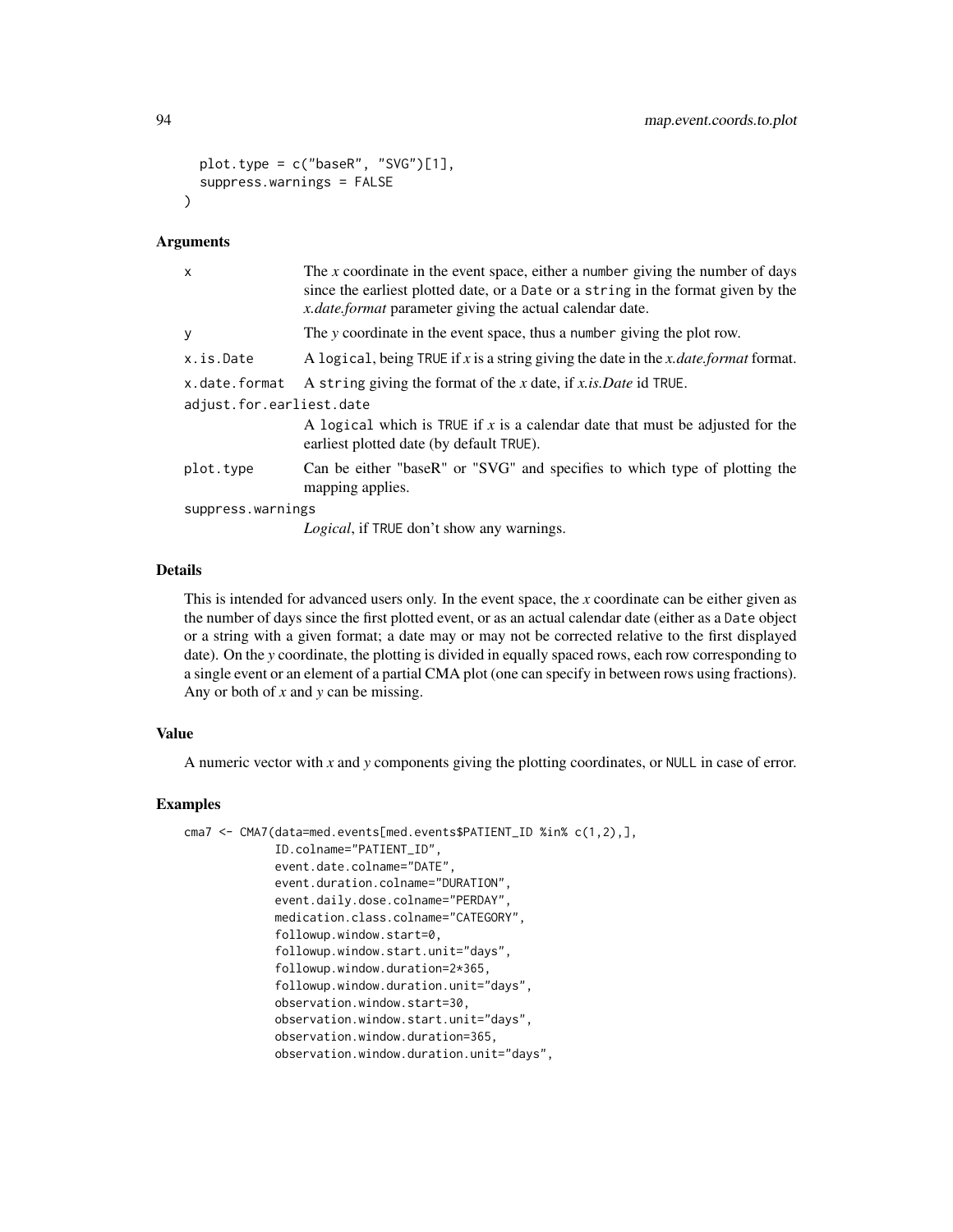```
  plot.type = c("baseR", "SVG")[1],
  suppress.warnings = FALSE
)
```

## Arguments

| | |
|---|---|
| x | The *x* coordinate in the event space, either a number giving the number of days since the earliest plotted date, or a Date or a string in the format given by the *x.date.format* parameter giving the actual calendar date. |
| y | The *y* coordinate in the event space, thus a number giving the plot row. |
| x.is.Date | A logical, being TRUE if *x* is a string giving the date in the *x.date.format* format. |
| x.date.format | A string giving the format of the *x* date, if *x.is.Date* id TRUE. |
| adjust.for.earliest.date | A logical which is TRUE if *x* is a calendar date that must be adjusted for the earliest plotted date (by default TRUE). |
| plot.type | Can be either "baseR" or "SVG" and specifies to which type of plotting the mapping applies. |
| suppress.warnings | *Logical*, if TRUE don't show any warnings. |

## Details

This is intended for advanced users only. In the event space, the *x* coordinate can be either given as the number of days since the first plotted event, or as an actual calendar date (either as a Date object or a string with a given format; a date may or may not be corrected relative to the first displayed date). On the *y* coordinate, the plotting is divided in equally spaced rows, each row corresponding to a single event or an element of a partial CMA plot (one can specify in between rows using fractions). Any or both of *x* and *y* can be missing.

## Value

A numeric vector with *x* and *y* components giving the plotting coordinates, or NULL in case of error.

## Examples

```
cma7 <- CMA7(data=med.events[med.events$PATIENT_ID %in% c(1,2),],
             ID.colname="PATIENT_ID",
             event.date.colname="DATE",
             event.duration.colname="DURATION",
             event.daily.dose.colname="PERDAY",
             medication.class.colname="CATEGORY",
             followup.window.start=0,
             followup.window.start.unit="days",
             followup.window.duration=2*365,
             followup.window.duration.unit="days",
             observation.window.start=30,
             observation.window.start.unit="days",
             observation.window.duration=365,
             observation.window.duration.unit="days",
```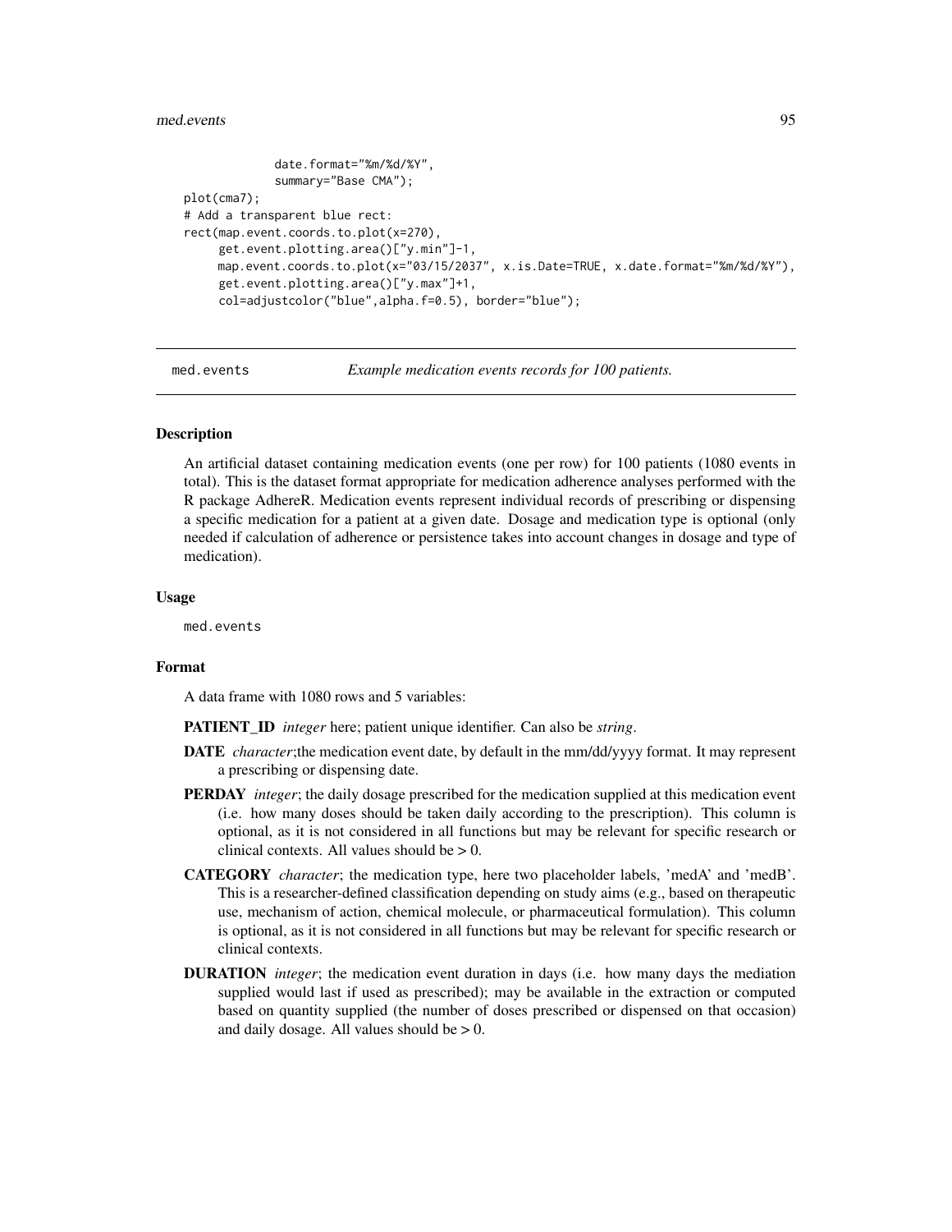```
            date.format="%m/%d/%Y",
            summary="Base CMA");
plot(cma7);
# Add a transparent blue rect:
rect(map.event.coords.to.plot(x=270),
     get.event.plotting.area()["y.min"]-1,
     map.event.coords.to.plot(x="03/15/2037", x.is.Date=TRUE, x.date.format="%m/%d/%Y"),
     get.event.plotting.area()["y.max"]+1,
     col=adjustcolor("blue",alpha.f=0.5), border="blue");
```

## med.events — *Example medication events records for 100 patients.*

### Description

An artificial dataset containing medication events (one per row) for 100 patients (1080 events in total). This is the dataset format appropriate for medication adherence analyses performed with the R package AdhereR. Medication events represent individual records of prescribing or dispensing a specific medication for a patient at a given date. Dosage and medication type is optional (only needed if calculation of adherence or persistence takes into account changes in dosage and type of medication).

### Usage

```
med.events
```

### Format

A data frame with 1080 rows and 5 variables:

**PATIENT_ID** *integer* here; patient unique identifier. Can also be *string*.

**DATE** *character*;the medication event date, by default in the mm/dd/yyyy format. It may represent a prescribing or dispensing date.

**PERDAY** *integer*; the daily dosage prescribed for the medication supplied at this medication event (i.e. how many doses should be taken daily according to the prescription). This column is optional, as it is not considered in all functions but may be relevant for specific research or clinical contexts. All values should be > 0.

**CATEGORY** *character*; the medication type, here two placeholder labels, 'medA' and 'medB'. This is a researcher-defined classification depending on study aims (e.g., based on therapeutic use, mechanism of action, chemical molecule, or pharmaceutical formulation). This column is optional, as it is not considered in all functions but may be relevant for specific research or clinical contexts.

**DURATION** *integer*; the medication event duration in days (i.e. how many days the mediation supplied would last if used as prescribed); may be available in the extraction or computed based on quantity supplied (the number of doses prescribed or dispensed on that occasion) and daily dosage. All values should be > 0.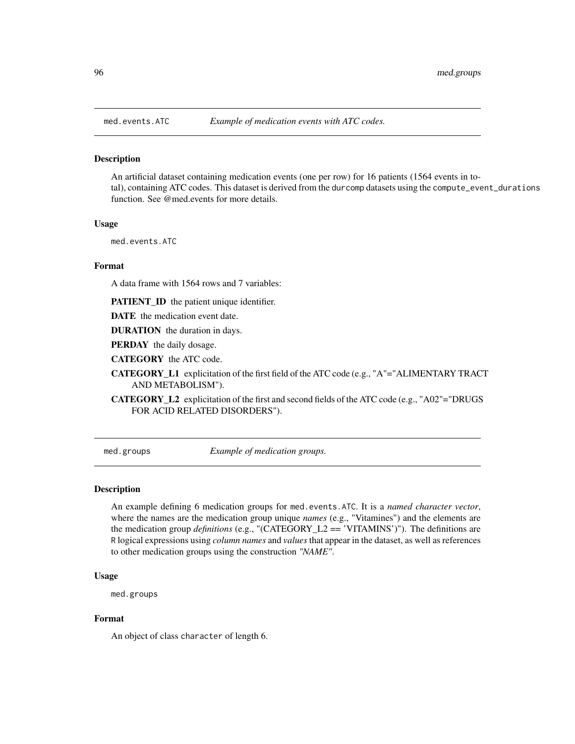## med.events.ATC — *Example of medication events with ATC codes.*

### Description

An artificial dataset containing medication events (one per row) for 16 patients (1564 events in total), containing ATC codes. This dataset is derived from the `durcomp` datasets using the `compute_event_durations` function. See @med.events for more details.

### Usage

```
med.events.ATC
```

### Format

A data frame with 1564 rows and 7 variables:

**PATIENT_ID** the patient unique identifier.

**DATE** the medication event date.

**DURATION** the duration in days.

**PERDAY** the daily dosage.

**CATEGORY** the ATC code.

**CATEGORY_L1** explicitation of the first field of the ATC code (e.g., "A"="ALIMENTARY TRACT AND METABOLISM").

**CATEGORY_L2** explicitation of the first and second fields of the ATC code (e.g., "A02"="DRUGS FOR ACID RELATED DISORDERS").

## med.groups — *Example of medication groups.*

### Description

An example defining 6 medication groups for `med.events.ATC`. It is a *named character vector*, where the names are the medication group unique *names* (e.g., "Vitamines") and the elements are the medication group *definitions* (e.g., "(CATEGORY_L2 == 'VITAMINS')"). The definitions are R logical expressions using *column names* and *values* that appear in the dataset, as well as references to other medication groups using the construction *"NAME"*.

### Usage

```
med.groups
```

### Format

An object of class `character` of length 6.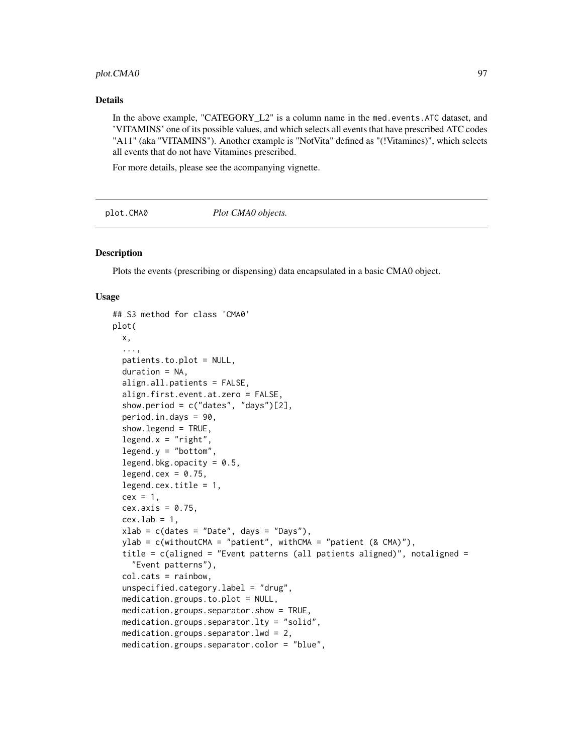## Details

In the above example, "CATEGORY_L2" is a column name in the med.events.ATC dataset, and 'VITAMINS' one of its possible values, and which selects all events that have prescribed ATC codes "A11" (aka "VITAMINS"). Another example is "NotVita" defined as "(!Vitamines)", which selects all events that do not have Vitamines prescribed.

For more details, please see the acompanying vignette.

---

plot.CMA0 *Plot CMA0 objects.*

---

## Description

Plots the events (prescribing or dispensing) data encapsulated in a basic CMA0 object.

## Usage

```
## S3 method for class 'CMA0'
plot(
  x,
  ...,
  patients.to.plot = NULL,
  duration = NA,
  align.all.patients = FALSE,
  align.first.event.at.zero = FALSE,
  show.period = c("dates", "days")[2],
  period.in.days = 90,
  show.legend = TRUE,
  legend.x = "right",
  legend.y = "bottom",
  legend.bkg.opacity = 0.5,
  legend.cex = 0.75,
  legend.cex.title = 1,
  cex = 1,
  cex.axis = 0.75,
  cex.lab = 1,
  xlab = c(dates = "Date", days = "Days"),
  ylab = c(withoutCMA = "patient", withCMA = "patient (& CMA)"),
  title = c(aligned = "Event patterns (all patients aligned)", notaligned =
    "Event patterns"),
  col.cats = rainbow,
  unspecified.category.label = "drug",
  medication.groups.to.plot = NULL,
  medication.groups.separator.show = TRUE,
  medication.groups.separator.lty = "solid",
  medication.groups.separator.lwd = 2,
  medication.groups.separator.color = "blue",
```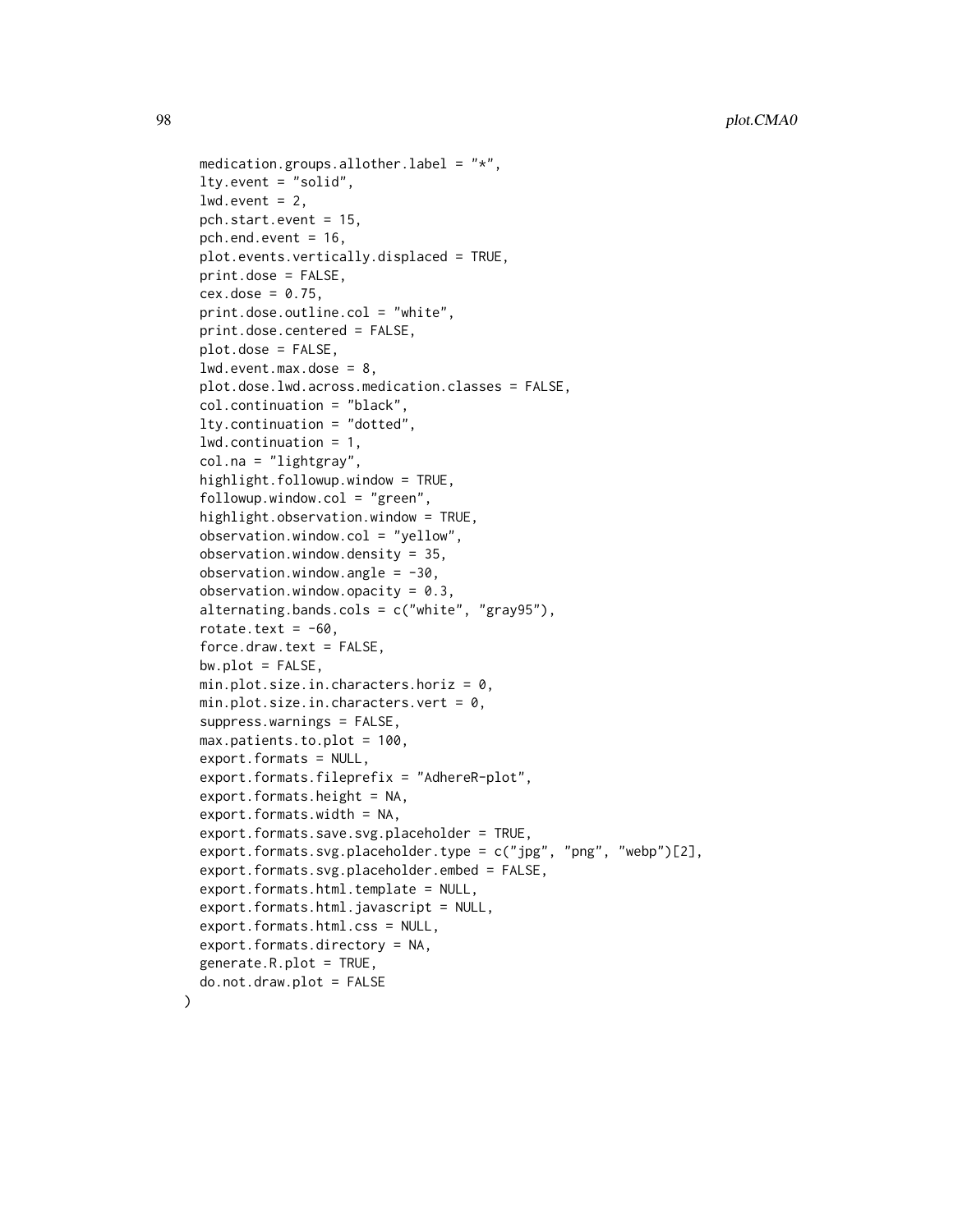```
  medication.groups.allother.label = "*",
  lty.event = "solid",
  lwd.event = 2,
  pch.start.event = 15,
  pch.end.event = 16,
  plot.events.vertically.displaced = TRUE,
  print.dose = FALSE,
  cex.dose = 0.75,
  print.dose.outline.col = "white",
  print.dose.centered = FALSE,
  plot.dose = FALSE,
  lwd.event.max.dose = 8,
  plot.dose.lwd.across.medication.classes = FALSE,
  col.continuation = "black",
  lty.continuation = "dotted",
  lwd.continuation = 1,
  col.na = "lightgray",
  highlight.followup.window = TRUE,
  followup.window.col = "green",
  highlight.observation.window = TRUE,
  observation.window.col = "yellow",
  observation.window.density = 35,
  observation.window.angle = -30,
  observation.window.opacity = 0.3,
  alternating.bands.cols = c("white", "gray95"),
  rotate.text = -60,
  force.draw.text = FALSE,
  bw.plot = FALSE,
  min.plot.size.in.characters.horiz = 0,
  min.plot.size.in.characters.vert = 0,
  suppress.warnings = FALSE,
  max.patients.to.plot = 100,
  export.formats = NULL,
  export.formats.fileprefix = "AdhereR-plot",
  export.formats.height = NA,
  export.formats.width = NA,
  export.formats.save.svg.placeholder = TRUE,
  export.formats.svg.placeholder.type = c("jpg", "png", "webp")[2],
  export.formats.svg.placeholder.embed = FALSE,
  export.formats.html.template = NULL,
  export.formats.html.javascript = NULL,
  export.formats.html.css = NULL,
  export.formats.directory = NA,
  generate.R.plot = TRUE,
  do.not.draw.plot = FALSE
)
```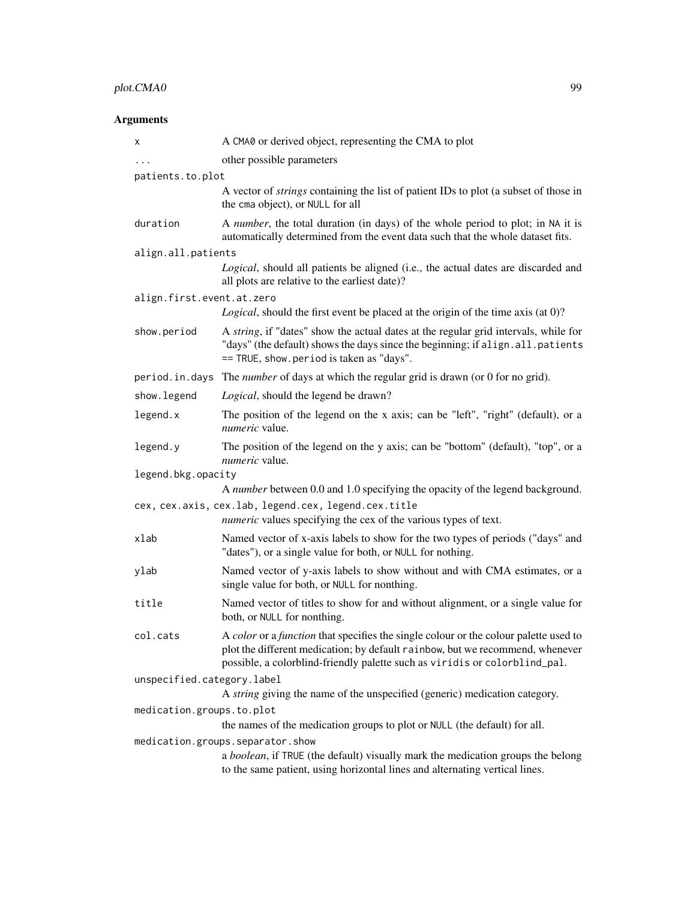## Arguments

- `x` — A `CMA0` or derived object, representing the CMA to plot
- `...` — other possible parameters
- `patients.to.plot` — A vector of *strings* containing the list of patient IDs to plot (a subset of those in the `cma` object), or `NULL` for all
- `duration` — A *number*, the total duration (in days) of the whole period to plot; in `NA` it is automatically determined from the event data such that the whole dataset fits.
- `align.all.patients` — *Logical*, should all patients be aligned (i.e., the actual dates are discarded and all plots are relative to the earliest date)?
- `align.first.event.at.zero` — *Logical*, should the first event be placed at the origin of the time axis (at 0)?
- `show.period` — A *string*, if "dates" show the actual dates at the regular grid intervals, while for "days" (the default) shows the days since the beginning; if `align.all.patients == TRUE`, `show.period` is taken as "days".
- `period.in.days` — The *number* of days at which the regular grid is drawn (or 0 for no grid).
- `show.legend` — *Logical*, should the legend be drawn?
- `legend.x` — The position of the legend on the x axis; can be "left", "right" (default), or a *numeric* value.
- `legend.y` — The position of the legend on the y axis; can be "bottom" (default), "top", or a *numeric* value.
- `legend.bkg.opacity` — A *number* between 0.0 and 1.0 specifying the opacity of the legend background.
- `cex, cex.axis, cex.lab, legend.cex, legend.cex.title` — *numeric* values specifying the cex of the various types of text.
- `xlab` — Named vector of x-axis labels to show for the two types of periods ("days" and "dates"), or a single value for both, or `NULL` for nothing.
- `ylab` — Named vector of y-axis labels to show without and with CMA estimates, or a single value for both, or `NULL` for nonthing.
- `title` — Named vector of titles to show for and without alignment, or a single value for both, or `NULL` for nonthing.
- `col.cats` — A *color* or a *function* that specifies the single colour or the colour palette used to plot the different medication; by default `rainbow`, but we recommend, whenever possible, a colorblind-friendly palette such as `viridis` or `colorblind_pal`.
- `unspecified.category.label` — A *string* giving the name of the unspecified (generic) medication category.
- `medication.groups.to.plot` — the names of the medication groups to plot or `NULL` (the default) for all.
- `medication.groups.separator.show` — a *boolean*, if `TRUE` (the default) visually mark the medication groups the belong to the same patient, using horizontal lines and alternating vertical lines.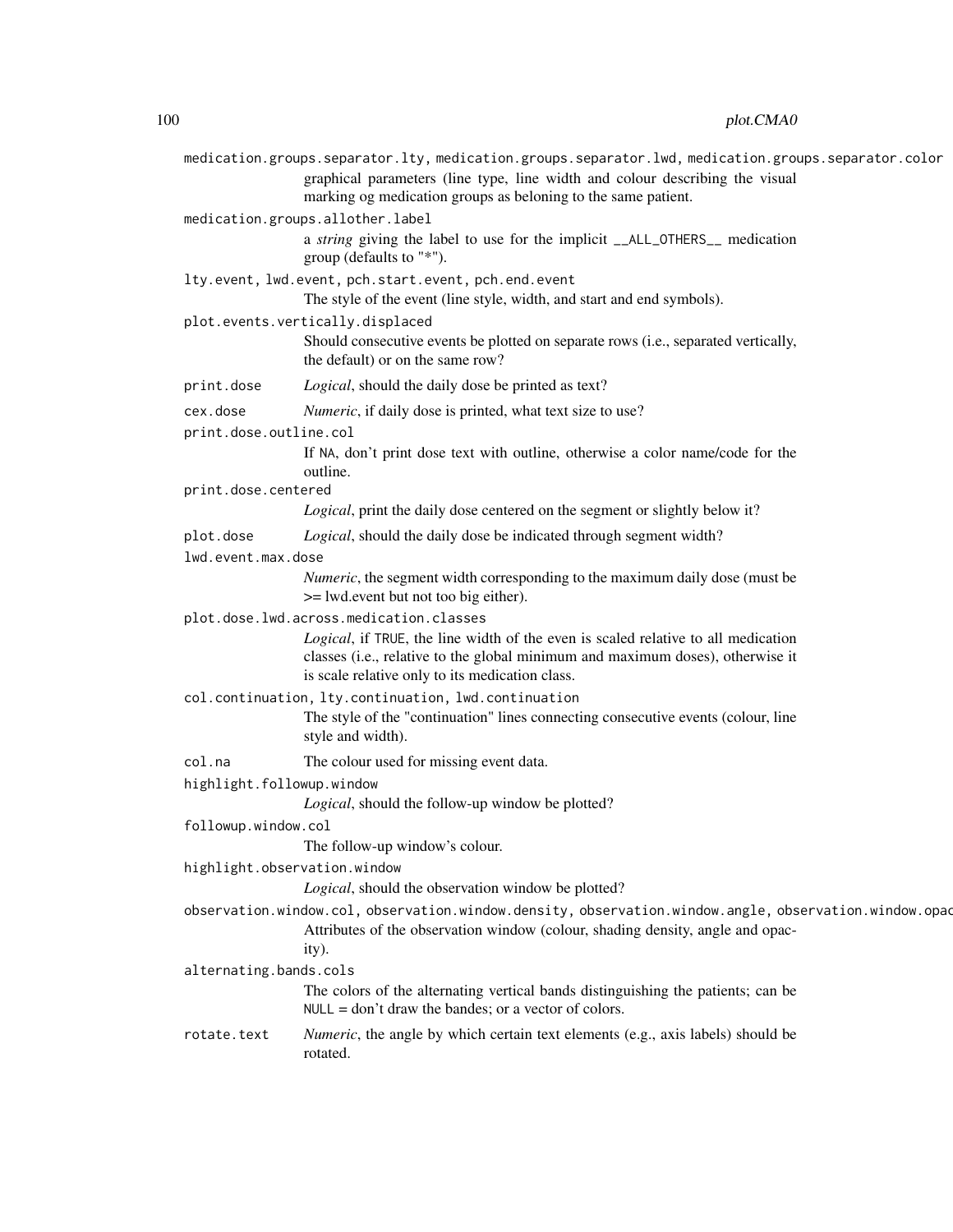medication.groups.separator.lty, medication.groups.separator.lwd, medication.groups.separator.color
: graphical parameters (line type, line width and colour describing the visual marking og medication groups as beloning to the same patient.

medication.groups.allother.label
: a *string* giving the label to use for the implicit __ALL_OTHERS__ medication group (defaults to "*").

lty.event, lwd.event, pch.start.event, pch.end.event
: The style of the event (line style, width, and start and end symbols).

plot.events.vertically.displaced
: Should consecutive events be plotted on separate rows (i.e., separated vertically, the default) or on the same row?

print.dose
: *Logical*, should the daily dose be printed as text?

cex.dose
: *Numeric*, if daily dose is printed, what text size to use?

print.dose.outline.col
: If NA, don't print dose text with outline, otherwise a color name/code for the outline.

print.dose.centered
: *Logical*, print the daily dose centered on the segment or slightly below it?

plot.dose
: *Logical*, should the daily dose be indicated through segment width?

lwd.event.max.dose
: *Numeric*, the segment width corresponding to the maximum daily dose (must be >= lwd.event but not too big either).

plot.dose.lwd.across.medication.classes
: *Logical*, if TRUE, the line width of the even is scaled relative to all medication classes (i.e., relative to the global minimum and maximum doses), otherwise it is scale relative only to its medication class.

col.continuation, lty.continuation, lwd.continuation
: The style of the "continuation" lines connecting consecutive events (colour, line style and width).

col.na
: The colour used for missing event data.

highlight.followup.window
: *Logical*, should the follow-up window be plotted?

followup.window.col
: The follow-up window's colour.

highlight.observation.window
: *Logical*, should the observation window be plotted?

observation.window.col, observation.window.density, observation.window.angle, observation.window.opac
: Attributes of the observation window (colour, shading density, angle and opacity).

alternating.bands.cols
: The colors of the alternating vertical bands distinguishing the patients; can be NULL = don't draw the bandes; or a vector of colors.

rotate.text
: *Numeric*, the angle by which certain text elements (e.g., axis labels) should be rotated.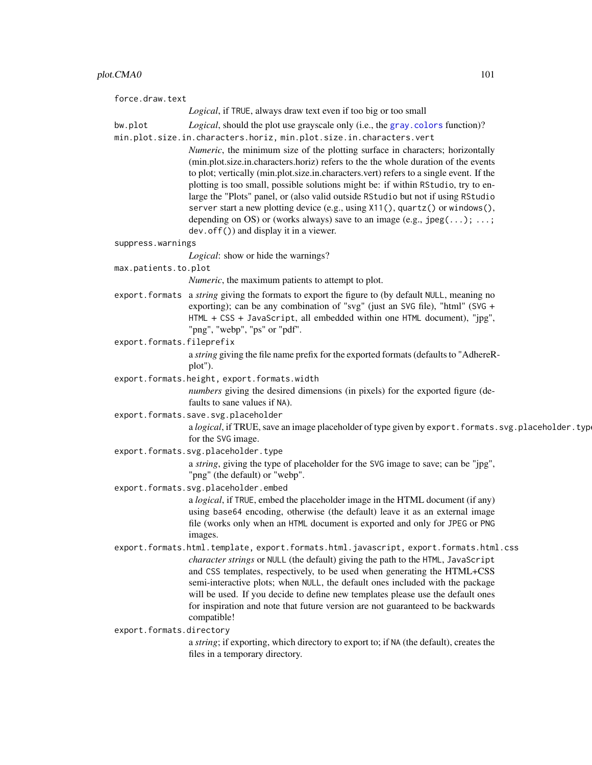`force.draw.text`
: *Logical*, if `TRUE`, always draw text even if too big or too small

`bw.plot`
: *Logical*, should the plot use grayscale only (i.e., the `gray.colors` function)?

`min.plot.size.in.characters.horiz, min.plot.size.in.characters.vert`
: *Numeric*, the minimum size of the plotting surface in characters; horizontally (min.plot.size.in.characters.horiz) refers to the the whole duration of the events to plot; vertically (min.plot.size.in.characters.vert) refers to a single event. If the plotting is too small, possible solutions might be: if within `RStudio`, try to enlarge the "Plots" panel, or (also valid outside `RStudio` but not if using `RStudio server` start a new plotting device (e.g., using `X11()`, `quartz()` or `windows()`, depending on OS) or (works always) save to an image (e.g., `jpeg(...); ...; dev.off()`) and display it in a viewer.

`suppress.warnings`
: *Logical*: show or hide the warnings?

`max.patients.to.plot`
: *Numeric*, the maximum patients to attempt to plot.

`export.formats`
: a *string* giving the formats to export the figure to (by default `NULL`, meaning no exporting); can be any combination of "svg" (just an `SVG` file), "html" (`SVG + HTML + CSS + JavaScript`, all embedded within one `HTML` document), "jpg", "png", "webp", "ps" or "pdf".

`export.formats.fileprefix`
: a *string* giving the file name prefix for the exported formats (defaults to "AdhereR-plot").

`export.formats.height, export.formats.width`
: *numbers* giving the desired dimensions (in pixels) for the exported figure (defaults to sane values if `NA`).

`export.formats.save.svg.placeholder`
: a *logical*, if TRUE, save an image placeholder of type given by `export.formats.svg.placeholder.type` for the `SVG` image.

`export.formats.svg.placeholder.type`
: a *string*, giving the type of placeholder for the `SVG` image to save; can be "jpg", "png" (the default) or "webp".

`export.formats.svg.placeholder.embed`
: a *logical*, if `TRUE`, embed the placeholder image in the HTML document (if any) using `base64` encoding, otherwise (the default) leave it as an external image file (works only when an `HTML` document is exported and only for `JPEG` or `PNG` images.

`export.formats.html.template, export.formats.html.javascript, export.formats.html.css`
: *character strings* or `NULL` (the default) giving the path to the `HTML`, `JavaScript` and `CSS` templates, respectively, to be used when generating the HTML+CSS semi-interactive plots; when `NULL`, the default ones included with the package will be used. If you decide to define new templates please use the default ones for inspiration and note that future version are not guaranteed to be backwards compatible!

`export.formats.directory`
: a *string*; if exporting, which directory to export to; if `NA` (the default), creates the files in a temporary directory.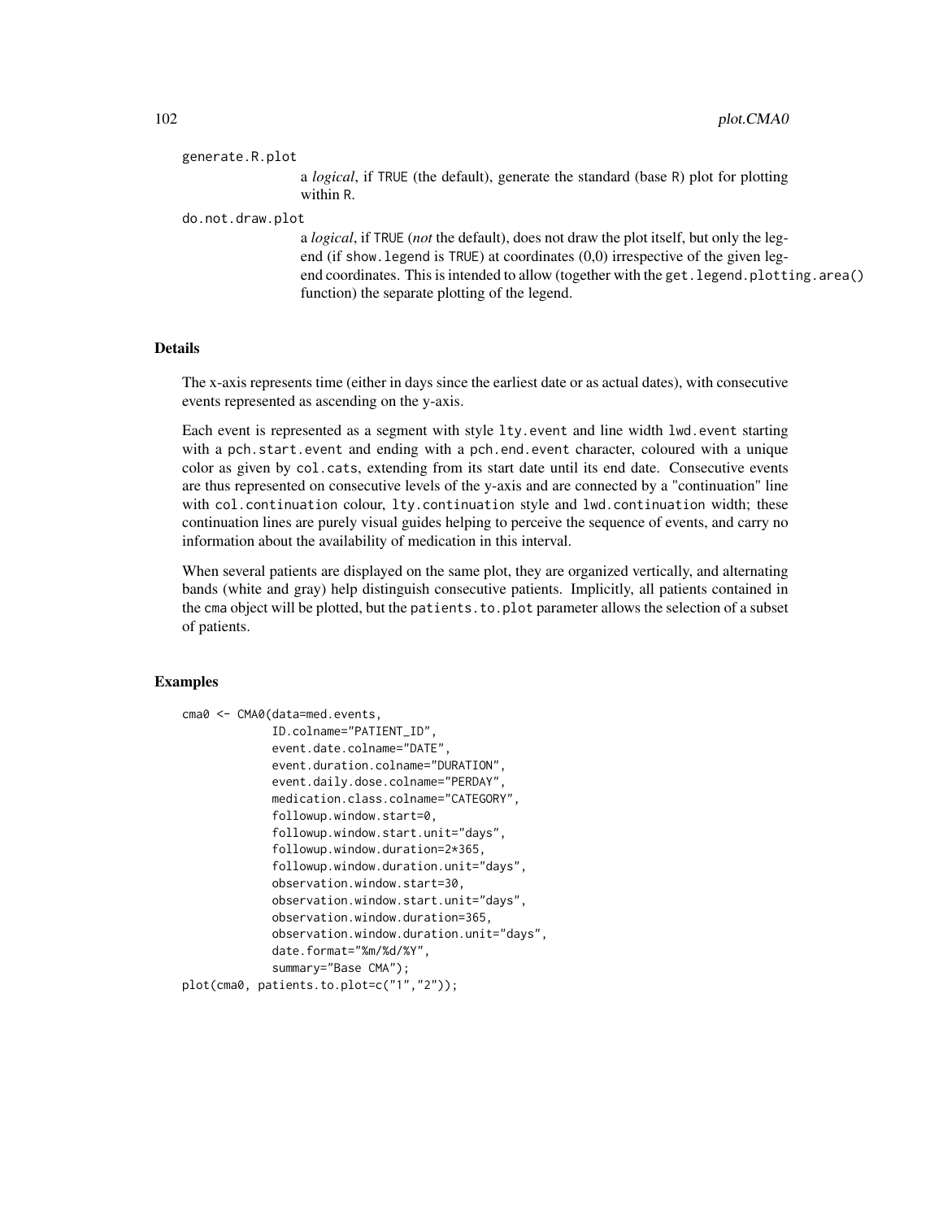generate.R.plot
: a *logical*, if TRUE (the default), generate the standard (base R) plot for plotting within R.

do.not.draw.plot
: a *logical*, if TRUE (*not* the default), does not draw the plot itself, but only the legend (if show.legend is TRUE) at coordinates (0,0) irrespective of the given legend coordinates. This is intended to allow (together with the get.legend.plotting.area() function) the separate plotting of the legend.

### Details

The x-axis represents time (either in days since the earliest date or as actual dates), with consecutive events represented as ascending on the y-axis.

Each event is represented as a segment with style lty.event and line width lwd.event starting with a pch.start.event and ending with a pch.end.event character, coloured with a unique color as given by col.cats, extending from its start date until its end date. Consecutive events are thus represented on consecutive levels of the y-axis and are connected by a "continuation" line with col.continuation colour, lty.continuation style and lwd.continuation width; these continuation lines are purely visual guides helping to perceive the sequence of events, and carry no information about the availability of medication in this interval.

When several patients are displayed on the same plot, they are organized vertically, and alternating bands (white and gray) help distinguish consecutive patients. Implicitly, all patients contained in the cma object will be plotted, but the patients.to.plot parameter allows the selection of a subset of patients.

### Examples

```
cma0 <- CMA0(data=med.events,
             ID.colname="PATIENT_ID",
             event.date.colname="DATE",
             event.duration.colname="DURATION",
             event.daily.dose.colname="PERDAY",
             medication.class.colname="CATEGORY",
             followup.window.start=0,
             followup.window.start.unit="days",
             followup.window.duration=2*365,
             followup.window.duration.unit="days",
             observation.window.start=30,
             observation.window.start.unit="days",
             observation.window.duration=365,
             observation.window.duration.unit="days",
             date.format="%m/%d/%Y",
             summary="Base CMA");
plot(cma0, patients.to.plot=c("1","2"));
```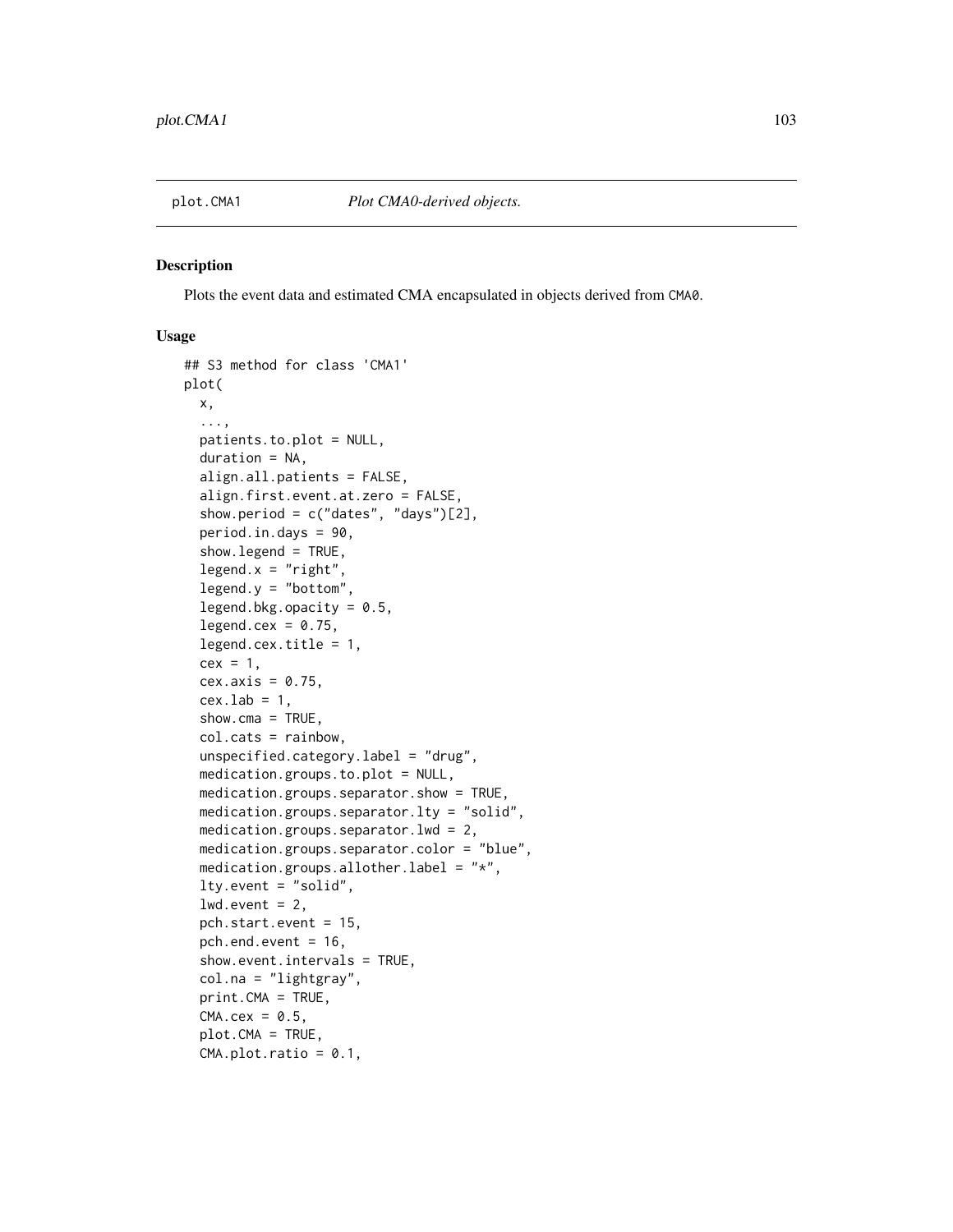plot.CMA1 *Plot CMA0-derived objects.*

## Description

Plots the event data and estimated CMA encapsulated in objects derived from CMA0.

## Usage

```
## S3 method for class 'CMA1'
plot(
  x,
  ...,
  patients.to.plot = NULL,
  duration = NA,
  align.all.patients = FALSE,
  align.first.event.at.zero = FALSE,
  show.period = c("dates", "days")[2],
  period.in.days = 90,
  show.legend = TRUE,
  legend.x = "right",
  legend.y = "bottom",
  legend.bkg.opacity = 0.5,
  legend.cex = 0.75,
  legend.cex.title = 1,
  cex = 1,
  cex.axis = 0.75,
  cex.lab = 1,
  show.cma = TRUE,
  col.cats = rainbow,
  unspecified.category.label = "drug",
  medication.groups.to.plot = NULL,
  medication.groups.separator.show = TRUE,
  medication.groups.separator.lty = "solid",
  medication.groups.separator.lwd = 2,
  medication.groups.separator.color = "blue",
  medication.groups.allother.label = "*",
  lty.event = "solid",
  lwd.event = 2,
  pch.start.event = 15,
  pch.end.event = 16,
  show.event.intervals = TRUE,
  col.na = "lightgray",
  print.CMA = TRUE,
  CMA.cex = 0.5,
  plot.CMA = TRUE,
  CMA.plot.ratio = 0.1,
```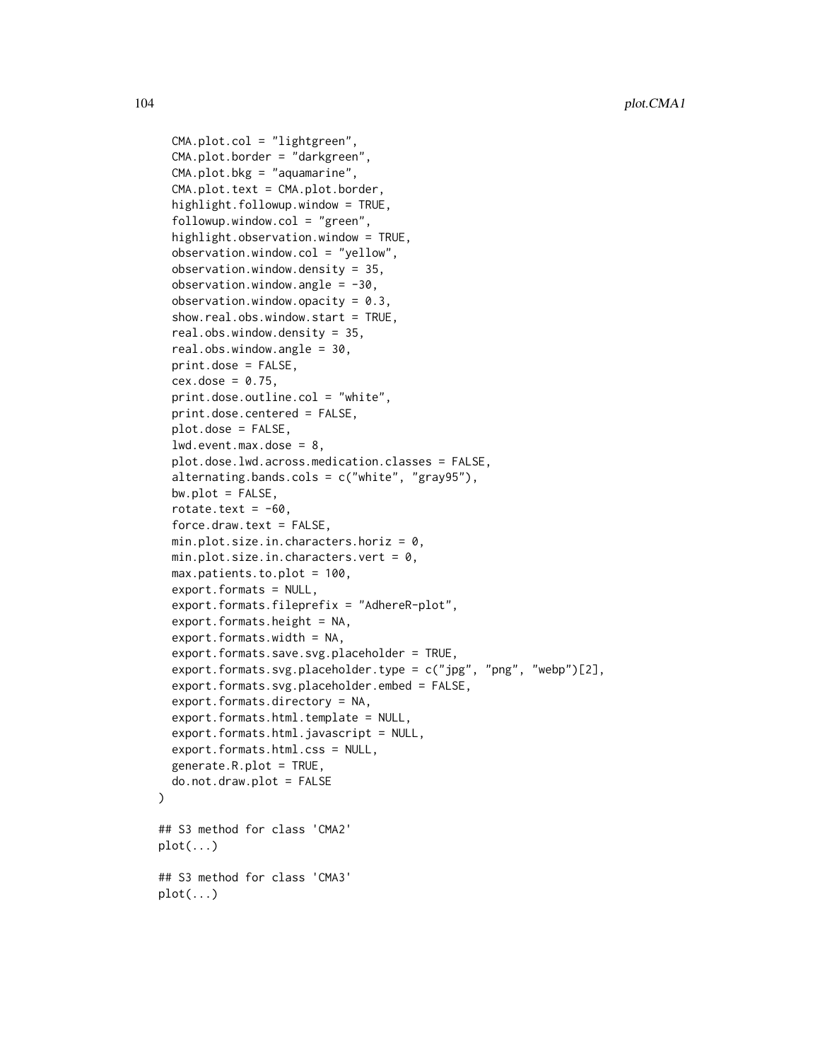```
  CMA.plot.col = "lightgreen",
  CMA.plot.border = "darkgreen",
  CMA.plot.bkg = "aquamarine",
  CMA.plot.text = CMA.plot.border,
  highlight.followup.window = TRUE,
  followup.window.col = "green",
  highlight.observation.window = TRUE,
  observation.window.col = "yellow",
  observation.window.density = 35,
  observation.window.angle = -30,
  observation.window.opacity = 0.3,
  show.real.obs.window.start = TRUE,
  real.obs.window.density = 35,
  real.obs.window.angle = 30,
  print.dose = FALSE,
  cex.dose = 0.75,
  print.dose.outline.col = "white",
  print.dose.centered = FALSE,
  plot.dose = FALSE,
  lwd.event.max.dose = 8,
  plot.dose.lwd.across.medication.classes = FALSE,
  alternating.bands.cols = c("white", "gray95"),
  bw.plot = FALSE,
  rotate.text = -60,
  force.draw.text = FALSE,
  min.plot.size.in.characters.horiz = 0,
  min.plot.size.in.characters.vert = 0,
  max.patients.to.plot = 100,
  export.formats = NULL,
  export.formats.fileprefix = "AdhereR-plot",
  export.formats.height = NA,
  export.formats.width = NA,
  export.formats.save.svg.placeholder = TRUE,
  export.formats.svg.placeholder.type = c("jpg", "png", "webp")[2],
  export.formats.svg.placeholder.embed = FALSE,
  export.formats.directory = NA,
  export.formats.html.template = NULL,
  export.formats.html.javascript = NULL,
  export.formats.html.css = NULL,
  generate.R.plot = TRUE,
  do.not.draw.plot = FALSE
)

## S3 method for class 'CMA2'
plot(...)

## S3 method for class 'CMA3'
plot(...)
```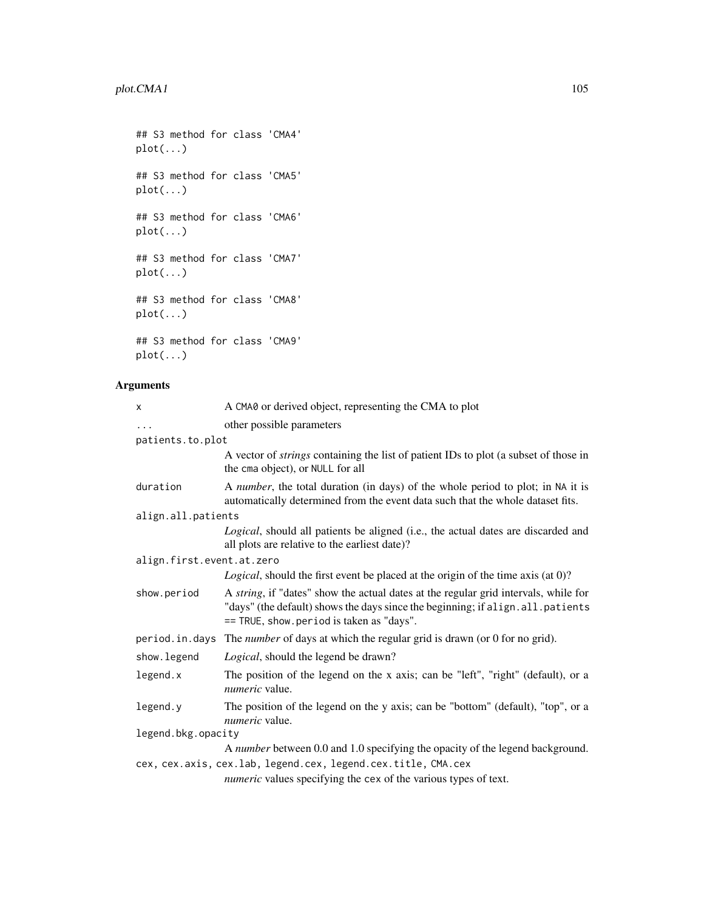```
## S3 method for class 'CMA4'
plot(...)

## S3 method for class 'CMA5'
plot(...)

## S3 method for class 'CMA6'
plot(...)

## S3 method for class 'CMA7'
plot(...)

## S3 method for class 'CMA8'
plot(...)

## S3 method for class 'CMA9'
plot(...)
```

## Arguments

`x` A `CMA0` or derived object, representing the CMA to plot

`...` other possible parameters

`patients.to.plot`
A vector of *strings* containing the list of patient IDs to plot (a subset of those in the `cma` object), or `NULL` for all

`duration` A *number*, the total duration (in days) of the whole period to plot; in `NA` it is automatically determined from the event data such that the whole dataset fits.

`align.all.patients`
*Logical*, should all patients be aligned (i.e., the actual dates are discarded and all plots are relative to the earliest date)?

`align.first.event.at.zero`
*Logical*, should the first event be placed at the origin of the time axis (at 0)?

`show.period` A *string*, if "dates" show the actual dates at the regular grid intervals, while for "days" (the default) shows the days since the beginning; if `align.all.patients == TRUE`, `show.period` is taken as "days".

`period.in.days` The *number* of days at which the regular grid is drawn (or 0 for no grid).

`show.legend` *Logical*, should the legend be drawn?

`legend.x` The position of the legend on the x axis; can be "left", "right" (default), or a *numeric* value.

`legend.y` The position of the legend on the y axis; can be "bottom" (default), "top", or a *numeric* value.

`legend.bkg.opacity`
A *number* between 0.0 and 1.0 specifying the opacity of the legend background.

`cex, cex.axis, cex.lab, legend.cex, legend.cex.title, CMA.cex`
*numeric* values specifying the `cex` of the various types of text.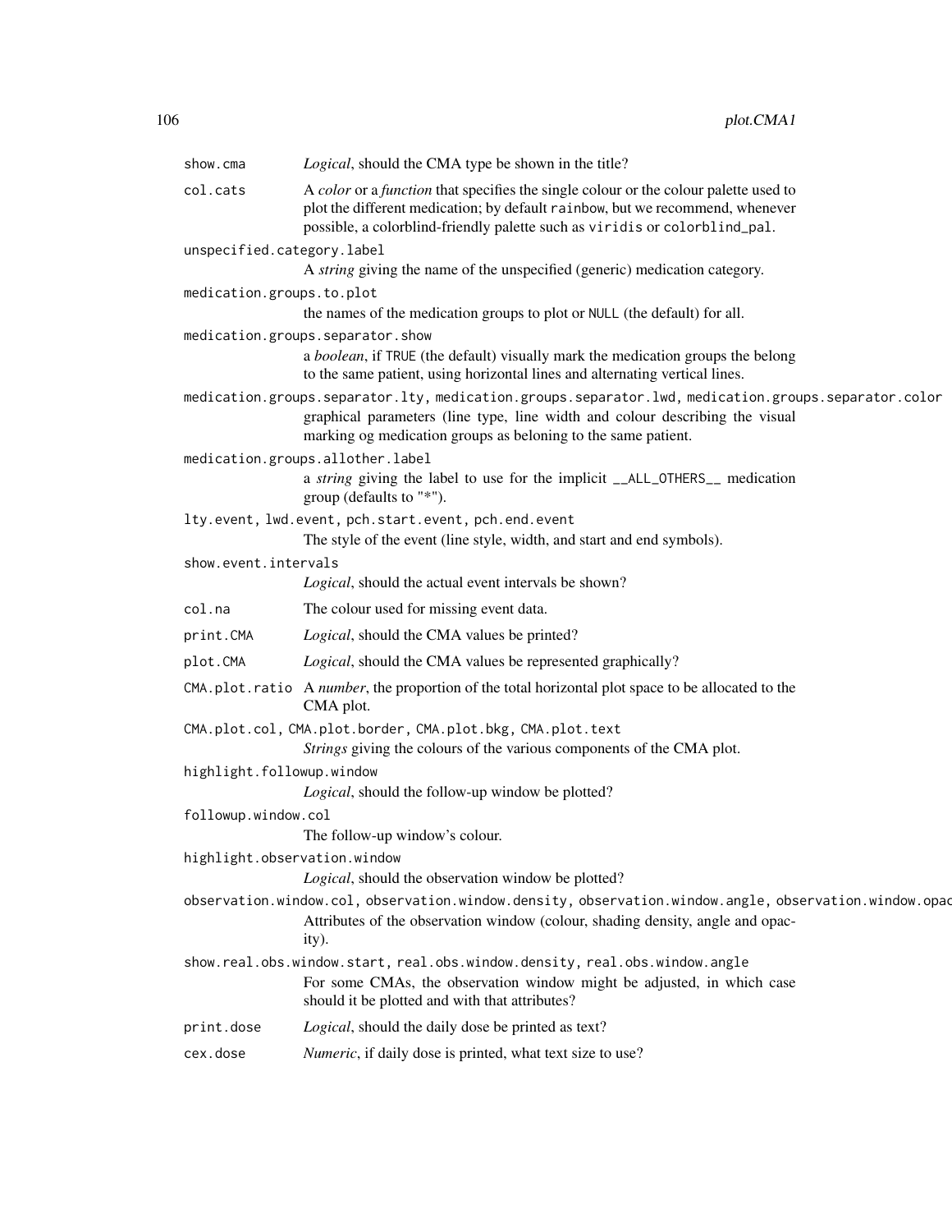`show.cma` *Logical*, should the CMA type be shown in the title?

`col.cats` A *color* or a *function* that specifies the single colour or the colour palette used to plot the different medication; by default `rainbow`, but we recommend, whenever possible, a colorblind-friendly palette such as `viridis` or `colorblind_pal`.

`unspecified.category.label`
: A *string* giving the name of the unspecified (generic) medication category.

`medication.groups.to.plot`
: the names of the medication groups to plot or `NULL` (the default) for all.

`medication.groups.separator.show`
: a *boolean*, if `TRUE` (the default) visually mark the medication groups the belong to the same patient, using horizontal lines and alternating vertical lines.

`medication.groups.separator.lty, medication.groups.separator.lwd, medication.groups.separator.color`
: graphical parameters (line type, line width and colour describing the visual marking og medication groups as beloning to the same patient.

`medication.groups.allother.label`
: a *string* giving the label to use for the implicit `__ALL_OTHERS__` medication group (defaults to "*").

`lty.event, lwd.event, pch.start.event, pch.end.event`
: The style of the event (line style, width, and start and end symbols).

`show.event.intervals`
: *Logical*, should the actual event intervals be shown?

`col.na` The colour used for missing event data.

`print.CMA` *Logical*, should the CMA values be printed?

`plot.CMA` *Logical*, should the CMA values be represented graphically?

`CMA.plot.ratio` A *number*, the proportion of the total horizontal plot space to be allocated to the CMA plot.

`CMA.plot.col, CMA.plot.border, CMA.plot.bkg, CMA.plot.text`
: *Strings* giving the colours of the various components of the CMA plot.

`highlight.followup.window`
: *Logical*, should the follow-up window be plotted?

`followup.window.col`
: The follow-up window's colour.

`highlight.observation.window`
: *Logical*, should the observation window be plotted?

`observation.window.col, observation.window.density, observation.window.angle, observation.window.opac`
: Attributes of the observation window (colour, shading density, angle and opacity).

`show.real.obs.window.start, real.obs.window.density, real.obs.window.angle`
: For some CMAs, the observation window might be adjusted, in which case should it be plotted and with that attributes?

`print.dose` *Logical*, should the daily dose be printed as text?

`cex.dose` *Numeric*, if daily dose is printed, what text size to use?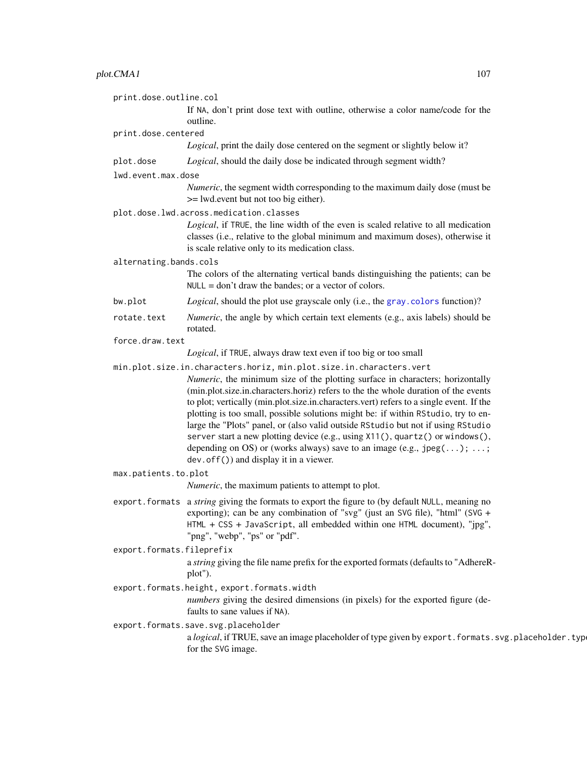`print.dose.outline.col`
: If `NA`, don't print dose text with outline, otherwise a color name/code for the outline.

`print.dose.centered`
: *Logical*, print the daily dose centered on the segment or slightly below it?

`plot.dose`
: *Logical*, should the daily dose be indicated through segment width?

`lwd.event.max.dose`
: *Numeric*, the segment width corresponding to the maximum daily dose (must be >= lwd.event but not too big either).

`plot.dose.lwd.across.medication.classes`
: *Logical*, if `TRUE`, the line width of the even is scaled relative to all medication classes (i.e., relative to the global minimum and maximum doses), otherwise it is scale relative only to its medication class.

`alternating.bands.cols`
: The colors of the alternating vertical bands distinguishing the patients; can be `NULL` = don't draw the bandes; or a vector of colors.

`bw.plot`
: *Logical*, should the plot use grayscale only (i.e., the `gray.colors` function)?

`rotate.text`
: *Numeric*, the angle by which certain text elements (e.g., axis labels) should be rotated.

`force.draw.text`
: *Logical*, if `TRUE`, always draw text even if too big or too small

`min.plot.size.in.characters.horiz, min.plot.size.in.characters.vert`
: *Numeric*, the minimum size of the plotting surface in characters; horizontally (min.plot.size.in.characters.horiz) refers to the the whole duration of the events to plot; vertically (min.plot.size.in.characters.vert) refers to a single event. If the plotting is too small, possible solutions might be: if within `RStudio`, try to enlarge the "Plots" panel, or (also valid outside `RStudio` but not if using `RStudio server` start a new plotting device (e.g., using `X11()`, `quartz()` or `windows()`, depending on OS) or (works always) save to an image (e.g., `jpeg(...); ...; dev.off()`) and display it in a viewer.

`max.patients.to.plot`
: *Numeric*, the maximum patients to attempt to plot.

`export.formats`
: a *string* giving the formats to export the figure to (by default `NULL`, meaning no exporting); can be any combination of "svg" (just an `SVG` file), "html" (`SVG + HTML + CSS + JavaScript`, all embedded within one `HTML` document), "jpg", "png", "webp", "ps" or "pdf".

`export.formats.fileprefix`
: a *string* giving the file name prefix for the exported formats (defaults to "AdhereR-plot").

`export.formats.height, export.formats.width`
: *numbers* giving the desired dimensions (in pixels) for the exported figure (defaults to sane values if `NA`).

`export.formats.save.svg.placeholder`
: a *logical*, if TRUE, save an image placeholder of type given by `export.formats.svg.placeholder.type` for the `SVG` image.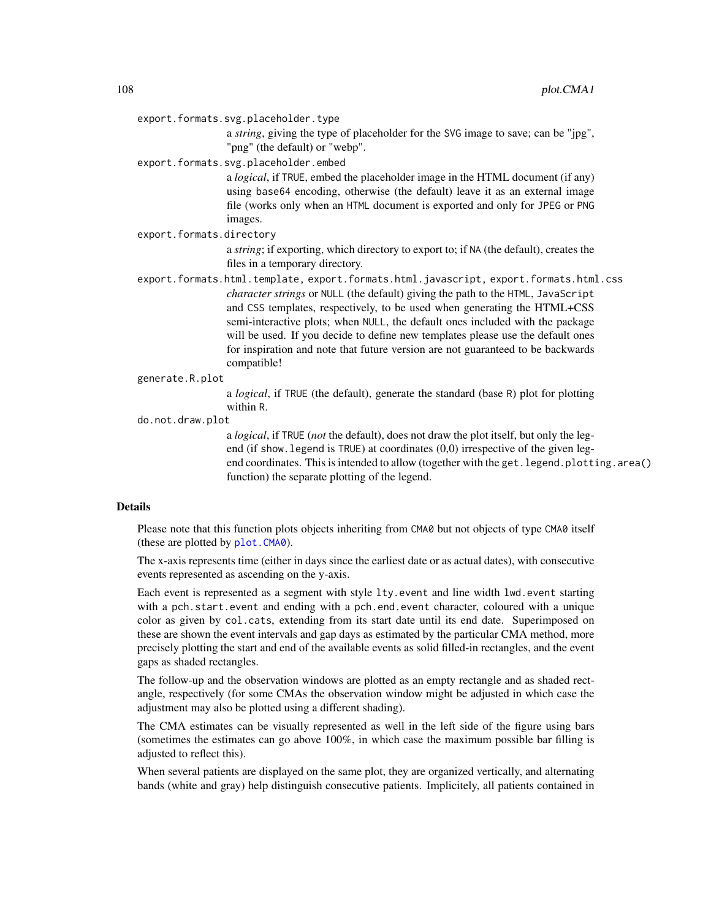`export.formats.svg.placeholder.type`
: a *string*, giving the type of placeholder for the SVG image to save; can be "jpg", "png" (the default) or "webp".

`export.formats.svg.placeholder.embed`
: a *logical*, if TRUE, embed the placeholder image in the HTML document (if any) using base64 encoding, otherwise (the default) leave it as an external image file (works only when an HTML document is exported and only for JPEG or PNG images.

`export.formats.directory`
: a *string*; if exporting, which directory to export to; if NA (the default), creates the files in a temporary directory.

`export.formats.html.template, export.formats.html.javascript, export.formats.html.css`
: *character strings* or NULL (the default) giving the path to the HTML, JavaScript and CSS templates, respectively, to be used when generating the HTML+CSS semi-interactive plots; when NULL, the default ones included with the package will be used. If you decide to define new templates please use the default ones for inspiration and note that future version are not guaranteed to be backwards compatible!

`generate.R.plot`
: a *logical*, if TRUE (the default), generate the standard (base R) plot for plotting within R.

`do.not.draw.plot`
: a *logical*, if TRUE (*not* the default), does not draw the plot itself, but only the legend (if show.legend is TRUE) at coordinates (0,0) irrespective of the given legend coordinates. This is intended to allow (together with the get.legend.plotting.area() function) the separate plotting of the legend.

## Details

Please note that this function plots objects inheriting from CMA0 but not objects of type CMA0 itself (these are plotted by plot.CMA0).

The x-axis represents time (either in days since the earliest date or as actual dates), with consecutive events represented as ascending on the y-axis.

Each event is represented as a segment with style lty.event and line width lwd.event starting with a pch.start.event and ending with a pch.end.event character, coloured with a unique color as given by col.cats, extending from its start date until its end date. Superimposed on these are shown the event intervals and gap days as estimated by the particular CMA method, more precisely plotting the start and end of the available events as solid filled-in rectangles, and the event gaps as shaded rectangles.

The follow-up and the observation windows are plotted as an empty rectangle and as shaded rectangle, respectively (for some CMAs the observation window might be adjusted in which case the adjustment may also be plotted using a different shading).

The CMA estimates can be visually represented as well in the left side of the figure using bars (sometimes the estimates can go above 100%, in which case the maximum possible bar filling is adjusted to reflect this).

When several patients are displayed on the same plot, they are organized vertically, and alternating bands (white and gray) help distinguish consecutive patients. Implicitely, all patients contained in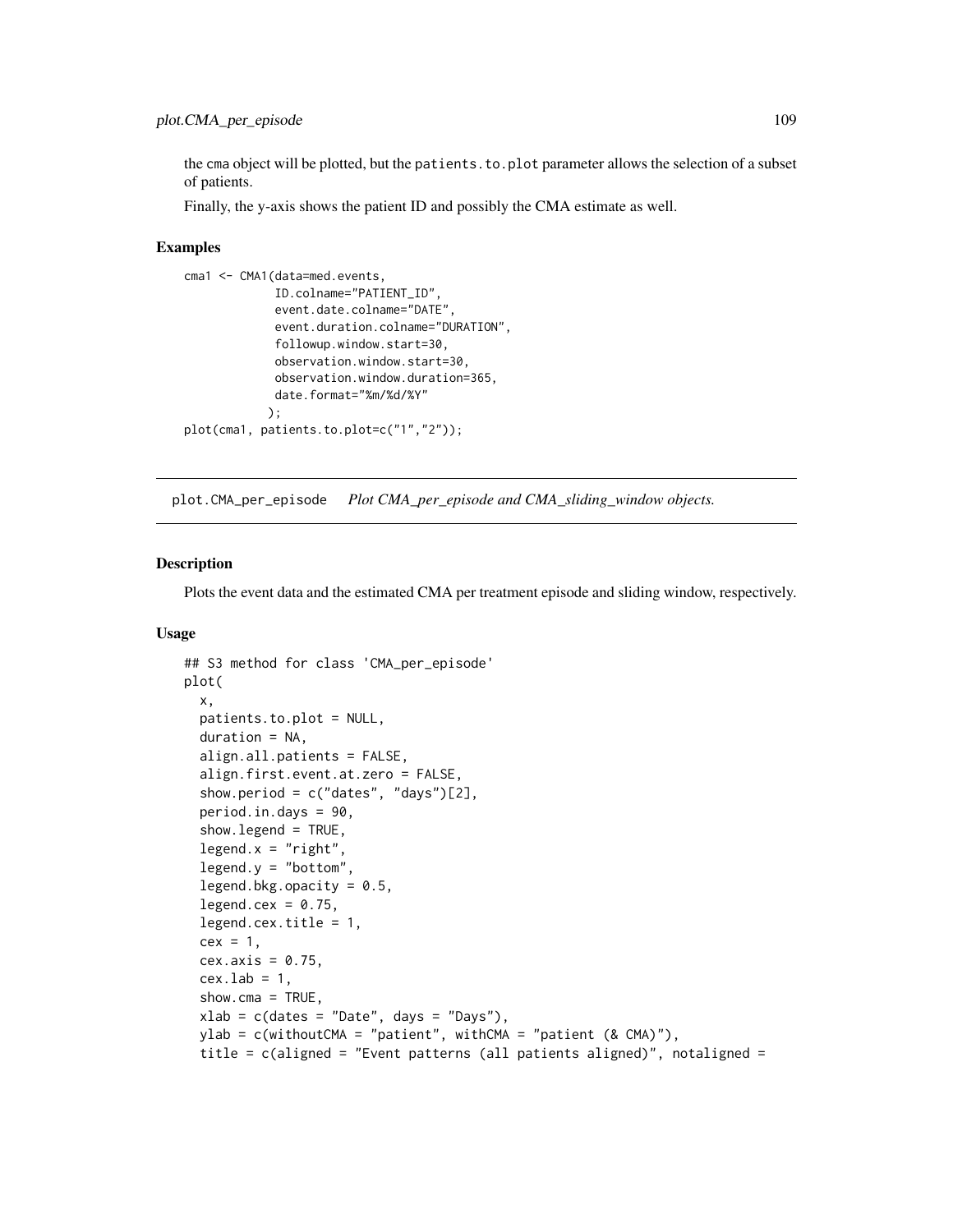the cma object will be plotted, but the patients.to.plot parameter allows the selection of a subset of patients.

Finally, the y-axis shows the patient ID and possibly the CMA estimate as well.

### Examples

```
cma1 <- CMA1(data=med.events,
             ID.colname="PATIENT_ID",
             event.date.colname="DATE",
             event.duration.colname="DURATION",
             followup.window.start=30,
             observation.window.start=30,
             observation.window.duration=365,
             date.format="%m/%d/%Y"
            );
plot(cma1, patients.to.plot=c("1","2"));
```

---

## plot.CMA_per_episode *Plot CMA_per_episode and CMA_sliding_window objects.*

---

### Description

Plots the event data and the estimated CMA per treatment episode and sliding window, respectively.

### Usage

```
## S3 method for class 'CMA_per_episode'
plot(
  x,
  patients.to.plot = NULL,
  duration = NA,
  align.all.patients = FALSE,
  align.first.event.at.zero = FALSE,
  show.period = c("dates", "days")[2],
  period.in.days = 90,
  show.legend = TRUE,
  legend.x = "right",
  legend.y = "bottom",
  legend.bkg.opacity = 0.5,
  legend.cex = 0.75,
  legend.cex.title = 1,
  cex = 1,
  cex.axis = 0.75,
  cex.lab = 1,
  show.cma = TRUE,
  xlab = c(dates = "Date", days = "Days"),
  ylab = c(withoutCMA = "patient", withCMA = "patient (& CMA)"),
  title = c(aligned = "Event patterns (all patients aligned)", notaligned =
```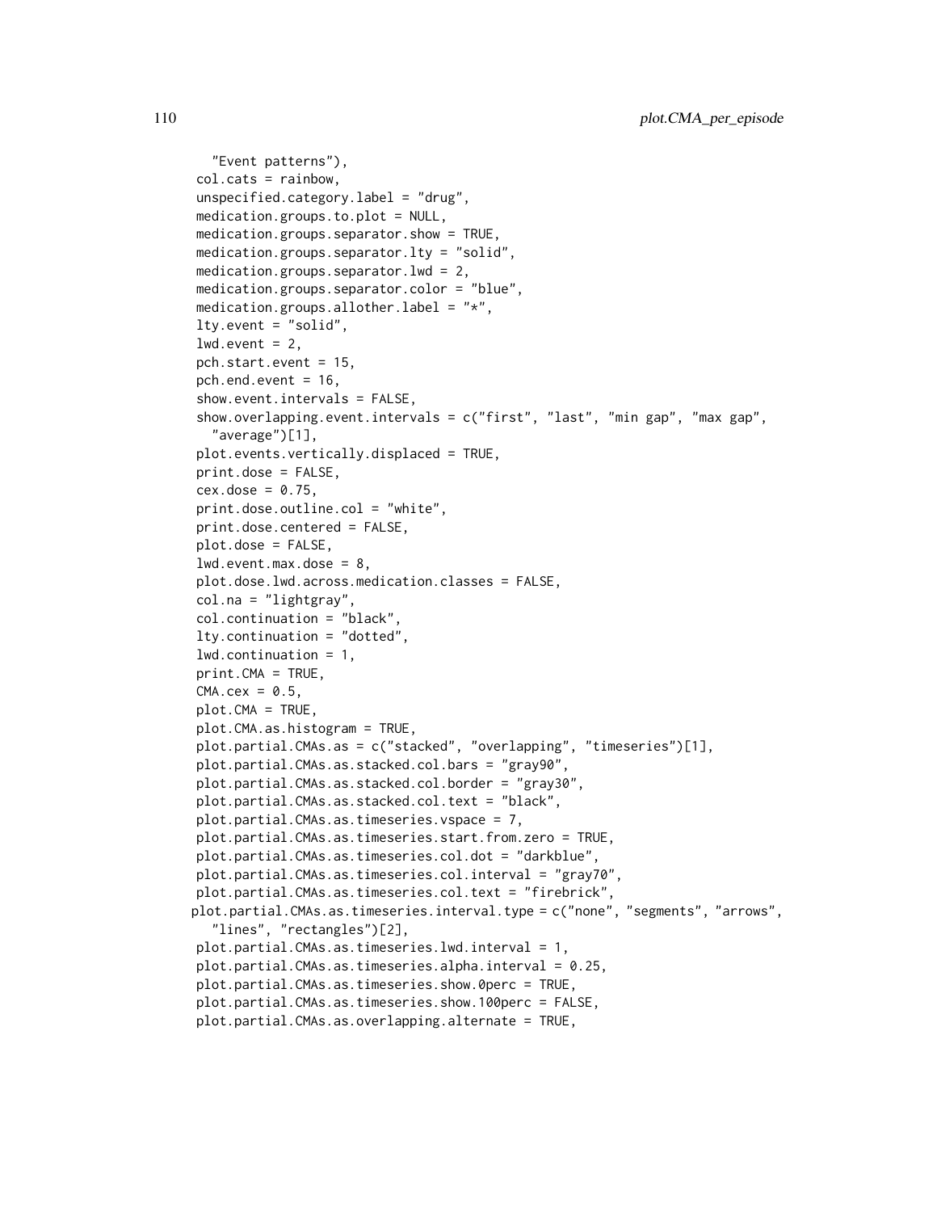```
    "Event patterns"),
  col.cats = rainbow,
  unspecified.category.label = "drug",
  medication.groups.to.plot = NULL,
  medication.groups.separator.show = TRUE,
  medication.groups.separator.lty = "solid",
  medication.groups.separator.lwd = 2,
  medication.groups.separator.color = "blue",
  medication.groups.allother.label = "*",
  lty.event = "solid",
  lwd.event = 2,
  pch.start.event = 15,
  pch.end.event = 16,
  show.event.intervals = FALSE,
  show.overlapping.event.intervals = c("first", "last", "min gap", "max gap",
    "average")[1],
  plot.events.vertically.displaced = TRUE,
  print.dose = FALSE,
  cex.dose = 0.75,
  print.dose.outline.col = "white",
  print.dose.centered = FALSE,
  plot.dose = FALSE,
  lwd.event.max.dose = 8,
  plot.dose.lwd.across.medication.classes = FALSE,
  col.na = "lightgray",
  col.continuation = "black",
  lty.continuation = "dotted",
  lwd.continuation = 1,
  print.CMA = TRUE,
  CMA.cex = 0.5,
  plot.CMA = TRUE,
  plot.CMA.as.histogram = TRUE,
  plot.partial.CMAs.as = c("stacked", "overlapping", "timeseries")[1],
  plot.partial.CMAs.as.stacked.col.bars = "gray90",
  plot.partial.CMAs.as.stacked.col.border = "gray30",
  plot.partial.CMAs.as.stacked.col.text = "black",
  plot.partial.CMAs.as.timeseries.vspace = 7,
  plot.partial.CMAs.as.timeseries.start.from.zero = TRUE,
  plot.partial.CMAs.as.timeseries.col.dot = "darkblue",
  plot.partial.CMAs.as.timeseries.col.interval = "gray70",
  plot.partial.CMAs.as.timeseries.col.text = "firebrick",
 plot.partial.CMAs.as.timeseries.interval.type = c("none", "segments", "arrows",
    "lines", "rectangles")[2],
  plot.partial.CMAs.as.timeseries.lwd.interval = 1,
  plot.partial.CMAs.as.timeseries.alpha.interval = 0.25,
  plot.partial.CMAs.as.timeseries.show.0perc = TRUE,
  plot.partial.CMAs.as.timeseries.show.100perc = FALSE,
  plot.partial.CMAs.as.overlapping.alternate = TRUE,
```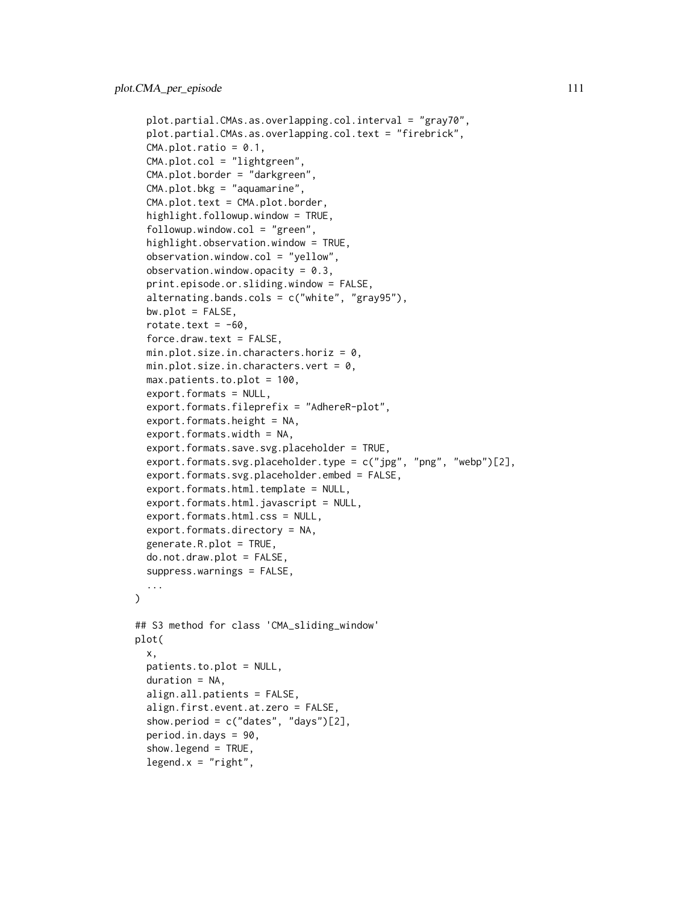```
  plot.partial.CMAs.as.overlapping.col.interval = "gray70",
  plot.partial.CMAs.as.overlapping.col.text = "firebrick",
  CMA.plot.ratio = 0.1,
  CMA.plot.col = "lightgreen",
  CMA.plot.border = "darkgreen",
  CMA.plot.bkg = "aquamarine",
  CMA.plot.text = CMA.plot.border,
  highlight.followup.window = TRUE,
  followup.window.col = "green",
  highlight.observation.window = TRUE,
  observation.window.col = "yellow",
  observation.window.opacity = 0.3,
  print.episode.or.sliding.window = FALSE,
  alternating.bands.cols = c("white", "gray95"),
  bw.plot = FALSE,
  rotate.text = -60,
  force.draw.text = FALSE,
  min.plot.size.in.characters.horiz = 0,
  min.plot.size.in.characters.vert = 0,
  max.patients.to.plot = 100,
  export.formats = NULL,
  export.formats.fileprefix = "AdhereR-plot",
  export.formats.height = NA,
  export.formats.width = NA,
  export.formats.save.svg.placeholder = TRUE,
  export.formats.svg.placeholder.type = c("jpg", "png", "webp")[2],
  export.formats.svg.placeholder.embed = FALSE,
  export.formats.html.template = NULL,
  export.formats.html.javascript = NULL,
  export.formats.html.css = NULL,
  export.formats.directory = NA,
  generate.R.plot = TRUE,
  do.not.draw.plot = FALSE,
  suppress.warnings = FALSE,
  ...
)

## S3 method for class 'CMA_sliding_window'
plot(
  x,
  patients.to.plot = NULL,
  duration = NA,
  align.all.patients = FALSE,
  align.first.event.at.zero = FALSE,
  show.period = c("dates", "days")[2],
  period.in.days = 90,
  show.legend = TRUE,
  legend.x = "right",
```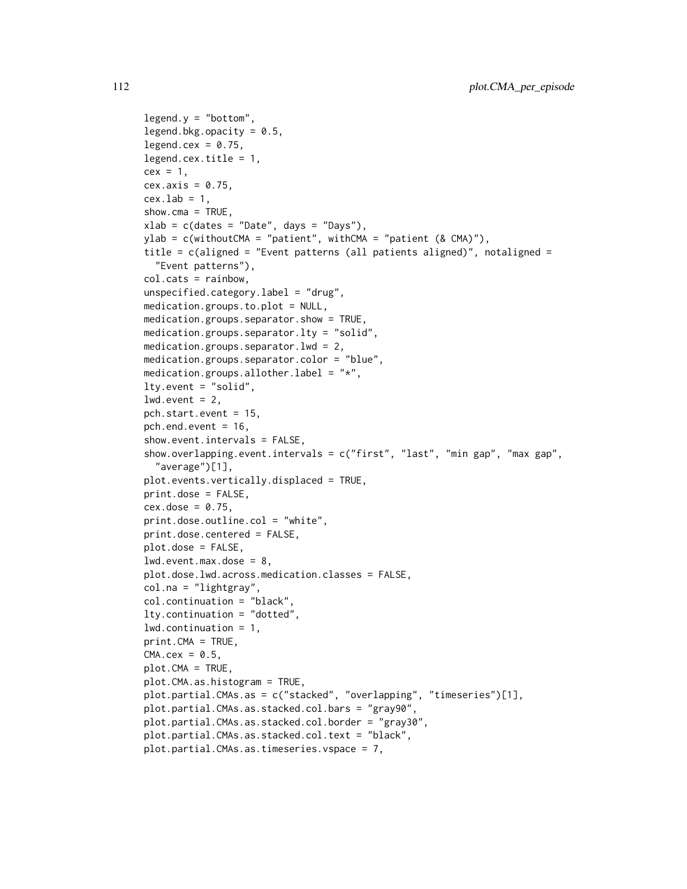```
legend.y = "bottom",
legend.bkg.opacity = 0.5,
legend.cex = 0.75,
legend.cex.title = 1,
cex = 1,
cex.axis = 0.75,
cex.lab = 1,
show.cma = TRUE,
xlab = c(dates = "Date", days = "Days"),
ylab = c(withoutCMA = "patient", withCMA = "patient (& CMA)"),
title = c(aligned = "Event patterns (all patients aligned)", notaligned =
  "Event patterns"),
col.cats = rainbow,
unspecified.category.label = "drug",
medication.groups.to.plot = NULL,
medication.groups.separator.show = TRUE,
medication.groups.separator.lty = "solid",
medication.groups.separator.lwd = 2,
medication.groups.separator.color = "blue",
medication.groups.allother.label = "*",
lty.event = "solid",
lwd.event = 2,
pch.start.event = 15,
pch.end.event = 16,
show.event.intervals = FALSE,
show.overlapping.event.intervals = c("first", "last", "min gap", "max gap",
  "average")[1],
plot.events.vertically.displaced = TRUE,
print.dose = FALSE,
cex.dose = 0.75,
print.dose.outline.col = "white",
print.dose.centered = FALSE,
plot.dose = FALSE,
lwd.event.max.dose = 8,
plot.dose.lwd.across.medication.classes = FALSE,
col.na = "lightgray",
col.continuation = "black",
lty.continuation = "dotted",
lwd.continuation = 1,
print.CMA = TRUE,
CMA.cex = 0.5,
plot.CMA = TRUE,
plot.CMA.as.histogram = TRUE,
plot.partial.CMAs.as = c("stacked", "overlapping", "timeseries")[1],
plot.partial.CMAs.as.stacked.col.bars = "gray90",
plot.partial.CMAs.as.stacked.col.border = "gray30",
plot.partial.CMAs.as.stacked.col.text = "black",
plot.partial.CMAs.as.timeseries.vspace = 7,
```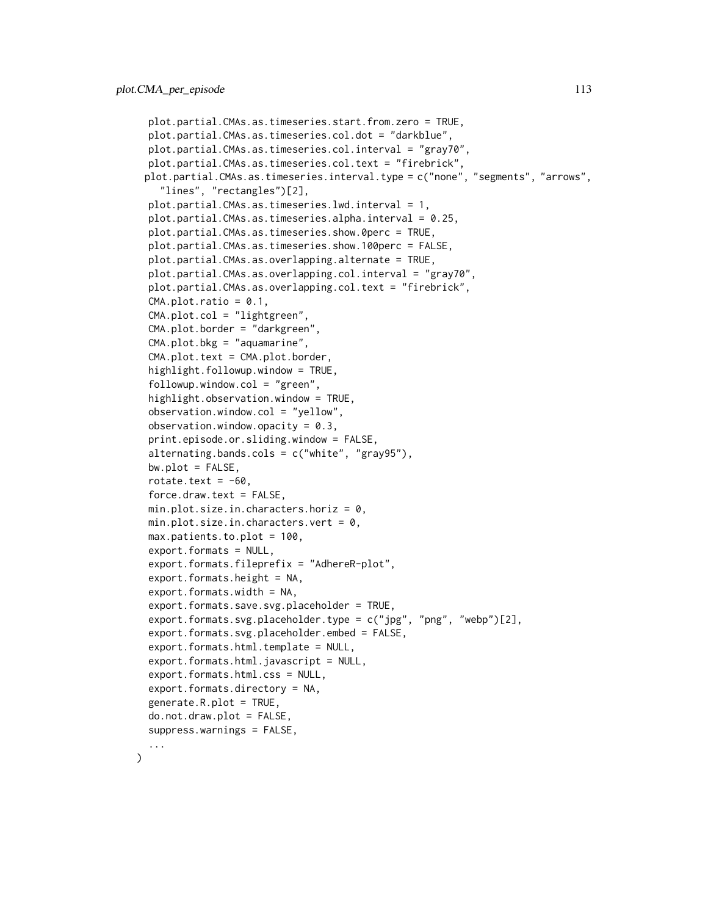```
  plot.partial.CMAs.as.timeseries.start.from.zero = TRUE,
  plot.partial.CMAs.as.timeseries.col.dot = "darkblue",
  plot.partial.CMAs.as.timeseries.col.interval = "gray70",
  plot.partial.CMAs.as.timeseries.col.text = "firebrick",
 plot.partial.CMAs.as.timeseries.interval.type = c("none", "segments", "arrows",
    "lines", "rectangles")[2],
  plot.partial.CMAs.as.timeseries.lwd.interval = 1,
  plot.partial.CMAs.as.timeseries.alpha.interval = 0.25,
  plot.partial.CMAs.as.timeseries.show.0perc = TRUE,
  plot.partial.CMAs.as.timeseries.show.100perc = FALSE,
  plot.partial.CMAs.as.overlapping.alternate = TRUE,
  plot.partial.CMAs.as.overlapping.col.interval = "gray70",
  plot.partial.CMAs.as.overlapping.col.text = "firebrick",
  CMA.plot.ratio = 0.1,
  CMA.plot.col = "lightgreen",
  CMA.plot.border = "darkgreen",
  CMA.plot.bkg = "aquamarine",
  CMA.plot.text = CMA.plot.border,
  highlight.followup.window = TRUE,
  followup.window.col = "green",
  highlight.observation.window = TRUE,
  observation.window.col = "yellow",
  observation.window.opacity = 0.3,
  print.episode.or.sliding.window = FALSE,
  alternating.bands.cols = c("white", "gray95"),
  bw.plot = FALSE,
  rotate.text = -60,
  force.draw.text = FALSE,
  min.plot.size.in.characters.horiz = 0,
  min.plot.size.in.characters.vert = 0,
  max.patients.to.plot = 100,
  export.formats = NULL,
  export.formats.fileprefix = "AdhereR-plot",
  export.formats.height = NA,
  export.formats.width = NA,
  export.formats.save.svg.placeholder = TRUE,
  export.formats.svg.placeholder.type = c("jpg", "png", "webp")[2],
  export.formats.svg.placeholder.embed = FALSE,
  export.formats.html.template = NULL,
  export.formats.html.javascript = NULL,
  export.formats.html.css = NULL,
  export.formats.directory = NA,
  generate.R.plot = TRUE,
  do.not.draw.plot = FALSE,
  suppress.warnings = FALSE,
  ...
)
```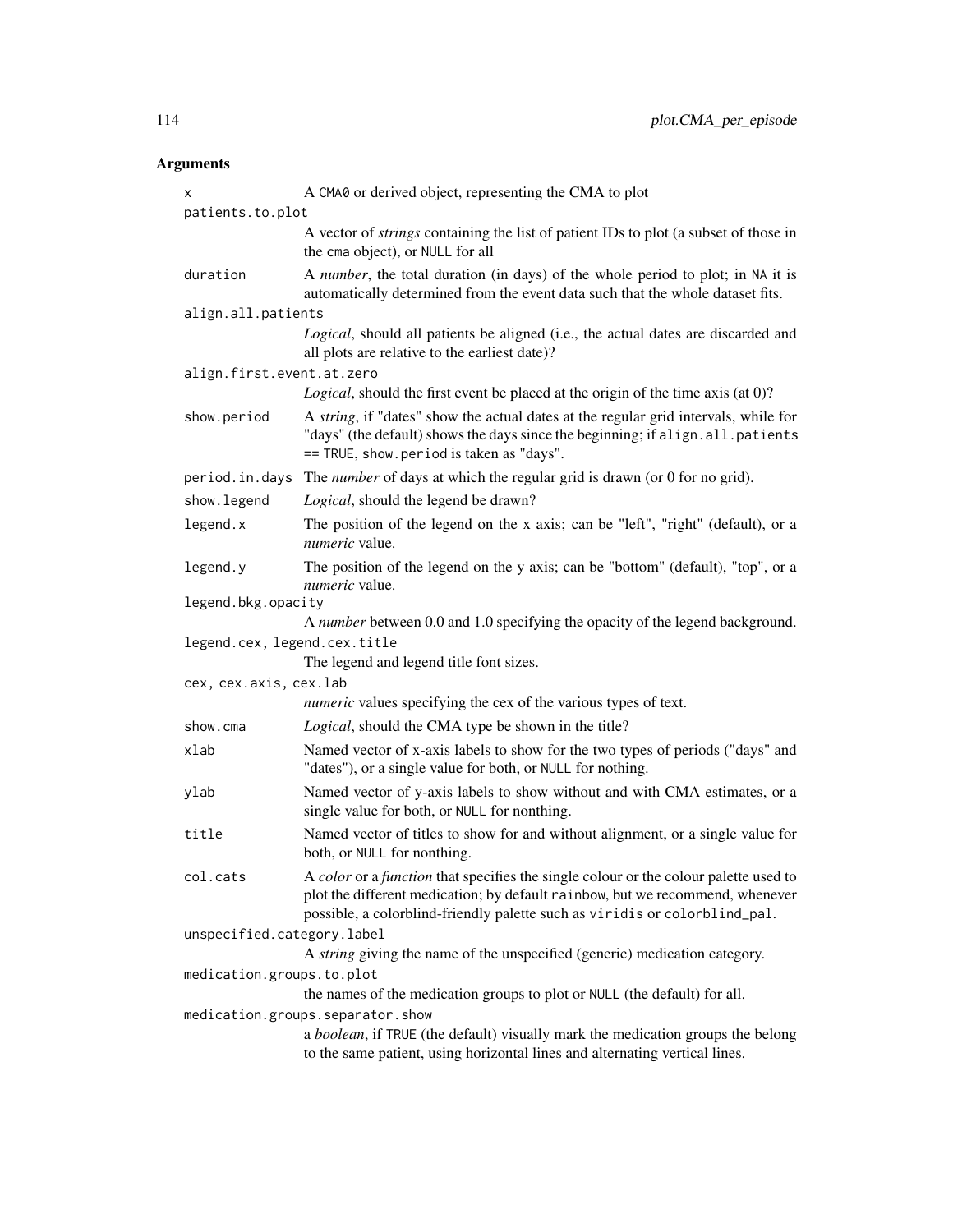## Arguments

| | |
|---|---|
| `x` | A `CMA0` or derived object, representing the CMA to plot |
| `patients.to.plot` | A vector of *strings* containing the list of patient IDs to plot (a subset of those in the `cma` object), or `NULL` for all |
| `duration` | A *number*, the total duration (in days) of the whole period to plot; in `NA` it is automatically determined from the event data such that the whole dataset fits. |
| `align.all.patients` | *Logical*, should all patients be aligned (i.e., the actual dates are discarded and all plots are relative to the earliest date)? |
| `align.first.event.at.zero` | *Logical*, should the first event be placed at the origin of the time axis (at 0)? |
| `show.period` | A *string*, if "dates" show the actual dates at the regular grid intervals, while for "days" (the default) shows the days since the beginning; if `align.all.patients == TRUE`, `show.period` is taken as "days". |
| `period.in.days` | The *number* of days at which the regular grid is drawn (or 0 for no grid). |
| `show.legend` | *Logical*, should the legend be drawn? |
| `legend.x` | The position of the legend on the x axis; can be "left", "right" (default), or a *numeric* value. |
| `legend.y` | The position of the legend on the y axis; can be "bottom" (default), "top", or a *numeric* value. |
| `legend.bkg.opacity` | A *number* between 0.0 and 1.0 specifying the opacity of the legend background. |
| `legend.cex, legend.cex.title` | The legend and legend title font sizes. |
| `cex, cex.axis, cex.lab` | *numeric* values specifying the cex of the various types of text. |
| `show.cma` | *Logical*, should the CMA type be shown in the title? |
| `xlab` | Named vector of x-axis labels to show for the two types of periods ("days" and "dates"), or a single value for both, or `NULL` for nothing. |
| `ylab` | Named vector of y-axis labels to show without and with CMA estimates, or a single value for both, or `NULL` for nonthing. |
| `title` | Named vector of titles to show for and without alignment, or a single value for both, or `NULL` for nonthing. |
| `col.cats` | A *color* or a *function* that specifies the single colour or the colour palette used to plot the different medication; by default `rainbow`, but we recommend, whenever possible, a colorblind-friendly palette such as `viridis` or `colorblind_pal`. |
| `unspecified.category.label` | A *string* giving the name of the unspecified (generic) medication category. |
| `medication.groups.to.plot` | the names of the medication groups to plot or `NULL` (the default) for all. |
| `medication.groups.separator.show` | a *boolean*, if `TRUE` (the default) visually mark the medication groups the belong to the same patient, using horizontal lines and alternating vertical lines. |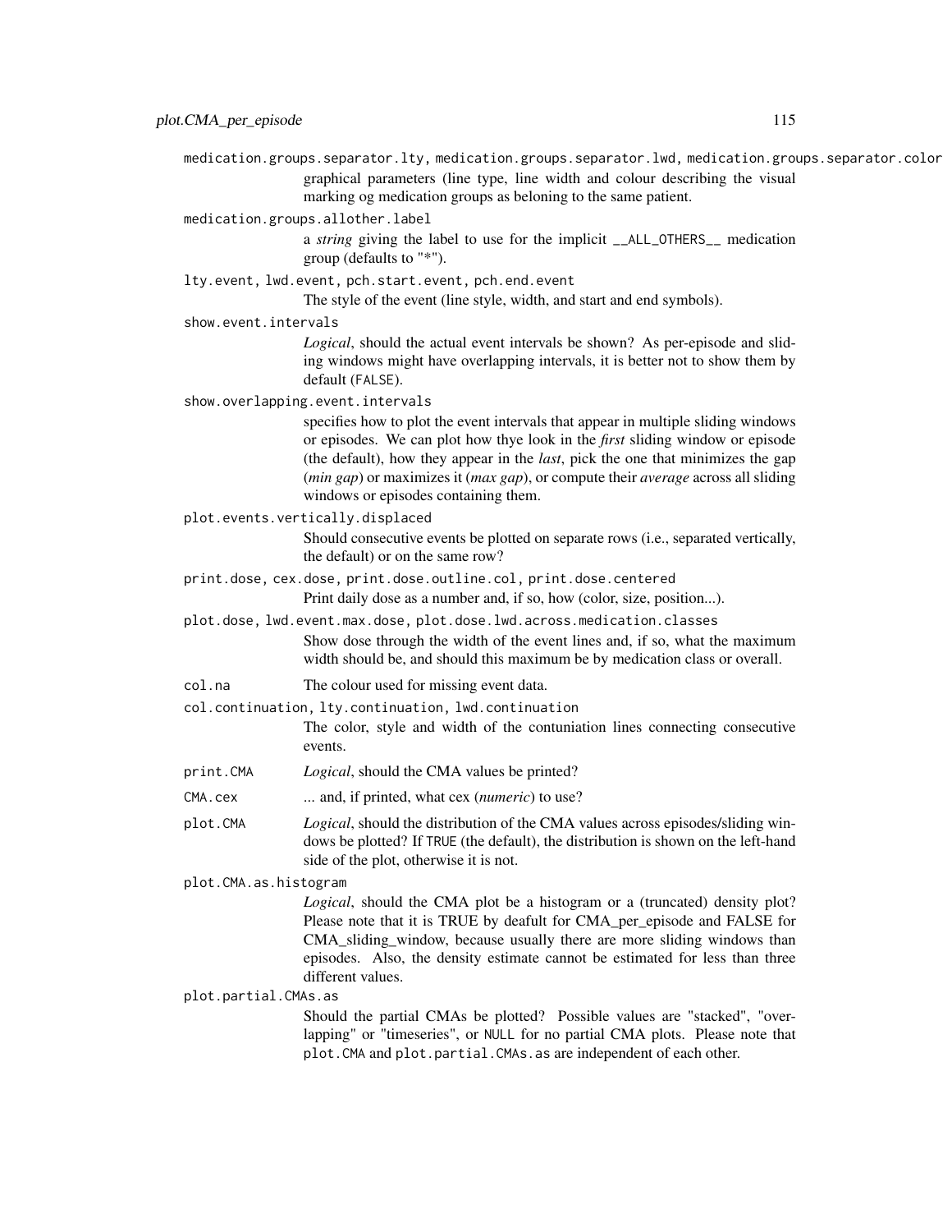medication.groups.separator.lty, medication.groups.separator.lwd, medication.groups.separator.color
: graphical parameters (line type, line width and colour describing the visual marking og medication groups as beloning to the same patient.

medication.groups.allother.label
: a *string* giving the label to use for the implicit `__ALL_OTHERS__` medication group (defaults to "*").

lty.event, lwd.event, pch.start.event, pch.end.event
: The style of the event (line style, width, and start and end symbols).

show.event.intervals
: *Logical*, should the actual event intervals be shown? As per-episode and sliding windows might have overlapping intervals, it is better not to show them by default (`FALSE`).

show.overlapping.event.intervals
: specifies how to plot the event intervals that appear in multiple sliding windows or episodes. We can plot how thye look in the *first* sliding window or episode (the default), how they appear in the *last*, pick the one that minimizes the gap (*min gap*) or maximizes it (*max gap*), or compute their *average* across all sliding windows or episodes containing them.

plot.events.vertically.displaced
: Should consecutive events be plotted on separate rows (i.e., separated vertically, the default) or on the same row?

print.dose, cex.dose, print.dose.outline.col, print.dose.centered
: Print daily dose as a number and, if so, how (color, size, position...).

plot.dose, lwd.event.max.dose, plot.dose.lwd.across.medication.classes
: Show dose through the width of the event lines and, if so, what the maximum width should be, and should this maximum be by medication class or overall.

col.na
: The colour used for missing event data.

col.continuation, lty.continuation, lwd.continuation
: The color, style and width of the contuniation lines connecting consecutive events.

print.CMA
: *Logical*, should the CMA values be printed?

CMA.cex
: ... and, if printed, what cex (*numeric*) to use?

plot.CMA
: *Logical*, should the distribution of the CMA values across episodes/sliding windows be plotted? If `TRUE` (the default), the distribution is shown on the left-hand side of the plot, otherwise it is not.

plot.CMA.as.histogram
: *Logical*, should the CMA plot be a histogram or a (truncated) density plot? Please note that it is TRUE by deafult for CMA_per_episode and FALSE for CMA_sliding_window, because usually there are more sliding windows than episodes. Also, the density estimate cannot be estimated for less than three different values.

plot.partial.CMAs.as
: Should the partial CMAs be plotted? Possible values are "stacked", "overlapping" or "timeseries", or `NULL` for no partial CMA plots. Please note that `plot.CMA` and `plot.partial.CMAs.as` are independent of each other.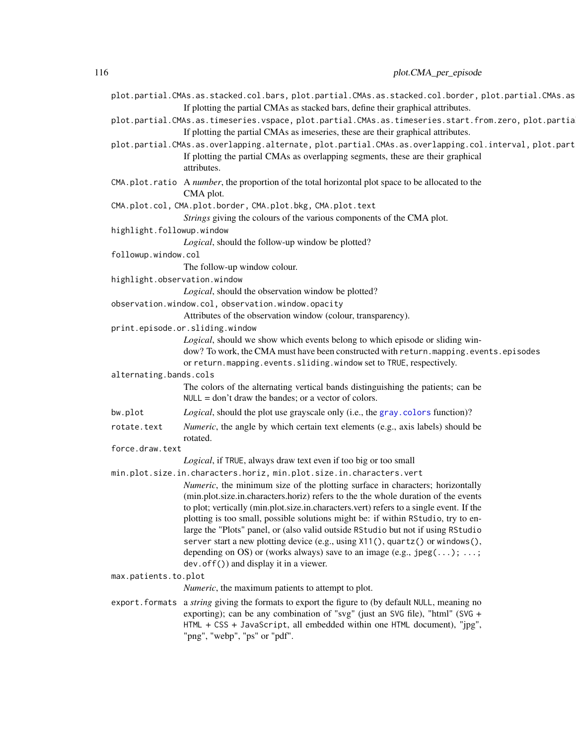`plot.partial.CMAs.as.stacked.col.bars, plot.partial.CMAs.as.stacked.col.border, plot.partial.CMAs.as`
: If plotting the partial CMAs as stacked bars, define their graphical attributes.

`plot.partial.CMAs.as.timeseries.vspace, plot.partial.CMAs.as.timeseries.start.from.zero, plot.partia`
: If plotting the partial CMAs as imeseries, these are their graphical attributes.

`plot.partial.CMAs.as.overlapping.alternate, plot.partial.CMAs.as.overlapping.col.interval, plot.part`
: If plotting the partial CMAs as overlapping segments, these are their graphical attributes.

`CMA.plot.ratio`
: A *number*, the proportion of the total horizontal plot space to be allocated to the CMA plot.

`CMA.plot.col, CMA.plot.border, CMA.plot.bkg, CMA.plot.text`
: *Strings* giving the colours of the various components of the CMA plot.

`highlight.followup.window`
: *Logical*, should the follow-up window be plotted?

`followup.window.col`
: The follow-up window colour.

`highlight.observation.window`
: *Logical*, should the observation window be plotted?

`observation.window.col, observation.window.opacity`
: Attributes of the observation window (colour, transparency).

`print.episode.or.sliding.window`
: *Logical*, should we show which events belong to which episode or sliding window? To work, the CMA must have been constructed with `return.mapping.events.episodes` or `return.mapping.events.sliding.window` set to `TRUE`, respectively.

`alternating.bands.cols`
: The colors of the alternating vertical bands distinguishing the patients; can be `NULL` = don't draw the bandes; or a vector of colors.

`bw.plot`
: *Logical*, should the plot use grayscale only (i.e., the `gray.colors` function)?

`rotate.text`
: *Numeric*, the angle by which certain text elements (e.g., axis labels) should be rotated.

`force.draw.text`
: *Logical*, if `TRUE`, always draw text even if too big or too small

`min.plot.size.in.characters.horiz, min.plot.size.in.characters.vert`
: *Numeric*, the minimum size of the plotting surface in characters; horizontally (min.plot.size.in.characters.horiz) refers to the the whole duration of the events to plot; vertically (min.plot.size.in.characters.vert) refers to a single event. If the plotting is too small, possible solutions might be: if within `RStudio`, try to enlarge the "Plots" panel, or (also valid outside `RStudio` but not if using `RStudio server` start a new plotting device (e.g., using `X11()`, `quartz()` or `windows()`, depending on OS) or (works always) save to an image (e.g., `jpeg(...); ...; dev.off()`) and display it in a viewer.

`max.patients.to.plot`
: *Numeric*, the maximum patients to attempt to plot.

`export.formats`
: a *string* giving the formats to export the figure to (by default `NULL`, meaning no exporting); can be any combination of "svg" (just an `SVG` file), "html" (`SVG + HTML + CSS + JavaScript`, all embedded within one `HTML` document), "jpg", "png", "webp", "ps" or "pdf".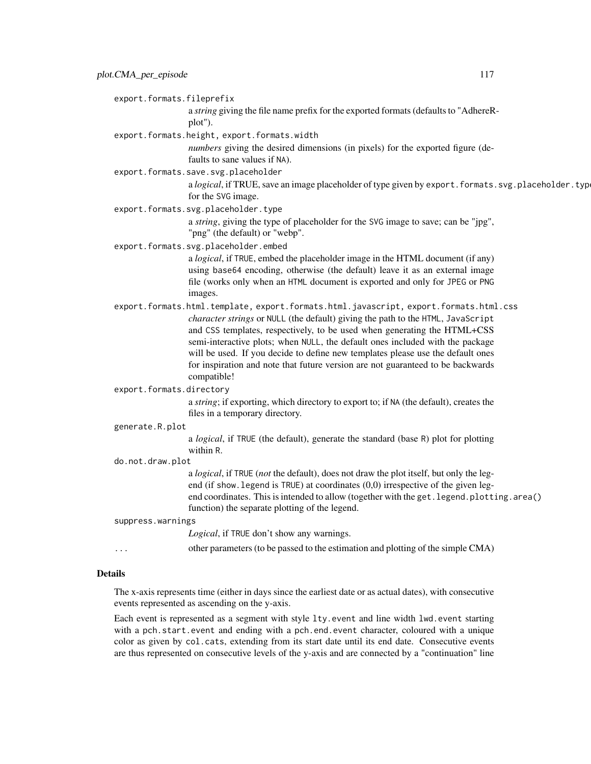`export.formats.fileprefix`
: a *string* giving the file name prefix for the exported formats (defaults to "AdhereR-plot").

`export.formats.height, export.formats.width`
: *numbers* giving the desired dimensions (in pixels) for the exported figure (defaults to sane values if `NA`).

`export.formats.save.svg.placeholder`
: a *logical*, if TRUE, save an image placeholder of type given by `export.formats.svg.placeholder.type` for the `SVG` image.

`export.formats.svg.placeholder.type`
: a *string*, giving the type of placeholder for the `SVG` image to save; can be "jpg", "png" (the default) or "webp".

`export.formats.svg.placeholder.embed`
: a *logical*, if `TRUE`, embed the placeholder image in the HTML document (if any) using `base64` encoding, otherwise (the default) leave it as an external image file (works only when an `HTML` document is exported and only for `JPEG` or `PNG` images.

`export.formats.html.template, export.formats.html.javascript, export.formats.html.css`
: *character strings* or `NULL` (the default) giving the path to the `HTML`, `JavaScript` and `CSS` templates, respectively, to be used when generating the HTML+CSS semi-interactive plots; when `NULL`, the default ones included with the package will be used. If you decide to define new templates please use the default ones for inspiration and note that future version are not guaranteed to be backwards compatible!

`export.formats.directory`
: a *string*; if exporting, which directory to export to; if `NA` (the default), creates the files in a temporary directory.

`generate.R.plot`
: a *logical*, if `TRUE` (the default), generate the standard (base `R`) plot for plotting within `R`.

`do.not.draw.plot`
: a *logical*, if `TRUE` (*not* the default), does not draw the plot itself, but only the legend (if `show.legend` is `TRUE`) at coordinates (0,0) irrespective of the given legend coordinates. This is intended to allow (together with the `get.legend.plotting.area()` function) the separate plotting of the legend.

`suppress.warnings`
: *Logical*, if `TRUE` don't show any warnings.

`...`
: other parameters (to be passed to the estimation and plotting of the simple CMA)

## Details

The x-axis represents time (either in days since the earliest date or as actual dates), with consecutive events represented as ascending on the y-axis.

Each event is represented as a segment with style `lty.event` and line width `lwd.event` starting with a `pch.start.event` and ending with a `pch.end.event` character, coloured with a unique color as given by `col.cats`, extending from its start date until its end date. Consecutive events are thus represented on consecutive levels of the y-axis and are connected by a "continuation" line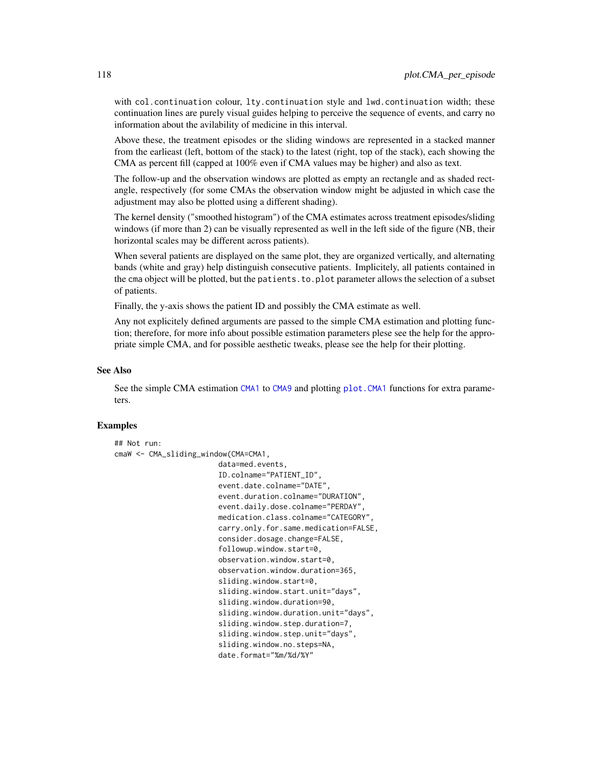with col.continuation colour, lty.continuation style and lwd.continuation width; these continuation lines are purely visual guides helping to perceive the sequence of events, and carry no information about the avilability of medicine in this interval.

Above these, the treatment episodes or the sliding windows are represented in a stacked manner from the earlieast (left, bottom of the stack) to the latest (right, top of the stack), each showing the CMA as percent fill (capped at 100% even if CMA values may be higher) and also as text.

The follow-up and the observation windows are plotted as empty an rectangle and as shaded rectangle, respectively (for some CMAs the observation window might be adjusted in which case the adjustment may also be plotted using a different shading).

The kernel density ("smoothed histogram") of the CMA estimates across treatment episodes/sliding windows (if more than 2) can be visually represented as well in the left side of the figure (NB, their horizontal scales may be different across patients).

When several patients are displayed on the same plot, they are organized vertically, and alternating bands (white and gray) help distinguish consecutive patients. Implicitely, all patients contained in the cma object will be plotted, but the patients.to.plot parameter allows the selection of a subset of patients.

Finally, the y-axis shows the patient ID and possibly the CMA estimate as well.

Any not explicitely defined arguments are passed to the simple CMA estimation and plotting function; therefore, for more info about possible estimation parameters plese see the help for the appropriate simple CMA, and for possible aesthetic tweaks, please see the help for their plotting.

## See Also

See the simple CMA estimation CMA1 to CMA9 and plotting plot.CMA1 functions for extra parameters.

## Examples

```
## Not run:
cmaW <- CMA_sliding_window(CMA=CMA1,
                        data=med.events,
                        ID.colname="PATIENT_ID",
                        event.date.colname="DATE",
                        event.duration.colname="DURATION",
                        event.daily.dose.colname="PERDAY",
                        medication.class.colname="CATEGORY",
                        carry.only.for.same.medication=FALSE,
                        consider.dosage.change=FALSE,
                        followup.window.start=0,
                        observation.window.start=0,
                        observation.window.duration=365,
                        sliding.window.start=0,
                        sliding.window.start.unit="days",
                        sliding.window.duration=90,
                        sliding.window.duration.unit="days",
                        sliding.window.step.duration=7,
                        sliding.window.step.unit="days",
                        sliding.window.no.steps=NA,
                        date.format="%m/%d/%Y"
```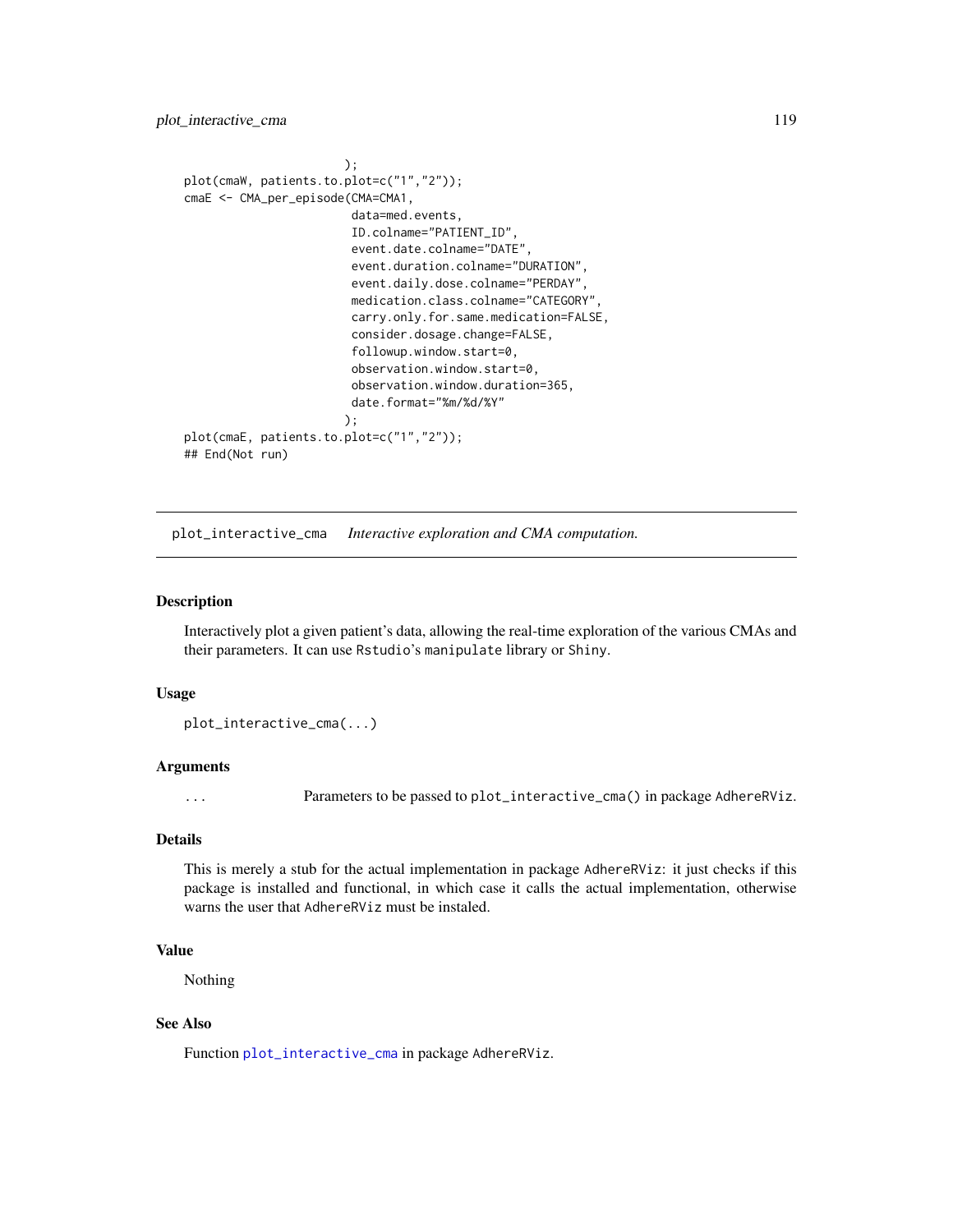```
                         );
plot(cmaW, patients.to.plot=c("1","2"));
cmaE <- CMA_per_episode(CMA=CMA1,
                         data=med.events,
                         ID.colname="PATIENT_ID",
                         event.date.colname="DATE",
                         event.duration.colname="DURATION",
                         event.daily.dose.colname="PERDAY",
                         medication.class.colname="CATEGORY",
                         carry.only.for.same.medication=FALSE,
                         consider.dosage.change=FALSE,
                         followup.window.start=0,
                         observation.window.start=0,
                         observation.window.duration=365,
                         date.format="%m/%d/%Y"
                        );
plot(cmaE, patients.to.plot=c("1","2"));
## End(Not run)
```

---

## plot_interactive_cma *Interactive exploration and CMA computation.*

---

### Description

Interactively plot a given patient's data, allowing the real-time exploration of the various CMAs and their parameters. It can use Rstudio's manipulate library or Shiny.

### Usage

```
plot_interactive_cma(...)
```

### Arguments

| | |
|---|---|
| ... | Parameters to be passed to plot_interactive_cma() in package AdhereRViz. |

### Details

This is merely a stub for the actual implementation in package AdhereRViz: it just checks if this package is installed and functional, in which case it calls the actual implementation, otherwise warns the user that AdhereRViz must be instaled.

### Value

Nothing

### See Also

Function plot_interactive_cma in package AdhereRViz.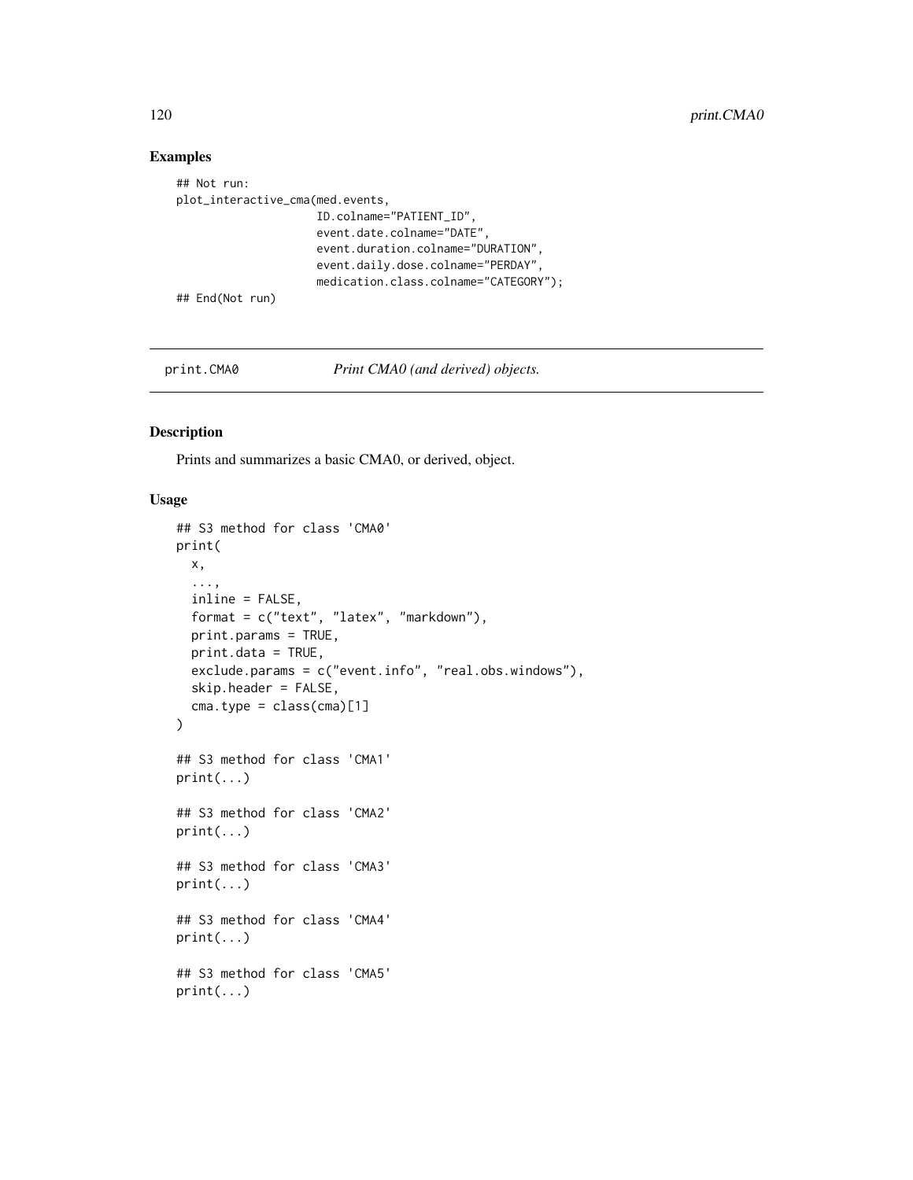### Examples

```
## Not run:
plot_interactive_cma(med.events,
                     ID.colname="PATIENT_ID",
                     event.date.colname="DATE",
                     event.duration.colname="DURATION",
                     event.daily.dose.colname="PERDAY",
                     medication.class.colname="CATEGORY");
## End(Not run)
```

---

## print.CMA0 — *Print CMA0 (and derived) objects.*

---

### Description

Prints and summarizes a basic CMA0, or derived, object.

### Usage

```
## S3 method for class 'CMA0'
print(
  x,
  ...,
  inline = FALSE,
  format = c("text", "latex", "markdown"),
  print.params = TRUE,
  print.data = TRUE,
  exclude.params = c("event.info", "real.obs.windows"),
  skip.header = FALSE,
  cma.type = class(cma)[1]
)

## S3 method for class 'CMA1'
print(...)

## S3 method for class 'CMA2'
print(...)

## S3 method for class 'CMA3'
print(...)

## S3 method for class 'CMA4'
print(...)

## S3 method for class 'CMA5'
print(...)
```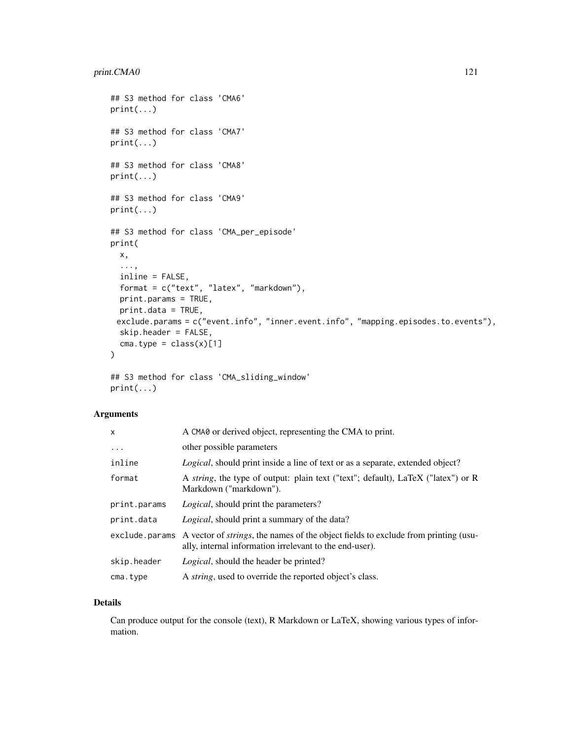```
## S3 method for class 'CMA6'
print(...)

## S3 method for class 'CMA7'
print(...)

## S3 method for class 'CMA8'
print(...)

## S3 method for class 'CMA9'
print(...)

## S3 method for class 'CMA_per_episode'
print(
  x,
  ...,
  inline = FALSE,
  format = c("text", "latex", "markdown"),
  print.params = TRUE,
  print.data = TRUE,
  exclude.params = c("event.info", "inner.event.info", "mapping.episodes.to.events"),
  skip.header = FALSE,
  cma.type = class(x)[1]
)

## S3 method for class 'CMA_sliding_window'
print(...)
```

### Arguments

| | |
|---|---|
| x | A CMA0 or derived object, representing the CMA to print. |
| ... | other possible parameters |
| inline | *Logical*, should print inside a line of text or as a separate, extended object? |
| format | A *string*, the type of output: plain text ("text"; default), LaTeX ("latex") or R Markdown ("markdown"). |
| print.params | *Logical*, should print the parameters? |
| print.data | *Logical*, should print a summary of the data? |
| exclude.params | A vector of *strings*, the names of the object fields to exclude from printing (usually, internal information irrelevant to the end-user). |
| skip.header | *Logical*, should the header be printed? |
| cma.type | A *string*, used to override the reported object's class. |

### Details

Can produce output for the console (text), R Markdown or LaTeX, showing various types of information.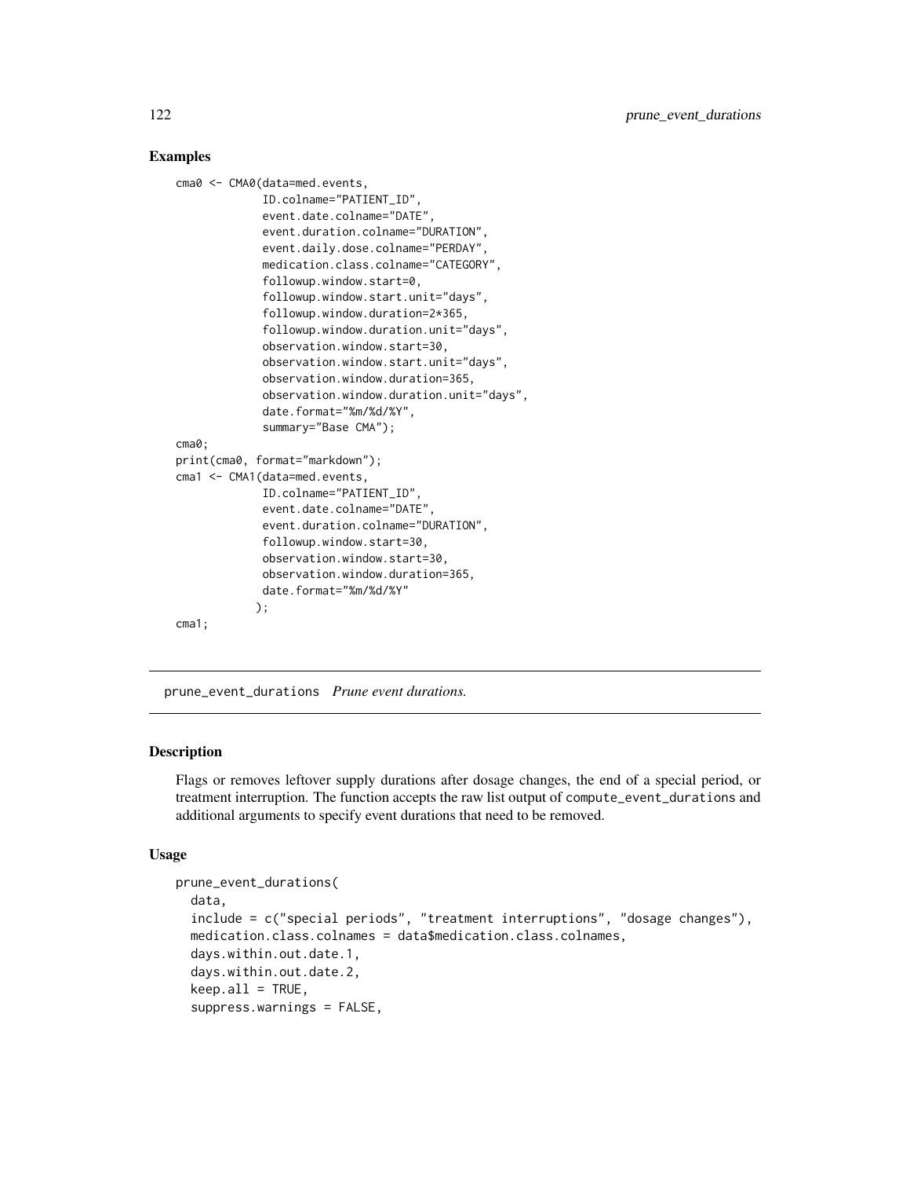## Examples

```
cma0 <- CMA0(data=med.events,
             ID.colname="PATIENT_ID",
             event.date.colname="DATE",
             event.duration.colname="DURATION",
             event.daily.dose.colname="PERDAY",
             medication.class.colname="CATEGORY",
             followup.window.start=0,
             followup.window.start.unit="days",
             followup.window.duration=2*365,
             followup.window.duration.unit="days",
             observation.window.start=30,
             observation.window.start.unit="days",
             observation.window.duration=365,
             observation.window.duration.unit="days",
             date.format="%m/%d/%Y",
             summary="Base CMA");
cma0;
print(cma0, format="markdown");
cma1 <- CMA1(data=med.events,
             ID.colname="PATIENT_ID",
             event.date.colname="DATE",
             event.duration.colname="DURATION",
             followup.window.start=30,
             observation.window.start=30,
             observation.window.duration=365,
             date.format="%m/%d/%Y"
            );
cma1;
```

---

`prune_event_durations` *Prune event durations.*

---

## Description

Flags or removes leftover supply durations after dosage changes, the end of a special period, or treatment interruption. The function accepts the raw list output of `compute_event_durations` and additional arguments to specify event durations that need to be removed.

## Usage

```
prune_event_durations(
  data,
  include = c("special periods", "treatment interruptions", "dosage changes"),
  medication.class.colnames = data$medication.class.colnames,
  days.within.out.date.1,
  days.within.out.date.2,
  keep.all = TRUE,
  suppress.warnings = FALSE,
```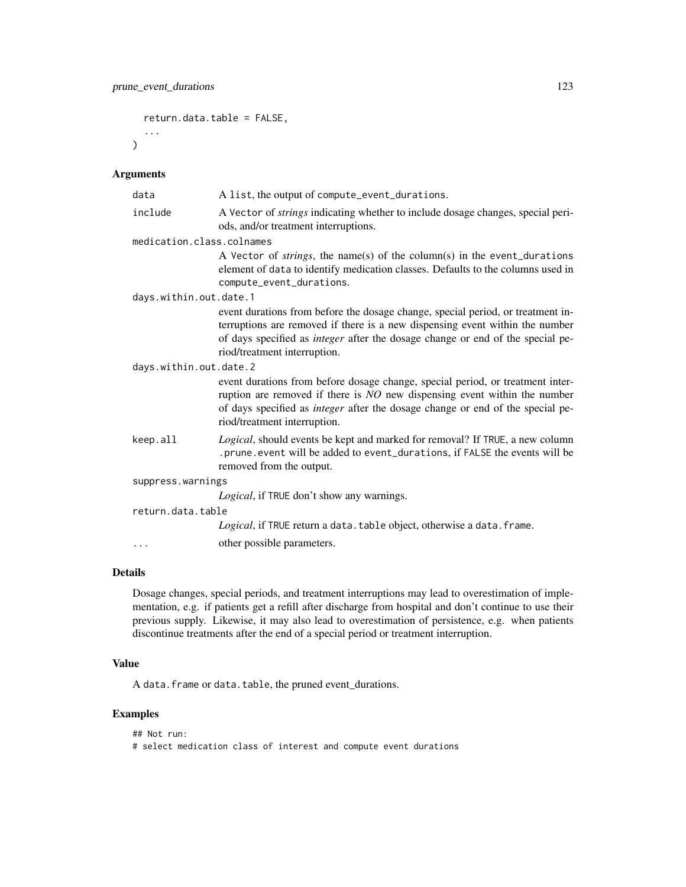```
  return.data.table = FALSE,
  ...
)
```

### Arguments

| | |
|---|---|
| `data` | A `list`, the output of `compute_event_durations`. |
| `include` | A `Vector` of *strings* indicating whether to include dosage changes, special periods, and/or treatment interruptions. |
| `medication.class.colnames` | A `Vector` of *strings*, the name(s) of the column(s) in the `event_durations` element of `data` to identify medication classes. Defaults to the columns used in `compute_event_durations`. |
| `days.within.out.date.1` | event durations from before the dosage change, special period, or treatment interruptions are removed if there is a new dispensing event within the number of days specified as *integer* after the dosage change or end of the special period/treatment interruption. |
| `days.within.out.date.2` | event durations from before dosage change, special period, or treatment interruption are removed if there is *NO* new dispensing event within the number of days specified as *integer* after the dosage change or end of the special period/treatment interruption. |
| `keep.all` | *Logical*, should events be kept and marked for removal? If `TRUE`, a new column `.prune.event` will be added to `event_durations`, if `FALSE` the events will be removed from the output. |
| `suppress.warnings` | *Logical*, if `TRUE` don't show any warnings. |
| `return.data.table` | *Logical*, if `TRUE` return a `data.table` object, otherwise a `data.frame`. |
| `...` | other possible parameters. |

### Details

Dosage changes, special periods, and treatment interruptions may lead to overestimation of implementation, e.g. if patients get a refill after discharge from hospital and don't continue to use their previous supply. Likewise, it may also lead to overestimation of persistence, e.g. when patients discontinue treatments after the end of a special period or treatment interruption.

### Value

A `data.frame` or `data.table`, the pruned event_durations.

### Examples

```
## Not run:
# select medication class of interest and compute event durations
```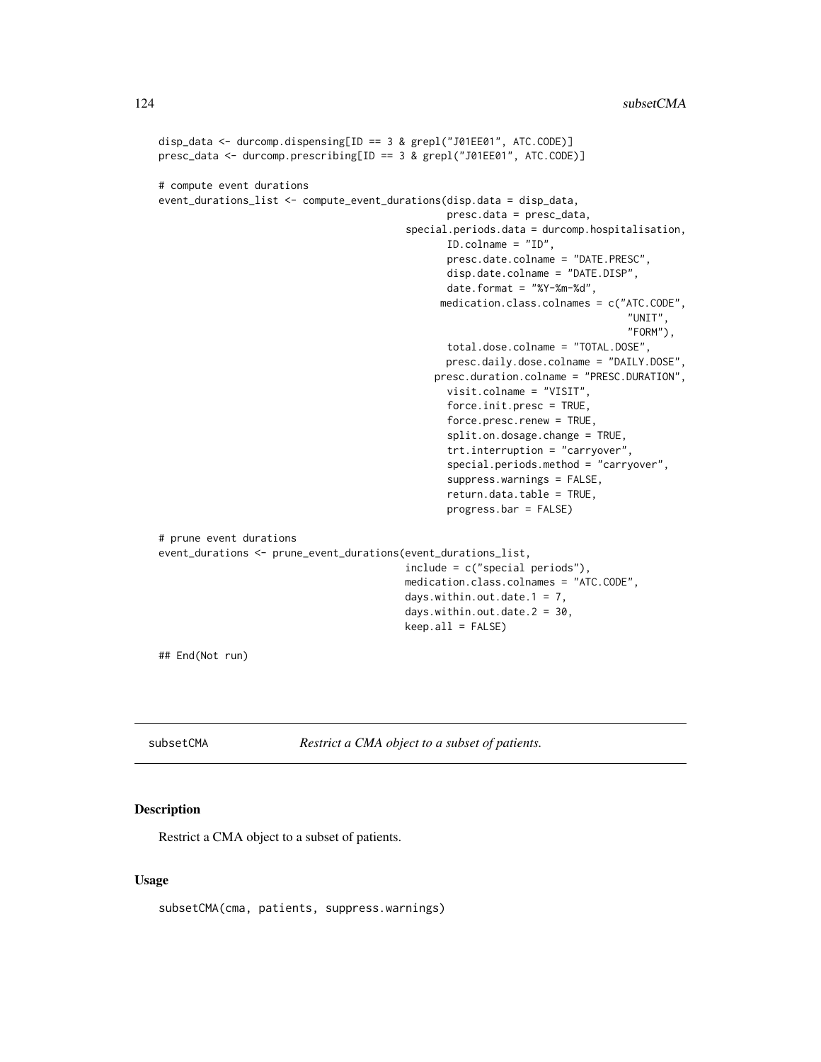```
disp_data <- durcomp.dispensing[ID == 3 & grepl("J01EE01", ATC.CODE)]
presc_data <- durcomp.prescribing[ID == 3 & grepl("J01EE01", ATC.CODE)]

# compute event durations
event_durations_list <- compute_event_durations(disp.data = disp_data,
                                                presc.data = presc_data,
                                        special.periods.data = durcomp.hospitalisation,
                                                ID.colname = "ID",
                                                presc.date.colname = "DATE.PRESC",
                                                disp.date.colname = "DATE.DISP",
                                                date.format = "%Y-%m-%d",
                                               medication.class.colnames = c("ATC.CODE",
                                                                             "UNIT",
                                                                             "FORM"),
                                                total.dose.colname = "TOTAL.DOSE",
                                                presc.daily.dose.colname = "DAILY.DOSE",
                                              presc.duration.colname = "PRESC.DURATION",
                                                visit.colname = "VISIT",
                                                force.init.presc = TRUE,
                                                force.presc.renew = TRUE,
                                                split.on.dosage.change = TRUE,
                                                trt.interruption = "carryover",
                                                special.periods.method = "carryover",
                                                suppress.warnings = FALSE,
                                                return.data.table = TRUE,
                                                progress.bar = FALSE)

# prune event durations
event_durations <- prune_event_durations(event_durations_list,
                                        include = c("special periods"),
                                        medication.class.colnames = "ATC.CODE",
                                        days.within.out.date.1 = 7,
                                        days.within.out.date.2 = 30,
                                        keep.all = FALSE)

## End(Not run)
```

---

subsetCMA    *Restrict a CMA object to a subset of patients.*

---

### Description

Restrict a CMA object to a subset of patients.

### Usage

```
subsetCMA(cma, patients, suppress.warnings)
```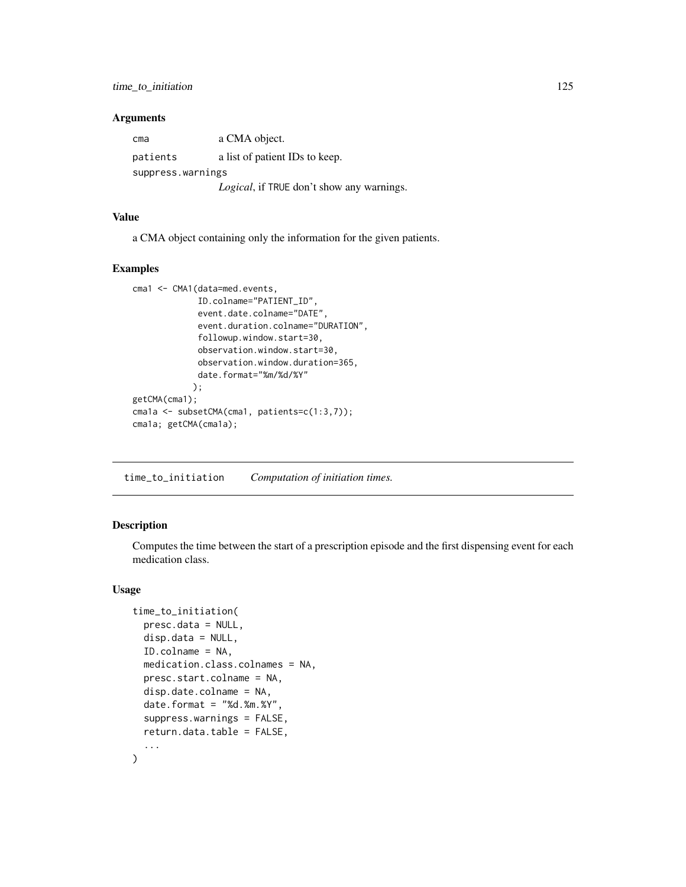### Arguments

| | |
|---|---|
| cma | a CMA object. |
| patients | a list of patient IDs to keep. |
| suppress.warnings | *Logical*, if TRUE don't show any warnings. |

### Value

a CMA object containing only the information for the given patients.

### Examples

```
cma1 <- CMA1(data=med.events,
             ID.colname="PATIENT_ID",
             event.date.colname="DATE",
             event.duration.colname="DURATION",
             followup.window.start=30,
             observation.window.start=30,
             observation.window.duration=365,
             date.format="%m/%d/%Y"
            );
getCMA(cma1);
cma1a <- subsetCMA(cma1, patients=c(1:3,7));
cma1a; getCMA(cma1a);
```

---

## time_to_initiation *Computation of initiation times.*

### Description

Computes the time between the start of a prescription episode and the first dispensing event for each medication class.

### Usage

```
time_to_initiation(
  presc.data = NULL,
  disp.data = NULL,
  ID.colname = NA,
  medication.class.colnames = NA,
  presc.start.colname = NA,
  disp.date.colname = NA,
  date.format = "%d.%m.%Y",
  suppress.warnings = FALSE,
  return.data.table = FALSE,
  ...
)
```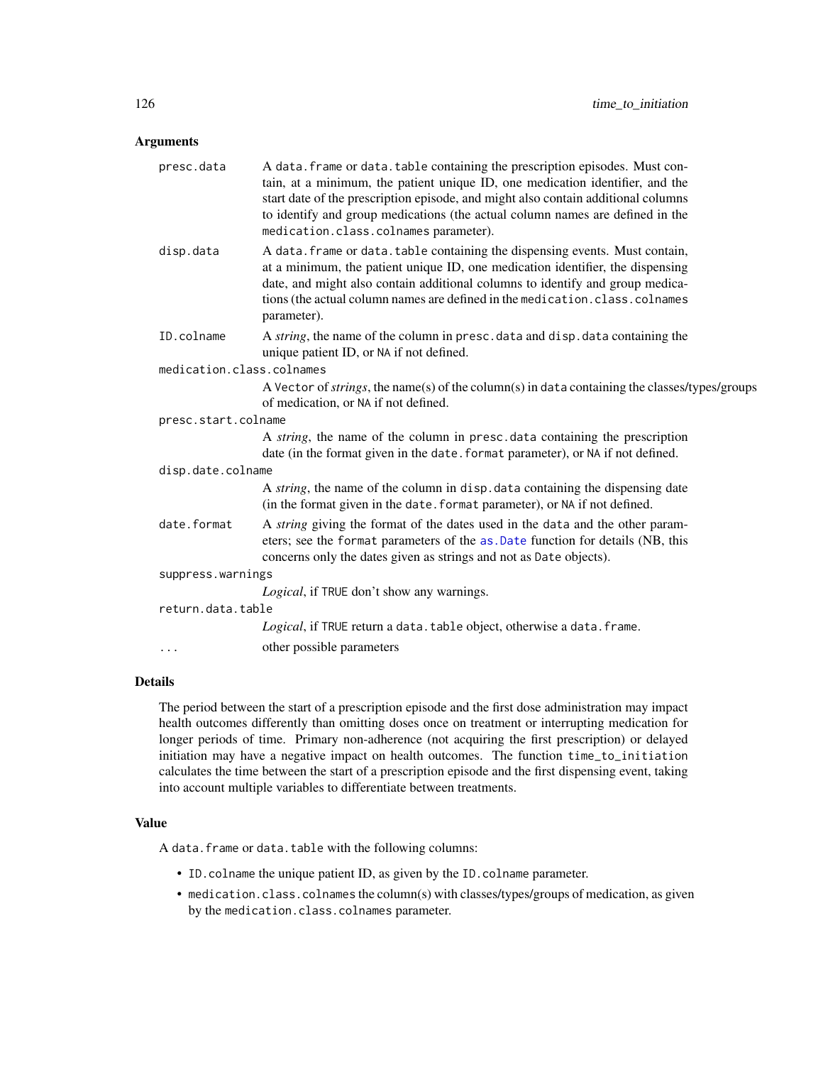## Arguments

**presc.data** A data.frame or data.table containing the prescription episodes. Must contain, at a minimum, the patient unique ID, one medication identifier, and the start date of the prescription episode, and might also contain additional columns to identify and group medications (the actual column names are defined in the medication.class.colnames parameter).

**disp.data** A data.frame or data.table containing the dispensing events. Must contain, at a minimum, the patient unique ID, one medication identifier, the dispensing date, and might also contain additional columns to identify and group medications (the actual column names are defined in the medication.class.colnames parameter).

**ID.colname** A *string*, the name of the column in presc.data and disp.data containing the unique patient ID, or NA if not defined.

**medication.class.colnames** A Vector of *strings*, the name(s) of the column(s) in data containing the classes/types/groups of medication, or NA if not defined.

**presc.start.colname** A *string*, the name of the column in presc.data containing the prescription date (in the format given in the date.format parameter), or NA if not defined.

**disp.date.colname** A *string*, the name of the column in disp.data containing the dispensing date (in the format given in the date.format parameter), or NA if not defined.

**date.format** A *string* giving the format of the dates used in the data and the other parameters; see the format parameters of the as.Date function for details (NB, this concerns only the dates given as strings and not as Date objects).

**suppress.warnings** *Logical*, if TRUE don't show any warnings.

**return.data.table** *Logical*, if TRUE return a data.table object, otherwise a data.frame.

**...** other possible parameters

## Details

The period between the start of a prescription episode and the first dose administration may impact health outcomes differently than omitting doses once on treatment or interrupting medication for longer periods of time. Primary non-adherence (not acquiring the first prescription) or delayed initiation may have a negative impact on health outcomes. The function time_to_initiation calculates the time between the start of a prescription episode and the first dispensing event, taking into account multiple variables to differentiate between treatments.

## Value

A data.frame or data.table with the following columns:

- ID.colname the unique patient ID, as given by the ID.colname parameter.
- medication.class.colnames the column(s) with classes/types/groups of medication, as given by the medication.class.colnames parameter.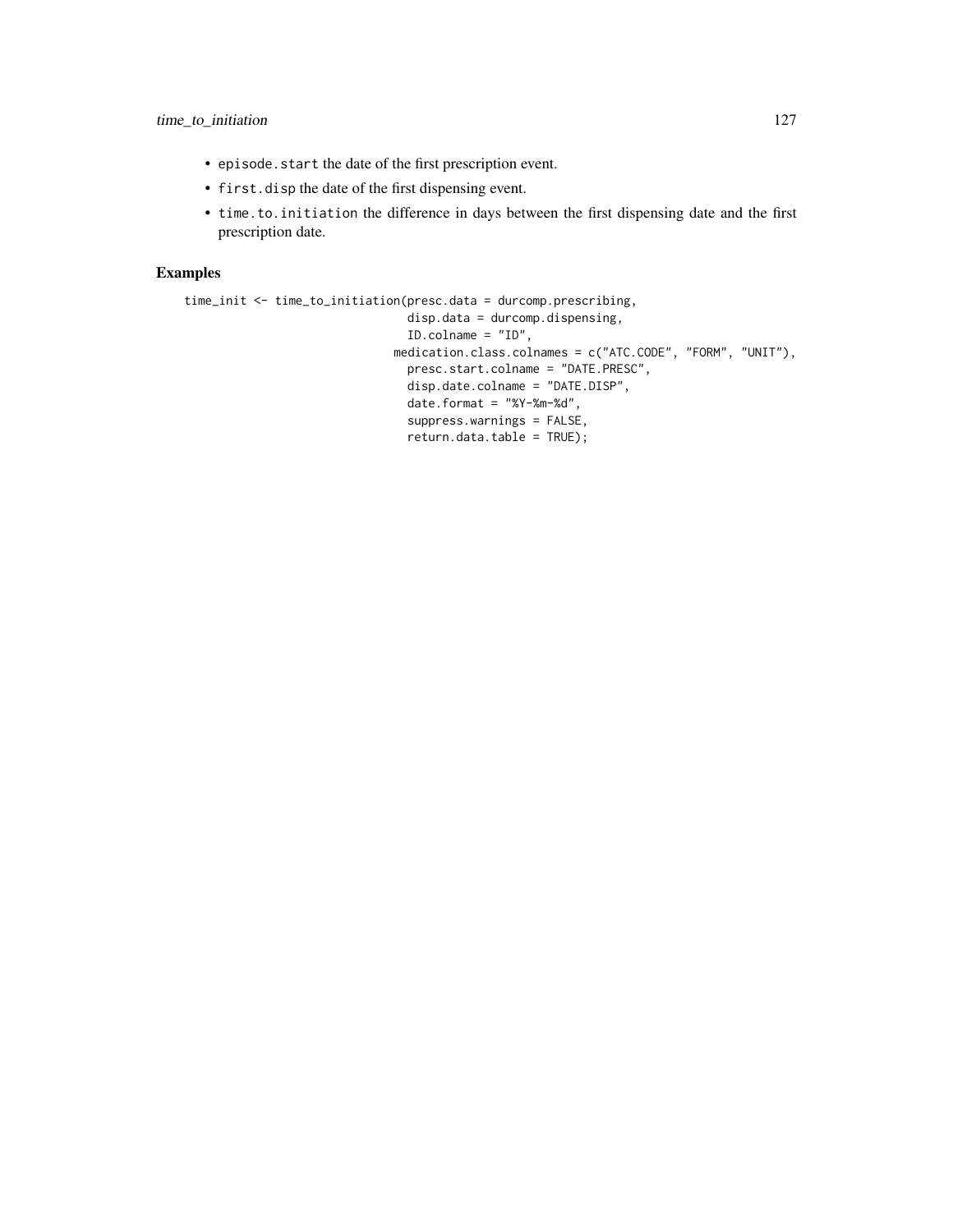- `episode.start` the date of the first prescription event.
- `first.disp` the date of the first dispensing event.
- `time.to.initiation` the difference in days between the first dispensing date and the first prescription date.

## Examples

```
time_init <- time_to_initiation(presc.data = durcomp.prescribing,
                                  disp.data = durcomp.dispensing,
                                  ID.colname = "ID",
                                medication.class.colnames = c("ATC.CODE", "FORM", "UNIT"),
                                  presc.start.colname = "DATE.PRESC",
                                  disp.date.colname = "DATE.DISP",
                                  date.format = "%Y-%m-%d",
                                  suppress.warnings = FALSE,
                                  return.data.table = TRUE);
```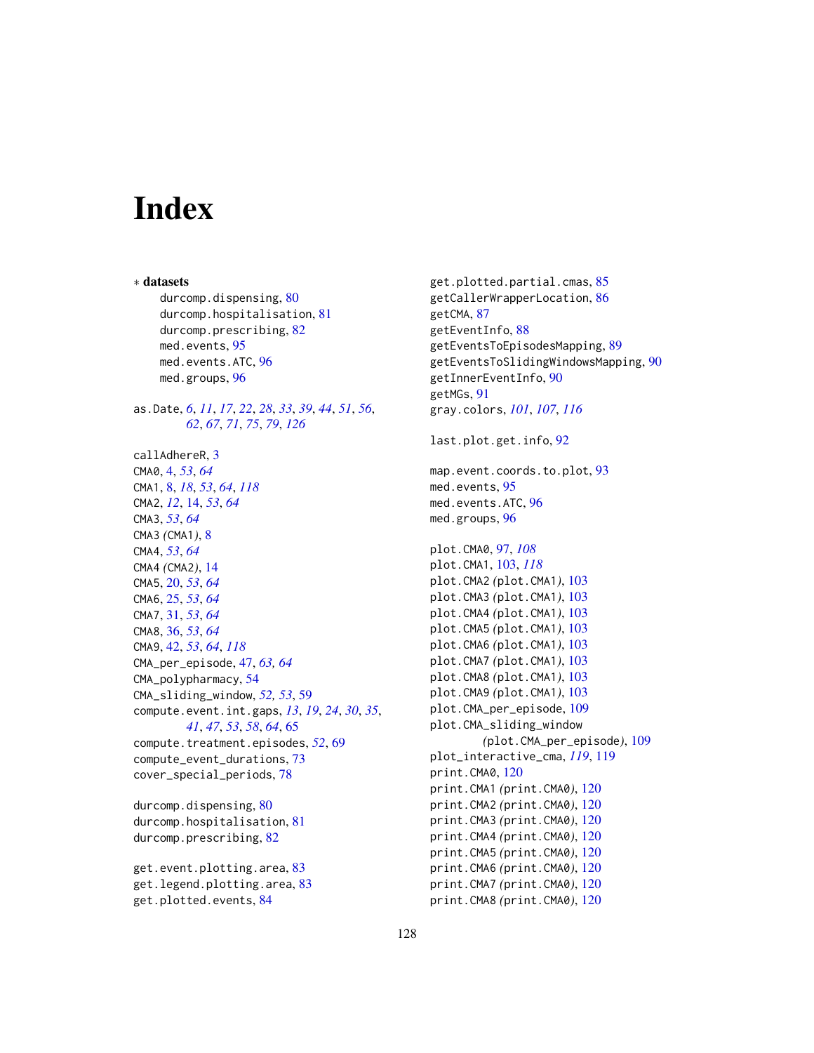# Index

∗ **datasets**
- durcomp.dispensing, 80
- durcomp.hospitalisation, 81
- durcomp.prescribing, 82
- med.events, 95
- med.events.ATC, 96
- med.groups, 96

as.Date, *6*, *11*, *17*, *22*, *28*, *33*, *39*, *44*, *51*, *56*, *62*, *67*, *71*, *75*, *79*, *126*

callAdhereR, 3
CMA0, 4, *53*, *64*
CMA1, 8, *18*, *53*, *64*, *118*
CMA2, *12*, 14, *53*, *64*
CMA3, *53*, *64*
CMA3 *(*CMA1*)*, 8
CMA4, *53*, *64*
CMA4 *(*CMA2*)*, 14
CMA5, 20, *53*, *64*
CMA6, 25, *53*, *64*
CMA7, 31, *53*, *64*
CMA8, 36, *53*, *64*
CMA9, 42, *53*, *64*, *118*
CMA_per_episode, 47, *63, 64*
CMA_polypharmacy, 54
CMA_sliding_window, *52, 53*, 59
compute.event.int.gaps, *13*, *19*, *24*, *30*, *35*, *41*, *47*, *53*, *58*, *64*, 65
compute.treatment.episodes, *52*, 69
compute_event_durations, 73
cover_special_periods, 78

durcomp.dispensing, 80
durcomp.hospitalisation, 81
durcomp.prescribing, 82

get.event.plotting.area, 83
get.legend.plotting.area, 83
get.plotted.events, 84
get.plotted.partial.cmas, 85
getCallerWrapperLocation, 86
getCMA, 87
getEventInfo, 88
getEventsToEpisodesMapping, 89
getEventsToSlidingWindowsMapping, 90
getInnerEventInfo, 90
getMGs, 91
gray.colors, *101*, *107*, *116*

last.plot.get.info, 92

map.event.coords.to.plot, 93
med.events, 95
med.events.ATC, 96
med.groups, 96

plot.CMA0, 97, *108*
plot.CMA1, 103, *118*
plot.CMA2 *(*plot.CMA1*)*, 103
plot.CMA3 *(*plot.CMA1*)*, 103
plot.CMA4 *(*plot.CMA1*)*, 103
plot.CMA5 *(*plot.CMA1*)*, 103
plot.CMA6 *(*plot.CMA1*)*, 103
plot.CMA7 *(*plot.CMA1*)*, 103
plot.CMA8 *(*plot.CMA1*)*, 103
plot.CMA9 *(*plot.CMA1*)*, 103
plot.CMA_per_episode, 109
plot.CMA_sliding_window *(*plot.CMA_per_episode*)*, 109
plot_interactive_cma, *119*, 119
print.CMA0, 120
print.CMA1 *(*print.CMA0*)*, 120
print.CMA2 *(*print.CMA0*)*, 120
print.CMA3 *(*print.CMA0*)*, 120
print.CMA4 *(*print.CMA0*)*, 120
print.CMA5 *(*print.CMA0*)*, 120
print.CMA6 *(*print.CMA0*)*, 120
print.CMA7 *(*print.CMA0*)*, 120
print.CMA8 *(*print.CMA0*)*, 120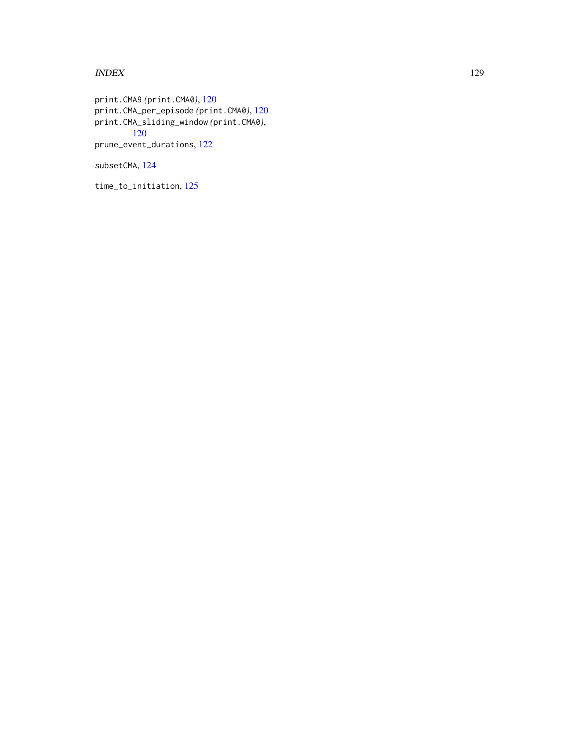print.CMA9 (print.CMA0), 120
print.CMA_per_episode (print.CMA0), 120
print.CMA_sliding_window (print.CMA0), 120
prune_event_durations, 122

subsetCMA, 124

time_to_initiation, 125